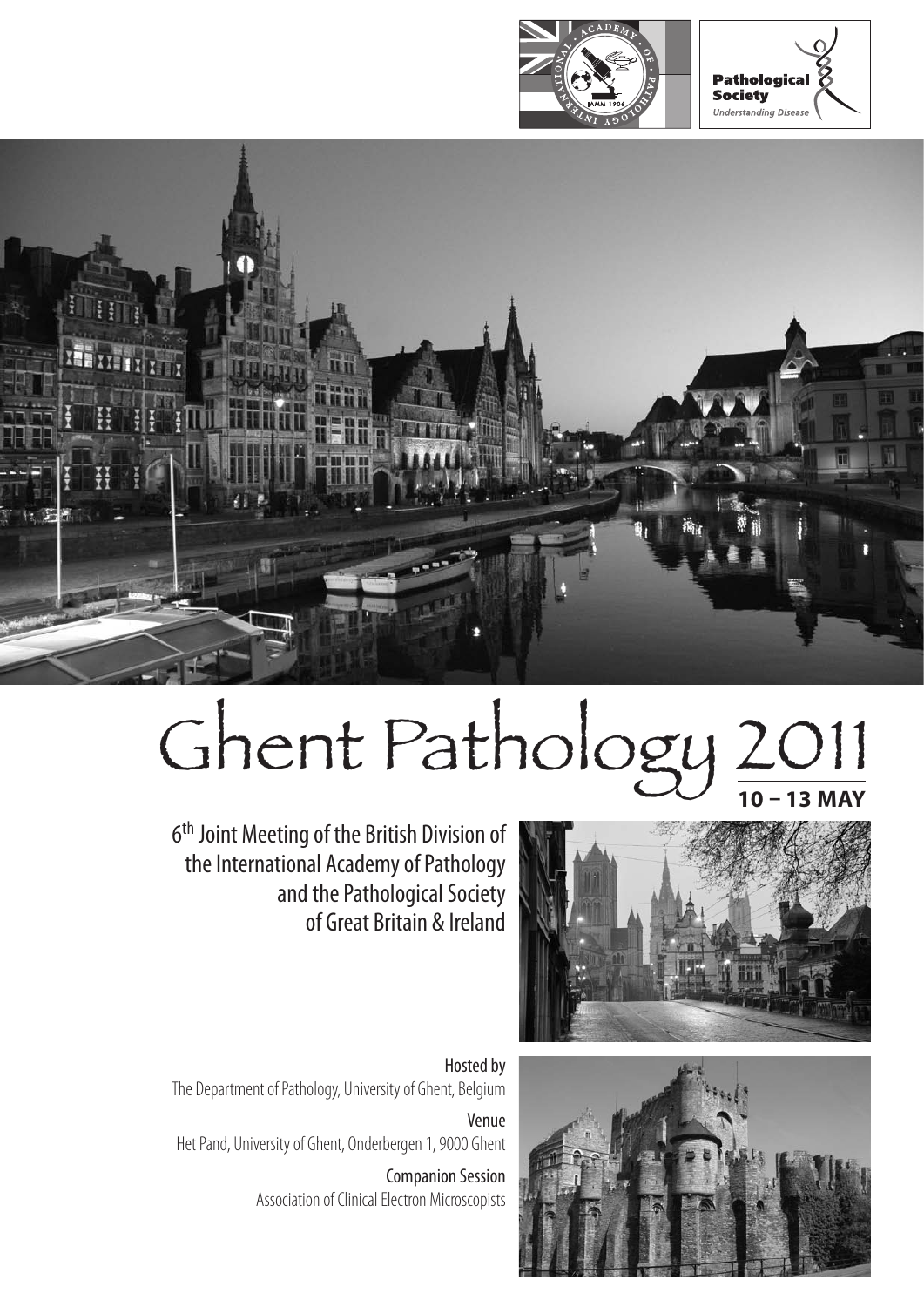Pathological Society
*Understanding Disease*

# Ghent Pathology 2011

**10 – 13 MAY**

6th Joint Meeting of the British Division of the International Academy of Pathology and the Pathological Society of Great Britain & Ireland

Hosted by
The Department of Pathology, University of Ghent, Belgium

Venue
Het Pand, University of Ghent, Onderbergen 1, 9000 Ghent

Companion Session
Association of Clinical Electron Microscopists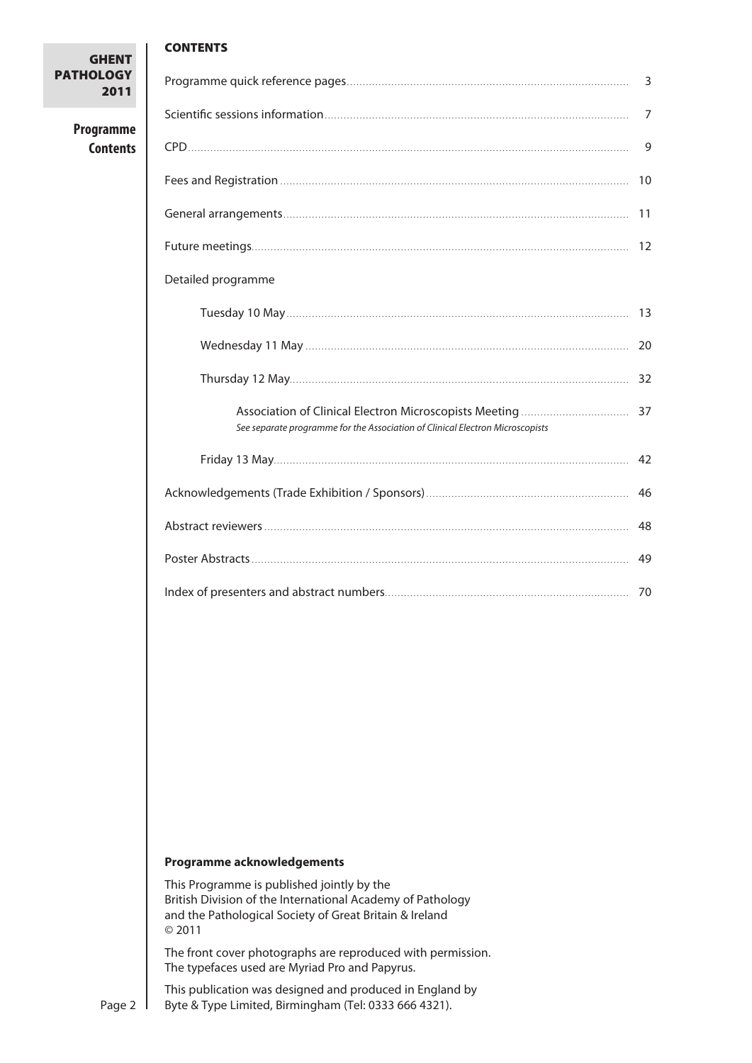## CONTENTS

| | |
|---|---|
| Programme quick reference pages | 3 |
| Scientific sessions information | 7 |
| CPD | 9 |
| Fees and Registration | 10 |
| General arrangements | 11 |
| Future meetings | 12 |
| Detailed programme | |
| Tuesday 10 May | 13 |
| Wednesday 11 May | 20 |
| Thursday 12 May | 32 |
| Association of Clinical Electron Microscopists Meeting *See separate programme for the Association of Clinical Electron Microscopists* | 37 |
| Friday 13 May | 42 |
| Acknowledgements (Trade Exhibition / Sponsors) | 46 |
| Abstract reviewers | 48 |
| Poster Abstracts | 49 |
| Index of presenters and abstract numbers | 70 |

**Programme acknowledgements**

This Programme is published jointly by the
British Division of the International Academy of Pathology
and the Pathological Society of Great Britain & Ireland
© 2011

The front cover photographs are reproduced with permission.
The typefaces used are Myriad Pro and Papyrus.

This publication was designed and produced in England by
Byte & Type Limited, Birmingham (Tel: 0333 666 4321).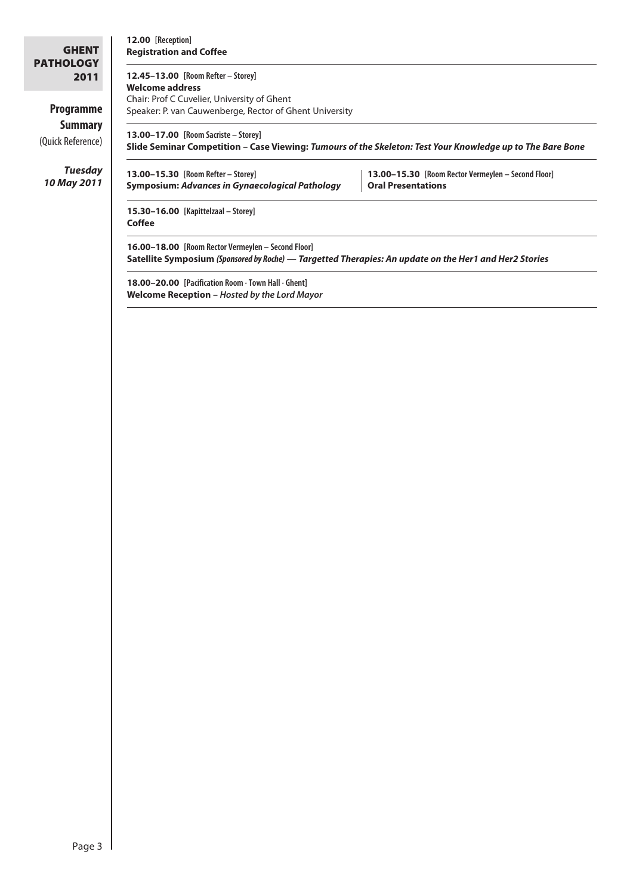**GHENT PATHOLOGY 2011**

**Programme Summary**
(Quick Reference)

***Tuesday 10 May 2011***

**12.00** [Reception]
**Registration and Coffee**

---

**12.45–13.00** [Room Refter – Storey]
**Welcome address**
Chair: Prof C Cuvelier, University of Ghent
Speaker: P. van Cauwenberge, Rector of Ghent University

---

**13.00–17.00** [Room Sacriste – Storey]
**Slide Seminar Competition – Case Viewing: *Tumours of the Skeleton: Test Your Knowledge up to The Bare Bone***

---

**13.00–15.30** [Room Refter – Storey]
**Symposium: *Advances in Gynaecological Pathology***

**13.00–15.30** [Room Rector Vermeylen – Second Floor]
**Oral Presentations**

---

**15.30–16.00** [Kapittelzaal – Storey]
**Coffee**

---

**16.00–18.00** [Room Rector Vermeylen – Second Floor]
**Satellite Symposium *(Sponsored by Roche)* — *Targetted Therapies: An update on the Her1 and Her2 Stories***

---

**18.00–20.00** [Pacification Room · Town Hall · Ghent]
**Welcome Reception –** ***Hosted by the Lord Mayor***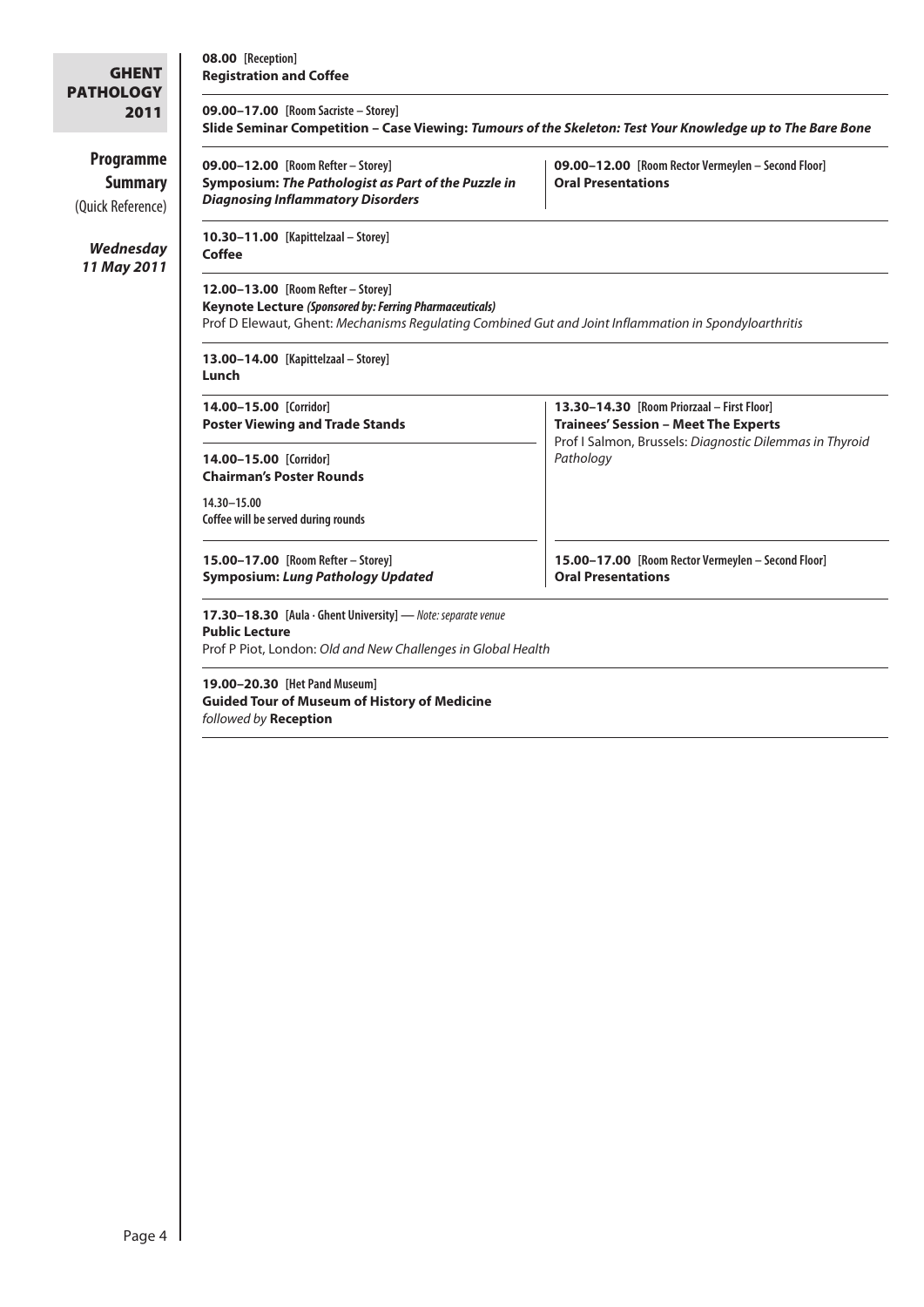**GHENT PATHOLOGY 2011**

**Programme Summary**
(Quick Reference)

***Wednesday 11 May 2011***

**08.00** **[Reception]**
**Registration and Coffee**

**09.00–17.00** **[Room Sacriste – Storey]**
**Slide Seminar Competition – Case Viewing: *Tumours of the Skeleton: Test Your Knowledge up to The Bare Bone***

**09.00–12.00** **[Room Refter – Storey]**
**Symposium: *The Pathologist as Part of the Puzzle in Diagnosing Inflammatory Disorders***

**09.00–12.00** **[Room Rector Vermeylen – Second Floor]**
**Oral Presentations**

**10.30–11.00** **[Kapittelzaal – Storey]**
**Coffee**

**12.00–13.00** **[Room Refter – Storey]**
**Keynote Lecture *(Sponsored by: Ferring Pharmaceuticals)***
Prof D Elewaut, Ghent: *Mechanisms Regulating Combined Gut and Joint Inflammation in Spondyloarthritis*

**13.00–14.00** **[Kapittelzaal – Storey]**
**Lunch**

**14.00–15.00** **[Corridor]**
**Poster Viewing and Trade Stands**

**14.00–15.00** **[Corridor]**
**Chairman's Poster Rounds**

**14.30–15.00**
**Coffee will be served during rounds**

**13.30–14.30** **[Room Priorzaal – First Floor]**
**Trainees' Session – Meet The Experts**
Prof I Salmon, Brussels: *Diagnostic Dilemmas in Thyroid Pathology*

**15.00–17.00** **[Room Refter – Storey]**
**Symposium: *Lung Pathology Updated***

**15.00–17.00** **[Room Rector Vermeylen – Second Floor]**
**Oral Presentations**

**17.30–18.30** **[Aula · Ghent University]** — *Note: separate venue*
**Public Lecture**
Prof P Piot, London: *Old and New Challenges in Global Health*

**19.00–20.30** **[Het Pand Museum]**
**Guided Tour of Museum of History of Medicine**
*followed by* **Reception**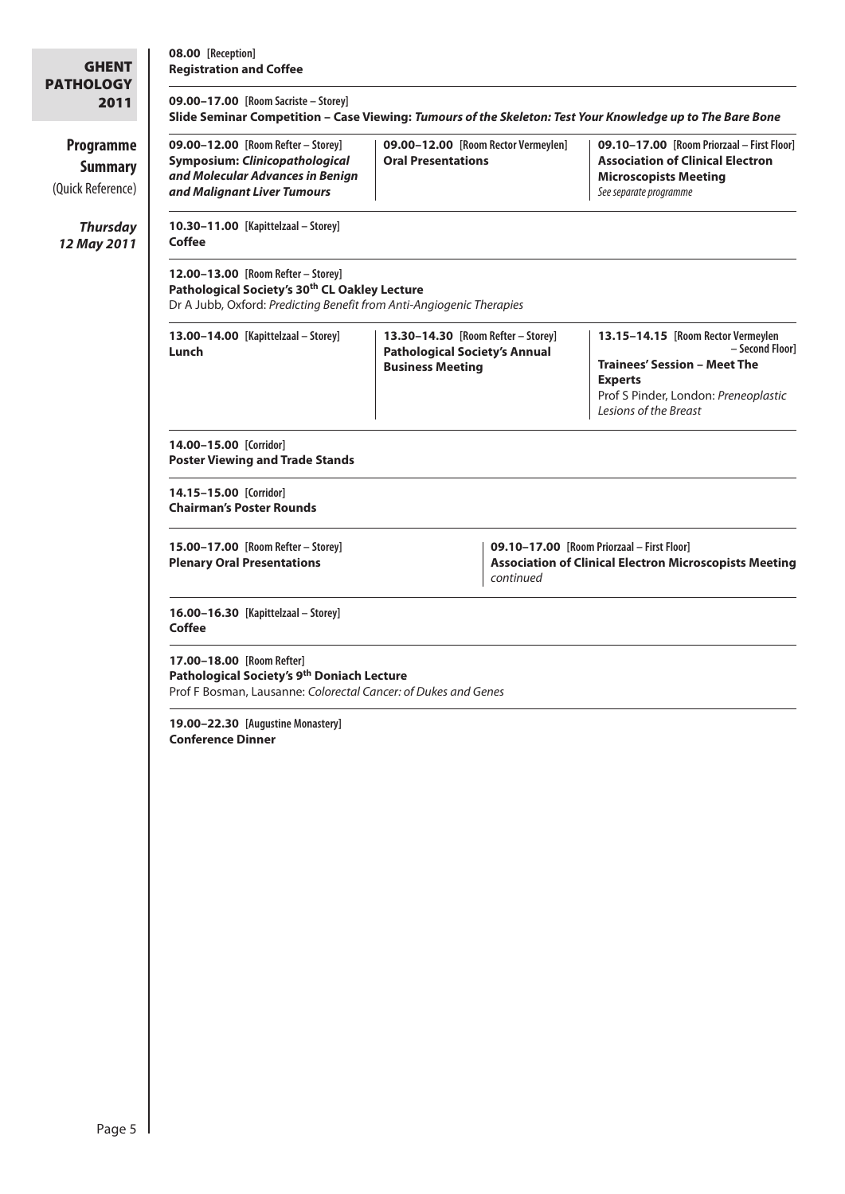# Programme Summary

(Quick Reference)

***Thursday 12 May 2011***

**08.00** [Reception]
**Registration and Coffee**

---

**09.00–17.00** [Room Sacriste – Storey]
**Slide Seminar Competition – Case Viewing: *Tumours of the Skeleton: Test Your Knowledge up to The Bare Bone***

---

**09.00–12.00** [Room Refter – Storey]
**Symposium: *Clinicopathological and Molecular Advances in Benign and Malignant Liver Tumours***

**09.00–12.00** [Room Rector Vermeylen]
**Oral Presentations**

**09.10–17.00** [Room Priorzaal – First Floor]
**Association of Clinical Electron Microscopists Meeting**
*See separate programme*

---

**10.30–11.00** [Kapittelzaal – Storey]
**Coffee**

---

**12.00–13.00** [Room Refter – Storey]
**Pathological Society's 30th CL Oakley Lecture**
Dr A Jubb, Oxford: *Predicting Benefit from Anti-Angiogenic Therapies*

---

**13.00–14.00** [Kapittelzaal – Storey]
**Lunch**

**13.30–14.30** [Room Refter – Storey]
**Pathological Society's Annual Business Meeting**

**13.15–14.15** [Room Rector Vermeylen – Second Floor]
**Trainees' Session – Meet The Experts**
Prof S Pinder, London: *Preneoplastic Lesions of the Breast*

---

**14.00–15.00** [Corridor]
**Poster Viewing and Trade Stands**

---

**14.15–15.00** [Corridor]
**Chairman's Poster Rounds**

---

**15.00–17.00** [Room Refter – Storey]
**Plenary Oral Presentations**

**09.10–17.00** [Room Priorzaal – First Floor]
**Association of Clinical Electron Microscopists Meeting**
*continued*

---

**16.00–16.30** [Kapittelzaal – Storey]
**Coffee**

---

**17.00–18.00** [Room Refter]
**Pathological Society's 9th Doniach Lecture**
Prof F Bosman, Lausanne: *Colorectal Cancer: of Dukes and Genes*

---

**19.00–22.30** [Augustine Monastery]
**Conference Dinner**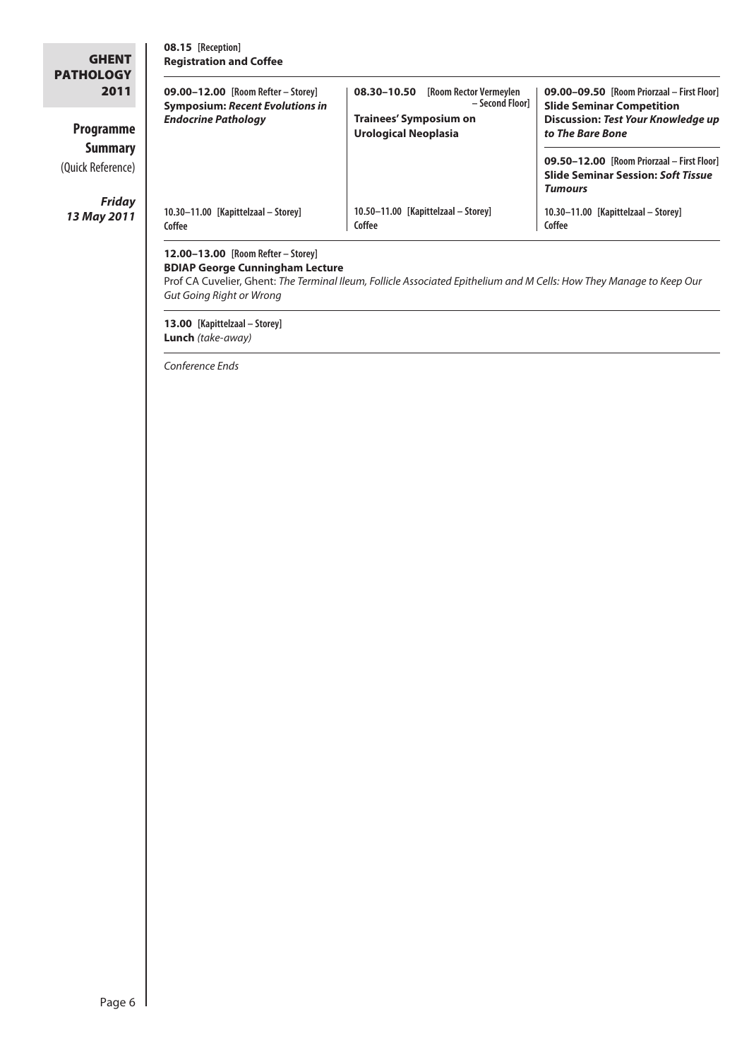**GHENT PATHOLOGY 2011**

**Programme Summary**
(Quick Reference)

***Friday 13 May 2011***

**08.15** [Reception]
**Registration and Coffee**

| **09.00–12.00** [Room Refter – Storey] **Symposium: *Recent Evolutions in Endocrine Pathology*** | **08.30–10.50** [Room Rector Vermeylen – Second Floor] **Trainees' Symposium on Urological Neoplasia** | **09.00–09.50** [Room Priorzaal – First Floor] **Slide Seminar Competition Discussion: *Test Your Knowledge up to The Bare Bone*** |
|---|---|---|
| | | **09.50–12.00** [Room Priorzaal – First Floor] **Slide Seminar Session: *Soft Tissue Tumours*** |
| 10.30–11.00 [Kapittelzaal – Storey] Coffee | 10.50–11.00 [Kapittelzaal – Storey] Coffee | 10.30–11.00 [Kapittelzaal – Storey] Coffee |

**12.00–13.00** [Room Refter – Storey]
**BDIAP George Cunningham Lecture**
Prof CA Cuvelier, Ghent: *The Terminal Ileum, Follicle Associated Epithelium and M Cells: How They Manage to Keep Our Gut Going Right or Wrong*

**13.00** [Kapittelzaal – Storey]
**Lunch** *(take-away)*

*Conference Ends*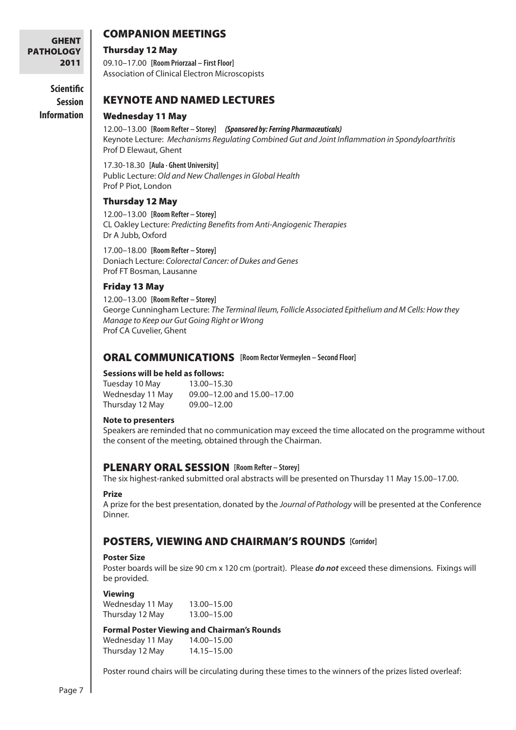## COMPANION MEETINGS

### Thursday 12 May

09.10–17.00 **[Room Priorzaal – First Floor]**
Association of Clinical Electron Microscopists

## KEYNOTE AND NAMED LECTURES

### Wednesday 11 May

12.00–13.00 **[Room Refter – Storey]** ***(Sponsored by: Ferring Pharmaceuticals)***
Keynote Lecture: *Mechanisms Regulating Combined Gut and Joint Inflammation in Spondyloarthritis*
Prof D Elewaut, Ghent

17.30-18.30 **[Aula · Ghent University]**
Public Lecture: *Old and New Challenges in Global Health*
Prof P Piot, London

### Thursday 12 May

12.00–13.00 **[Room Refter – Storey]**
CL Oakley Lecture: *Predicting Benefits from Anti-Angiogenic Therapies*
Dr A Jubb, Oxford

17.00–18.00 **[Room Refter – Storey]**
Doniach Lecture: *Colorectal Cancer: of Dukes and Genes*
Prof FT Bosman, Lausanne

### Friday 13 May

12.00–13.00 **[Room Refter – Storey]**
George Cunningham Lecture: *The Terminal Ileum, Follicle Associated Epithelium and M Cells: How they Manage to Keep our Gut Going Right or Wrong*
Prof CA Cuvelier, Ghent

## ORAL COMMUNICATIONS **[Room Rector Vermeylen – Second Floor]**

**Sessions will be held as follows:**

| | |
|---|---|
| Tuesday 10 May | 13.00–15.30 |
| Wednesday 11 May | 09.00–12.00 and 15.00–17.00 |
| Thursday 12 May | 09.00–12.00 |

**Note to presenters**

Speakers are reminded that no communication may exceed the time allocated on the programme without the consent of the meeting, obtained through the Chairman.

## PLENARY ORAL SESSION **[Room Refter – Storey]**

The six highest-ranked submitted oral abstracts will be presented on Thursday 11 May 15.00–17.00.

**Prize**

A prize for the best presentation, donated by the *Journal of Pathology* will be presented at the Conference Dinner.

## POSTERS, VIEWING AND CHAIRMAN'S ROUNDS **[Corridor]**

**Poster Size**

Poster boards will be size 90 cm x 120 cm (portrait). Please ***do not*** exceed these dimensions. Fixings will be provided.

**Viewing**

| | |
|---|---|
| Wednesday 11 May | 13.00–15.00 |
| Thursday 12 May | 13.00–15.00 |

**Formal Poster Viewing and Chairman's Rounds**

| | |
|---|---|
| Wednesday 11 May | 14.00–15.00 |
| Thursday 12 May | 14.15–15.00 |

Poster round chairs will be circulating during these times to the winners of the prizes listed overleaf: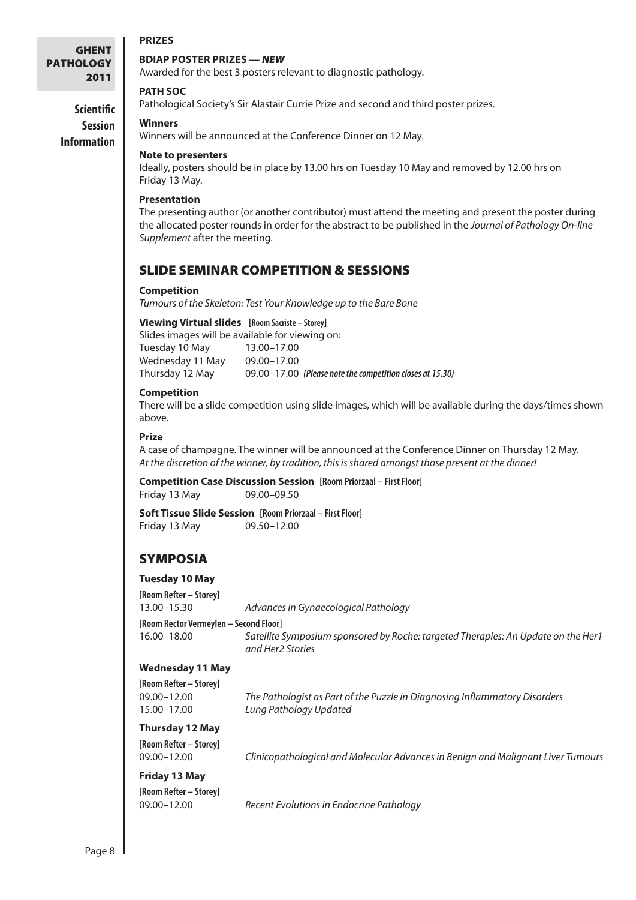## PRIZES

**BDIAP POSTER PRIZES — *NEW***

Awarded for the best 3 posters relevant to diagnostic pathology.

**PATH SOC**

Pathological Society's Sir Alastair Currie Prize and second and third poster prizes.

**Winners**

Winners will be announced at the Conference Dinner on 12 May.

**Note to presenters**

Ideally, posters should be in place by 13.00 hrs on Tuesday 10 May and removed by 12.00 hrs on Friday 13 May.

**Presentation**

The presenting author (or another contributor) must attend the meeting and present the poster during the allocated poster rounds in order for the abstract to be published in the *Journal of Pathology On-line Supplement* after the meeting.

## SLIDE SEMINAR COMPETITION & SESSIONS

**Competition**

*Tumours of the Skeleton: Test Your Knowledge up to the Bare Bone*

**Viewing Virtual slides** **[Room Sacriste – Storey]**

Slides images will be available for viewing on:

| | |
|---|---|
| Tuesday 10 May | 13.00–17.00 |
| Wednesday 11 May | 09.00–17.00 |
| Thursday 12 May | 09.00–17.00 ***(Please note the competition closes at 15.30)*** |

**Competition**

There will be a slide competition using slide images, which will be available during the days/times shown above.

**Prize**

A case of champagne. The winner will be announced at the Conference Dinner on Thursday 12 May. *At the discretion of the winner, by tradition, this is shared amongst those present at the dinner!*

**Competition Case Discussion Session** **[Room Priorzaal – First Floor]**

Friday 13 May 09.00–09.50

**Soft Tissue Slide Session** **[Room Priorzaal – First Floor]**

Friday 13 May 09.50–12.00

## SYMPOSIA

**Tuesday 10 May**

**[Room Refter – Storey]**

13.00–15.30 *Advances in Gynaecological Pathology*

**[Room Rector Vermeylen – Second Floor]**

16.00–18.00 *Satellite Symposium sponsored by Roche: targeted Therapies: An Update on the Her1 and Her2 Stories*

**Wednesday 11 May**

**[Room Refter – Storey]**

09.00–12.00 *The Pathologist as Part of the Puzzle in Diagnosing Inflammatory Disorders*

15.00–17.00 *Lung Pathology Updated*

**Thursday 12 May**

**[Room Refter – Storey]**

09.00–12.00 *Clinicopathological and Molecular Advances in Benign and Malignant Liver Tumours*

**Friday 13 May**

**[Room Refter – Storey]**

09.00–12.00 *Recent Evolutions in Endocrine Pathology*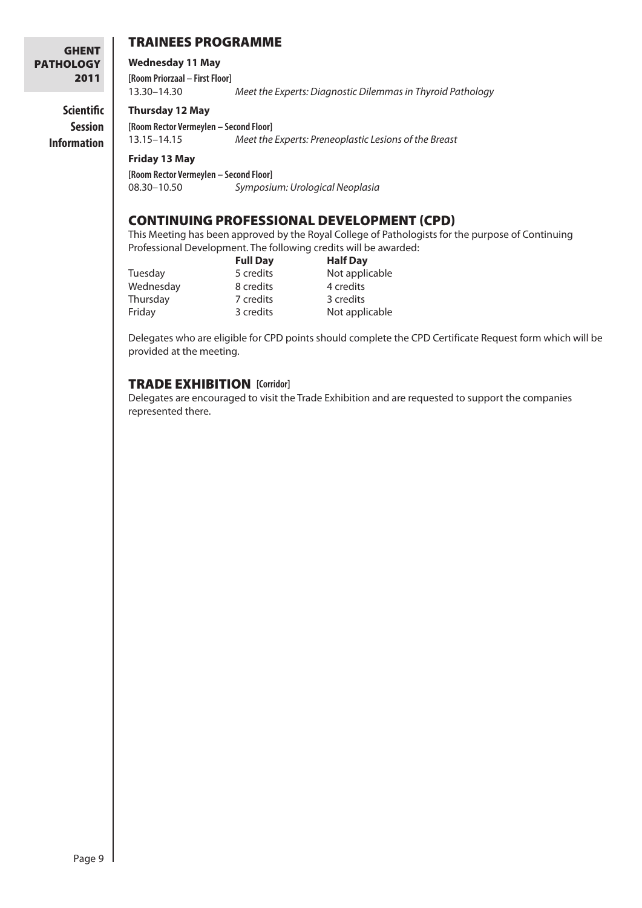## TRAINEES PROGRAMME

**Wednesday 11 May**

**[Room Priorzaal – First Floor]**

13.30–14.30 *Meet the Experts: Diagnostic Dilemmas in Thyroid Pathology*

**Thursday 12 May**

**[Room Rector Vermeylen – Second Floor]**

13.15–14.15 *Meet the Experts: Preneoplastic Lesions of the Breast*

**Friday 13 May**

**[Room Rector Vermeylen – Second Floor]**

08.30–10.50 *Symposium: Urological Neoplasia*

## CONTINUING PROFESSIONAL DEVELOPMENT (CPD)

This Meeting has been approved by the Royal College of Pathologists for the purpose of Continuing Professional Development. The following credits will be awarded:

| | **Full Day** | **Half Day** |
|---|---|---|
| Tuesday | 5 credits | Not applicable |
| Wednesday | 8 credits | 4 credits |
| Thursday | 7 credits | 3 credits |
| Friday | 3 credits | Not applicable |

Delegates who are eligible for CPD points should complete the CPD Certificate Request form which will be provided at the meeting.

## TRADE EXHIBITION [Corridor]

Delegates are encouraged to visit the Trade Exhibition and are requested to support the companies represented there.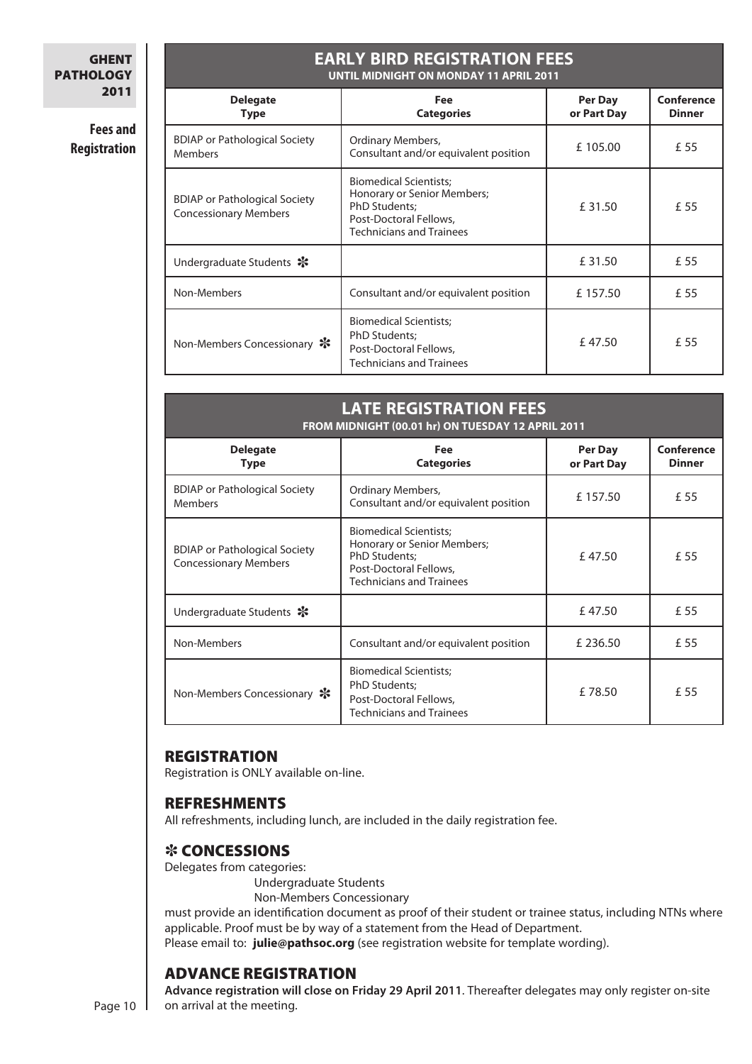## EARLY BIRD REGISTRATION FEES

**UNTIL MIDNIGHT ON MONDAY 11 APRIL 2011**

| Delegate Type | Fee Categories | Per Day or Part Day | Conference Dinner |
|---|---|---|---|
| BDIAP or Pathological Society Members | Ordinary Members, Consultant and/or equivalent position | £ 105.00 | £ 55 |
| BDIAP or Pathological Society Concessionary Members | Biomedical Scientists; Honorary or Senior Members; PhD Students; Post-Doctoral Fellows, Technicians and Trainees | £ 31.50 | £ 55 |
| Undergraduate Students ✻ | | £ 31.50 | £ 55 |
| Non-Members | Consultant and/or equivalent position | £ 157.50 | £ 55 |
| Non-Members Concessionary ✻ | Biomedical Scientists; PhD Students; Post-Doctoral Fellows, Technicians and Trainees | £ 47.50 | £ 55 |

## LATE REGISTRATION FEES

**FROM MIDNIGHT (00.01 hr) ON TUESDAY 12 APRIL 2011**

| Delegate Type | Fee Categories | Per Day or Part Day | Conference Dinner |
|---|---|---|---|
| BDIAP or Pathological Society Members | Ordinary Members, Consultant and/or equivalent position | £ 157.50 | £ 55 |
| BDIAP or Pathological Society Concessionary Members | Biomedical Scientists; Honorary or Senior Members; PhD Students; Post-Doctoral Fellows, Technicians and Trainees | £ 47.50 | £ 55 |
| Undergraduate Students ✻ | | £ 47.50 | £ 55 |
| Non-Members | Consultant and/or equivalent position | £ 236.50 | £ 55 |
| Non-Members Concessionary ✻ | Biomedical Scientists; PhD Students; Post-Doctoral Fellows, Technicians and Trainees | £ 78.50 | £ 55 |

## REGISTRATION

Registration is ONLY available on-line.

## REFRESHMENTS

All refreshments, including lunch, are included in the daily registration fee.

## ✻ CONCESSIONS

Delegates from categories:

Undergraduate Students
Non-Members Concessionary

must provide an identification document as proof of their student or trainee status, including NTNs where applicable. Proof must be by way of a statement from the Head of Department.
Please email to: **julie@pathsoc.org** (see registration website for template wording).

## ADVANCE REGISTRATION

**Advance registration will close on Friday 29 April 2011**. Thereafter delegates may only register on-site on arrival at the meeting.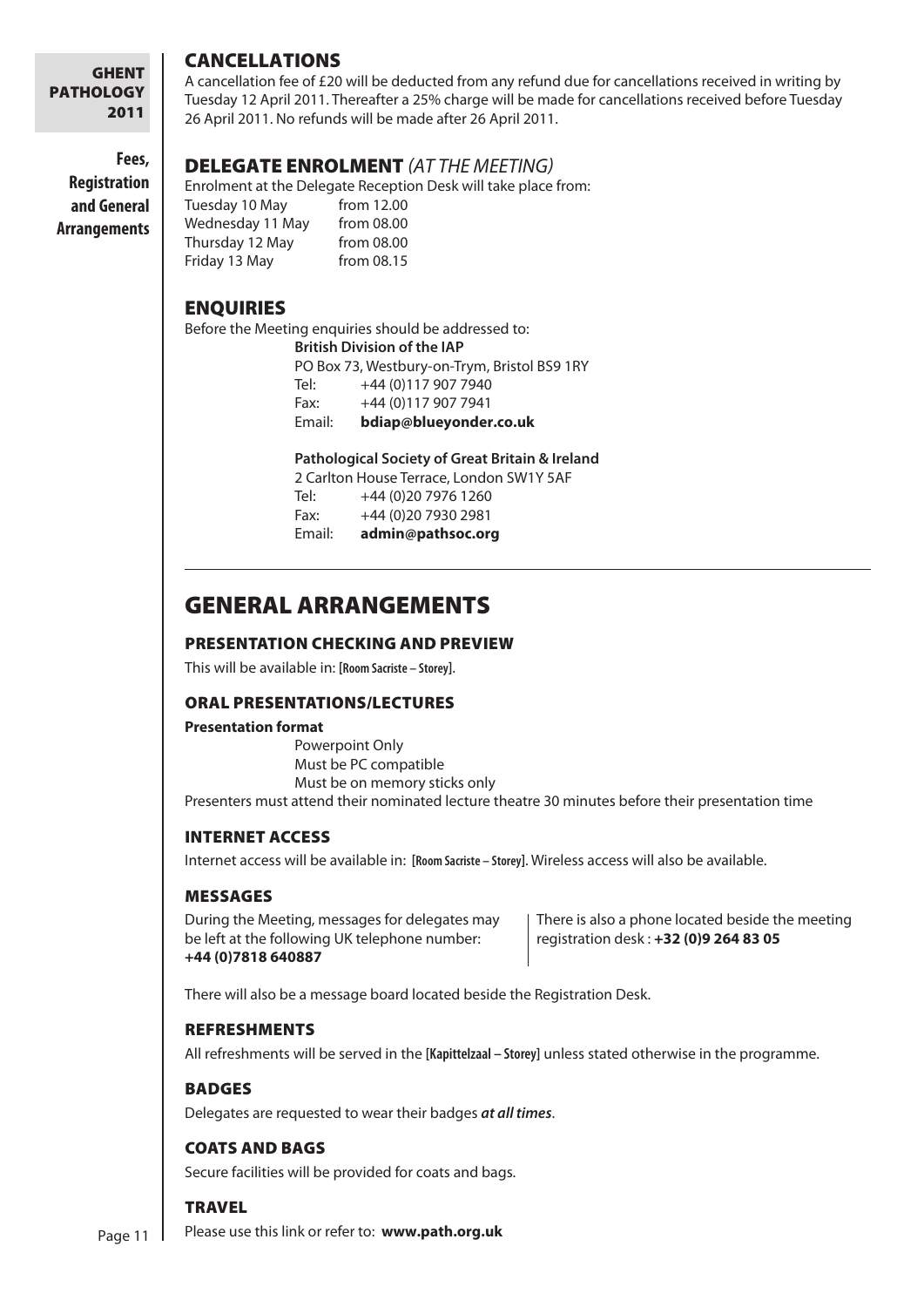## CANCELLATIONS

A cancellation fee of £20 will be deducted from any refund due for cancellations received in writing by Tuesday 12 April 2011. Thereafter a 25% charge will be made for cancellations received before Tuesday 26 April 2011. No refunds will be made after 26 April 2011.

## DELEGATE ENROLMENT *(AT THE MEETING)*

Enrolment at the Delegate Reception Desk will take place from:

| | |
|---|---|
| Tuesday 10 May | from 12.00 |
| Wednesday 11 May | from 08.00 |
| Thursday 12 May | from 08.00 |
| Friday 13 May | from 08.15 |

## ENQUIRIES

Before the Meeting enquiries should be addressed to:

**British Division of the IAP**
PO Box 73, Westbury-on-Trym, Bristol BS9 1RY
Tel: +44 (0)117 907 7940
Fax: +44 (0)117 907 7941
Email: **bdiap@blueyonder.co.uk**

**Pathological Society of Great Britain & Ireland**
2 Carlton House Terrace, London SW1Y 5AF
Tel: +44 (0)20 7976 1260
Fax: +44 (0)20 7930 2981
Email: **admin@pathsoc.org**

# GENERAL ARRANGEMENTS

### PRESENTATION CHECKING AND PREVIEW

This will be available in: [Room Sacriste – Storey].

### ORAL PRESENTATIONS/LECTURES

**Presentation format**

Powerpoint Only
Must be PC compatible
Must be on memory sticks only

Presenters must attend their nominated lecture theatre 30 minutes before their presentation time

### INTERNET ACCESS

Internet access will be available in: [Room Sacriste – Storey]. Wireless access will also be available.

### MESSAGES

During the Meeting, messages for delegates may be left at the following UK telephone number: **+44 (0)7818 640887**

There is also a phone located beside the meeting registration desk : **+32 (0)9 264 83 05**

There will also be a message board located beside the Registration Desk.

### REFRESHMENTS

All refreshments will be served in the [Kapittelzaal – Storey] unless stated otherwise in the programme.

### BADGES

Delegates are requested to wear their badges ***at all times***.

### COATS AND BAGS

Secure facilities will be provided for coats and bags.

### TRAVEL

Please use this link or refer to: **www.path.org.uk**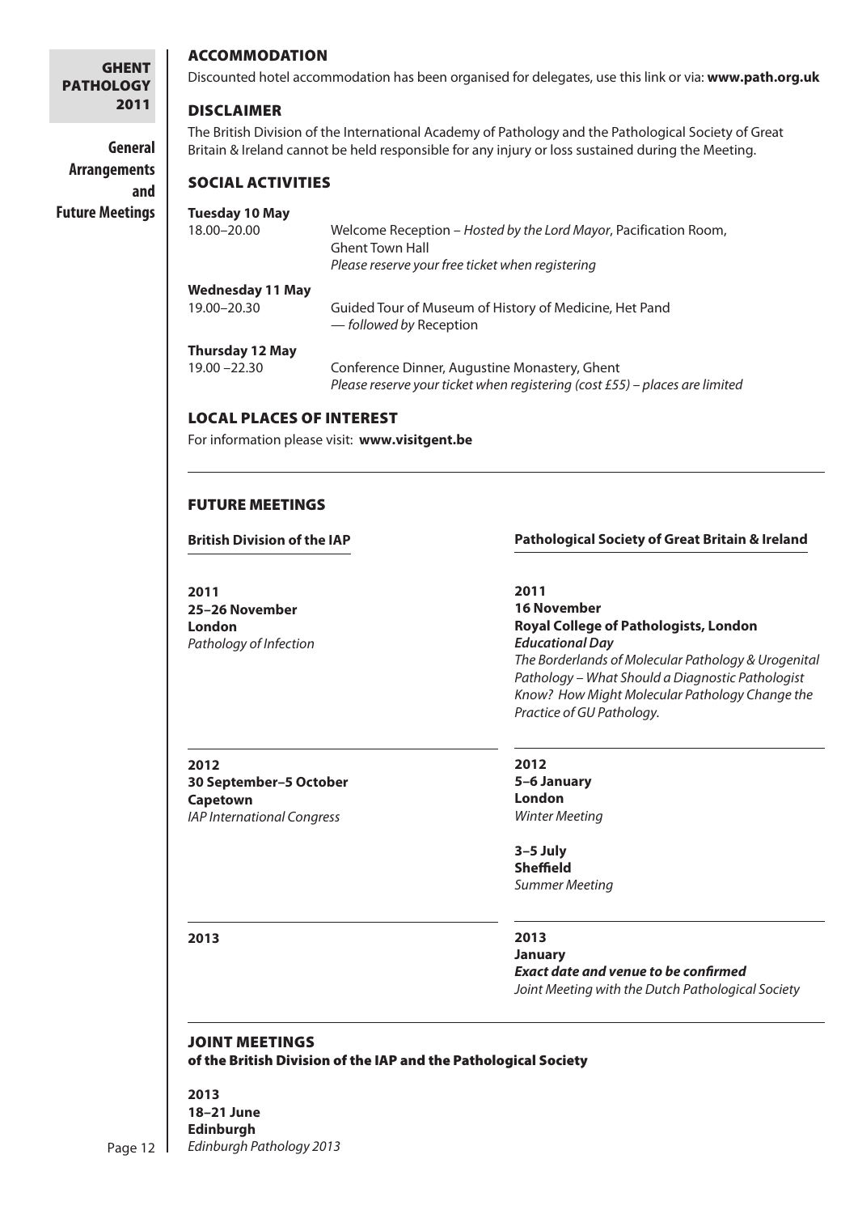## ACCOMMODATION

Discounted hotel accommodation has been organised for delegates, use this link or via: **www.path.org.uk**

## DISCLAIMER

The British Division of the International Academy of Pathology and the Pathological Society of Great Britain & Ireland cannot be held responsible for any injury or loss sustained during the Meeting.

## SOCIAL ACTIVITIES

**Tuesday 10 May**

18.00–20.00 Welcome Reception – *Hosted by the Lord Mayor*, Pacification Room, Ghent Town Hall
*Please reserve your free ticket when registering*

**Wednesday 11 May**

19.00–20.30 Guided Tour of Museum of History of Medicine, Het Pand — *followed by* Reception

**Thursday 12 May**

19.00 –22.30 Conference Dinner, Augustine Monastery, Ghent
*Please reserve your ticket when registering (cost £55) – places are limited*

## LOCAL PLACES OF INTEREST

For information please visit: **www.visitgent.be**

## FUTURE MEETINGS

### British Division of the IAP

**2011**
**25–26 November**
**London**
*Pathology of Infection*

**2012**
**30 September–5 October**
**Capetown**
*IAP International Congress*

**2013**

### Pathological Society of Great Britain & Ireland

**2011**
**16 November**
**Royal College of Pathologists, London**
***Educational Day***
*The Borderlands of Molecular Pathology & Urogenital Pathology – What Should a Diagnostic Pathologist Know? How Might Molecular Pathology Change the Practice of GU Pathology.*

**2012**
**5–6 January**
**London**
*Winter Meeting*

**3–5 July**
**Sheffield**
*Summer Meeting*

**2013**
**January**
***Exact date and venue to be confirmed***
*Joint Meeting with the Dutch Pathological Society*

## JOINT MEETINGS
### of the British Division of the IAP and the Pathological Society

**2013**
**18–21 June**
**Edinburgh**
*Edinburgh Pathology 2013*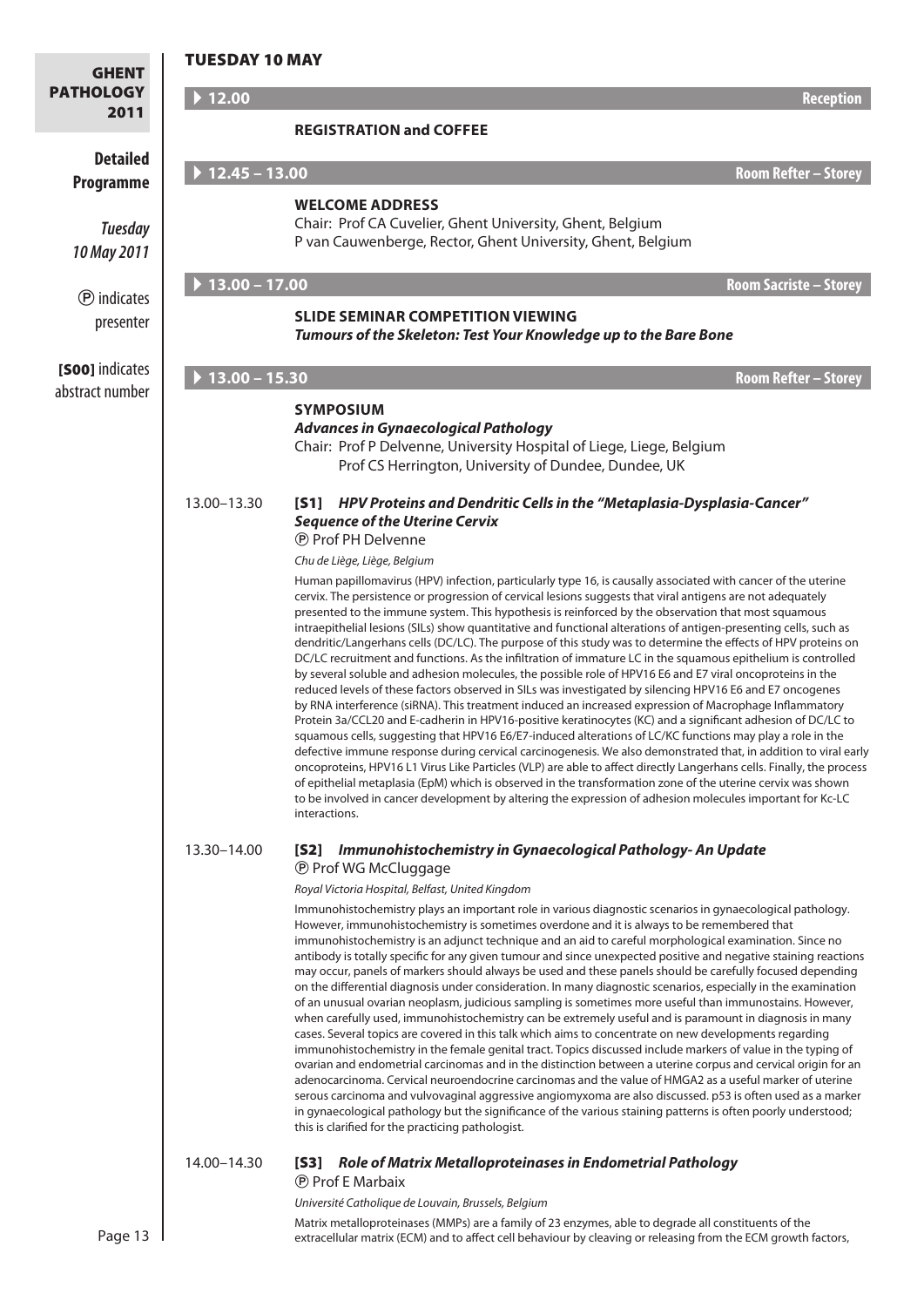## TUESDAY 10 MAY

**Detailed Programme**

*Tuesday 10 May 2011*

Ⓟ indicates presenter

**[S00]** indicates abstract number

### ▸ 12.00 — Reception

**REGISTRATION and COFFEE**

### ▸ 12.45 – 13.00 — Room Refter – Storey

**WELCOME ADDRESS**

Chair: Prof CA Cuvelier, Ghent University, Ghent, Belgium

P van Cauwenberge, Rector, Ghent University, Ghent, Belgium

### ▸ 13.00 – 17.00 — Room Sacriste – Storey

**SLIDE SEMINAR COMPETITION VIEWING**

***Tumours of the Skeleton: Test Your Knowledge up to the Bare Bone***

### ▸ 13.00 – 15.30 — Room Refter – Storey

**SYMPOSIUM**

***Advances in Gynaecological Pathology***

Chair: Prof P Delvenne, University Hospital of Liege, Liege, Belgium

Prof CS Herrington, University of Dundee, Dundee, UK

13.00–13.30 **[S1]** ***HPV Proteins and Dendritic Cells in the "Metaplasia-Dysplasia-Cancer" Sequence of the Uterine Cervix***

Ⓟ Prof PH Delvenne

*Chu de Liège, Liège, Belgium*

Human papillomavirus (HPV) infection, particularly type 16, is causally associated with cancer of the uterine cervix. The persistence or progression of cervical lesions suggests that viral antigens are not adequately presented to the immune system. This hypothesis is reinforced by the observation that most squamous intraepithelial lesions (SILs) show quantitative and functional alterations of antigen-presenting cells, such as dendritic/Langerhans cells (DC/LC). The purpose of this study was to determine the effects of HPV proteins on DC/LC recruitment and functions. As the infiltration of immature LC in the squamous epithelium is controlled by several soluble and adhesion molecules, the possible role of HPV16 E6 and E7 viral oncoproteins in the reduced levels of these factors observed in SILs was investigated by silencing HPV16 E6 and E7 oncogenes by RNA interference (siRNA). This treatment induced an increased expression of Macrophage Inflammatory Protein 3a/CCL20 and E-cadherin in HPV16-positive keratinocytes (KC) and a significant adhesion of DC/LC to squamous cells, suggesting that HPV16 E6/E7-induced alterations of LC/KC functions may play a role in the defective immune response during cervical carcinogenesis. We also demonstrated that, in addition to viral early oncoproteins, HPV16 L1 Virus Like Particles (VLP) are able to affect directly Langerhans cells. Finally, the process of epithelial metaplasia (EpM) which is observed in the transformation zone of the uterine cervix was shown to be involved in cancer development by altering the expression of adhesion molecules important for Kc-LC interactions.

13.30–14.00 **[S2]** ***Immunohistochemistry in Gynaecological Pathology- An Update***

Ⓟ Prof WG McCluggage

*Royal Victoria Hospital, Belfast, United Kingdom*

Immunohistochemistry plays an important role in various diagnostic scenarios in gynaecological pathology. However, immunohistochemistry is sometimes overdone and it is always to be remembered that immunohistochemistry is an adjunct technique and an aid to careful morphological examination. Since no antibody is totally specific for any given tumour and since unexpected positive and negative staining reactions may occur, panels of markers should always be used and these panels should be carefully focused depending on the differential diagnosis under consideration. In many diagnostic scenarios, especially in the examination of an unusual ovarian neoplasm, judicious sampling is sometimes more useful than immunostains. However, when carefully used, immunohistochemistry can be extremely useful and is paramount in diagnosis in many cases. Several topics are covered in this talk which aims to concentrate on new developments regarding immunohistochemistry in the female genital tract. Topics discussed include markers of value in the typing of ovarian and endometrial carcinomas and in the distinction between a uterine corpus and cervical origin for an adenocarcinoma. Cervical neuroendocrine carcinomas and the value of HMGA2 as a useful marker of uterine serous carcinoma and vulvovaginal aggressive angiomyxoma are also discussed. p53 is often used as a marker in gynaecological pathology but the significance of the various staining patterns is often poorly understood; this is clarified for the practicing pathologist.

14.00–14.30 **[S3]** ***Role of Matrix Metalloproteinases in Endometrial Pathology***

Ⓟ Prof E Marbaix

*Université Catholique de Louvain, Brussels, Belgium*

Matrix metalloproteinases (MMPs) are a family of 23 enzymes, able to degrade all constituents of the extracellular matrix (ECM) and to affect cell behaviour by cleaving or releasing from the ECM growth factors,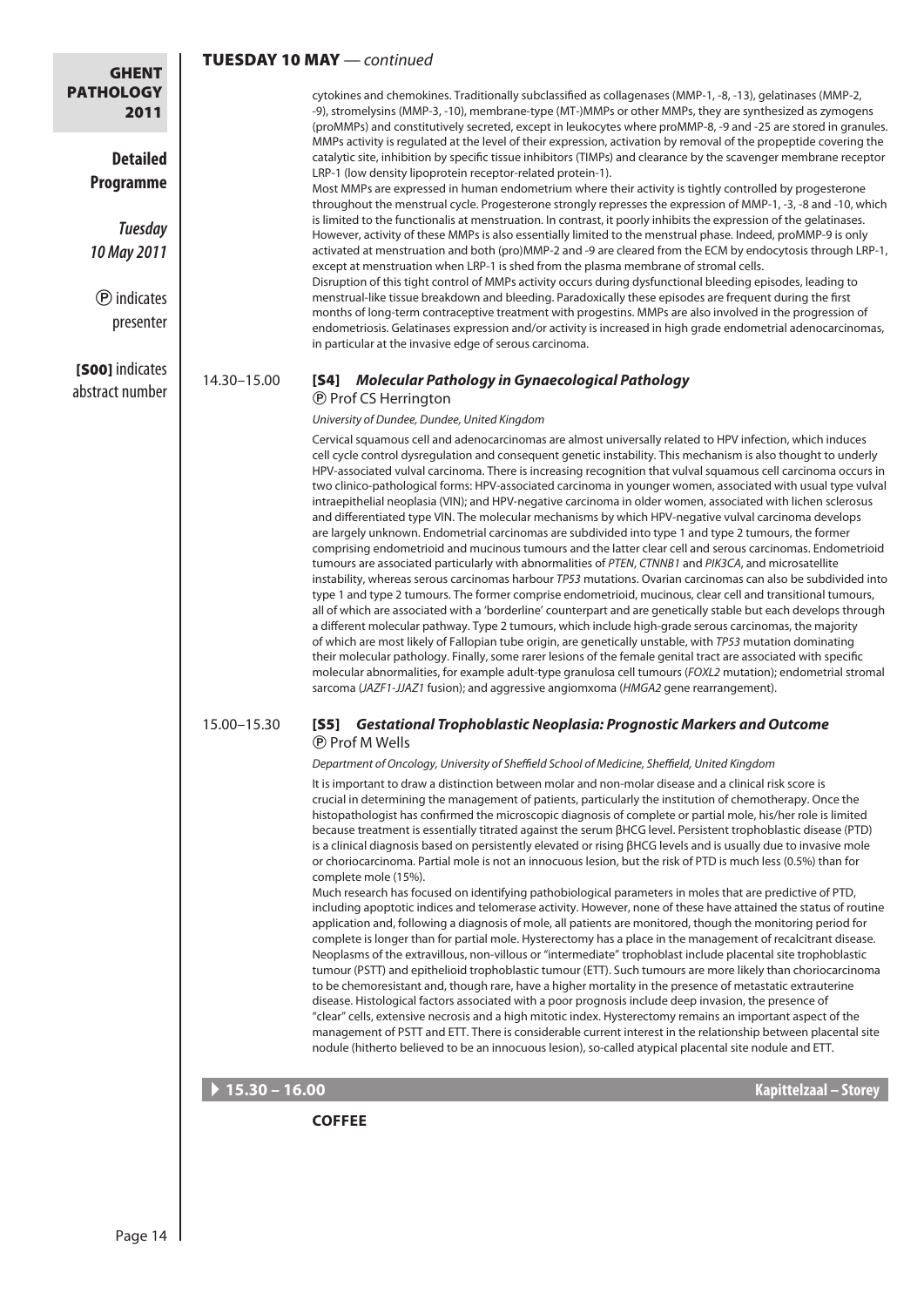## TUESDAY 10 MAY — *continued*

cytokines and chemokines. Traditionally subclassified as collagenases (MMP-1, -8, -13), gelatinases (MMP-2, -9), stromelysins (MMP-3, -10), membrane-type (MT-)MMPs or other MMPs, they are synthesized as zymogens (proMMPs) and constitutively secreted, except in leukocytes where proMMP-8, -9 and -25 are stored in granules. MMPs activity is regulated at the level of their expression, activation by removal of the propeptide covering the catalytic site, inhibition by specific tissue inhibitors (TIMPs) and clearance by the scavenger membrane receptor LRP-1 (low density lipoprotein receptor-related protein-1).

Most MMPs are expressed in human endometrium where their activity is tightly controlled by progesterone throughout the menstrual cycle. Progesterone strongly represses the expression of MMP-1, -3, -8 and -10, which is limited to the functionalis at menstruation. In contrast, it poorly inhibits the expression of the gelatinases. However, activity of these MMPs is also essentially limited to the menstrual phase. Indeed, proMMP-9 is only activated at menstruation and both (pro)MMP-2 and -9 are cleared from the ECM by endocytosis through LRP-1, except at menstruation when LRP-1 is shed from the plasma membrane of stromal cells.

Disruption of this tight control of MMPs activity occurs during dysfunctional bleeding episodes, leading to menstrual-like tissue breakdown and bleeding. Paradoxically these episodes are frequent during the first months of long-term contraceptive treatment with progestins. MMPs are also involved in the progression of endometriosis. Gelatinases expression and/or activity is increased in high grade endometrial adenocarcinomas, in particular at the invasive edge of serous carcinoma.

14.30–15.00

### [S4] *Molecular Pathology in Gynaecological Pathology*

Ⓟ Prof CS Herrington

*University of Dundee, Dundee, United Kingdom*

Cervical squamous cell and adenocarcinomas are almost universally related to HPV infection, which induces cell cycle control dysregulation and consequent genetic instability. This mechanism is also thought to underly HPV-associated vulval carcinoma. There is increasing recognition that vulval squamous cell carcinoma occurs in two clinico-pathological forms: HPV-associated carcinoma in younger women, associated with usual type vulval intraepithelial neoplasia (VIN); and HPV-negative carcinoma in older women, associated with lichen sclerosus and differentiated type VIN. The molecular mechanisms by which HPV-negative vulval carcinoma develops are largely unknown. Endometrial carcinomas are subdivided into type 1 and type 2 tumours, the former comprising endometrioid and mucinous tumours and the latter clear cell and serous carcinomas. Endometrioid tumours are associated particularly with abnormalities of *PTEN*, *CTNNB1* and *PIK3CA*, and microsatellite instability, whereas serous carcinomas harbour *TP53* mutations. Ovarian carcinomas can also be subdivided into type 1 and type 2 tumours. The former comprise endometrioid, mucinous, clear cell and transitional tumours, all of which are associated with a 'borderline' counterpart and are genetically stable but each develops through a different molecular pathway. Type 2 tumours, which include high-grade serous carcinomas, the majority of which are most likely of Fallopian tube origin, are genetically unstable, with *TP53* mutation dominating their molecular pathology. Finally, some rarer lesions of the female genital tract are associated with specific molecular abnormalities, for example adult-type granulosa cell tumours (*FOXL2* mutation); endometrial stromal sarcoma (*JAZF1-JJAZ1* fusion); and aggressive angiomxoma (*HMGA2* gene rearrangement).

15.00–15.30

### [S5] *Gestational Trophoblastic Neoplasia: Prognostic Markers and Outcome*

Ⓟ Prof M Wells

*Department of Oncology, University of Sheffield School of Medicine, Sheffield, United Kingdom*

It is important to draw a distinction between molar and non-molar disease and a clinical risk score is crucial in determining the management of patients, particularly the institution of chemotherapy. Once the histopathologist has confirmed the microscopic diagnosis of complete or partial mole, his/her role is limited because treatment is essentially titrated against the serum βHCG level. Persistent trophoblastic disease (PTD) is a clinical diagnosis based on persistently elevated or rising βHCG levels and is usually due to invasive mole or choriocarcinoma. Partial mole is not an innocuous lesion, but the risk of PTD is much less (0.5%) than for complete mole (15%).

Much research has focused on identifying pathobiological parameters in moles that are predictive of PTD, including apoptotic indices and telomerase activity. However, none of these have attained the status of routine application and, following a diagnosis of mole, all patients are monitored, though the monitoring period for complete is longer than for partial mole. Hysterectomy has a place in the management of recalcitrant disease. Neoplasms of the extravillous, non-villous or "intermediate" trophoblast include placental site trophoblastic tumour (PSTT) and epithelioid trophoblastic tumour (ETT). Such tumours are more likely than choriocarcinoma to be chemoresistant and, though rare, have a higher mortality in the presence of metastatic extrauterine disease. Histological factors associated with a poor prognosis include deep invasion, the presence of "clear" cells, extensive necrosis and a high mitotic index. Hysterectomy remains an important aspect of the management of PSTT and ETT. There is considerable current interest in the relationship between placental site nodule (hitherto believed to be an innocuous lesion), so-called atypical placental site nodule and ETT.

**15.30 – 16.00** — **Kapittelzaal – Storey**

**COFFEE**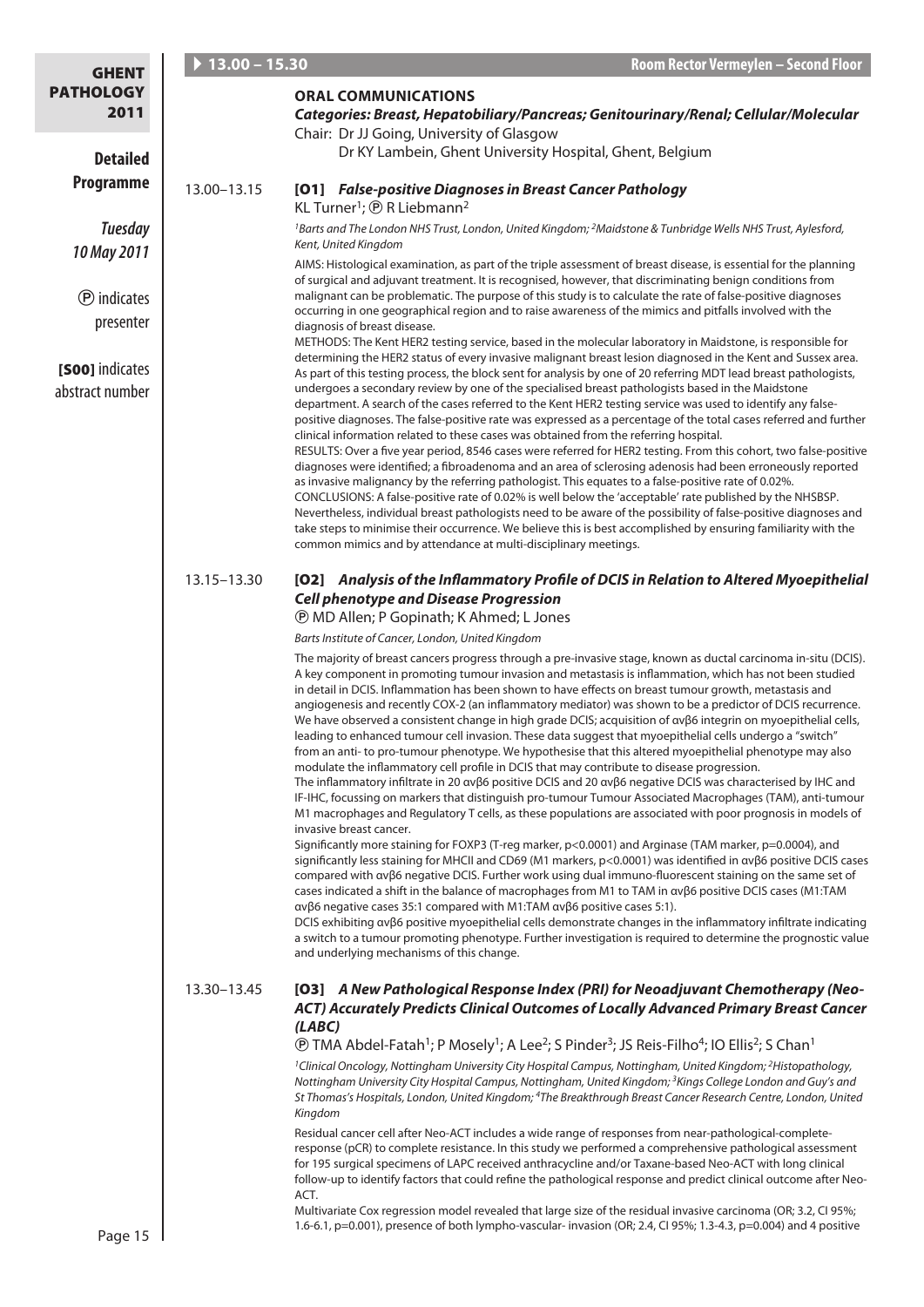**13.00 – 15.30** — Room Rector Vermeylen – Second Floor

## ORAL COMMUNICATIONS

***Categories: Breast, Hepatobiliary/Pancreas; Genitourinary/Renal; Cellular/Molecular***

Chair: Dr JJ Going, University of Glasgow
Dr KY Lambein, Ghent University Hospital, Ghent, Belgium

### 13.00–13.15 [O1] *False-positive Diagnoses in Breast Cancer Pathology*

KL Turner[1]; Ⓟ R Liebmann[2]

*[1]Barts and The London NHS Trust, London, United Kingdom; [2]Maidstone & Tunbridge Wells NHS Trust, Aylesford, Kent, United Kingdom*

AIMS: Histological examination, as part of the triple assessment of breast disease, is essential for the planning of surgical and adjuvant treatment. It is recognised, however, that discriminating benign conditions from malignant can be problematic. The purpose of this study is to calculate the rate of false-positive diagnoses occurring in one geographical region and to raise awareness of the mimics and pitfalls involved with the diagnosis of breast disease.

METHODS: The Kent HER2 testing service, based in the molecular laboratory in Maidstone, is responsible for determining the HER2 status of every invasive malignant breast lesion diagnosed in the Kent and Sussex area. As part of this testing process, the block sent for analysis by one of 20 referring MDT lead breast pathologists, undergoes a secondary review by one of the specialised breast pathologists based in the Maidstone department. A search of the cases referred to the Kent HER2 testing service was used to identify any false-positive diagnoses. The false-positive rate was expressed as a percentage of the total cases referred and further clinical information related to these cases was obtained from the referring hospital.

RESULTS: Over a five year period, 8546 cases were referred for HER2 testing. From this cohort, two false-positive diagnoses were identified; a fibroadenoma and an area of sclerosing adenosis had been erroneously reported as invasive malignancy by the referring pathologist. This equates to a false-positive rate of 0.02%.

CONCLUSIONS: A false-positive rate of 0.02% is well below the 'acceptable' rate published by the NHSBSP. Nevertheless, individual breast pathologists need to be aware of the possibility of false-positive diagnoses and take steps to minimise their occurrence. We believe this is best accomplished by ensuring familiarity with the common mimics and by attendance at multi-disciplinary meetings.

### 13.15–13.30 [O2] *Analysis of the Inflammatory Profile of DCIS in Relation to Altered Myoepithelial Cell phenotype and Disease Progression*

Ⓟ MD Allen; P Gopinath; K Ahmed; L Jones

*Barts Institute of Cancer, London, United Kingdom*

The majority of breast cancers progress through a pre-invasive stage, known as ductal carcinoma in-situ (DCIS). A key component in promoting tumour invasion and metastasis is inflammation, which has not been studied in detail in DCIS. Inflammation has been shown to have effects on breast tumour growth, metastasis and angiogenesis and recently COX-2 (an inflammatory mediator) was shown to be a predictor of DCIS recurrence. We have observed a consistent change in high grade DCIS; acquisition of $\alpha v\beta 6$ integrin on myoepithelial cells, leading to enhanced tumour cell invasion. These data suggest that myoepithelial cells undergo a "switch" from an anti- to pro-tumour phenotype. We hypothesise that this altered myoepithelial phenotype may also modulate the inflammatory cell profile in DCIS that may contribute to disease progression.

The inflammatory infiltrate in 20 $\alpha v\beta 6$ positive DCIS and 20 $\alpha v\beta 6$ negative DCIS was characterised by IHC and IF-IHC, focussing on markers that distinguish pro-tumour Tumour Associated Macrophages (TAM), anti-tumour M1 macrophages and Regulatory T cells, as these populations are associated with poor prognosis in models of invasive breast cancer.

Significantly more staining for FOXP3 (T-reg marker, $p<0.0001$) and Arginase (TAM marker, $p=0.0004$), and significantly less staining for MHCII and CD69 (M1 markers, $p<0.0001$) was identified in $\alpha v\beta 6$ positive DCIS cases compared with $\alpha v\beta 6$ negative DCIS. Further work using dual immuno-fluorescent staining on the same set of cases indicated a shift in the balance of macrophages from M1 to TAM in $\alpha v\beta 6$ positive DCIS cases (M1:TAM $\alpha v\beta 6$ negative cases 35:1 compared with M1:TAM $\alpha v\beta 6$ positive cases 5:1).

DCIS exhibiting $\alpha v\beta 6$ positive myoepithelial cells demonstrate changes in the inflammatory infiltrate indicating a switch to a tumour promoting phenotype. Further investigation is required to determine the prognostic value and underlying mechanisms of this change.

### 13.30–13.45 [O3] *A New Pathological Response Index (PRI) for Neoadjuvant Chemotherapy (Neo-ACT) Accurately Predicts Clinical Outcomes of Locally Advanced Primary Breast Cancer (LABC)*

Ⓟ TMA Abdel-Fatah[1]; P Mosely[1]; A Lee[2]; S Pinder[3]; JS Reis-Filho[4]; IO Ellis[2]; S Chan[1]

*[1]Clinical Oncology, Nottingham University City Hospital Campus, Nottingham, United Kingdom; [2]Histopathology, Nottingham University City Hospital Campus, Nottingham, United Kingdom; [3]Kings College London and Guy's and St Thomas's Hospitals, London, United Kingdom; [4]The Breakthrough Breast Cancer Research Centre, London, United Kingdom*

Residual cancer cell after Neo-ACT includes a wide range of responses from near-pathological-complete-response (pCR) to complete resistance. In this study we performed a comprehensive pathological assessment for 195 surgical specimens of LAPC received anthracycline and/or Taxane-based Neo-ACT with long clinical follow-up to identify factors that could refine the pathological response and predict clinical outcome after Neo-ACT.

Multivariate Cox regression model revealed that large size of the residual invasive carcinoma (OR; 3.2, CI 95%; 1.6-6.1, $p=0.001$), presence of both lympho-vascular- invasion (OR; 2.4, CI 95%; 1.3-4.3, $p=0.004$) and 4 positive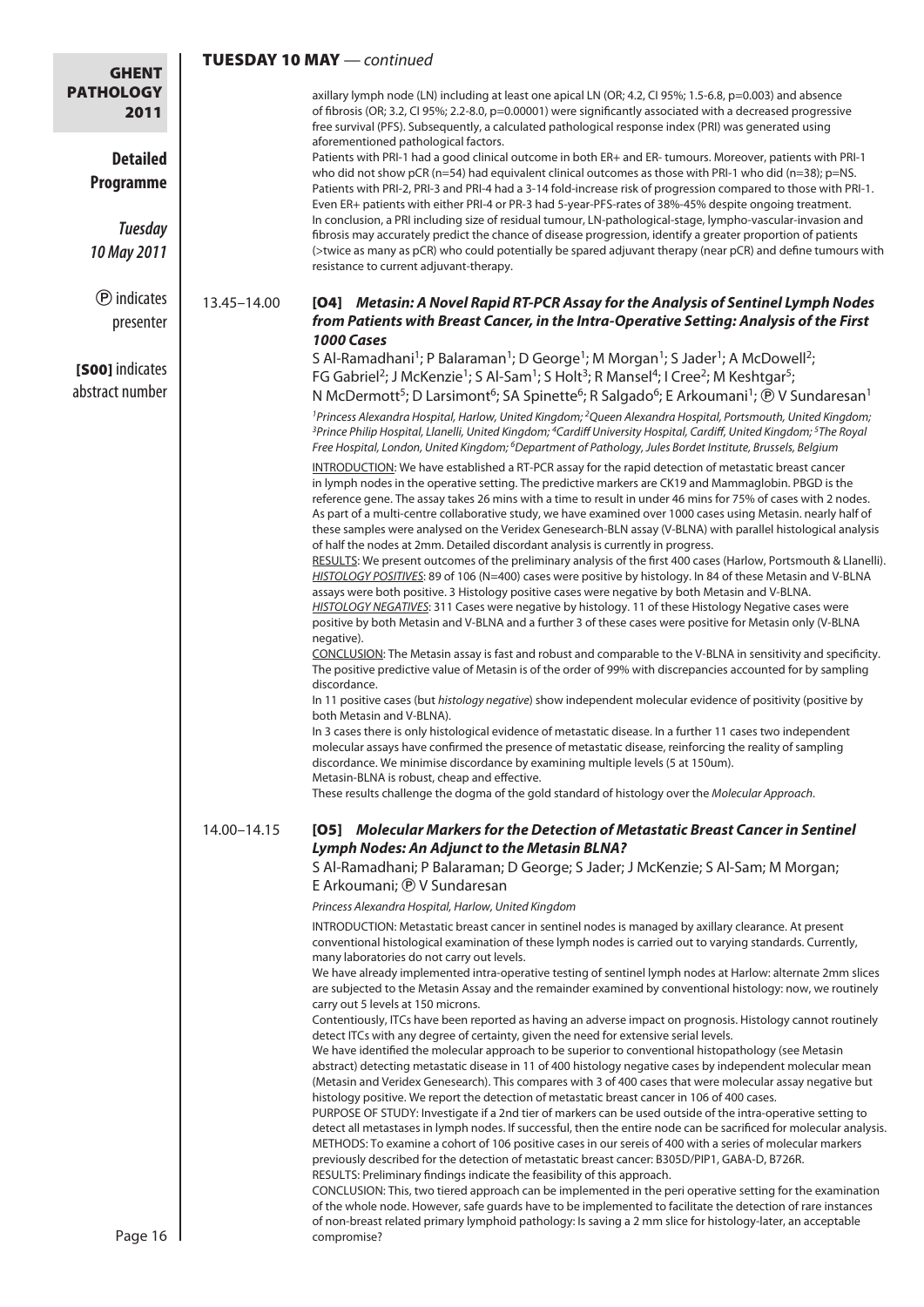## TUESDAY 10 MAY — *continued*

axillary lymph node (LN) including at least one apical LN (OR; 4.2, CI 95%; 1.5-6.8, p=0.003) and absence of fibrosis (OR; 3.2, CI 95%; 2.2-8.0, p=0.00001) were significantly associated with a decreased progressive free survival (PFS). Subsequently, a calculated pathological response index (PRI) was generated using aforementioned pathological factors.

Patients with PRI-1 had a good clinical outcome in both ER+ and ER- tumours. Moreover, patients with PRI-1 who did not show pCR (n=54) had equivalent clinical outcomes as those with PRI-1 who did (n=38); p=NS. Patients with PRI-2, PRI-3 and PRI-4 had a 3-14 fold-increase risk of progression compared to those with PRI-1. Even ER+ patients with either PRI-4 or PR-3 had 5-year-PFS-rates of 38%-45% despite ongoing treatment.

In conclusion, a PRI including size of residual tumour, LN-pathological-stage, lympho-vascular-invasion and fibrosis may accurately predict the chance of disease progression, identify a greater proportion of patients (>twice as many as pCR) who could potentially be spared adjuvant therapy (near pCR) and define tumours with resistance to current adjuvant-therapy.

13.45–14.00

### [O4] *Metasin: A Novel Rapid RT-PCR Assay for the Analysis of Sentinel Lymph Nodes from Patients with Breast Cancer, in the Intra-Operative Setting: Analysis of the First 1000 Cases*

S Al-Ramadhani[1]; P Balaraman[1]; D George[1]; M Morgan[1]; S Jader[1]; A McDowell[2]; FG Gabriel[2]; J McKenzie[1]; S Al-Sam[1]; S Holt[3]; R Mansel[4]; I Cree[2]; M Keshtgar[5]; N McDermott[5]; D Larsimont[6]; SA Spinette[6]; R Salgado[6]; E Arkoumani[1]; Ⓟ V Sundaresan[1]

*[1]Princess Alexandra Hospital, Harlow, United Kingdom; [2]Queen Alexandra Hospital, Portsmouth, United Kingdom; [3]Prince Philip Hospital, Llanelli, United Kingdom; [4]Cardiff University Hospital, Cardiff, United Kingdom; [5]The Royal Free Hospital, London, United Kingdom; [6]Department of Pathology, Jules Bordet Institute, Brussels, Belgium*

INTRODUCTION: We have established a RT-PCR assay for the rapid detection of metastatic breast cancer in lymph nodes in the operative setting. The predictive markers are CK19 and Mammaglobin. PBGD is the reference gene. The assay takes 26 mins with a time to result in under 46 mins for 75% of cases with 2 nodes. As part of a multi-centre collaborative study, we have examined over 1000 cases using Metasin. nearly half of these samples were analysed on the Veridex Genesearch-BLN assay (V-BLNA) with parallel histological analysis of half the nodes at 2mm. Detailed discordant analysis is currently in progress.

RESULTS: We present outcomes of the preliminary analysis of the first 400 cases (Harlow, Portsmouth & Llanelli).

*HISTOLOGY POSITIVES*: 89 of 106 (N=400) cases were positive by histology. In 84 of these Metasin and V-BLNA assays were both positive. 3 Histology positive cases were negative by both Metasin and V-BLNA.

*HISTOLOGY NEGATIVES*: 311 Cases were negative by histology. 11 of these Histology Negative cases were positive by both Metasin and V-BLNA and a further 3 of these cases were positive for Metasin only (V-BLNA negative).

CONCLUSION: The Metasin assay is fast and robust and comparable to the V-BLNA in sensitivity and specificity. The positive predictive value of Metasin is of the order of 99% with discrepancies accounted for by sampling discordance.

In 11 positive cases (but *histology negative*) show independent molecular evidence of positivity (positive by both Metasin and V-BLNA).

In 3 cases there is only histological evidence of metastatic disease. In a further 11 cases two independent molecular assays have confirmed the presence of metastatic disease, reinforcing the reality of sampling discordance. We minimise discordance by examining multiple levels (5 at 150um).

Metasin-BLNA is robust, cheap and effective.

These results challenge the dogma of the gold standard of histology over the *Molecular Approach*.

14.00–14.15

### [O5] *Molecular Markers for the Detection of Metastatic Breast Cancer in Sentinel Lymph Nodes: An Adjunct to the Metasin BLNA?*

S Al-Ramadhani; P Balaraman; D George; S Jader; J McKenzie; S Al-Sam; M Morgan; E Arkoumani; Ⓟ V Sundaresan

*Princess Alexandra Hospital, Harlow, United Kingdom*

INTRODUCTION: Metastatic breast cancer in sentinel nodes is managed by axillary clearance. At present conventional histological examination of these lymph nodes is carried out to varying standards. Currently, many laboratories do not carry out levels.

We have already implemented intra-operative testing of sentinel lymph nodes at Harlow: alternate 2mm slices are subjected to the Metasin Assay and the remainder examined by conventional histology: now, we routinely carry out 5 levels at 150 microns.

Contentiously, ITCs have been reported as having an adverse impact on prognosis. Histology cannot routinely detect ITCs with any degree of certainty, given the need for extensive serial levels.

We have identified the molecular approach to be superior to conventional histopathology (see Metasin abstract) detecting metastatic disease in 11 of 400 histology negative cases by independent molecular mean (Metasin and Veridex Genesearch). This compares with 3 of 400 cases that were molecular assay negative but histology positive. We report the detection of metastatic breast cancer in 106 of 400 cases.

PURPOSE OF STUDY: Investigate if a 2nd tier of markers can be used outside of the intra-operative setting to detect all metastases in lymph nodes. If successful, then the entire node can be sacrificed for molecular analysis.

METHODS: To examine a cohort of 106 positive cases in our sereis of 400 with a series of molecular markers previously described for the detection of metastatic breast cancer: B305D/PIP1, GABA-D, B726R.

RESULTS: Preliminary findings indicate the feasibility of this approach.

CONCLUSION: This, two tiered approach can be implemented in the peri operative setting for the examination of the whole node. However, safe guards have to be implemented to facilitate the detection of rare instances of non-breast related primary lymphoid pathology: Is saving a 2 mm slice for histology-later, an acceptable compromise?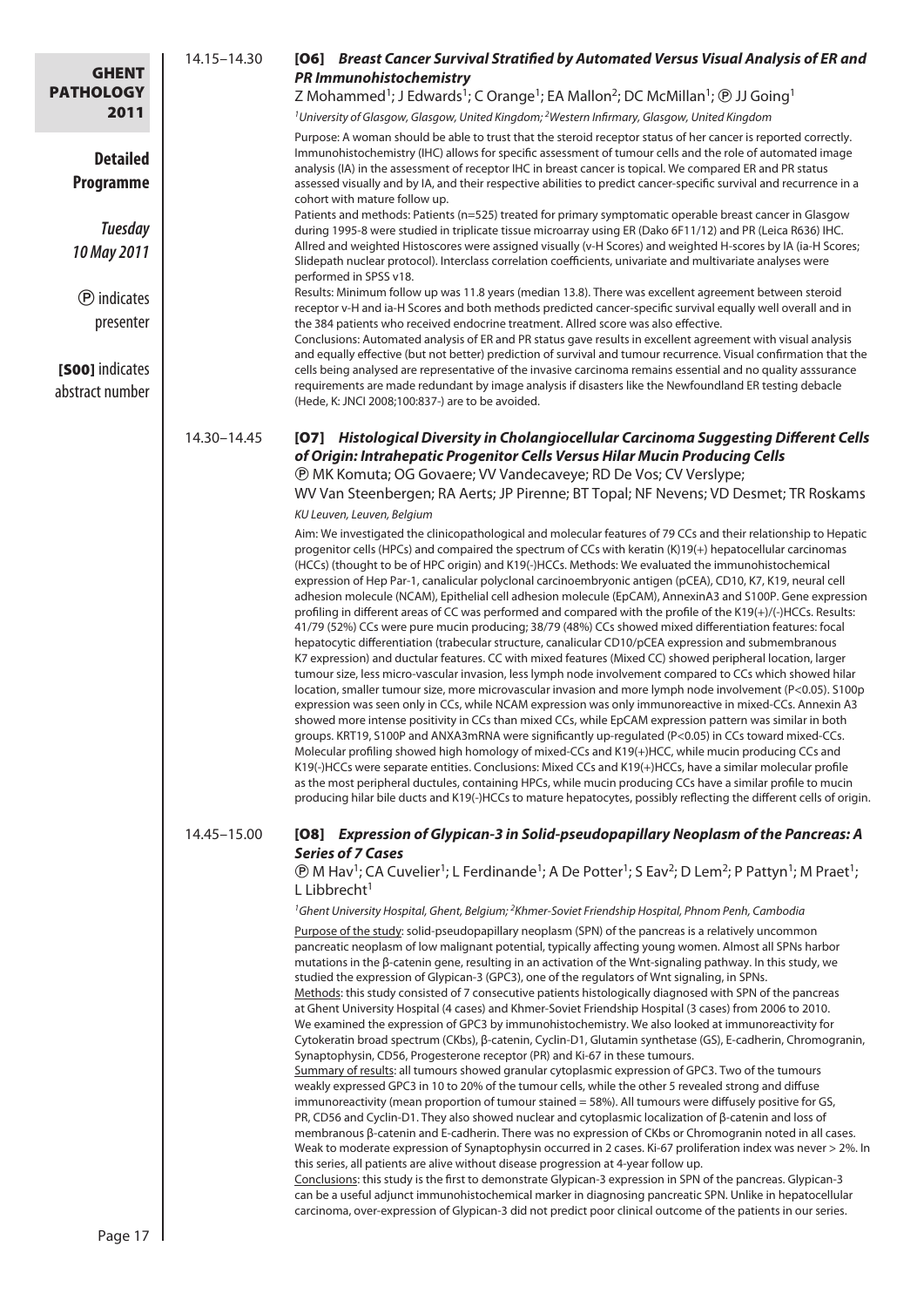14.15–14.30

### [O6] *Breast Cancer Survival Stratified by Automated Versus Visual Analysis of ER and PR Immunohistochemistry*

Z Mohammed[1]; J Edwards[1]; C Orange[1]; EA Mallon[2]; DC McMillan[1]; Ⓟ JJ Going[1]

*[1]University of Glasgow, Glasgow, United Kingdom; [2]Western Infirmary, Glasgow, United Kingdom*

Purpose: A woman should be able to trust that the steroid receptor status of her cancer is reported correctly. Immunohistochemistry (IHC) allows for specific assessment of tumour cells and the role of automated image analysis (IA) in the assessment of receptor IHC in breast cancer is topical. We compared ER and PR status assessed visually and by IA, and their respective abilities to predict cancer-specific survival and recurrence in a cohort with mature follow up.

Patients and methods: Patients (n=525) treated for primary symptomatic operable breast cancer in Glasgow during 1995-8 were studied in triplicate tissue microarray using ER (Dako 6F11/12) and PR (Leica R636) IHC. Allred and weighted Histoscores were assigned visually (v-H Scores) and weighted H-scores by IA (ia-H Scores; Slidepath nuclear protocol). Interclass correlation coefficients, univariate and multivariate analyses were performed in SPSS v18.

Results: Minimum follow up was 11.8 years (median 13.8). There was excellent agreement between steroid receptor v-H and ia-H Scores and both methods predicted cancer-specific survival equally well overall and in the 384 patients who received endocrine treatment. Allred score was also effective.

Conclusions: Automated analysis of ER and PR status gave results in excellent agreement with visual analysis and equally effective (but not better) prediction of survival and tumour recurrence. Visual confirmation that the cells being analysed are representative of the invasive carcinoma remains essential and no quality asssurance requirements are made redundant by image analysis if disasters like the Newfoundland ER testing debacle (Hede, K: JNCI 2008;100:837-) are to be avoided.

14.30–14.45

### [O7] *Histological Diversity in Cholangiocellular Carcinoma Suggesting Different Cells of Origin: Intrahepatic Progenitor Cells Versus Hilar Mucin Producing Cells*

Ⓟ MK Komuta; OG Govaere; VV Vandecaveye; RD De Vos; CV Verslype; WV Van Steenbergen; RA Aerts; JP Pirenne; BT Topal; NF Nevens; VD Desmet; TR Roskams

*KU Leuven, Leuven, Belgium*

Aim: We investigated the clinicopathological and molecular features of 79 CCs and their relationship to Hepatic progenitor cells (HPCs) and compaired the spectrum of CCs with keratin (K)19(+) hepatocellular carcinomas (HCCs) (thought to be of HPC origin) and K19(-)HCCs. Methods: We evaluated the immunohistochemical expression of Hep Par-1, canalicular polyclonal carcinoembryonic antigen (pCEA), CD10, K7, K19, neural cell adhesion molecule (NCAM), Epithelial cell adhesion molecule (EpCAM), AnnexinA3 and S100P. Gene expression profiling in different areas of CC was performed and compared with the profile of the K19(+)/(-)HCCs. Results: 41/79 (52%) CCs were pure mucin producing; 38/79 (48%) CCs showed mixed differentiation features: focal hepatocytic differentiation (trabecular structure, canalicular CD10/pCEA expression and submembranous K7 expression) and ductular features. CC with mixed features (Mixed CC) showed peripheral location, larger tumour size, less micro-vascular invasion, less lymph node involvement compared to CCs which showed hilar location, smaller tumour size, more microvascular invasion and more lymph node involvement (P<0.05). S100p expression was seen only in CCs, while NCAM expression was only immunoreactive in mixed-CCs. Annexin A3 showed more intense positivity in CCs than mixed CCs, while EpCAM expression pattern was similar in both groups. KRT19, S100P and ANXA3mRNA were significantly up-regulated (P<0.05) in CCs toward mixed-CCs. Molecular profiling showed high homology of mixed-CCs and K19(+)HCC, while mucin producing CCs and K19(-)HCCs were separate entities. Conclusions: Mixed CCs and K19(+)HCCs, have a similar molecular profile as the most peripheral ductules, containing HPCs, while mucin producing CCs have a similar profile to mucin producing hilar bile ducts and K19(-)HCCs to mature hepatocytes, possibly reflecting the different cells of origin.

14.45–15.00

### [O8] *Expression of Glypican-3 in Solid-pseudopapillary Neoplasm of the Pancreas: A Series of 7 Cases*

Ⓟ M Hav[1]; CA Cuvelier[1]; L Ferdinande[1]; A De Potter[1]; S Eav[2]; D Lem[2]; P Pattyn[1]; M Praet[1]; L Libbrecht[1]

*[1]Ghent University Hospital, Ghent, Belgium; [2]Khmer-Soviet Friendship Hospital, Phnom Penh, Cambodia*

Purpose of the study: solid-pseudopapillary neoplasm (SPN) of the pancreas is a relatively uncommon pancreatic neoplasm of low malignant potential, typically affecting young women. Almost all SPNs harbor mutations in the β-catenin gene, resulting in an activation of the Wnt-signaling pathway. In this study, we studied the expression of Glypican-3 (GPC3), one of the regulators of Wnt signaling, in SPNs.

Methods: this study consisted of 7 consecutive patients histologically diagnosed with SPN of the pancreas at Ghent University Hospital (4 cases) and Khmer-Soviet Friendship Hospital (3 cases) from 2006 to 2010. We examined the expression of GPC3 by immunohistochemistry. We also looked at immunoreactivity for Cytokeratin broad spectrum (CKbs), β-catenin, Cyclin-D1, Glutamin synthetase (GS), E-cadherin, Chromogranin, Synaptophysin, CD56, Progesterone receptor (PR) and Ki-67 in these tumours.

Summary of results: all tumours showed granular cytoplasmic expression of GPC3. Two of the tumours weakly expressed GPC3 in 10 to 20% of the tumour cells, while the other 5 revealed strong and diffuse immunoreactivity (mean proportion of tumour stained = 58%). All tumours were diffusely positive for GS, PR, CD56 and Cyclin-D1. They also showed nuclear and cytoplasmic localization of β-catenin and loss of membranous β-catenin and E-cadherin. There was no expression of CKbs or Chromogranin noted in all cases. Weak to moderate expression of Synaptophysin occurred in 2 cases. Ki-67 proliferation index was never > 2%. In this series, all patients are alive without disease progression at 4-year follow up.

Conclusions: this study is the first to demonstrate Glypican-3 expression in SPN of the pancreas. Glypican-3 can be a useful adjunct immunohistochemical marker in diagnosing pancreatic SPN. Unlike in hepatocellular carcinoma, over-expression of Glypican-3 did not predict poor clinical outcome of the patients in our series.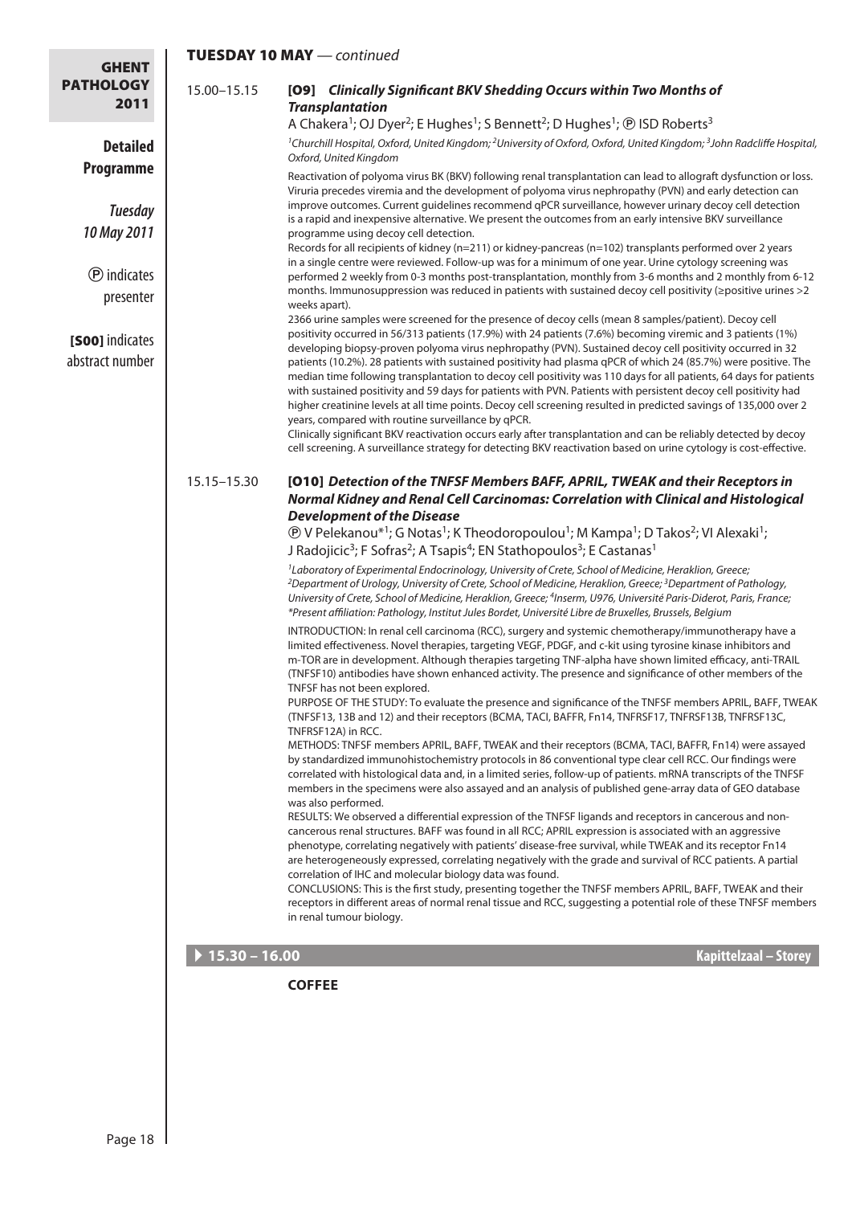## TUESDAY 10 MAY — *continued*

15.00–15.15

### [O9] *Clinically Significant BKV Shedding Occurs within Two Months of Transplantation*

A Chakera[1]; OJ Dyer[2]; E Hughes[1]; S Bennett[2]; D Hughes[1]; Ⓟ ISD Roberts[3]

*[1]Churchill Hospital, Oxford, United Kingdom; [2]University of Oxford, Oxford, United Kingdom; [3]John Radcliffe Hospital, Oxford, United Kingdom*

Reactivation of polyoma virus BK (BKV) following renal transplantation can lead to allograft dysfunction or loss. Viruria precedes viremia and the development of polyoma virus nephropathy (PVN) and early detection can improve outcomes. Current guidelines recommend qPCR surveillance, however urinary decoy cell detection is a rapid and inexpensive alternative. We present the outcomes from an early intensive BKV surveillance programme using decoy cell detection.

Records for all recipients of kidney (n=211) or kidney-pancreas (n=102) transplants performed over 2 years in a single centre were reviewed. Follow-up was for a minimum of one year. Urine cytology screening was performed 2 weekly from 0-3 months post-transplantation, monthly from 3-6 months and 2 monthly from 6-12 months. Immunosuppression was reduced in patients with sustained decoy cell positivity (≥positive urines >2 weeks apart).

2366 urine samples were screened for the presence of decoy cells (mean 8 samples/patient). Decoy cell positivity occurred in 56/313 patients (17.9%) with 24 patients (7.6%) becoming viremic and 3 patients (1%) developing biopsy-proven polyoma virus nephropathy (PVN). Sustained decoy cell positivity occurred in 32 patients (10.2%). 28 patients with sustained positivity had plasma qPCR of which 24 (85.7%) were positive. The median time following transplantation to decoy cell positivity was 110 days for all patients, 64 days for patients with sustained positivity and 59 days for patients with PVN. Patients with persistent decoy cell positivity had higher creatinine levels at all time points. Decoy cell screening resulted in predicted savings of 135,000 over 2 years, compared with routine surveillance by qPCR.

Clinically significant BKV reactivation occurs early after transplantation and can be reliably detected by decoy cell screening. A surveillance strategy for detecting BKV reactivation based on urine cytology is cost-effective.

15.15–15.30

### [O10] *Detection of the TNFSF Members BAFF, APRIL, TWEAK and their Receptors in Normal Kidney and Renal Cell Carcinomas: Correlation with Clinical and Histological Development of the Disease*

Ⓟ V Pelekanou*[1]; G Notas[1]; K Theodoropoulou[1]; M Kampa[1]; D Takos[2]; VI Alexaki[1]; J Radojicic[3]; F Sofras[2]; A Tsapis[4]; EN Stathopoulos[3]; E Castanas[1]

*[1]Laboratory of Experimental Endocrinology, University of Crete, School of Medicine, Heraklion, Greece; [2]Department of Urology, University of Crete, School of Medicine, Heraklion, Greece; [3]Department of Pathology, University of Crete, School of Medicine, Heraklion, Greece; [4]Inserm, U976, Université Paris-Diderot, Paris, France; \*Present affiliation: Pathology, Institut Jules Bordet, Université Libre de Bruxelles, Brussels, Belgium*

INTRODUCTION: In renal cell carcinoma (RCC), surgery and systemic chemotherapy/immunotherapy have a limited effectiveness. Novel therapies, targeting VEGF, PDGF, and c-kit using tyrosine kinase inhibitors and m-TOR are in development. Although therapies targeting TNF-alpha have shown limited efficacy, anti-TRAIL (TNFSF10) antibodies have shown enhanced activity. The presence and significance of other members of the TNFSF has not been explored.

PURPOSE OF THE STUDY: To evaluate the presence and significance of the TNFSF members APRIL, BAFF, TWEAK (TNFSF13, 13B and 12) and their receptors (BCMA, TACI, BAFFR, Fn14, TNFRSF17, TNFRSF13B, TNFRSF13C, TNFRSF12A) in RCC.

METHODS: TNFSF members APRIL, BAFF, TWEAK and their receptors (BCMA, TACI, BAFFR, Fn14) were assayed by standardized immunohistochemistry protocols in 86 conventional type clear cell RCC. Our findings were correlated with histological data and, in a limited series, follow-up of patients. mRNA transcripts of the TNFSF members in the specimens were also assayed and an analysis of published gene-array data of GEO database was also performed.

RESULTS: We observed a differential expression of the TNFSF ligands and receptors in cancerous and non-cancerous renal structures. BAFF was found in all RCC; APRIL expression is associated with an aggressive phenotype, correlating negatively with patients' disease-free survival, while TWEAK and its receptor Fn14 are heterogeneously expressed, correlating negatively with the grade and survival of RCC patients. A partial correlation of IHC and molecular biology data was found.

CONCLUSIONS: This is the first study, presenting together the TNFSF members APRIL, BAFF, TWEAK and their receptors in different areas of normal renal tissue and RCC, suggesting a potential role of these TNFSF members in renal tumour biology.

**15.30 – 16.00** — **Kapittelzaal – Storey**

**COFFEE**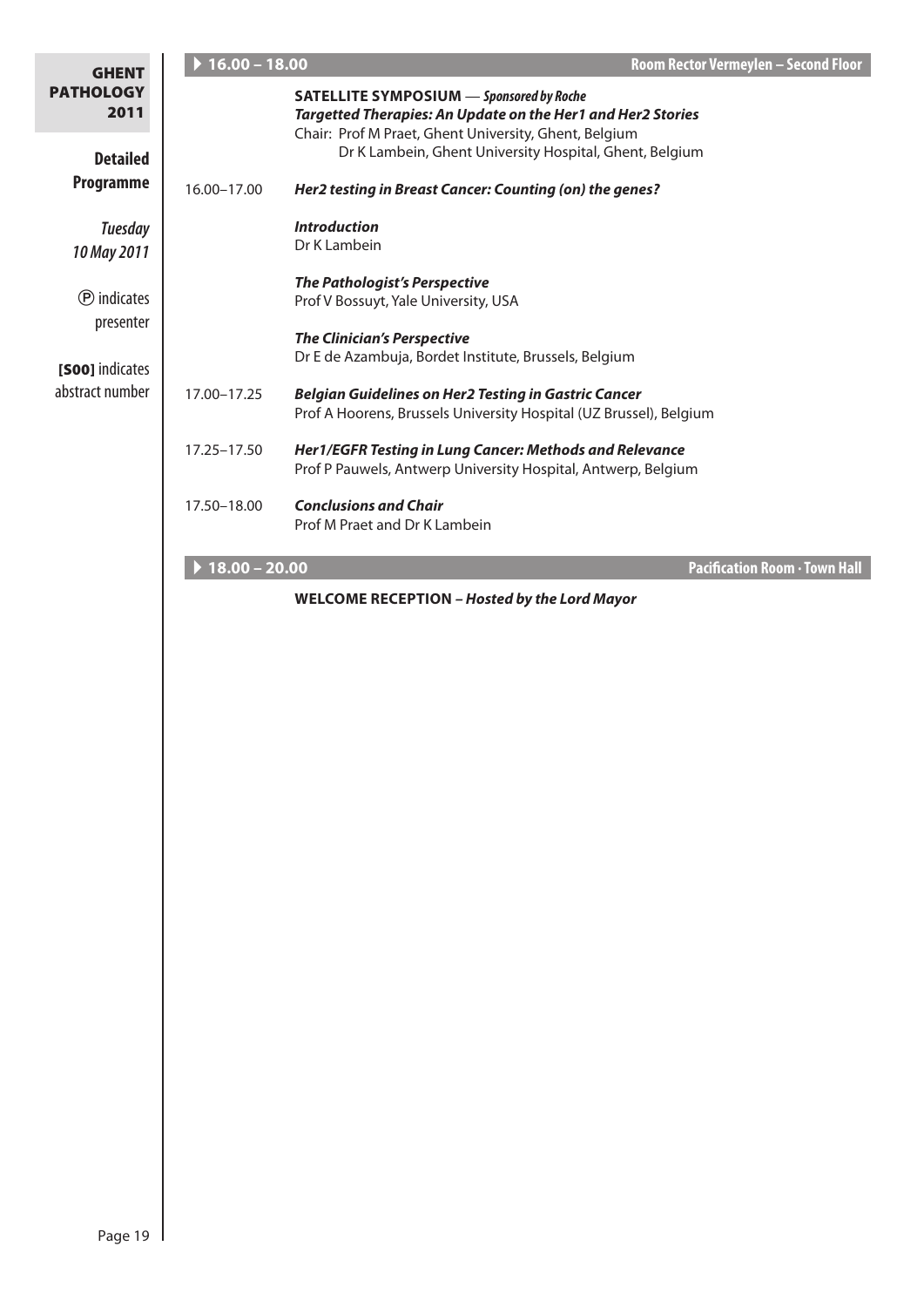**16.00 – 18.00** — **Room Rector Vermeylen – Second Floor**

**SATELLITE SYMPOSIUM** — ***Sponsored by Roche***

***Targetted Therapies: An Update on the Her1 and Her2 Stories***

Chair: Prof M Praet, Ghent University, Ghent, Belgium
Dr K Lambein, Ghent University Hospital, Ghent, Belgium

16.00–17.00 ***Her2 testing in Breast Cancer: Counting (on) the genes?***

***Introduction***
Dr K Lambein

***The Pathologist's Perspective***
Prof V Bossuyt, Yale University, USA

***The Clinician's Perspective***
Dr E de Azambuja, Bordet Institute, Brussels, Belgium

17.00–17.25 ***Belgian Guidelines on Her2 Testing in Gastric Cancer***
Prof A Hoorens, Brussels University Hospital (UZ Brussel), Belgium

17.25–17.50 ***Her1/EGFR Testing in Lung Cancer: Methods and Relevance***
Prof P Pauwels, Antwerp University Hospital, Antwerp, Belgium

17.50–18.00 ***Conclusions and Chair***
Prof M Praet and Dr K Lambein

**18.00 – 20.00** — **Pacification Room · Town Hall**

**WELCOME RECEPTION –** ***Hosted by the Lord Mayor***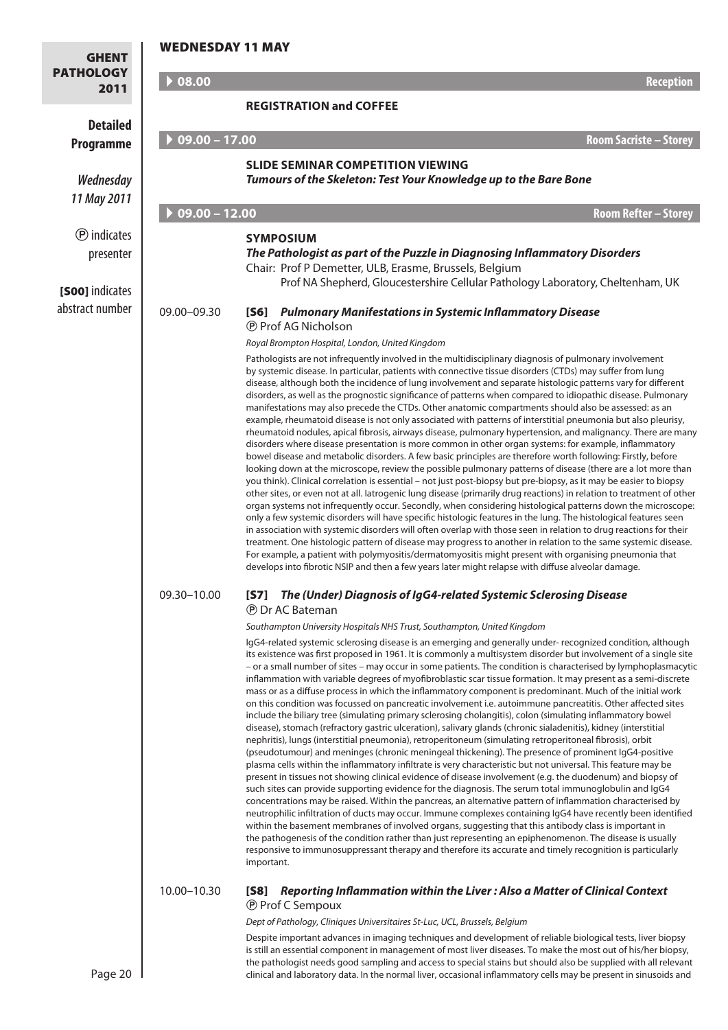## WEDNESDAY 11 MAY

**Detailed Programme**

*Wednesday 11 May 2011*

Ⓟ indicates presenter

**[S00]** indicates abstract number

### 08.00 — Reception

**REGISTRATION and COFFEE**

### 09.00 – 17.00 — Room Sacriste – Storey

**SLIDE SEMINAR COMPETITION VIEWING**
***Tumours of the Skeleton: Test Your Knowledge up to the Bare Bone***

### 09.00 – 12.00 — Room Refter – Storey

**SYMPOSIUM**
***The Pathologist as part of the Puzzle in Diagnosing Inflammatory Disorders***
Chair: Prof P Demetter, ULB, Erasme, Brussels, Belgium
Prof NA Shepherd, Gloucestershire Cellular Pathology Laboratory, Cheltenham, UK

09.00–09.30 **[S6] *Pulmonary Manifestations in Systemic Inflammatory Disease***
Ⓟ Prof AG Nicholson

*Royal Brompton Hospital, London, United Kingdom*

Pathologists are not infrequently involved in the multidisciplinary diagnosis of pulmonary involvement by systemic disease. In particular, patients with connective tissue disorders (CTDs) may suffer from lung disease, although both the incidence of lung involvement and separate histologic patterns vary for different disorders, as well as the prognostic significance of patterns when compared to idiopathic disease. Pulmonary manifestations may also precede the CTDs. Other anatomic compartments should also be assessed: as an example, rheumatoid disease is not only associated with patterns of interstitial pneumonia but also pleurisy, rheumatoid nodules, apical fibrosis, airways disease, pulmonary hypertension, and malignancy. There are many disorders where disease presentation is more common in other organ systems: for example, inflammatory bowel disease and metabolic disorders. A few basic principles are therefore worth following: Firstly, before looking down at the microscope, review the possible pulmonary patterns of disease (there are a lot more than you think). Clinical correlation is essential – not just post-biopsy but pre-biopsy, as it may be easier to biopsy other sites, or even not at all. Iatrogenic lung disease (primarily drug reactions) in relation to treatment of other organ systems not infrequently occur. Secondly, when considering histological patterns down the microscope: only a few systemic disorders will have specific histologic features in the lung. The histological features seen in association with systemic disorders will often overlap with those seen in relation to drug reactions for their treatment. One histologic pattern of disease may progress to another in relation to the same systemic disease. For example, a patient with polymyositis/dermatomyositis might present with organising pneumonia that develops into fibrotic NSIP and then a few years later might relapse with diffuse alveolar damage.

09.30–10.00 **[S7] *The (Under) Diagnosis of IgG4-related Systemic Sclerosing Disease***
Ⓟ Dr AC Bateman

*Southampton University Hospitals NHS Trust, Southampton, United Kingdom*

IgG4-related systemic sclerosing disease is an emerging and generally under- recognized condition, although its existence was first proposed in 1961. It is commonly a multisystem disorder but involvement of a single site – or a small number of sites – may occur in some patients. The condition is characterised by lymphoplasmacytic inflammation with variable degrees of myofibroblastic scar tissue formation. It may present as a semi-discrete mass or as a diffuse process in which the inflammatory component is predominant. Much of the initial work on this condition was focussed on pancreatic involvement i.e. autoimmune pancreatitis. Other affected sites include the biliary tree (simulating primary sclerosing cholangitis), colon (simulating inflammatory bowel disease), stomach (refractory gastric ulceration), salivary glands (chronic sialadenitis), kidney (interstitial nephritis), lungs (interstitial pneumonia), retroperitoneum (simulating retroperitoneal fibrosis), orbit (pseudotumour) and meninges (chronic meningeal thickening). The presence of prominent IgG4-positive plasma cells within the inflammatory infiltrate is very characteristic but not universal. This feature may be present in tissues not showing clinical evidence of disease involvement (e.g. the duodenum) and biopsy of such sites can provide supporting evidence for the diagnosis. The serum total immunoglobulin and IgG4 concentrations may be raised. Within the pancreas, an alternative pattern of inflammation characterised by neutrophilic infiltration of ducts may occur. Immune complexes containing IgG4 have recently been identified within the basement membranes of involved organs, suggesting that this antibody class is important in the pathogenesis of the condition rather than just representing an epiphenomenon. The disease is usually responsive to immunosuppressant therapy and therefore its accurate and timely recognition is particularly important.

10.00–10.30 **[S8] *Reporting Inflammation within the Liver : Also a Matter of Clinical Context***
Ⓟ Prof C Sempoux

*Dept of Pathology, Cliniques Universitaires St-Luc, UCL, Brussels, Belgium*

Despite important advances in imaging techniques and development of reliable biological tests, liver biopsy is still an essential component in management of most liver diseases. To make the most out of his/her biopsy, the pathologist needs good sampling and access to special stains but should also be supplied with all relevant clinical and laboratory data. In the normal liver, occasional inflammatory cells may be present in sinusoids and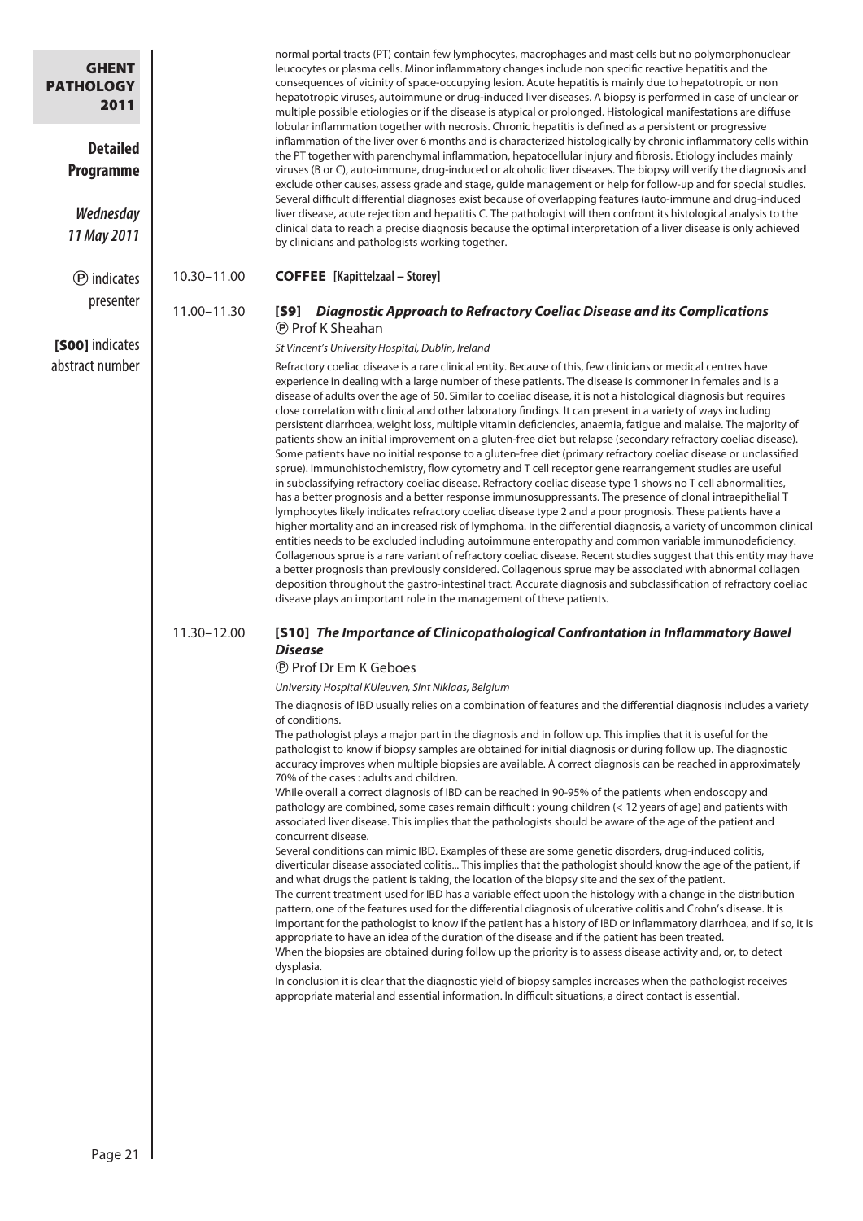normal portal tracts (PT) contain few lymphocytes, macrophages and mast cells but no polymorphonuclear leucocytes or plasma cells. Minor inflammatory changes include non specific reactive hepatitis and the consequences of vicinity of space-occupying lesion. Acute hepatitis is mainly due to hepatotropic or non hepatotropic viruses, autoimmune or drug-induced liver diseases. A biopsy is performed in case of unclear or multiple possible etiologies or if the disease is atypical or prolonged. Histological manifestations are diffuse lobular inflammation together with necrosis. Chronic hepatitis is defined as a persistent or progressive inflammation of the liver over 6 months and is characterized histologically by chronic inflammatory cells within the PT together with parenchymal inflammation, hepatocellular injury and fibrosis. Etiology includes mainly viruses (B or C), auto-immune, drug-induced or alcoholic liver diseases. The biopsy will verify the diagnosis and exclude other causes, assess grade and stage, guide management or help for follow-up and for special studies. Several difficult differential diagnoses exist because of overlapping features (auto-immune and drug-induced liver disease, acute rejection and hepatitis C. The pathologist will then confront its histological analysis to the clinical data to reach a precise diagnosis because the optimal interpretation of a liver disease is only achieved by clinicians and pathologists working together.

10.30–11.00 **COFFEE [Kapittelzaal – Storey]**

11.00–11.30 **[S9] *Diagnostic Approach to Refractory Coeliac Disease and its Complications***

Ⓟ Prof K Sheahan

*St Vincent's University Hospital, Dublin, Ireland*

Refractory coeliac disease is a rare clinical entity. Because of this, few clinicians or medical centres have experience in dealing with a large number of these patients. The disease is commoner in females and is a disease of adults over the age of 50. Similar to coeliac disease, it is not a histological diagnosis but requires close correlation with clinical and other laboratory findings. It can present in a variety of ways including persistent diarrhoea, weight loss, multiple vitamin deficiencies, anaemia, fatigue and malaise. The majority of patients show an initial improvement on a gluten-free diet but relapse (secondary refractory coeliac disease). Some patients have no initial response to a gluten-free diet (primary refractory coeliac disease or unclassified sprue). Immunohistochemistry, flow cytometry and T cell receptor gene rearrangement studies are useful in subclassifying refractory coeliac disease. Refractory coeliac disease type 1 shows no T cell abnormalities, has a better prognosis and a better response immunosuppressants. The presence of clonal intraepithelial T lymphocytes likely indicates refractory coeliac disease type 2 and a poor prognosis. These patients have a higher mortality and an increased risk of lymphoma. In the differential diagnosis, a variety of uncommon clinical entities needs to be excluded including autoimmune enteropathy and common variable immunodeficiency. Collagenous sprue is a rare variant of refractory coeliac disease. Recent studies suggest that this entity may have a better prognosis than previously considered. Collagenous sprue may be associated with abnormal collagen deposition throughout the gastro-intestinal tract. Accurate diagnosis and subclassification of refractory coeliac disease plays an important role in the management of these patients.

11.30–12.00 **[S10] *The Importance of Clinicopathological Confrontation in Inflammatory Bowel Disease***

Ⓟ Prof Dr Em K Geboes

*University Hospital KULeuven, Sint Niklaas, Belgium*

The diagnosis of IBD usually relies on a combination of features and the differential diagnosis includes a variety of conditions.

The pathologist plays a major part in the diagnosis and in follow up. This implies that it is useful for the pathologist to know if biopsy samples are obtained for initial diagnosis or during follow up. The diagnostic accuracy improves when multiple biopsies are available. A correct diagnosis can be reached in approximately 70% of the cases : adults and children.

While overall a correct diagnosis of IBD can be reached in 90-95% of the patients when endoscopy and pathology are combined, some cases remain difficult : young children (< 12 years of age) and patients with associated liver disease. This implies that the pathologists should be aware of the age of the patient and concurrent disease.

Several conditions can mimic IBD. Examples of these are some genetic disorders, drug-induced colitis, diverticular disease associated colitis... This implies that the pathologist should know the age of the patient, if and what drugs the patient is taking, the location of the biopsy site and the sex of the patient.

The current treatment used for IBD has a variable effect upon the histology with a change in the distribution pattern, one of the features used for the differential diagnosis of ulcerative colitis and Crohn's disease. It is important for the pathologist to know if the patient has a history of IBD or inflammatory diarrhoea, and if so, it is appropriate to have an idea of the duration of the disease and if the patient has been treated.

When the biopsies are obtained during follow up the priority is to assess disease activity and, or, to detect dysplasia.

In conclusion it is clear that the diagnostic yield of biopsy samples increases when the pathologist receives appropriate material and essential information. In difficult situations, a direct contact is essential.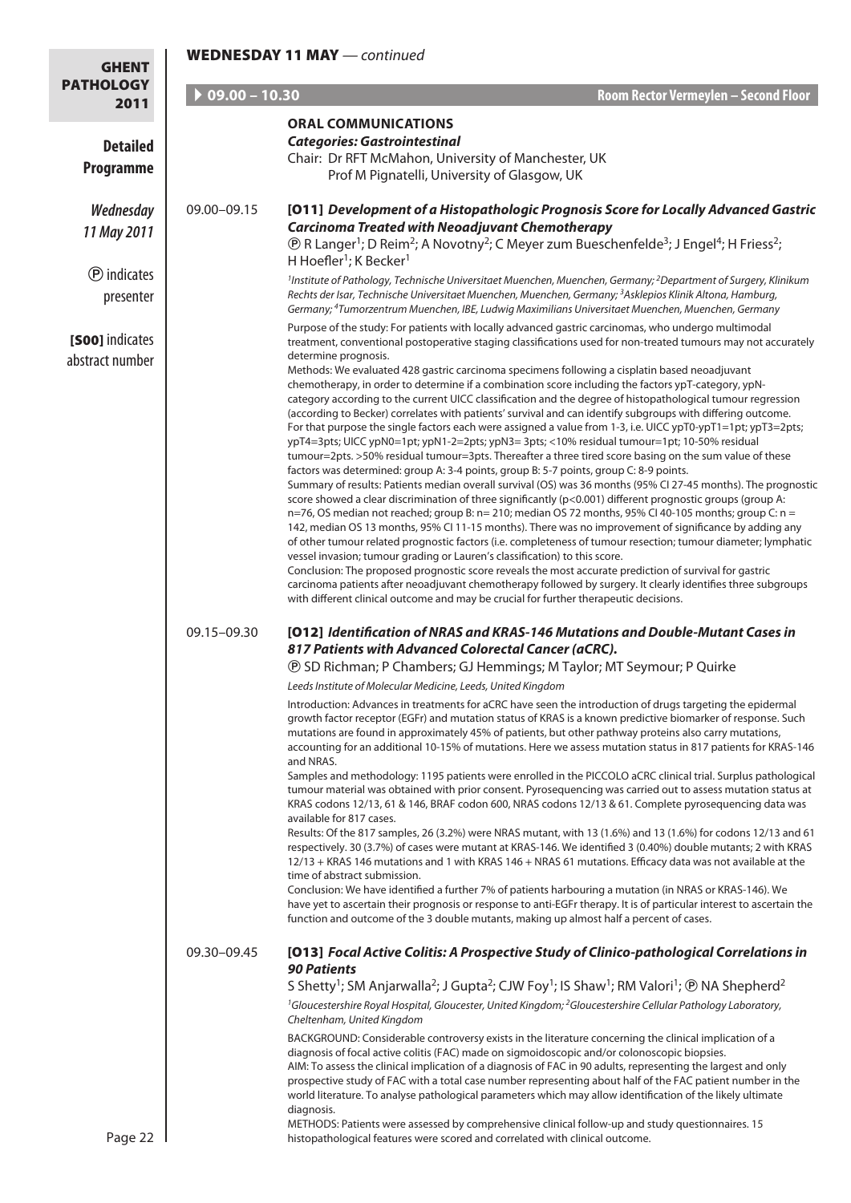## WEDNESDAY 11 MAY — *continued*

**Detailed Programme**

***Wednesday 11 May 2011***

Ⓟ indicates presenter

**[S00]** indicates abstract number

**09.00 – 10.30** **Room Rector Vermeylen – Second Floor**

### ORAL COMMUNICATIONS

***Categories: Gastrointestinal***

Chair: Dr RFT McMahon, University of Manchester, UK
Prof M Pignatelli, University of Glasgow, UK

09.00–09.15 **[O11] *Development of a Histopathologic Prognosis Score for Locally Advanced Gastric Carcinoma Treated with Neoadjuvant Chemotherapy***

Ⓟ R Langer[1]; D Reim[2]; A Novotny[2]; C Meyer zum Bueschenfelde[3]; J Engel[4]; H Friess[2]; H Hoefler[1]; K Becker[1]

*[1]Institute of Pathology, Technische Universitaet Muenchen, Muenchen, Germany; [2]Department of Surgery, Klinikum Rechts der Isar, Technische Universitaet Muenchen, Muenchen, Germany; [3]Asklepios Klinik Altona, Hamburg, Germany; [4]Tumorzentrum Muenchen, IBE, Ludwig Maximilians Universitaet Muenchen, Muenchen, Germany*

Purpose of the study: For patients with locally advanced gastric carcinomas, who undergo multimodal treatment, conventional postoperative staging classifications used for non-treated tumours may not accurately determine prognosis.
Methods: We evaluated 428 gastric carcinoma specimens following a cisplatin based neoadjuvant chemotherapy, in order to determine if a combination score including the factors ypT-category, ypN-category according to the current UICC classification and the degree of histopathological tumour regression (according to Becker) correlates with patients' survival and can identify subgroups with differing outcome. For that purpose the single factors each were assigned a value from 1-3, i.e. UICC ypT0-ypT1=1pt; ypT3=2pts; ypT4=3pts; UICC ypN0=1pt; ypN1-2=2pts; ypN3= 3pts; <10% residual tumour=1pt; 10-50% residual tumour=2pts. >50% residual tumour=3pts. Thereafter a three tired score basing on the sum value of these factors was determined: group A: 3-4 points, group B: 5-7 points, group C: 8-9 points.
Summary of results: Patients median overall survival (OS) was 36 months (95% CI 27-45 months). The prognostic score showed a clear discrimination of three significantly (p<0.001) different prognostic groups (group A: n=76, OS median not reached; group B: n= 210; median OS 72 months, 95% CI 40-105 months; group C: n = 142, median OS 13 months, 95% CI 11-15 months). There was no improvement of significance by adding any of other tumour related prognostic factors (i.e. completeness of tumour resection; tumour diameter; lymphatic vessel invasion; tumour grading or Lauren's classification) to this score.
Conclusion: The proposed prognostic score reveals the most accurate prediction of survival for gastric carcinoma patients after neoadjuvant chemotherapy followed by surgery. It clearly identifies three subgroups with different clinical outcome and may be crucial for further therapeutic decisions.

09.15–09.30 **[O12] *Identification of NRAS and KRAS-146 Mutations and Double-Mutant Cases in 817 Patients with Advanced Colorectal Cancer (aCRC).***

Ⓟ SD Richman; P Chambers; GJ Hemmings; M Taylor; MT Seymour; P Quirke

*Leeds Institute of Molecular Medicine, Leeds, United Kingdom*

Introduction: Advances in treatments for aCRC have seen the introduction of drugs targeting the epidermal growth factor receptor (EGFr) and mutation status of KRAS is a known predictive biomarker of response. Such mutations are found in approximately 45% of patients, but other pathway proteins also carry mutations, accounting for an additional 10-15% of mutations. Here we assess mutation status in 817 patients for KRAS-146 and NRAS.
Samples and methodology: 1195 patients were enrolled in the PICCOLO aCRC clinical trial. Surplus pathological tumour material was obtained with prior consent. Pyrosequencing was carried out to assess mutation status at KRAS codons 12/13, 61 & 146, BRAF codon 600, NRAS codons 12/13 & 61. Complete pyrosequencing data was available for 817 cases.
Results: Of the 817 samples, 26 (3.2%) were NRAS mutant, with 13 (1.6%) and 13 (1.6%) for codons 12/13 and 61 respectively. 30 (3.7%) of cases were mutant at KRAS-146. We identified 3 (0.40%) double mutants; 2 with KRAS 12/13 + KRAS 146 mutations and 1 with KRAS 146 + NRAS 61 mutations. Efficacy data was not available at the time of abstract submission.
Conclusion: We have identified a further 7% of patients harbouring a mutation (in NRAS or KRAS-146). We have yet to ascertain their prognosis or response to anti-EGFr therapy. It is of particular interest to ascertain the function and outcome of the 3 double mutants, making up almost half a percent of cases.

09.30–09.45 **[O13] *Focal Active Colitis: A Prospective Study of Clinico-pathological Correlations in 90 Patients***

S Shetty[1]; SM Anjarwalla[2]; J Gupta[2]; CJW Foy[1]; IS Shaw[1]; RM Valori[1]; Ⓟ NA Shepherd[2]

*[1]Gloucestershire Royal Hospital, Gloucester, United Kingdom; [2]Gloucestershire Cellular Pathology Laboratory, Cheltenham, United Kingdom*

BACKGROUND: Considerable controversy exists in the literature concerning the clinical implication of a diagnosis of focal active colitis (FAC) made on sigmoidoscopic and/or colonoscopic biopsies.
AIM: To assess the clinical implication of a diagnosis of FAC in 90 adults, representing the largest and only prospective study of FAC with a total case number representing about half of the FAC patient number in the world literature. To analyse pathological parameters which may allow identification of the likely ultimate diagnosis.
METHODS: Patients were assessed by comprehensive clinical follow-up and study questionnaires. 15 histopathological features were scored and correlated with clinical outcome.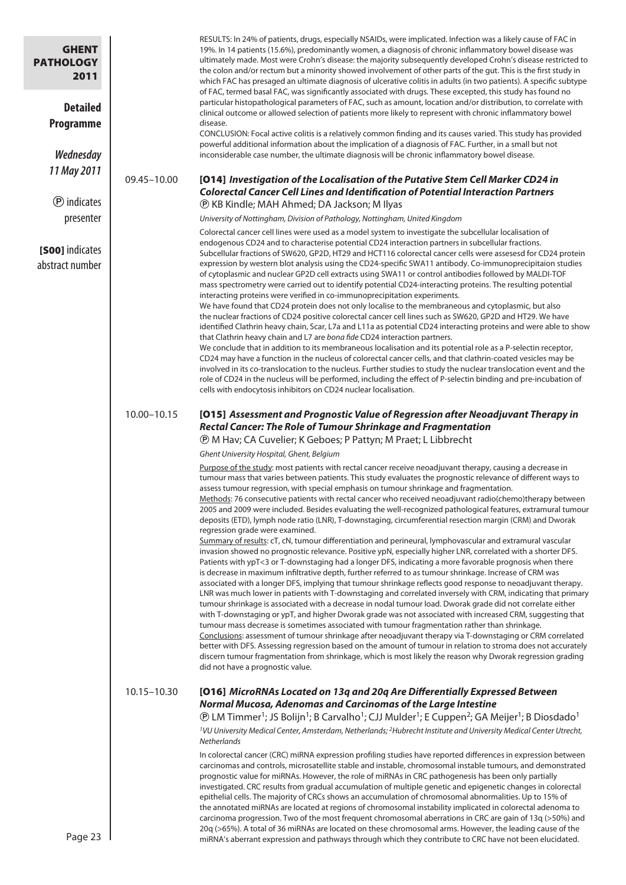RESULTS: In 24% of patients, drugs, especially NSAIDs, were implicated. Infection was a likely cause of FAC in 19%. In 14 patients (15.6%), predominantly women, a diagnosis of chronic inflammatory bowel disease was ultimately made. Most were Crohn's disease: the majority subsequently developed Crohn's disease restricted to the colon and/or rectum but a minority showed involvement of other parts of the gut. This is the first study in which FAC has presaged an ultimate diagnosis of ulcerative colitis in adults (in two patients). A specific subtype of FAC, termed basal FAC, was significantly associated with drugs. These excepted, this study has found no particular histopathological parameters of FAC, such as amount, location and/or distribution, to correlate with clinical outcome or allowed selection of patients more likely to represent with chronic inflammatory bowel disease.

CONCLUSION: Focal active colitis is a relatively common finding and its causes varied. This study has provided powerful additional information about the implication of a diagnosis of FAC. Further, in a small but not inconsiderable case number, the ultimate diagnosis will be chronic inflammatory bowel disease.

09.45–10.00

## [O14] *Investigation of the Localisation of the Putative Stem Cell Marker CD24 in Colorectal Cancer Cell Lines and Identification of Potential Interaction Partners*

Ⓟ KB Kindle; MAH Ahmed; DA Jackson; M Ilyas

*University of Nottingham, Division of Pathology, Nottingham, United Kingdom*

Colorectal cancer cell lines were used as a model system to investigate the subcellular localisation of endogenous CD24 and to characterise potential CD24 interaction partners in subcellular fractions.
Subcellular fractions of SW620, GP2D, HT29 and HCT116 colorectal cancer cells were assesesd for CD24 protein expression by western blot analysis using the CD24-specific SWA11 antibody. Co-immunoprecipitaion studies of cytoplasmic and nuclear GP2D cell extracts using SWA11 or control antibodies followed by MALDI-TOF mass spectrometry were carried out to identify potential CD24-interacting proteins. The resulting potential interacting proteins were verified in co-immunoprecipitation experiments.
We have found that CD24 protein does not only localise to the membraneous and cytoplasmic, but also the nuclear fractions of CD24 positive colorectal cancer cell lines such as SW620, GP2D and HT29. We have identified Clathrin heavy chain, Scar, L7a and L11a as potential CD24 interacting proteins and were able to show that Clathrin heavy chain and L7 are *bona fide* CD24 interaction partners.
We conclude that in addition to its membraneous localisation and its potential role as a P-selectin receptor, CD24 may have a function in the nucleus of colorectal cancer cells, and that clathrin-coated vesicles may be involved in its co-translocation to the nucleus. Further studies to study the nuclear translocation event and the role of CD24 in the nucleus will be performed, including the effect of P-selectin binding and pre-incubation of cells with endocytosis inhibitors on CD24 nuclear localisation.

10.00–10.15

## [O15] *Assessment and Prognostic Value of Regression after Neoadjuvant Therapy in Rectal Cancer: The Role of Tumour Shrinkage and Fragmentation*

Ⓟ M Hav; CA Cuvelier; K Geboes; P Pattyn; M Praet; L Libbrecht

*Ghent University Hospital, Ghent, Belgium*

Purpose of the study: most patients with rectal cancer receive neoadjuvant therapy, causing a decrease in tumour mass that varies between patients. This study evaluates the prognostic relevance of different ways to assess tumour regression, with special emphasis on tumour shrinkage and fragmentation.
Methods: 76 consecutive patients with rectal cancer who received neoadjuvant radio(chemo)therapy between 2005 and 2009 were included. Besides evaluating the well-recognized pathological features, extramural tumour deposits (ETD), lymph node ratio (LNR), T-downstaging, circumferential resection margin (CRM) and Dworak regression grade were examined.
Summary of results: cT, cN, tumour differentiation and perineural, lymphovascular and extramural vascular invasion showed no prognostic relevance. Positive ypN, especially higher LNR, correlated with a shorter DFS. Patients with ypT<3 or T-downstaging had a longer DFS, indicating a more favorable prognosis when there is decrease in maximum infiltrative depth, further referred to as tumour shrinkage. Increase of CRM was associated with a longer DFS, implying that tumour shrinkage reflects good response to neoadjuvant therapy. LNR was much lower in patients with T-downstaging and correlated inversely with CRM, indicating that primary tumour shrinkage is associated with a decrease in nodal tumour load. Dworak grade did not correlate either with T-downstaging or ypT, and higher Dworak grade was not associated with increased CRM, suggesting that tumour mass decrease is sometimes associated with tumour fragmentation rather than shrinkage.
Conclusions: assessment of tumour shrinkage after neoadjuvant therapy via T-downstaging or CRM correlated better with DFS. Assessing regression based on the amount of tumour in relation to stroma does not accurately discern tumour fragmentation from shrinkage, which is most likely the reason why Dworak regression grading did not have a prognostic value.

10.15–10.30

## [O16] *MicroRNAs Located on 13q and 20q Are Differentially Expressed Between Normal Mucosa, Adenomas and Carcinomas of the Large Intestine*

Ⓟ LM Timmer[1]; JS Bolijn[1]; B Carvalho[1]; CJJ Mulder[1]; E Cuppen[2]; GA Meijer[1]; B Diosdado[1]

*[1]VU University Medical Center, Amsterdam, Netherlands; [2]Hubrecht Institute and University Medical Center Utrecht, Netherlands*

In colorectal cancer (CRC) miRNA expression profiling studies have reported differences in expression between carcinomas and controls, microsatellite stable and instable, chromosomal instable tumours, and demonstrated prognostic value for miRNAs. However, the role of miRNAs in CRC pathogenesis has been only partially investigated. CRC results from gradual accumulation of multiple genetic and epigenetic changes in colorectal epithelial cells. The majority of CRCs shows an accumulation of chromosomal abnormalities. Up to 15% of the annotated miRNAs are located at regions of chromosomal instability implicated in colorectal adenoma to carcinoma progression. Two of the most frequent chromosomal aberrations in CRC are gain of 13q (>50%) and 20q (>65%). A total of 36 miRNAs are located on these chromosomal arms. However, the leading cause of the miRNA's aberrant expression and pathways through which they contribute to CRC have not been elucidated.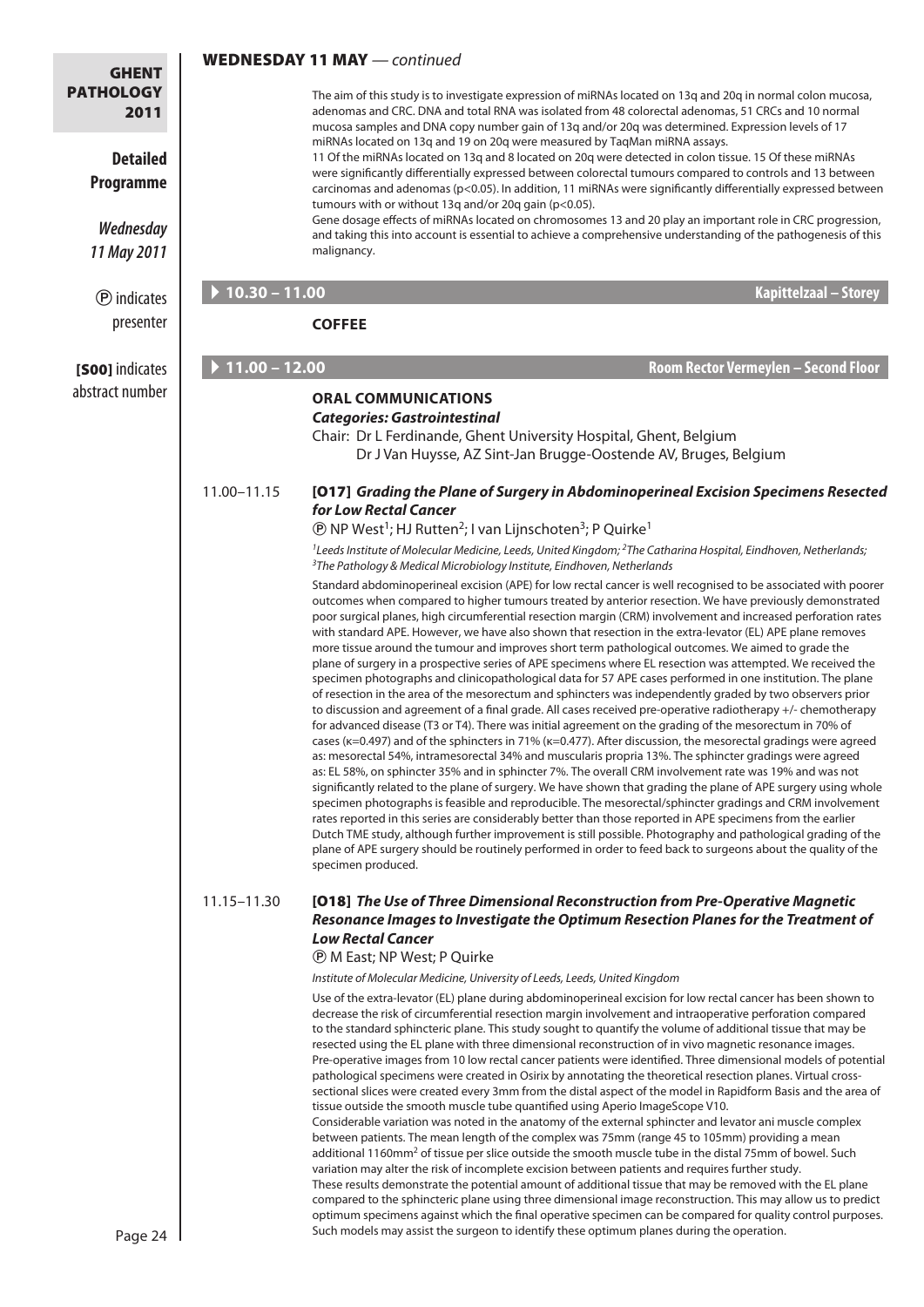## WEDNESDAY 11 MAY — *continued*

The aim of this study is to investigate expression of miRNAs located on 13q and 20q in normal colon mucosa, adenomas and CRC. DNA and total RNA was isolated from 48 colorectal adenomas, 51 CRCs and 10 normal mucosa samples and DNA copy number gain of 13q and/or 20q was determined. Expression levels of 17 miRNAs located on 13q and 19 on 20q were measured by TaqMan miRNA assays.

11 Of the miRNAs located on 13q and 8 located on 20q were detected in colon tissue. 15 Of these miRNAs were significantly differentially expressed between colorectal tumours compared to controls and 13 between carcinomas and adenomas ($p<0.05$). In addition, 11 miRNAs were significantly differentially expressed between tumours with or without 13q and/or 20q gain ($p<0.05$).

Gene dosage effects of miRNAs located on chromosomes 13 and 20 play an important role in CRC progression, and taking this into account is essential to achieve a comprehensive understanding of the pathogenesis of this malignancy.

### 10.30 – 11.00 — Kapittelzaal – Storey

**COFFEE**

### 11.00 – 12.00 — Room Rector Vermeylen – Second Floor

**ORAL COMMUNICATIONS**

***Categories: Gastrointestinal***

Chair: Dr L Ferdinande, Ghent University Hospital, Ghent, Belgium
Dr J Van Huysse, AZ Sint-Jan Brugge-Oostende AV, Bruges, Belgium

11.00–11.15 **[O17] *Grading the Plane of Surgery in Abdominoperineal Excision Specimens Resected for Low Rectal Cancer***

Ⓟ NP West[1]; HJ Rutten[2]; I van Lijnschoten[3]; P Quirke[1]

*[1]Leeds Institute of Molecular Medicine, Leeds, United Kingdom; [2]The Catharina Hospital, Eindhoven, Netherlands; [3]The Pathology & Medical Microbiology Institute, Eindhoven, Netherlands*

Standard abdominoperineal excision (APE) for low rectal cancer is well recognised to be associated with poorer outcomes when compared to higher tumours treated by anterior resection. We have previously demonstrated poor surgical planes, high circumferential resection margin (CRM) involvement and increased perforation rates with standard APE. However, we have also shown that resection in the extra-levator (EL) APE plane removes more tissue around the tumour and improves short term pathological outcomes. We aimed to grade the plane of surgery in a prospective series of APE specimens where EL resection was attempted. We received the specimen photographs and clinicopathological data for 57 APE cases performed in one institution. The plane of resection in the area of the mesorectum and sphincters was independently graded by two observers prior to discussion and agreement of a final grade. All cases received pre-operative radiotherapy +/- chemotherapy for advanced disease (T3 or T4). There was initial agreement on the grading of the mesorectum in 70% of cases ($\kappa=0.497$) and of the sphincters in 71% ($\kappa=0.477$). After discussion, the mesorectal gradings were agreed as: mesorectal 54%, intramesorectal 34% and muscularis propria 13%. The sphincter gradings were agreed as: EL 58%, on sphincter 35% and in sphincter 7%. The overall CRM involvement rate was 19% and was not significantly related to the plane of surgery. We have shown that grading the plane of APE surgery using whole specimen photographs is feasible and reproducible. The mesorectal/sphincter gradings and CRM involvement rates reported in this series are considerably better than those reported in APE specimens from the earlier Dutch TME study, although further improvement is still possible. Photography and pathological grading of the plane of APE surgery should be routinely performed in order to feed back to surgeons about the quality of the specimen produced.

11.15–11.30 **[O18] *The Use of Three Dimensional Reconstruction from Pre-Operative Magnetic Resonance Images to Investigate the Optimum Resection Planes for the Treatment of Low Rectal Cancer***

Ⓟ M East; NP West; P Quirke

*Institute of Molecular Medicine, University of Leeds, Leeds, United Kingdom*

Use of the extra-levator (EL) plane during abdominoperineal excision for low rectal cancer has been shown to decrease the risk of circumferential resection margin involvement and intraoperative perforation compared to the standard sphincteric plane. This study sought to quantify the volume of additional tissue that may be resected using the EL plane with three dimensional reconstruction of in vivo magnetic resonance images. Pre-operative images from 10 low rectal cancer patients were identified. Three dimensional models of potential pathological specimens were created in Osirix by annotating the theoretical resection planes. Virtual cross-sectional slices were created every 3mm from the distal aspect of the model in Rapidform Basis and the area of tissue outside the smooth muscle tube quantified using Aperio ImageScope V10.

Considerable variation was noted in the anatomy of the external sphincter and levator ani muscle complex between patients. The mean length of the complex was 75mm (range 45 to 105mm) providing a mean additional 1160mm$^2$ of tissue per slice outside the smooth muscle tube in the distal 75mm of bowel. Such variation may alter the risk of incomplete excision between patients and requires further study.

These results demonstrate the potential amount of additional tissue that may be removed with the EL plane compared to the sphincteric plane using three dimensional image reconstruction. This may allow us to predict optimum specimens against which the final operative specimen can be compared for quality control purposes. Such models may assist the surgeon to identify these optimum planes during the operation.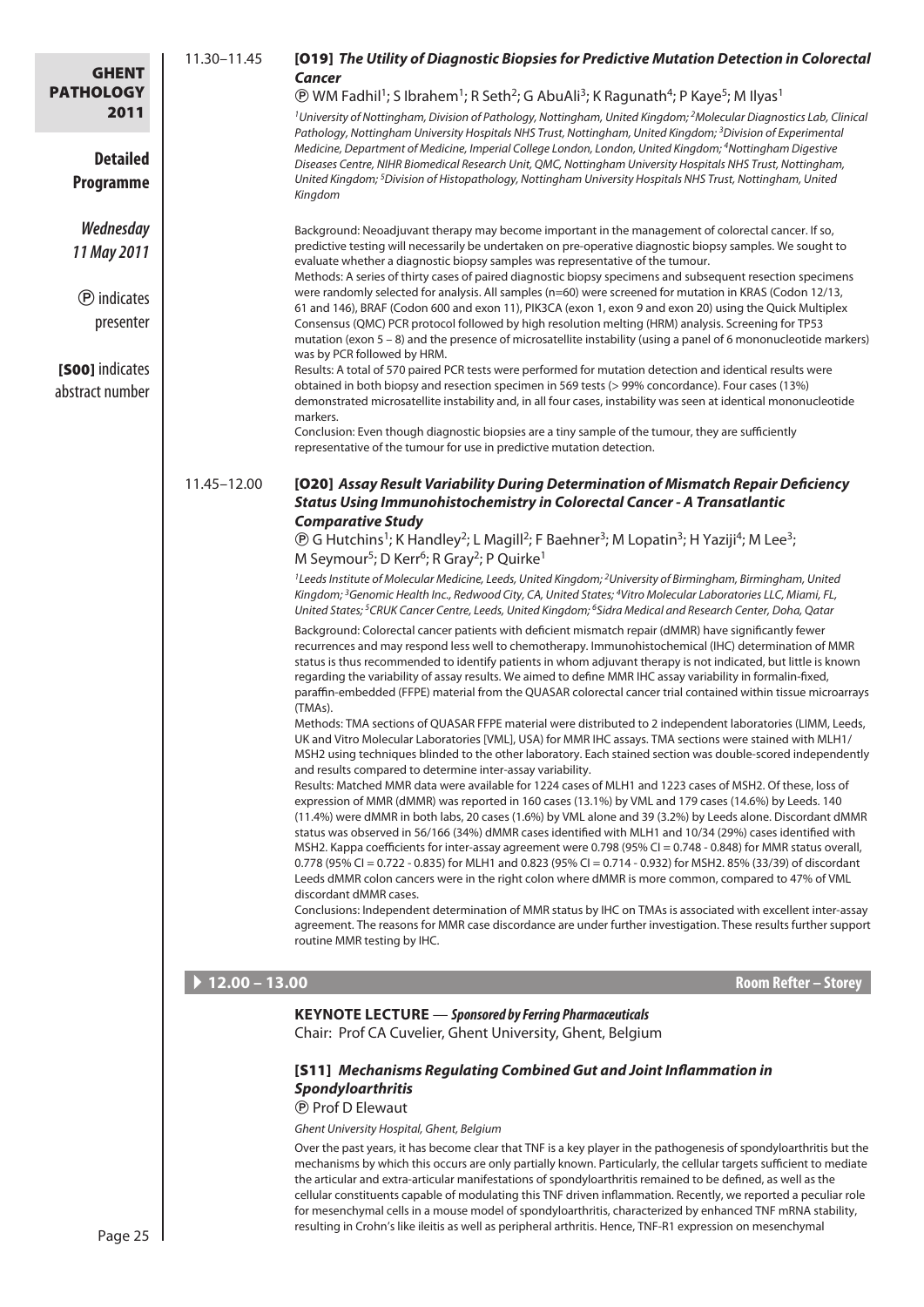11.30–11.45

### [O19] *The Utility of Diagnostic Biopsies for Predictive Mutation Detection in Colorectal Cancer*

Ⓟ WM Fadhil[1]; S Ibrahem[1]; R Seth[2]; G AbuAli[3]; K Ragunath[4]; P Kaye[5]; M Ilyas[1]

*[1]University of Nottingham, Division of Pathology, Nottingham, United Kingdom; [2]Molecular Diagnostics Lab, Clinical Pathology, Nottingham University Hospitals NHS Trust, Nottingham, United Kingdom; [3]Division of Experimental Medicine, Department of Medicine, Imperial College London, London, United Kingdom; [4]Nottingham Digestive Diseases Centre, NIHR Biomedical Research Unit, QMC, Nottingham University Hospitals NHS Trust, Nottingham, United Kingdom; [5]Division of Histopathology, Nottingham University Hospitals NHS Trust, Nottingham, United Kingdom*

Background: Neoadjuvant therapy may become important in the management of colorectal cancer. If so, predictive testing will necessarily be undertaken on pre-operative diagnostic biopsy samples. We sought to evaluate whether a diagnostic biopsy samples was representative of the tumour.

Methods: A series of thirty cases of paired diagnostic biopsy specimens and subsequent resection specimens were randomly selected for analysis. All samples (n=60) were screened for mutation in KRAS (Codon 12/13, 61 and 146), BRAF (Codon 600 and exon 11), PIK3CA (exon 1, exon 9 and exon 20) using the Quick Multiplex Consensus (QMC) PCR protocol followed by high resolution melting (HRM) analysis. Screening for TP53 mutation (exon 5 – 8) and the presence of microsatellite instability (using a panel of 6 mononucleotide markers) was by PCR followed by HRM.

Results: A total of 570 paired PCR tests were performed for mutation detection and identical results were obtained in both biopsy and resection specimen in 569 tests (> 99% concordance). Four cases (13%) demonstrated microsatellite instability and, in all four cases, instability was seen at identical mononucleotide markers.

Conclusion: Even though diagnostic biopsies are a tiny sample of the tumour, they are sufficiently representative of the tumour for use in predictive mutation detection.

11.45–12.00

### [O20] *Assay Result Variability During Determination of Mismatch Repair Deficiency Status Using Immunohistochemistry in Colorectal Cancer - A Transatlantic Comparative Study*

Ⓟ G Hutchins[1]; K Handley[2]; L Magill[2]; F Baehner[3]; M Lopatin[3]; H Yaziji[4]; M Lee[3]; M Seymour[5]; D Kerr[6]; R Gray[2]; P Quirke[1]

*[1]Leeds Institute of Molecular Medicine, Leeds, United Kingdom; [2]University of Birmingham, Birmingham, United Kingdom; [3]Genomic Health Inc., Redwood City, CA, United States; [4]Vitro Molecular Laboratories LLC, Miami, FL, United States; [5]CRUK Cancer Centre, Leeds, United Kingdom; [6]Sidra Medical and Research Center, Doha, Qatar*

Background: Colorectal cancer patients with deficient mismatch repair (dMMR) have significantly fewer recurrences and may respond less well to chemotherapy. Immunohistochemical (IHC) determination of MMR status is thus recommended to identify patients in whom adjuvant therapy is not indicated, but little is known regarding the variability of assay results. We aimed to define MMR IHC assay variability in formalin-fixed, paraffin-embedded (FFPE) material from the QUASAR colorectal cancer trial contained within tissue microarrays (TMAs).

Methods: TMA sections of QUASAR FFPE material were distributed to 2 independent laboratories (LIMM, Leeds, UK and Vitro Molecular Laboratories [VML], USA) for MMR IHC assays. TMA sections were stained with MLH1/ MSH2 using techniques blinded to the other laboratory. Each stained section was double-scored independently and results compared to determine inter-assay variability.

Results: Matched MMR data were available for 1224 cases of MLH1 and 1223 cases of MSH2. Of these, loss of expression of MMR (dMMR) was reported in 160 cases (13.1%) by VML and 179 cases (14.6%) by Leeds. 140 (11.4%) were dMMR in both labs, 20 cases (1.6%) by VML alone and 39 (3.2%) by Leeds alone. Discordant dMMR status was observed in 56/166 (34%) dMMR cases identified with MLH1 and 10/34 (29%) cases identified with MSH2. Kappa coefficients for inter-assay agreement were 0.798 (95% CI = 0.748 - 0.848) for MMR status overall, 0.778 (95% CI = 0.722 - 0.835) for MLH1 and 0.823 (95% CI = 0.714 - 0.932) for MSH2. 85% (33/39) of discordant Leeds dMMR colon cancers were in the right colon where dMMR is more common, compared to 47% of VML discordant dMMR cases.

Conclusions: Independent determination of MMR status by IHC on TMAs is associated with excellent inter-assay agreement. The reasons for MMR case discordance are under further investigation. These results further support routine MMR testing by IHC.

## 12.00 – 13.00 — Room Refter – Storey

**KEYNOTE LECTURE** — ***Sponsored by Ferring Pharmaceuticals***

Chair: Prof CA Cuvelier, Ghent University, Ghent, Belgium

### [S11] *Mechanisms Regulating Combined Gut and Joint Inflammation in Spondyloarthritis*

Ⓟ Prof D Elewaut

*Ghent University Hospital, Ghent, Belgium*

Over the past years, it has become clear that TNF is a key player in the pathogenesis of spondyloarthritis but the mechanisms by which this occurs are only partially known. Particularly, the cellular targets sufficient to mediate the articular and extra-articular manifestations of spondyloarthritis remained to be defined, as well as the cellular constituents capable of modulating this TNF driven inflammation. Recently, we reported a peculiar role for mesenchymal cells in a mouse model of spondyloarthritis, characterized by enhanced TNF mRNA stability, resulting in Crohn's like ileitis as well as peripheral arthritis. Hence, TNF-R1 expression on mesenchymal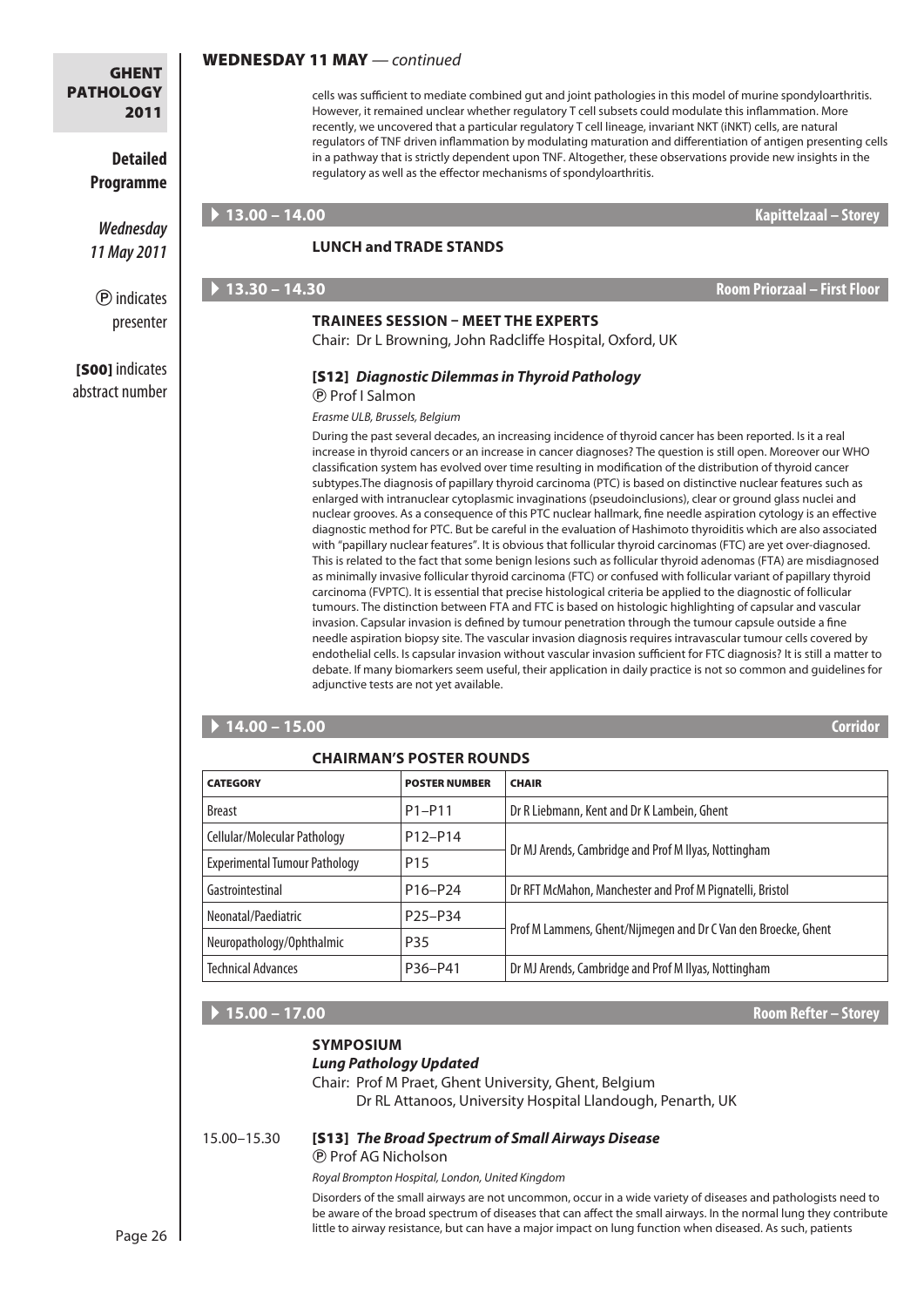## WEDNESDAY 11 MAY — *continued*

**Detailed Programme**

*Wednesday 11 May 2011*

Ⓟ indicates presenter

**[S00]** indicates abstract number

cells was sufficient to mediate combined gut and joint pathologies in this model of murine spondyloarthritis. However, it remained unclear whether regulatory T cell subsets could modulate this inflammation. More recently, we uncovered that a particular regulatory T cell lineage, invariant NKT (iNKT) cells, are natural regulators of TNF driven inflammation by modulating maturation and differentiation of antigen presenting cells in a pathway that is strictly dependent upon TNF. Altogether, these observations provide new insights in the regulatory as well as the effector mechanisms of spondyloarthritis.

### 13.00 – 14.00 — Kapittelzaal – Storey

**LUNCH and TRADE STANDS**

### 13.30 – 14.30 — Room Priorzaal – First Floor

**TRAINEES SESSION – MEET THE EXPERTS**

Chair: Dr L Browning, John Radcliffe Hospital, Oxford, UK

**[S12]** ***Diagnostic Dilemmas in Thyroid Pathology***

Ⓟ Prof I Salmon

*Erasme ULB, Brussels, Belgium*

During the past several decades, an increasing incidence of thyroid cancer has been reported. Is it a real increase in thyroid cancers or an increase in cancer diagnoses? The question is still open. Moreover our WHO classification system has evolved over time resulting in modification of the distribution of thyroid cancer subtypes.The diagnosis of papillary thyroid carcinoma (PTC) is based on distinctive nuclear features such as enlarged with intranuclear cytoplasmic invaginations (pseudoinclusions), clear or ground glass nuclei and nuclear grooves. As a consequence of this PTC nuclear hallmark, fine needle aspiration cytology is an effective diagnostic method for PTC. But be careful in the evaluation of Hashimoto thyroiditis which are also associated with "papillary nuclear features". It is obvious that follicular thyroid carcinomas (FTC) are yet over-diagnosed. This is related to the fact that some benign lesions such as follicular thyroid adenomas (FTA) are misdiagnosed as minimally invasive follicular thyroid carcinoma (FTC) or confused with follicular variant of papillary thyroid carcinoma (FVPTC). It is essential that precise histological criteria be applied to the diagnostic of follicular tumours. The distinction between FTA and FTC is based on histologic highlighting of capsular and vascular invasion. Capsular invasion is defined by tumour penetration through the tumour capsule outside a fine needle aspiration biopsy site. The vascular invasion diagnosis requires intravascular tumour cells covered by endothelial cells. Is capsular invasion without vascular invasion sufficient for FTC diagnosis? It is still a matter to debate. If many biomarkers seem useful, their application in daily practice is not so common and guidelines for adjunctive tests are not yet available.

### 14.00 – 15.00 — Corridor

**CHAIRMAN'S POSTER ROUNDS**

| CATEGORY | POSTER NUMBER | CHAIR |
|---|---|---|
| Breast | P1–P11 | Dr R Liebmann, Kent and Dr K Lambein, Ghent |
| Cellular/Molecular Pathology | P12–P14 | Dr MJ Arends, Cambridge and Prof M Ilyas, Nottingham |
| Experimental Tumour Pathology | P15 | |
| Gastrointestinal | P16–P24 | Dr RFT McMahon, Manchester and Prof M Pignatelli, Bristol |
| Neonatal/Paediatric | P25–P34 | Prof M Lammens, Ghent/Nijmegen and Dr C Van den Broecke, Ghent |
| Neuropathology/Ophthalmic | P35 | |
| Technical Advances | P36–P41 | Dr MJ Arends, Cambridge and Prof M Ilyas, Nottingham |

### 15.00 – 17.00 — Room Refter – Storey

**SYMPOSIUM**

***Lung Pathology Updated***

Chair: Prof M Praet, Ghent University, Ghent, Belgium
Dr RL Attanoos, University Hospital Llandough, Penarth, UK

15.00–15.30 **[S13]** ***The Broad Spectrum of Small Airways Disease***

Ⓟ Prof AG Nicholson

*Royal Brompton Hospital, London, United Kingdom*

Disorders of the small airways are not uncommon, occur in a wide variety of diseases and pathologists need to be aware of the broad spectrum of diseases that can affect the small airways. In the normal lung they contribute little to airway resistance, but can have a major impact on lung function when diseased. As such, patients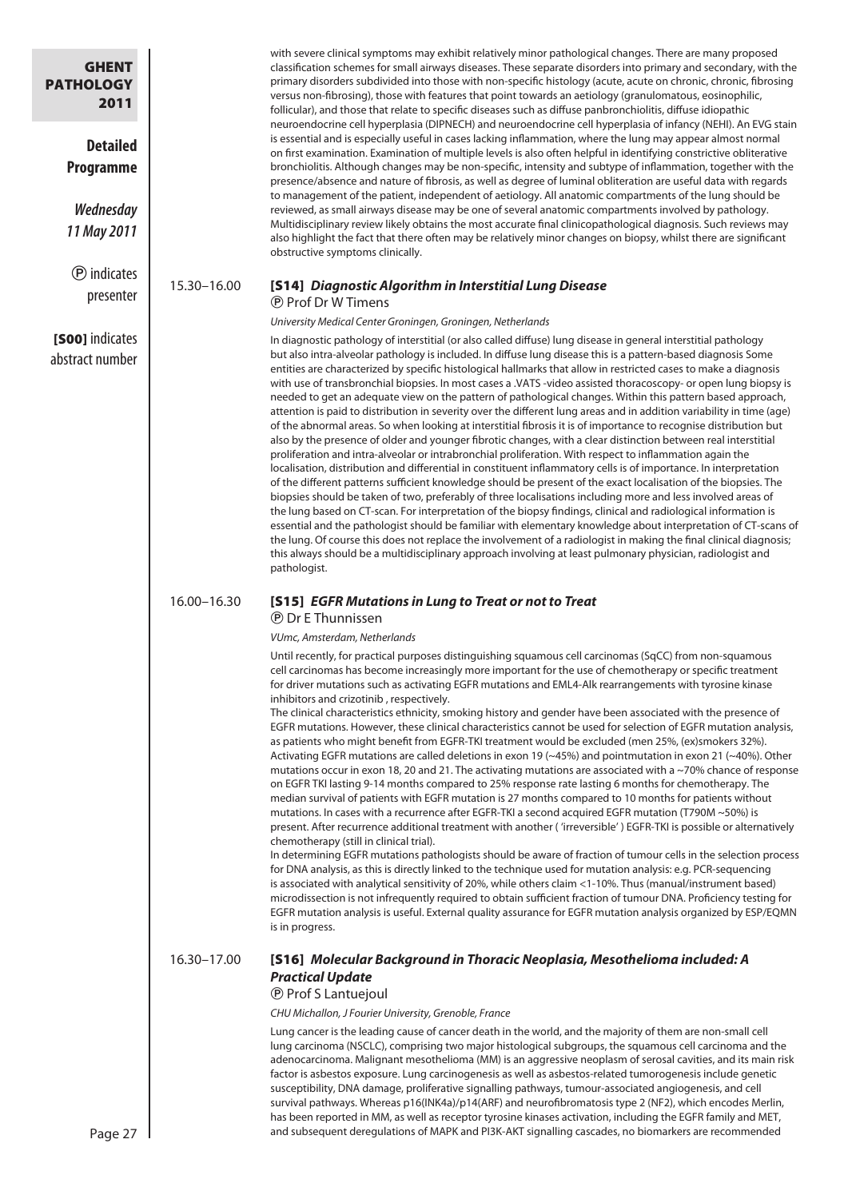with severe clinical symptoms may exhibit relatively minor pathological changes. There are many proposed classification schemes for small airways diseases. These separate disorders into primary and secondary, with the primary disorders subdivided into those with non-specific histology (acute, acute on chronic, chronic, fibrosing versus non-fibrosing), those with features that point towards an aetiology (granulomatous, eosinophilic, follicular), and those that relate to specific diseases such as diffuse panbronchiolitis, diffuse idiopathic neuroendocrine cell hyperplasia (DIPNECH) and neuroendocrine cell hyperplasia of infancy (NEHI). An EVG stain is essential and is especially useful in cases lacking inflammation, where the lung may appear almost normal on first examination. Examination of multiple levels is also often helpful in identifying constrictive obliterative bronchiolitis. Although changes may be non-specific, intensity and subtype of inflammation, together with the presence/absence and nature of fibrosis, as well as degree of luminal obliteration are useful data with regards to management of the patient, independent of aetiology. All anatomic compartments of the lung should be reviewed, as small airways disease may be one of several anatomic compartments involved by pathology. Multidisciplinary review likely obtains the most accurate final clinicopathological diagnosis. Such reviews may also highlight the fact that there often may be relatively minor changes on biopsy, whilst there are significant obstructive symptoms clinically.

15.30–16.00

## [S14] *Diagnostic Algorithm in Interstitial Lung Disease*

Ⓟ Prof Dr W Timens

*University Medical Center Groningen, Groningen, Netherlands*

In diagnostic pathology of interstitial (or also called diffuse) lung disease in general interstitial pathology but also intra-alveolar pathology is included. In diffuse lung disease this is a pattern-based diagnosis Some entities are characterized by specific histological hallmarks that allow in restricted cases to make a diagnosis with use of transbronchial biopsies. In most cases a .VATS -video assisted thoracoscopy- or open lung biopsy is needed to get an adequate view on the pattern of pathological changes. Within this pattern based approach, attention is paid to distribution in severity over the different lung areas and in addition variability in time (age) of the abnormal areas. So when looking at interstitial fibrosis it is of importance to recognise distribution but also by the presence of older and younger fibrotic changes, with a clear distinction between real interstitial proliferation and intra-alveolar or intrabronchial proliferation. With respect to inflammation again the localisation, distribution and differential in constituent inflammatory cells is of importance. In interpretation of the different patterns sufficient knowledge should be present of the exact localisation of the biopsies. The biopsies should be taken of two, preferably of three localisations including more and less involved areas of the lung based on CT-scan. For interpretation of the biopsy findings, clinical and radiological information is essential and the pathologist should be familiar with elementary knowledge about interpretation of CT-scans of the lung. Of course this does not replace the involvement of a radiologist in making the final clinical diagnosis; this always should be a multidisciplinary approach involving at least pulmonary physician, radiologist and pathologist.

16.00–16.30

## [S15] *EGFR Mutations in Lung to Treat or not to Treat*

Ⓟ Dr E Thunnissen

*VUmc, Amsterdam, Netherlands*

Until recently, for practical purposes distinguishing squamous cell carcinomas (SqCC) from non-squamous cell carcinomas has become increasingly more important for the use of chemotherapy or specific treatment for driver mutations such as activating EGFR mutations and EML4-Alk rearrangements with tyrosine kinase inhibitors and crizotinib , respectively.

The clinical characteristics ethnicity, smoking history and gender have been associated with the presence of EGFR mutations. However, these clinical characteristics cannot be used for selection of EGFR mutation analysis, as patients who might benefit from EGFR-TKI treatment would be excluded (men 25%, (ex)smokers 32%). Activating EGFR mutations are called deletions in exon 19 (~45%) and pointmutation in exon 21 (~40%). Other mutations occur in exon 18, 20 and 21. The activating mutations are associated with a ~70% chance of response on EGFR TKI lasting 9-14 months compared to 25% response rate lasting 6 months for chemotherapy. The median survival of patients with EGFR mutation is 27 months compared to 10 months for patients without mutations. In cases with a recurrence after EGFR-TKI a second acquired EGFR mutation (T790M ~50%) is present. After recurrence additional treatment with another ( 'irreversible' ) EGFR-TKI is possible or alternatively chemotherapy (still in clinical trial).

In determining EGFR mutations pathologists should be aware of fraction of tumour cells in the selection process for DNA analysis, as this is directly linked to the technique used for mutation analysis: e.g. PCR-sequencing is associated with analytical sensitivity of 20%, while others claim <1-10%. Thus (manual/instrument based) microdissection is not infrequently required to obtain sufficient fraction of tumour DNA. Proficiency testing for EGFR mutation analysis is useful. External quality assurance for EGFR mutation analysis organized by ESP/EQMN is in progress.

16.30–17.00

## [S16] *Molecular Background in Thoracic Neoplasia, Mesothelioma included: A Practical Update*

Ⓟ Prof S Lantuejoul

*CHU Michallon, J Fourier University, Grenoble, France*

Lung cancer is the leading cause of cancer death in the world, and the majority of them are non-small cell lung carcinoma (NSCLC), comprising two major histological subgroups, the squamous cell carcinoma and the adenocarcinoma. Malignant mesothelioma (MM) is an aggressive neoplasm of serosal cavities, and its main risk factor is asbestos exposure. Lung carcinogenesis as well as asbestos-related tumorogenesis include genetic susceptibility, DNA damage, proliferative signalling pathways, tumour-associated angiogenesis, and cell survival pathways. Whereas p16(INK4a)/p14(ARF) and neurofibromatosis type 2 (NF2), which encodes Merlin, has been reported in MM, as well as receptor tyrosine kinases activation, including the EGFR family and MET, and subsequent deregulations of MAPK and PI3K-AKT signalling cascades, no biomarkers are recommended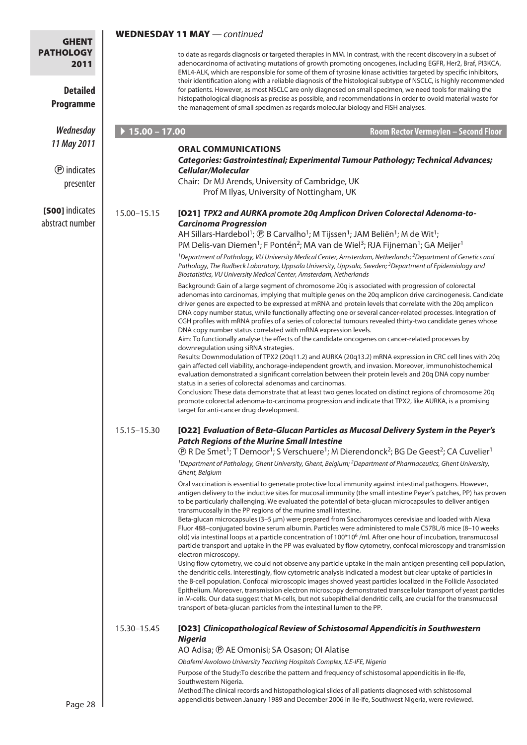## WEDNESDAY 11 MAY — *continued*

to date as regards diagnosis or targeted therapies in MM. In contrast, with the recent discovery in a subset of adenocarcinoma of activating mutations of growth promoting oncogenes, including EGFR, Her2, Braf, PI3KCA, EML4-ALK, which are responsible for some of them of tyrosine kinase activities targeted by specific inhibitors, their identification along with a reliable diagnosis of the histological subtype of NSCLC, is highly recommended for patients. However, as most NSCLC are only diagnosed on small specimen, we need tools for making the histopathological diagnosis as precise as possible, and recommendations in order to ovoid material waste for the management of small specimen as regards molecular biology and FISH analyses.

### 15.00 – 17.00 — Room Rector Vermeylen – Second Floor

**ORAL COMMUNICATIONS**

***Categories: Gastrointestinal; Experimental Tumour Pathology; Technical Advances; Cellular/Molecular***

Chair: Dr MJ Arends, University of Cambridge, UK
Prof M Ilyas, University of Nottingham, UK

15.00–15.15

**[O21] *TPX2 and AURKA promote 20q Amplicon Driven Colorectal Adenoma-to-Carcinoma Progression***

AH Sillars-Hardebol[1]; Ⓟ B Carvalho[1]; M Tijssen[1]; JAM Beliën[1]; M de Wit[1]; PM Delis-van Diemen[1]; F Pontén[2]; MA van de Wiel[3]; RJA Fijneman[1]; GA Meijer[1]

*[1]Department of Pathology, VU University Medical Center, Amsterdam, Netherlands; [2]Department of Genetics and Pathology, The Rudbeck Laboratory, Uppsala University, Uppsala, Sweden; [3]Department of Epidemiology and Biostatistics, VU University Medical Center, Amsterdam, Netherlands*

Background: Gain of a large segment of chromosome 20q is associated with progression of colorectal adenomas into carcinomas, implying that multiple genes on the 20q amplicon drive carcinogenesis. Candidate driver genes are expected to be expressed at mRNA and protein levels that correlate with the 20q amplicon DNA copy number status, while functionally affecting one or several cancer-related processes. Integration of CGH profiles with mRNA profiles of a series of colorectal tumours revealed thirty-two candidate genes whose DNA copy number status correlated with mRNA expression levels.
Aim: To functionally analyse the effects of the candidate oncogenes on cancer-related processes by downregulation using siRNA strategies.
Results: Downmodulation of TPX2 (20q11.2) and AURKA (20q13.2) mRNA expression in CRC cell lines with 20q gain affected cell viability, anchorage-independent growth, and invasion. Moreover, immunohistochemical evaluation demonstrated a significant correlation between their protein levels and 20q DNA copy number status in a series of colorectal adenomas and carcinomas.
Conclusion: These data demonstrate that at least two genes located on distinct regions of chromosome 20q promote colorectal adenoma-to-carcinoma progression and indicate that TPX2, like AURKA, is a promising target for anti-cancer drug development.

15.15–15.30

**[O22] *Evaluation of Beta-Glucan Particles as Mucosal Delivery System in the Peyer's Patch Regions of the Murine Small Intestine***

Ⓟ R De Smet[1]; T Demoor[1]; S Verschuere[1]; M Dierendonck[2]; BG De Geest[2]; CA Cuvelier[1]

*[1]Department of Pathology, Ghent University, Ghent, Belgium; [2]Department of Pharmaceutics, Ghent University, Ghent, Belgium*

Oral vaccination is essential to generate protective local immunity against intestinal pathogens. However, antigen delivery to the inductive sites for mucosal immunity (the small intestine Peyer's patches, PP) has proven to be particularly challenging. We evaluated the potential of beta-glucan microcapsules to deliver antigen transmucosally in the PP regions of the murine small intestine.
Beta-glucan microcapsules (3–5 µm) were prepared from Saccharomyces cerevisiae and loaded with Alexa Fluor 488–conjugated bovine serum albumin. Particles were administered to male C57BL/6 mice (8–10 weeks old) via intestinal loops at a particle concentration of $100*10^6$ /ml. After one hour of incubation, transmucosal particle transport and uptake in the PP was evaluated by flow cytometry, confocal microscopy and transmission electron microscopy.
Using flow cytometry, we could not observe any particle uptake in the main antigen presenting cell population, the dendritic cells. Interestingly, flow cytometric analysis indicated a modest but clear uptake of particles in the B-cell population. Confocal microscopic images showed yeast particles localized in the Follicle Associated Epithelium. Moreover, transmission electron microscopy demonstrated transcellular transport of yeast particles in M-cells. Our data suggest that M-cells, but not subepithelial dendritic cells, are crucial for the transmucosal transport of beta-glucan particles from the intestinal lumen to the PP.

15.30–15.45

**[O23] *Clinicopathological Review of Schistosomal Appendicitis in Southwestern Nigeria***

AO Adisa; Ⓟ AE Omonisi; SA Osason; OI Alatise

*Obafemi Awolowo University Teaching Hospitals Complex, ILE-IFE, Nigeria*

Purpose of the Study:To describe the pattern and frequency of schistosomal appendicitis in Ile-Ife, Southwestern Nigeria.
Method:The clinical records and histopathological slides of all patients diagnosed with schistosomal appendicitis between January 1989 and December 2006 in Ile-Ife, Southwest Nigeria, were reviewed.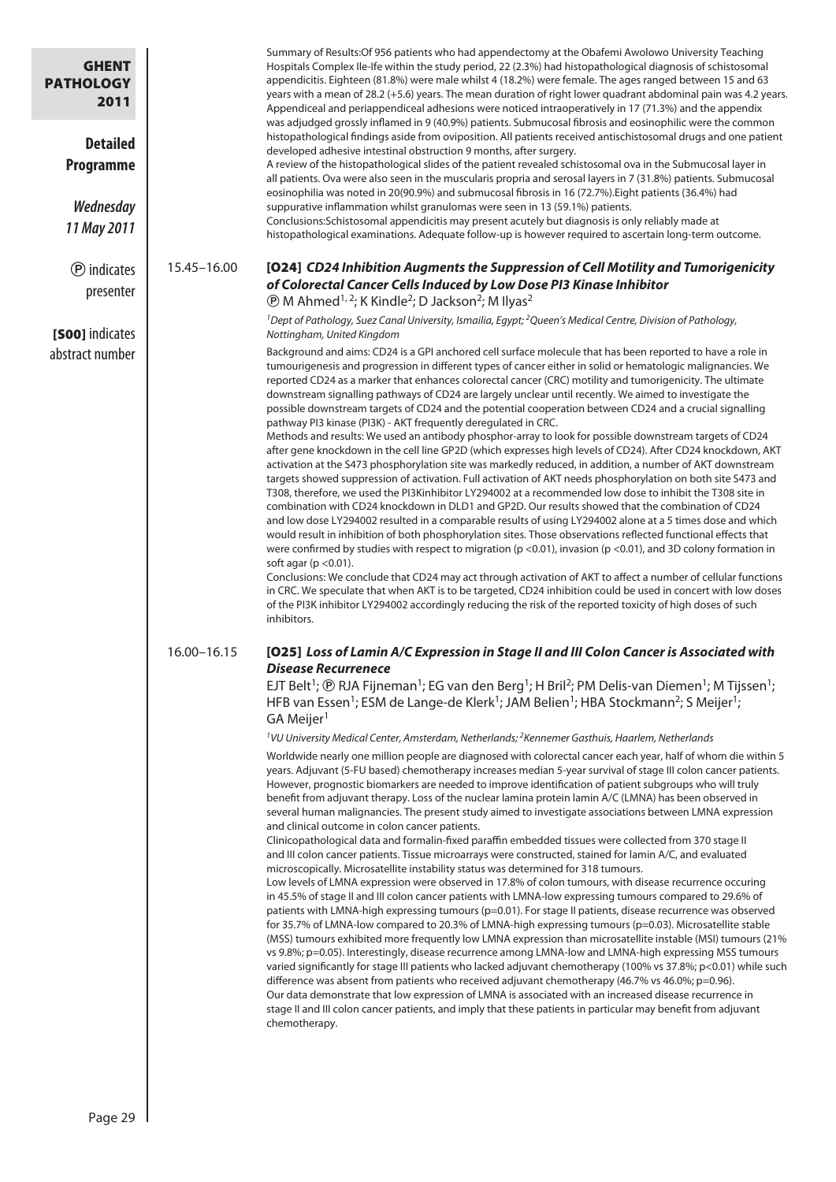Summary of Results:Of 956 patients who had appendectomy at the Obafemi Awolowo University Teaching Hospitals Complex Ile-Ife within the study period, 22 (2.3%) had histopathological diagnosis of schistosomal appendicitis. Eighteen (81.8%) were male whilst 4 (18.2%) were female. The ages ranged between 15 and 63 years with a mean of 28.2 (+5.6) years. The mean duration of right lower quadrant abdominal pain was 4.2 years. Appendiceal and periappendiceal adhesions were noticed intraoperatively in 17 (71.3%) and the appendix was adjudged grossly inflamed in 9 (40.9%) patients. Submucosal fibrosis and eosinophilic were the common histopathological findings aside from oviposition. All patients received antischistosomal drugs and one patient developed adhesive intestinal obstruction 9 months, after surgery.
A review of the histopathological slides of the patient revealed schistosomal ova in the Submucosal layer in all patients. Ova were also seen in the muscularis propria and serosal layers in 7 (31.8%) patients. Submucosal eosinophilia was noted in 20(90.9%) and submucosal fibrosis in 16 (72.7%).Eight patients (36.4%) had suppurative inflammation whilst granulomas were seen in 13 (59.1%) patients.
Conclusions:Schistosomal appendicitis may present acutely but diagnosis is only reliably made at histopathological examinations. Adequate follow-up is however required to ascertain long-term outcome.

15.45–16.00

### [O24] *CD24 Inhibition Augments the Suppression of Cell Motility and Tumorigenicity of Colorectal Cancer Cells Induced by Low Dose PI3 Kinase Inhibitor*

Ⓟ M Ahmed[1, 2]; K Kindle[2]; D Jackson[2]; M Ilyas[2]

*[1]Dept of Pathology, Suez Canal University, Ismailia, Egypt; [2]Queen's Medical Centre, Division of Pathology, Nottingham, United Kingdom*

Background and aims: CD24 is a GPI anchored cell surface molecule that has been reported to have a role in tumourigenesis and progression in different types of cancer either in solid or hematologic malignancies. We reported CD24 as a marker that enhances colorectal cancer (CRC) motility and tumorigenicity. The ultimate downstream signalling pathways of CD24 are largely unclear until recently. We aimed to investigate the possible downstream targets of CD24 and the potential cooperation between CD24 and a crucial signalling pathway PI3 kinase (PI3K) - AKT frequently deregulated in CRC.
Methods and results: We used an antibody phosphor-array to look for possible downstream targets of CD24 after gene knockdown in the cell line GP2D (which expresses high levels of CD24). After CD24 knockdown, AKT activation at the S473 phosphorylation site was markedly reduced, in addition, a number of AKT downstream targets showed suppression of activation. Full activation of AKT needs phosphorylation on both site S473 and T308, therefore, we used the PI3Kinhibitor LY294002 at a recommended low dose to inhibit the T308 site in combination with CD24 knockdown in DLD1 and GP2D. Our results showed that the combination of CD24 and low dose LY294002 resulted in a comparable results of using LY294002 alone at a 5 times dose and which would result in inhibition of both phosphorylation sites. Those observations reflected functional effects that were confirmed by studies with respect to migration ($p < 0.01$), invasion ($p < 0.01$), and 3D colony formation in soft agar ($p < 0.01$).
Conclusions: We conclude that CD24 may act through activation of AKT to affect a number of cellular functions in CRC. We speculate that when AKT is to be targeted, CD24 inhibition could be used in concert with low doses of the PI3K inhibitor LY294002 accordingly reducing the risk of the reported toxicity of high doses of such inhibitors.

16.00–16.15

### [O25] *Loss of Lamin A/C Expression in Stage II and III Colon Cancer is Associated with Disease Recurrenece*

EJT Belt[1]; Ⓟ RJA Fijneman[1]; EG van den Berg[1]; H Bril[2]; PM Delis-van Diemen[1]; M Tijssen[1]; HFB van Essen[1]; ESM de Lange-de Klerk[1]; JAM Belien[1]; HBA Stockmann[2]; S Meijer[1]; GA Meijer[1]

*[1]VU University Medical Center, Amsterdam, Netherlands; [2]Kennemer Gasthuis, Haarlem, Netherlands*

Worldwide nearly one million people are diagnosed with colorectal cancer each year, half of whom die within 5 years. Adjuvant (5-FU based) chemotherapy increases median 5-year survival of stage III colon cancer patients. However, prognostic biomarkers are needed to improve identification of patient subgroups who will truly benefit from adjuvant therapy. Loss of the nuclear lamina protein lamin A/C (LMNA) has been observed in several human malignancies. The present study aimed to investigate associations between LMNA expression and clinical outcome in colon cancer patients.
Clinicopathological data and formalin-fixed paraffin embedded tissues were collected from 370 stage II and III colon cancer patients. Tissue microarrays were constructed, stained for lamin A/C, and evaluated microscopically. Microsatellite instability status was determined for 318 tumours.
Low levels of LMNA expression were observed in 17.8% of colon tumours, with disease recurrence occuring in 45.5% of stage II and III colon cancer patients with LMNA-low expressing tumours compared to 29.6% of patients with LMNA-high expressing tumours ($p=0.01$). For stage II patients, disease recurrence was observed for 35.7% of LMNA-low compared to 20.3% of LMNA-high expressing tumours ($p=0.03$). Microsatellite stable (MSS) tumours exhibited more frequently low LMNA expression than microsatellite instable (MSI) tumours (21% vs 9.8%; $p=0.05$). Interestingly, disease recurrence among LMNA-low and LMNA-high expressing MSS tumours varied significantly for stage III patients who lacked adjuvant chemotherapy (100% vs 37.8%; $p<0.01$) while such difference was absent from patients who received adjuvant chemotherapy (46.7% vs 46.0%; $p=0.96$).
Our data demonstrate that low expression of LMNA is associated with an increased disease recurrence in stage II and III colon cancer patients, and imply that these patients in particular may benefit from adjuvant chemotherapy.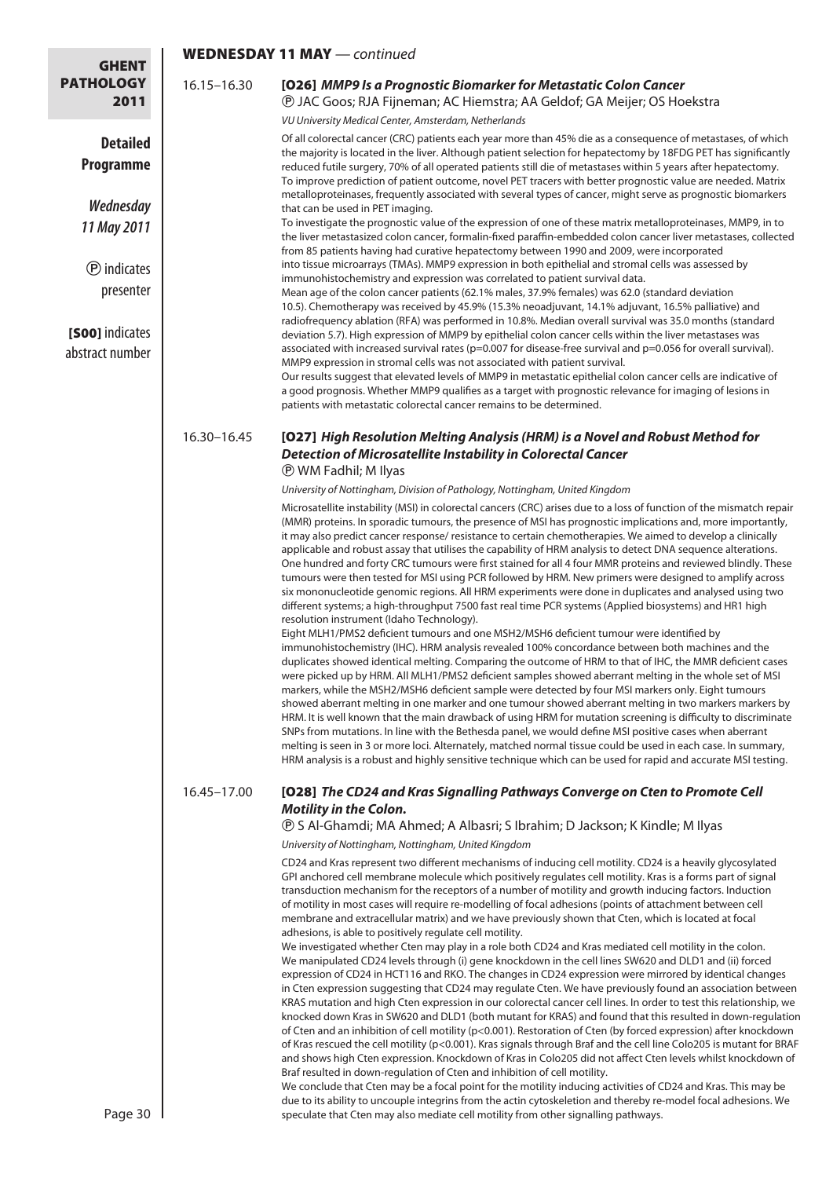## WEDNESDAY 11 MAY — *continued*

16.15–16.30

### [O26] *MMP9 Is a Prognostic Biomarker for Metastatic Colon Cancer*

Ⓟ JAC Goos; RJA Fijneman; AC Hiemstra; AA Geldof; GA Meijer; OS Hoekstra

*VU University Medical Center, Amsterdam, Netherlands*

Of all colorectal cancer (CRC) patients each year more than 45% die as a consequence of metastases, of which the majority is located in the liver. Although patient selection for hepatectomy by 18FDG PET has significantly reduced futile surgery, 70% of all operated patients still die of metastases within 5 years after hepatectomy. To improve prediction of patient outcome, novel PET tracers with better prognostic value are needed. Matrix metalloproteinases, frequently associated with several types of cancer, might serve as prognostic biomarkers that can be used in PET imaging.

To investigate the prognostic value of the expression of one of these matrix metalloproteinases, MMP9, in to the liver metastasized colon cancer, formalin-fixed paraffin-embedded colon cancer liver metastases, collected from 85 patients having had curative hepatectomy between 1990 and 2009, were incorporated into tissue microarrays (TMAs). MMP9 expression in both epithelial and stromal cells was assessed by immunohistochemistry and expression was correlated to patient survival data.

Mean age of the colon cancer patients (62.1% males, 37.9% females) was 62.0 (standard deviation 10.5). Chemotherapy was received by 45.9% (15.3% neoadjuvant, 14.1% adjuvant, 16.5% palliative) and radiofrequency ablation (RFA) was performed in 10.8%. Median overall survival was 35.0 months (standard deviation 5.7). High expression of MMP9 by epithelial colon cancer cells within the liver metastases was associated with increased survival rates ($p=0.007$ for disease-free survival and $p=0.056$ for overall survival). MMP9 expression in stromal cells was not associated with patient survival.

Our results suggest that elevated levels of MMP9 in metastatic epithelial colon cancer cells are indicative of a good prognosis. Whether MMP9 qualifies as a target with prognostic relevance for imaging of lesions in patients with metastatic colorectal cancer remains to be determined.

16.30–16.45

### [O27] *High Resolution Melting Analysis (HRM) is a Novel and Robust Method for Detection of Microsatellite Instability in Colorectal Cancer*

Ⓟ WM Fadhil; M Ilyas

*University of Nottingham, Division of Pathology, Nottingham, United Kingdom*

Microsatellite instability (MSI) in colorectal cancers (CRC) arises due to a loss of function of the mismatch repair (MMR) proteins. In sporadic tumours, the presence of MSI has prognostic implications and, more importantly, it may also predict cancer response/ resistance to certain chemotherapies. We aimed to develop a clinically applicable and robust assay that utilises the capability of HRM analysis to detect DNA sequence alterations. One hundred and forty CRC tumours were first stained for all 4 four MMR proteins and reviewed blindly. These tumours were then tested for MSI using PCR followed by HRM. New primers were designed to amplify across six mononucleotide genomic regions. All HRM experiments were done in duplicates and analysed using two different systems; a high-throughput 7500 fast real time PCR systems (Applied biosystems) and HR1 high resolution instrument (Idaho Technology).

Eight MLH1/PMS2 deficient tumours and one MSH2/MSH6 deficient tumour were identified by immunohistochemistry (IHC). HRM analysis revealed 100% concordance between both machines and the duplicates showed identical melting. Comparing the outcome of HRM to that of IHC, the MMR deficient cases were picked up by HRM. All MLH1/PMS2 deficient samples showed aberrant melting in the whole set of MSI markers, while the MSH2/MSH6 deficient sample were detected by four MSI markers only. Eight tumours showed aberrant melting in one marker and one tumour showed aberrant melting in two markers markers by HRM. It is well known that the main drawback of using HRM for mutation screening is difficulty to discriminate SNPs from mutations. In line with the Bethesda panel, we would define MSI positive cases when aberrant melting is seen in 3 or more loci. Alternately, matched normal tissue could be used in each case. In summary, HRM analysis is a robust and highly sensitive technique which can be used for rapid and accurate MSI testing.

16.45–17.00

### [O28] *The CD24 and Kras Signalling Pathways Converge on Cten to Promote Cell Motility in the Colon.*

Ⓟ S Al-Ghamdi; MA Ahmed; A Albasri; S Ibrahim; D Jackson; K Kindle; M Ilyas

*University of Nottingham, Nottingham, United Kingdom*

CD24 and Kras represent two different mechanisms of inducing cell motility. CD24 is a heavily glycosylated GPI anchored cell membrane molecule which positively regulates cell motility. Kras is a forms part of signal transduction mechanism for the receptors of a number of motility and growth inducing factors. Induction of motility in most cases will require re-modelling of focal adhesions (points of attachment between cell membrane and extracellular matrix) and we have previously shown that Cten, which is located at focal adhesions, is able to positively regulate cell motility.

We investigated whether Cten may play in a role both CD24 and Kras mediated cell motility in the colon. We manipulated CD24 levels through (i) gene knockdown in the cell lines SW620 and DLD1 and (ii) forced expression of CD24 in HCT116 and RKO. The changes in CD24 expression were mirrored by identical changes in Cten expression suggesting that CD24 may regulate Cten. We have previously found an association between KRAS mutation and high Cten expression in our colorectal cancer cell lines. In order to test this relationship, we knocked down Kras in SW620 and DLD1 (both mutant for KRAS) and found that this resulted in down-regulation of Cten and an inhibition of cell motility ($p<0.001$). Restoration of Cten (by forced expression) after knockdown of Kras rescued the cell motility ($p<0.001$). Kras signals through Braf and the cell line Colo205 is mutant for BRAF and shows high Cten expression. Knockdown of Kras in Colo205 did not affect Cten levels whilst knockdown of Braf resulted in down-regulation of Cten and inhibition of cell motility.

We conclude that Cten may be a focal point for the motility inducing activities of CD24 and Kras. This may be due to its ability to uncouple integrins from the actin cytoskeleton and thereby re-model focal adhesions. We speculate that Cten may also mediate cell motility from other signalling pathways.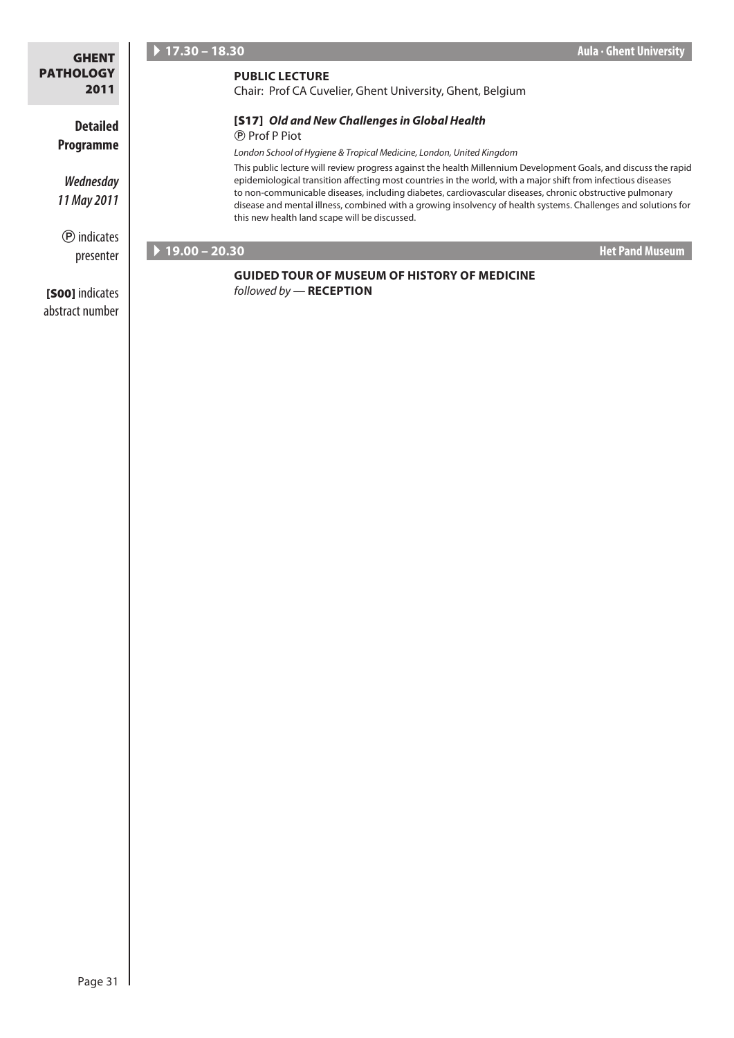**▸ 17.30 – 18.30** **Aula · Ghent University**

**PUBLIC LECTURE**

Chair: Prof CA Cuvelier, Ghent University, Ghent, Belgium

**[S17]** ***Old and New Challenges in Global Health***

Ⓟ Prof P Piot

*London School of Hygiene & Tropical Medicine, London, United Kingdom*

This public lecture will review progress against the health Millennium Development Goals, and discuss the rapid epidemiological transition affecting most countries in the world, with a major shift from infectious diseases to non-communicable diseases, including diabetes, cardiovascular diseases, chronic obstructive pulmonary disease and mental illness, combined with a growing insolvency of health systems. Challenges and solutions for this new health land scape will be discussed.

**▸ 19.00 – 20.30** **Het Pand Museum**

**GUIDED TOUR OF MUSEUM OF HISTORY OF MEDICINE**

*followed by* — **RECEPTION**

**Detailed Programme**

***Wednesday 11 May 2011***

Ⓟ indicates presenter

**[S00]** indicates abstract number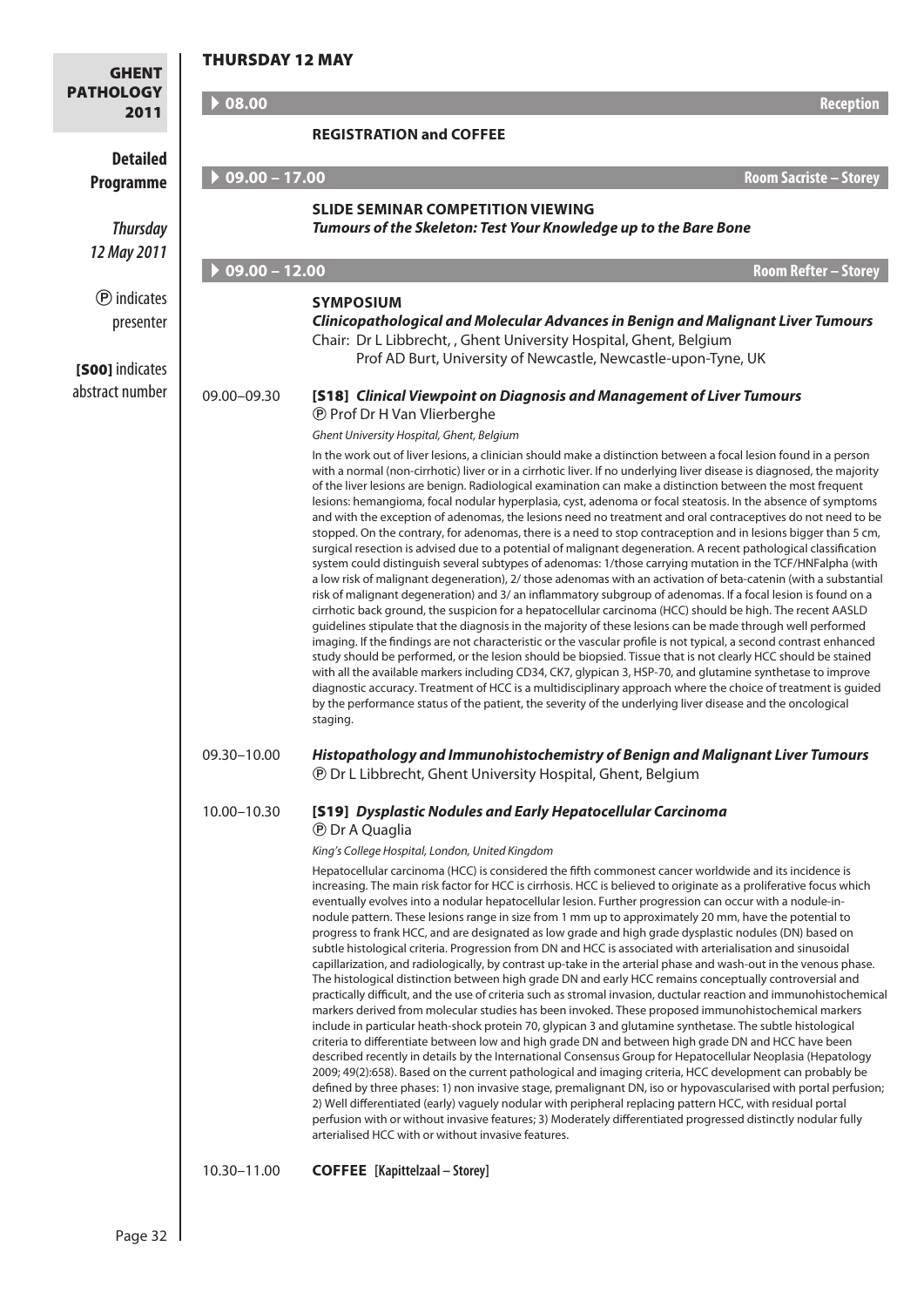## THURSDAY 12 MAY

**▸ 08.00** — **Reception**

**REGISTRATION and COFFEE**

**▸ 09.00 – 17.00** — **Room Sacriste – Storey**

**SLIDE SEMINAR COMPETITION VIEWING**
***Tumours of the Skeleton: Test Your Knowledge up to the Bare Bone***

**▸ 09.00 – 12.00** — **Room Refter – Storey**

**SYMPOSIUM**
***Clinicopathological and Molecular Advances in Benign and Malignant Liver Tumours***
Chair: Dr L Libbrecht, , Ghent University Hospital, Ghent, Belgium
Prof AD Burt, University of Newcastle, Newcastle-upon-Tyne, UK

09.00–09.30 **[S18]** ***Clinical Viewpoint on Diagnosis and Management of Liver Tumours***
Ⓟ Prof Dr H Van Vlierberghe

*Ghent University Hospital, Ghent, Belgium*

In the work out of liver lesions, a clinician should make a distinction between a focal lesion found in a person with a normal (non-cirrhotic) liver or in a cirrhotic liver. If no underlying liver disease is diagnosed, the majority of the liver lesions are benign. Radiological examination can make a distinction between the most frequent lesions: hemangioma, focal nodular hyperplasia, cyst, adenoma or focal steatosis. In the absence of symptoms and with the exception of adenomas, the lesions need no treatment and oral contraceptives do not need to be stopped. On the contrary, for adenomas, there is a need to stop contraception and in lesions bigger than 5 cm, surgical resection is advised due to a potential of malignant degeneration. A recent pathological classification system could distinguish several subtypes of adenomas: 1/those carrying mutation in the TCF/HNFalpha (with a low risk of malignant degeneration), 2/ those adenomas with an activation of beta-catenin (with a substantial risk of malignant degeneration) and 3/ an inflammatory subgroup of adenomas. If a focal lesion is found on a cirrhotic back ground, the suspicion for a hepatocellular carcinoma (HCC) should be high. The recent AASLD guidelines stipulate that the diagnosis in the majority of these lesions can be made through well performed imaging. If the findings are not characteristic or the vascular profile is not typical, a second contrast enhanced study should be performed, or the lesion should be biopsied. Tissue that is not clearly HCC should be stained with all the available markers including CD34, CK7, glypican 3, HSP-70, and glutamine synthetase to improve diagnostic accuracy. Treatment of HCC is a multidisciplinary approach where the choice of treatment is guided by the performance status of the patient, the severity of the underlying liver disease and the oncological staging.

09.30–10.00 ***Histopathology and Immunohistochemistry of Benign and Malignant Liver Tumours***
Ⓟ Dr L Libbrecht, Ghent University Hospital, Ghent, Belgium

10.00–10.30 **[S19]** ***Dysplastic Nodules and Early Hepatocellular Carcinoma***
Ⓟ Dr A Quaglia

*King's College Hospital, London, United Kingdom*

Hepatocellular carcinoma (HCC) is considered the fifth commonest cancer worldwide and its incidence is increasing. The main risk factor for HCC is cirrhosis. HCC is believed to originate as a proliferative focus which eventually evolves into a nodular hepatocellular lesion. Further progression can occur with a nodule-in-nodule pattern. These lesions range in size from 1 mm up to approximately 20 mm, have the potential to progress to frank HCC, and are designated as low grade and high grade dysplastic nodules (DN) based on subtle histological criteria. Progression from DN and HCC is associated with arterialisation and sinusoidal capillarization, and radiologically, by contrast up-take in the arterial phase and wash-out in the venous phase. The histological distinction between high grade DN and early HCC remains conceptually controversial and practically difficult, and the use of criteria such as stromal invasion, ductular reaction and immunohistochemical markers derived from molecular studies has been invoked. These proposed immunohistochemical markers include in particular heath-shock protein 70, glypican 3 and glutamine synthetase. The subtle histological criteria to differentiate between low and high grade DN and between high grade DN and HCC have been described recently in details by the International Consensus Group for Hepatocellular Neoplasia (Hepatology 2009; 49(2):658). Based on the current pathological and imaging criteria, HCC development can probably be defined by three phases: 1) non invasive stage, premalignant DN, iso or hypovascularised with portal perfusion; 2) Well differentiated (early) vaguely nodular with peripheral replacing pattern HCC, with residual portal perfusion with or without invasive features; 3) Moderately differentiated progressed distinctly nodular fully arterialised HCC with or without invasive features.

10.30–11.00 **COFFEE [Kapittelzaal – Storey]**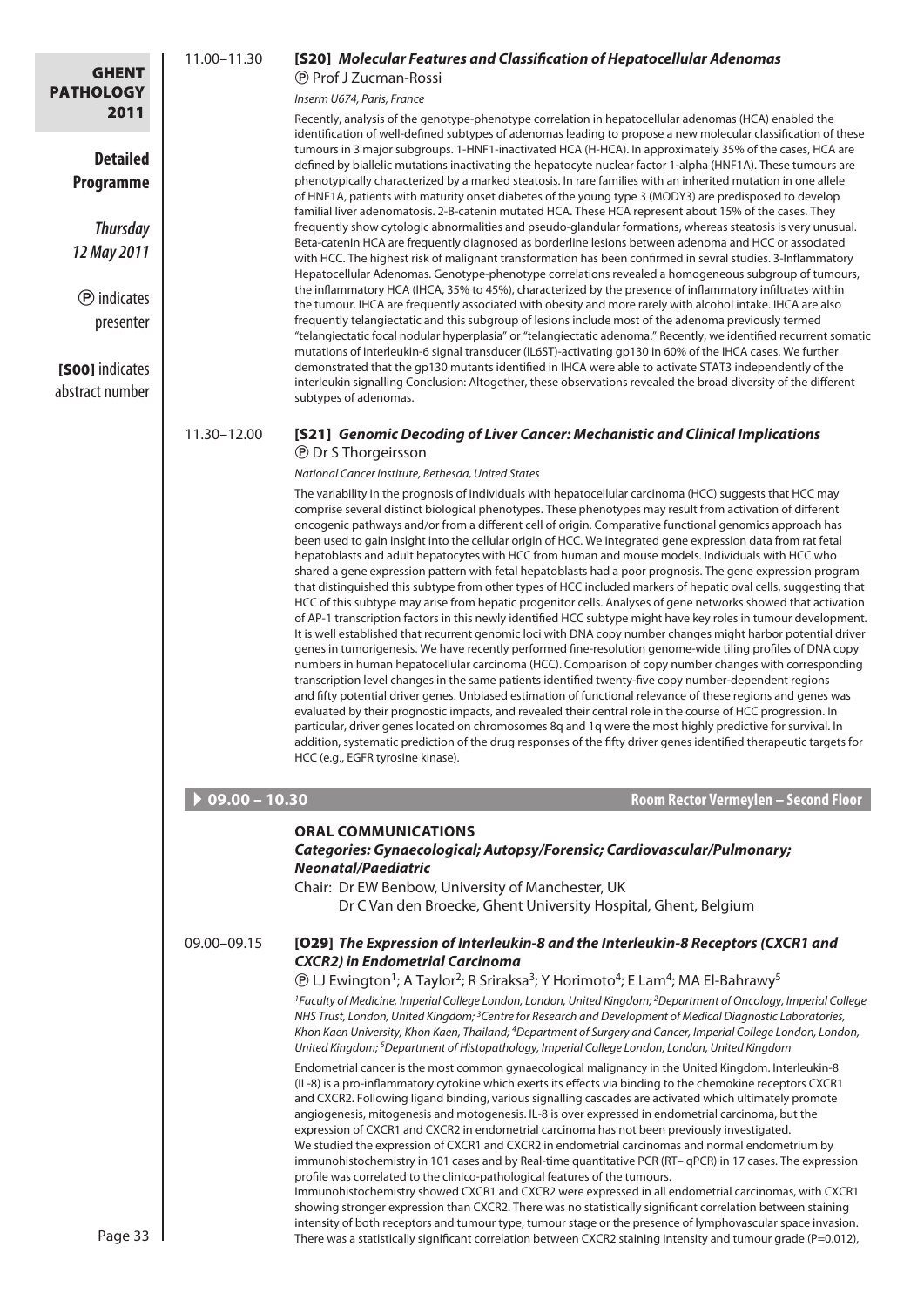11.00–11.30 **[S20] *Molecular Features and Classification of Hepatocellular Adenomas***

Ⓟ Prof J Zucman-Rossi

*Inserm U674, Paris, France*

Recently, analysis of the genotype-phenotype correlation in hepatocellular adenomas (HCA) enabled the identification of well-defined subtypes of adenomas leading to propose a new molecular classification of these tumours in 3 major subgroups. 1-HNF1-inactivated HCA (H-HCA). In approximately 35% of the cases, HCA are defined by biallelic mutations inactivating the hepatocyte nuclear factor 1-alpha (HNF1A). These tumours are phenotypically characterized by a marked steatosis. In rare families with an inherited mutation in one allele of HNF1A, patients with maturity onset diabetes of the young type 3 (MODY3) are predisposed to develop familial liver adenomatosis. 2-B-catenin mutated HCA. These HCA represent about 15% of the cases. They frequently show cytologic abnormalities and pseudo-glandular formations, whereas steatosis is very unusual. Beta-catenin HCA are frequently diagnosed as borderline lesions between adenoma and HCC or associated with HCC. The highest risk of malignant transformation has been confirmed in sevral studies. 3-Inflammatory Hepatocellular Adenomas. Genotype-phenotype correlations revealed a homogeneous subgroup of tumours, the inflammatory HCA (IHCA, 35% to 45%), characterized by the presence of inflammatory infiltrates within the tumour. IHCA are frequently associated with obesity and more rarely with alcohol intake. IHCA are also frequently telangiectatic and this subgroup of lesions include most of the adenoma previously termed "telangiectatic focal nodular hyperplasia" or "telangiectatic adenoma." Recently, we identified recurrent somatic mutations of interleukin-6 signal transducer (IL6ST)-activating gp130 in 60% of the IHCA cases. We further demonstrated that the gp130 mutants identified in IHCA were able to activate STAT3 independently of the interleukin signalling Conclusion: Altogether, these observations revealed the broad diversity of the different subtypes of adenomas.

11.30–12.00 **[S21] *Genomic Decoding of Liver Cancer: Mechanistic and Clinical Implications***

Ⓟ Dr S Thorgeirsson

*National Cancer Institute, Bethesda, United States*

The variability in the prognosis of individuals with hepatocellular carcinoma (HCC) suggests that HCC may comprise several distinct biological phenotypes. These phenotypes may result from activation of different oncogenic pathways and/or from a different cell of origin. Comparative functional genomics approach has been used to gain insight into the cellular origin of HCC. We integrated gene expression data from rat fetal hepatoblasts and adult hepatocytes with HCC from human and mouse models. Individuals with HCC who shared a gene expression pattern with fetal hepatoblasts had a poor prognosis. The gene expression program that distinguished this subtype from other types of HCC included markers of hepatic oval cells, suggesting that HCC of this subtype may arise from hepatic progenitor cells. Analyses of gene networks showed that activation of AP-1 transcription factors in this newly identified HCC subtype might have key roles in tumour development. It is well established that recurrent genomic loci with DNA copy number changes might harbor potential driver genes in tumorigenesis. We have recently performed fine-resolution genome-wide tiling profiles of DNA copy numbers in human hepatocellular carcinoma (HCC). Comparison of copy number changes with corresponding transcription level changes in the same patients identified twenty-five copy number-dependent regions and fifty potential driver genes. Unbiased estimation of functional relevance of these regions and genes was evaluated by their prognostic impacts, and revealed their central role in the course of HCC progression. In particular, driver genes located on chromosomes 8q and 1q were the most highly predictive for survival. In addition, systematic prediction of the drug responses of the fifty driver genes identified therapeutic targets for HCC (e.g., EGFR tyrosine kinase).

**▶ 09.00 – 10.30** **Room Rector Vermeylen – Second Floor**

**ORAL COMMUNICATIONS**

***Categories: Gynaecological; Autopsy/Forensic; Cardiovascular/Pulmonary; Neonatal/Paediatric***

Chair: Dr EW Benbow, University of Manchester, UK
Dr C Van den Broecke, Ghent University Hospital, Ghent, Belgium

09.00–09.15 **[O29] *The Expression of Interleukin-8 and the Interleukin-8 Receptors (CXCR1 and CXCR2) in Endometrial Carcinoma***

Ⓟ LJ Ewington[1]; A Taylor[2]; R Sriraksa[3]; Y Horimoto[4]; E Lam[4]; MA El-Bahrawy[5]

*[1]Faculty of Medicine, Imperial College London, London, United Kingdom; [2]Department of Oncology, Imperial College NHS Trust, London, United Kingdom; [3]Centre for Research and Development of Medical Diagnostic Laboratories, Khon Kaen University, Khon Kaen, Thailand; [4]Department of Surgery and Cancer, Imperial College London, London, United Kingdom; [5]Department of Histopathology, Imperial College London, London, United Kingdom*

Endometrial cancer is the most common gynaecological malignancy in the United Kingdom. Interleukin-8 (IL-8) is a pro-inflammatory cytokine which exerts its effects via binding to the chemokine receptors CXCR1 and CXCR2. Following ligand binding, various signalling cascades are activated which ultimately promote angiogenesis, mitogenesis and motogenesis. IL-8 is over expressed in endometrial carcinoma, but the expression of CXCR1 and CXCR2 in endometrial carcinoma has not been previously investigated.
We studied the expression of CXCR1 and CXCR2 in endometrial carcinomas and normal endometrium by immunohistochemistry in 101 cases and by Real-time quantitative PCR (RT– qPCR) in 17 cases. The expression profile was correlated to the clinico-pathological features of the tumours.
Immunohistochemistry showed CXCR1 and CXCR2 were expressed in all endometrial carcinomas, with CXCR1 showing stronger expression than CXCR2. There was no statistically significant correlation between staining intensity of both receptors and tumour type, tumour stage or the presence of lymphovascular space invasion. There was a statistically significant correlation between CXCR2 staining intensity and tumour grade (P=0.012),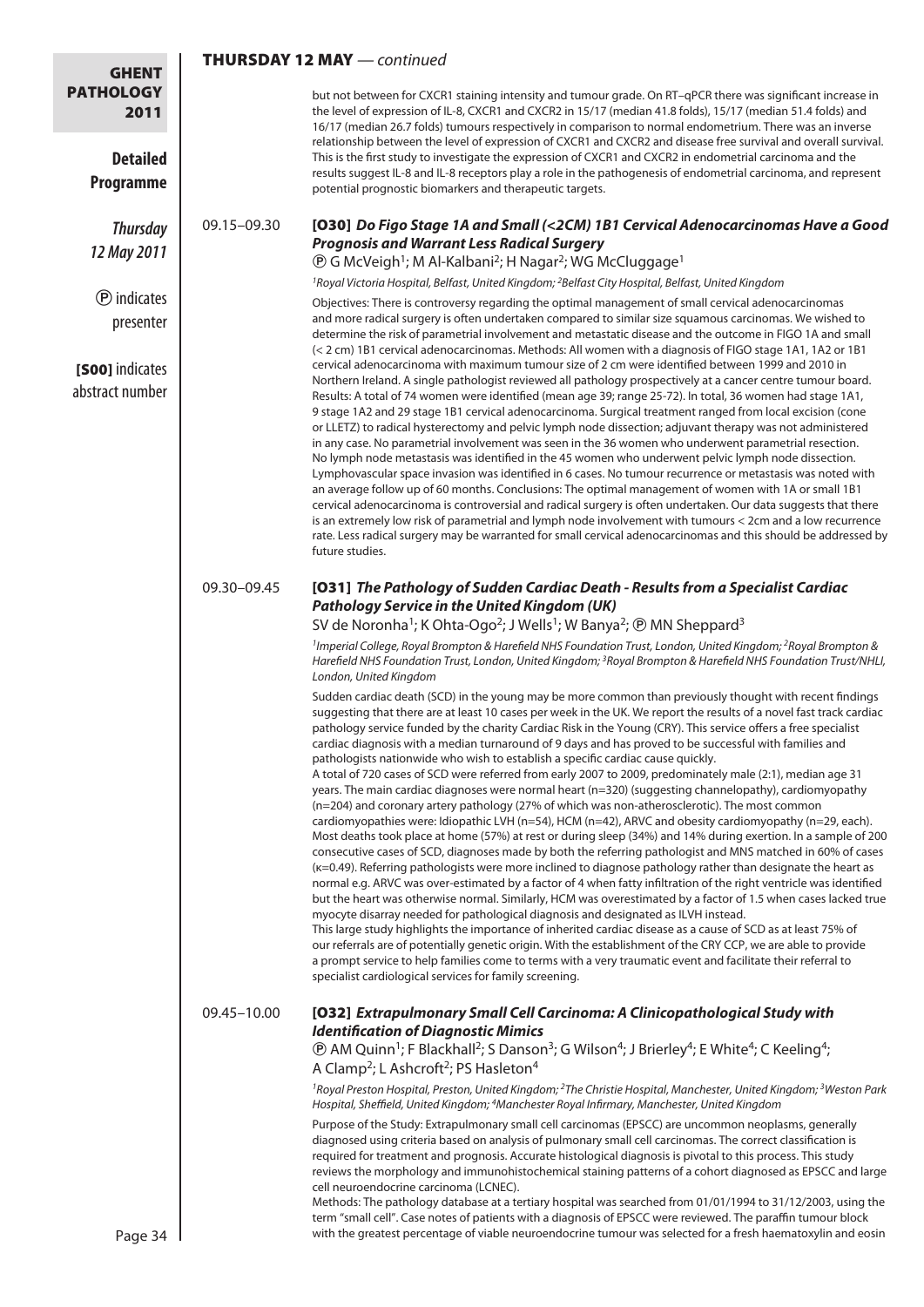## THURSDAY 12 MAY — *continued*

but not between for CXCR1 staining intensity and tumour grade. On RT–qPCR there was significant increase in the level of expression of IL-8, CXCR1 and CXCR2 in 15/17 (median 41.8 folds), 15/17 (median 51.4 folds) and 16/17 (median 26.7 folds) tumours respectively in comparison to normal endometrium. There was an inverse relationship between the level of expression of CXCR1 and CXCR2 and disease free survival and overall survival. This is the first study to investigate the expression of CXCR1 and CXCR2 in endometrial carcinoma and the results suggest IL-8 and IL-8 receptors play a role in the pathogenesis of endometrial carcinoma, and represent potential prognostic biomarkers and therapeutic targets.

09.15–09.30

### [O30] *Do Figo Stage 1A and Small (<2CM) 1B1 Cervical Adenocarcinomas Have a Good Prognosis and Warrant Less Radical Surgery*

Ⓟ G McVeigh[1]; M Al-Kalbani[2]; H Nagar[2]; WG McCluggage[1]

*[1]Royal Victoria Hospital, Belfast, United Kingdom; [2]Belfast City Hospital, Belfast, United Kingdom*

Objectives: There is controversy regarding the optimal management of small cervical adenocarcinomas and more radical surgery is often undertaken compared to similar size squamous carcinomas. We wished to determine the risk of parametrial involvement and metastatic disease and the outcome in FIGO 1A and small (< 2 cm) 1B1 cervical adenocarcinomas. Methods: All women with a diagnosis of FIGO stage 1A1, 1A2 or 1B1 cervical adenocarcinoma with maximum tumour size of 2 cm were identified between 1999 and 2010 in Northern Ireland. A single pathologist reviewed all pathology prospectively at a cancer centre tumour board. Results: A total of 74 women were identified (mean age 39; range 25-72). In total, 36 women had stage 1A1, 9 stage 1A2 and 29 stage 1B1 cervical adenocarcinoma. Surgical treatment ranged from local excision (cone or LLETZ) to radical hysterectomy and pelvic lymph node dissection; adjuvant therapy was not administered in any case. No parametrial involvement was seen in the 36 women who underwent parametrial resection. No lymph node metastasis was identified in the 45 women who underwent pelvic lymph node dissection. Lymphovascular space invasion was identified in 6 cases. No tumour recurrence or metastasis was noted with an average follow up of 60 months. Conclusions: The optimal management of women with 1A or small 1B1 cervical adenocarcinoma is controversial and radical surgery is often undertaken. Our data suggests that there is an extremely low risk of parametrial and lymph node involvement with tumours < 2cm and a low recurrence rate. Less radical surgery may be warranted for small cervical adenocarcinomas and this should be addressed by future studies.

09.30–09.45

### [O31] *The Pathology of Sudden Cardiac Death - Results from a Specialist Cardiac Pathology Service in the United Kingdom (UK)*

SV de Noronha[1]; K Ohta-Ogo[2]; J Wells[1]; W Banya[2]; Ⓟ MN Sheppard[3]

*[1]Imperial College, Royal Brompton & Harefield NHS Foundation Trust, London, United Kingdom; [2]Royal Brompton & Harefield NHS Foundation Trust, London, United Kingdom; [3]Royal Brompton & Harefield NHS Foundation Trust/NHLI, London, United Kingdom*

Sudden cardiac death (SCD) in the young may be more common than previously thought with recent findings suggesting that there are at least 10 cases per week in the UK. We report the results of a novel fast track cardiac pathology service funded by the charity Cardiac Risk in the Young (CRY). This service offers a free specialist cardiac diagnosis with a median turnaround of 9 days and has proved to be successful with families and pathologists nationwide who wish to establish a specific cardiac cause quickly.
A total of 720 cases of SCD were referred from early 2007 to 2009, predominately male (2:1), median age 31 years. The main cardiac diagnoses were normal heart (n=320) (suggesting channelopathy), cardiomyopathy (n=204) and coronary artery pathology (27% of which was non-atherosclerotic). The most common cardiomyopathies were: Idiopathic LVH (n=54), HCM (n=42), ARVC and obesity cardiomyopathy (n=29, each). Most deaths took place at home (57%) at rest or during sleep (34%) and 14% during exertion. In a sample of 200 consecutive cases of SCD, diagnoses made by both the referring pathologist and MNS matched in 60% of cases ($\kappa$=0.49). Referring pathologists were more inclined to diagnose pathology rather than designate the heart as normal e.g. ARVC was over-estimated by a factor of 4 when fatty infiltration of the right ventricle was identified but the heart was otherwise normal. Similarly, HCM was overestimated by a factor of 1.5 when cases lacked true myocyte disarray needed for pathological diagnosis and designated as ILVH instead.
This large study highlights the importance of inherited cardiac disease as a cause of SCD as at least 75% of our referrals are of potentially genetic origin. With the establishment of the CRY CCP, we are able to provide a prompt service to help families come to terms with a very traumatic event and facilitate their referral to specialist cardiological services for family screening.

09.45–10.00

### [O32] *Extrapulmonary Small Cell Carcinoma: A Clinicopathological Study with Identification of Diagnostic Mimics*

Ⓟ AM Quinn[1]; F Blackhall[2]; S Danson[3]; G Wilson[4]; J Brierley[4]; E White[4]; C Keeling[4]; A Clamp[2]; L Ashcroft[2]; PS Hasleton[4]

*[1]Royal Preston Hospital, Preston, United Kingdom; [2]The Christie Hospital, Manchester, United Kingdom; [3]Weston Park Hospital, Sheffield, United Kingdom; [4]Manchester Royal Infirmary, Manchester, United Kingdom*

Purpose of the Study: Extrapulmonary small cell carcinomas (EPSCC) are uncommon neoplasms, generally diagnosed using criteria based on analysis of pulmonary small cell carcinomas. The correct classification is required for treatment and prognosis. Accurate histological diagnosis is pivotal to this process. This study reviews the morphology and immunohistochemical staining patterns of a cohort diagnosed as EPSCC and large cell neuroendocrine carcinoma (LCNEC).
Methods: The pathology database at a tertiary hospital was searched from 01/01/1994 to 31/12/2003, using the term "small cell". Case notes of patients with a diagnosis of EPSCC were reviewed. The paraffin tumour block with the greatest percentage of viable neuroendocrine tumour was selected for a fresh haematoxylin and eosin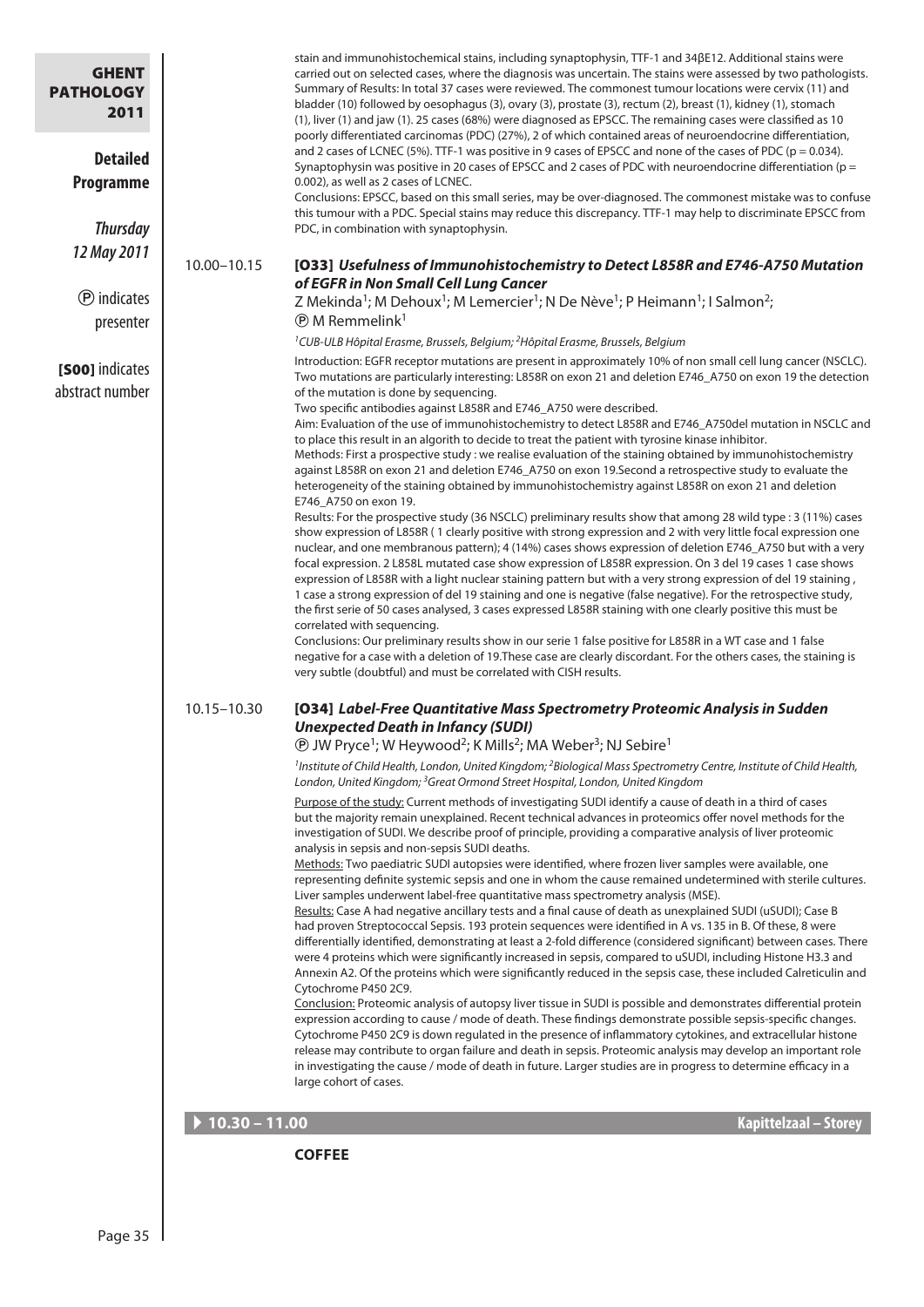stain and immunohistochemical stains, including synaptophysin, TTF-1 and 34βE12. Additional stains were carried out on selected cases, where the diagnosis was uncertain. The stains were assessed by two pathologists. Summary of Results: In total 37 cases were reviewed. The commonest tumour locations were cervix (11) and bladder (10) followed by oesophagus (3), ovary (3), prostate (3), rectum (2), breast (1), kidney (1), stomach (1), liver (1) and jaw (1). 25 cases (68%) were diagnosed as EPSCC. The remaining cases were classified as 10 poorly differentiated carcinomas (PDC) (27%), 2 of which contained areas of neuroendocrine differentiation, and 2 cases of LCNEC (5%). TTF-1 was positive in 9 cases of EPSCC and none of the cases of PDC ($p = 0.034$). Synaptophysin was positive in 20 cases of EPSCC and 2 cases of PDC with neuroendocrine differentiation ($p = 0.002$), as well as 2 cases of LCNEC.
Conclusions: EPSCC, based on this small series, may be over-diagnosed. The commonest mistake was to confuse this tumour with a PDC. Special stains may reduce this discrepancy. TTF-1 may help to discriminate EPSCC from PDC, in combination with synaptophysin.

10.00–10.15

### [O33] *Usefulness of Immunohistochemistry to Detect L858R and E746-A750 Mutation of EGFR in Non Small Cell Lung Cancer*

Z Mekinda[1]; M Dehoux[1]; M Lemercier[1]; N De Nève[1]; P Heimann[1]; I Salmon[2]; Ⓟ M Remmelink[1]

*[1]CUB-ULB Hôpital Erasme, Brussels, Belgium; [2]Hôpital Erasme, Brussels, Belgium*

Introduction: EGFR receptor mutations are present in approximately 10% of non small cell lung cancer (NSCLC). Two mutations are particularly interesting: L858R on exon 21 and deletion E746_A750 on exon 19 the detection of the mutation is done by sequencing.
Two specific antibodies against L858R and E746_A750 were described.
Aim: Evaluation of the use of immunohistochemistry to detect L858R and E746_A750del mutation in NSCLC and to place this result in an algorith to decide to treat the patient with tyrosine kinase inhibitor.
Methods: First a prospective study : we realise evaluation of the staining obtained by immunohistochemistry against L858R on exon 21 and deletion E746_A750 on exon 19.Second a retrospective study to evaluate the heterogeneity of the staining obtained by immunohistochemistry against L858R on exon 21 and deletion E746_A750 on exon 19.
Results: For the prospective study (36 NSCLC) preliminary results show that among 28 wild type : 3 (11%) cases show expression of L858R ( 1 clearly positive with strong expression and 2 with very little focal expression one nuclear, and one membranous pattern); 4 (14%) cases shows expression of deletion E746_A750 but with a very focal expression. 2 L858L mutated case show expression of L858R expression. On 3 del 19 cases 1 case shows expression of L858R with a light nuclear staining pattern but with a very strong expression of del 19 staining , 1 case a strong expression of del 19 staining and one is negative (false negative). For the retrospective study, the first serie of 50 cases analysed, 3 cases expressed L858R staining with one clearly positive this must be correlated with sequencing.
Conclusions: Our preliminary results show in our serie 1 false positive for L858R in a WT case and 1 false negative for a case with a deletion of 19.These case are clearly discordant. For the others cases, the staining is very subtle (doubtful) and must be correlated with CISH results.

10.15–10.30

### [O34] *Label-Free Quantitative Mass Spectrometry Proteomic Analysis in Sudden Unexpected Death in Infancy (SUDI)*

Ⓟ JW Pryce[1]; W Heywood[2]; K Mills[2]; MA Weber[3]; NJ Sebire[1]

*[1]Institute of Child Health, London, United Kingdom; [2]Biological Mass Spectrometry Centre, Institute of Child Health, London, United Kingdom; [3]Great Ormond Street Hospital, London, United Kingdom*

Purpose of the study: Current methods of investigating SUDI identify a cause of death in a third of cases but the majority remain unexplained. Recent technical advances in proteomics offer novel methods for the investigation of SUDI. We describe proof of principle, providing a comparative analysis of liver proteomic analysis in sepsis and non-sepsis SUDI deaths.
Methods: Two paediatric SUDI autopsies were identified, where frozen liver samples were available, one representing definite systemic sepsis and one in whom the cause remained undetermined with sterile cultures. Liver samples underwent label-free quantitative mass spectrometry analysis (MSE).
Results: Case A had negative ancillary tests and a final cause of death as unexplained SUDI (uSUDI); Case B had proven Streptococcal Sepsis. 193 protein sequences were identified in A vs. 135 in B. Of these, 8 were differentially identified, demonstrating at least a 2-fold difference (considered significant) between cases. There were 4 proteins which were significantly increased in sepsis, compared to uSUDI, including Histone H3.3 and Annexin A2. Of the proteins which were significantly reduced in the sepsis case, these included Calreticulin and Cytochrome P450 2C9.
Conclusion: Proteomic analysis of autopsy liver tissue in SUDI is possible and demonstrates differential protein expression according to cause / mode of death. These findings demonstrate possible sepsis-specific changes. Cytochrome P450 2C9 is down regulated in the presence of inflammatory cytokines, and extracellular histone release may contribute to organ failure and death in sepsis. Proteomic analysis may develop an important role in investigating the cause / mode of death in future. Larger studies are in progress to determine efficacy in a large cohort of cases.

**10.30 – 11.00** — **Kapittelzaal – Storey**

**COFFEE**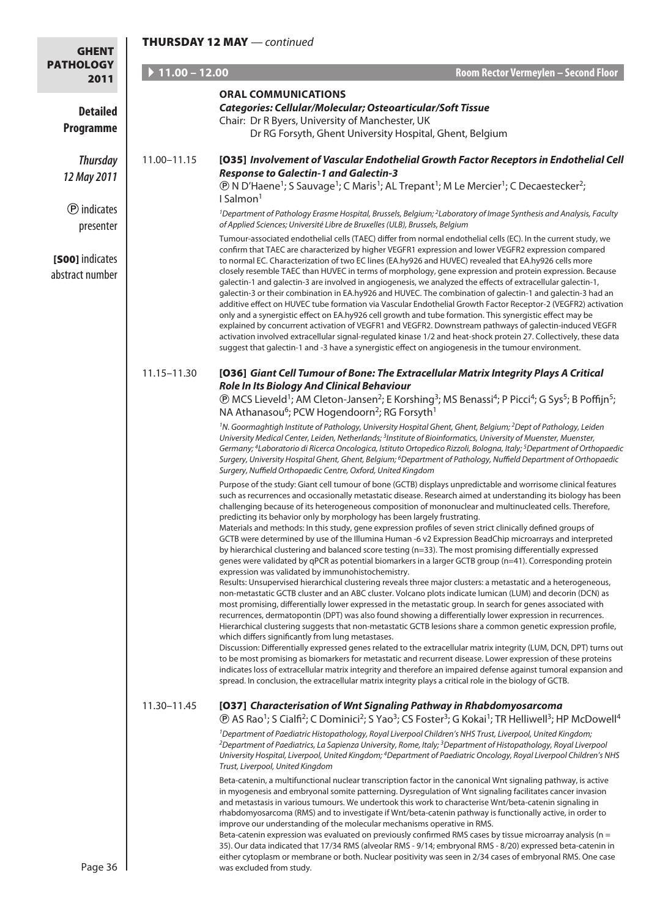**THURSDAY 12 MAY** — *continued*

**GHENT PATHOLOGY 2011**

**Detailed Programme**

***Thursday 12 May 2011***

Ⓟ indicates presenter

**[S00]** indicates abstract number

**11.00 – 12.00** — **Room Rector Vermeylen – Second Floor**

## ORAL COMMUNICATIONS

***Categories: Cellular/Molecular; Osteoarticular/Soft Tissue***

Chair: Dr R Byers, University of Manchester, UK
Dr RG Forsyth, Ghent University Hospital, Ghent, Belgium

11.00–11.15

### [O35] *Involvement of Vascular Endothelial Growth Factor Receptors in Endothelial Cell Response to Galectin-1 and Galectin-3*

Ⓟ N D'Haene[1]; S Sauvage[1]; C Maris[1]; AL Trepant[1]; M Le Mercier[1]; C Decaestecker[2]; I Salmon[1]

*[1]Department of Pathology Erasme Hospital, Brussels, Belgium; [2]Laboratory of Image Synthesis and Analysis, Faculty of Applied Sciences; Université Libre de Bruxelles (ULB), Brussels, Belgium*

Tumour-associated endothelial cells (TAEC) differ from normal endothelial cells (EC). In the current study, we confirm that TAEC are characterized by higher VEGFR1 expression and lower VEGFR2 expression compared to normal EC. Characterization of two EC lines (EA.hy926 and HUVEC) revealed that EA.hy926 cells more closely resemble TAEC than HUVEC in terms of morphology, gene expression and protein expression. Because galectin-1 and galectin-3 are involved in angiogenesis, we analyzed the effects of extracellular galectin-1, galectin-3 or their combination in EA.hy926 and HUVEC. The combination of galectin-1 and galectin-3 had an additive effect on HUVEC tube formation via Vascular Endothelial Growth Factor Receptor-2 (VEGFR2) activation only and a synergistic effect on EA.hy926 cell growth and tube formation. This synergistic effect may be explained by concurrent activation of VEGFR1 and VEGFR2. Downstream pathways of galectin-induced VEGFR activation involved extracellular signal-regulated kinase 1/2 and heat-shock protein 27. Collectively, these data suggest that galectin-1 and -3 have a synergistic effect on angiogenesis in the tumour environment.

11.15–11.30

### [O36] *Giant Cell Tumour of Bone: The Extracellular Matrix Integrity Plays A Critical Role In Its Biology And Clinical Behaviour*

Ⓟ MCS Lieveld[1]; AM Cleton-Jansen[2]; E Korshing[3]; MS Benassi[4]; P Picci[4]; G Sys[5]; B Poffijn[5]; NA Athanasou[6]; PCW Hogendoorn[2]; RG Forsyth[1]

*[1]N. Goormaghtigh Institute of Pathology, University Hospital Ghent, Ghent, Belgium; [2]Dept of Pathology, Leiden University Medical Center, Leiden, Netherlands; [3]Institute of Bioinformatics, University of Muenster, Muenster, Germany; [4]Laboratorio di Ricerca Oncologica, Istituto Ortopedico Rizzoli, Bologna, Italy; [5]Department of Orthopaedic Surgery, University Hospital Ghent, Ghent, Belgium; [6]Department of Pathology, Nuffield Department of Orthopaedic Surgery, Nuffield Orthopaedic Centre, Oxford, United Kingdom*

Purpose of the study: Giant cell tumour of bone (GCTB) displays unpredictable and worrisome clinical features such as recurrences and occasionally metastatic disease. Research aimed at understanding its biology has been challenging because of its heterogeneous composition of mononuclear and multinucleated cells. Therefore, predicting its behavior only by morphology has been largely frustrating.

Materials and methods: In this study, gene expression profiles of seven strict clinically defined groups of GCTB were determined by use of the Illumina Human -6 v2 Expression BeadChip microarrays and interpreted by hierarchical clustering and balanced score testing (n=33). The most promising differentially expressed genes were validated by qPCR as potential biomarkers in a larger GCTB group (n=41). Corresponding protein expression was validated by immunohistochemistry.

Results: Unsupervised hierarchical clustering reveals three major clusters: a metastatic and a heterogeneous, non-metastatic GCTB cluster and an ABC cluster. Volcano plots indicate lumican (LUM) and decorin (DCN) as most promising, differentially lower expressed in the metastatic group. In search for genes associated with recurrences, dermatopontin (DPT) was also found showing a differentially lower expression in recurrences. Hierarchical clustering suggests that non-metastatic GCTB lesions share a common genetic expression profile, which differs significantly from lung metastases.

Discussion: Differentially expressed genes related to the extracellular matrix integrity (LUM, DCN, DPT) turns out to be most promising as biomarkers for metastatic and recurrent disease. Lower expression of these proteins indicates loss of extracellular matrix integrity and therefore an impaired defense against tumoral expansion and spread. In conclusion, the extracellular matrix integrity plays a critical role in the biology of GCTB.

11.30–11.45

### [O37] *Characterisation of Wnt Signaling Pathway in Rhabdomyosarcoma*

Ⓟ AS Rao[1]; S Cialfi[2]; C Dominici[2]; S Yao[3]; CS Foster[3]; G Kokai[1]; TR Helliwell[3]; HP McDowell[4]

*[1]Department of Paediatric Histopathology, Royal Liverpool Children's NHS Trust, Liverpool, United Kingdom; [2]Department of Paediatrics, La Sapienza University, Rome, Italy; [3]Department of Histopathology, Royal Liverpool University Hospital, Liverpool, United Kingdom; [4]Department of Paediatric Oncology, Royal Liverpool Children's NHS Trust, Liverpool, United Kingdom*

Beta-catenin, a multifunctional nuclear transcription factor in the canonical Wnt signaling pathway, is active in myogenesis and embryonal somite patterning. Dysregulation of Wnt signaling facilitates cancer invasion and metastasis in various tumours. We undertook this work to characterise Wnt/beta-catenin signaling in rhabdomyosarcoma (RMS) and to investigate if Wnt/beta-catenin pathway is functionally active, in order to improve our understanding of the molecular mechanisms operative in RMS.

Beta-catenin expression was evaluated on previously confirmed RMS cases by tissue microarray analysis (n = 35). Our data indicated that 17/34 RMS (alveolar RMS - 9/14; embryonal RMS - 8/20) expressed beta-catenin in either cytoplasm or membrane or both. Nuclear positivity was seen in 2/34 cases of embryonal RMS. One case was excluded from study.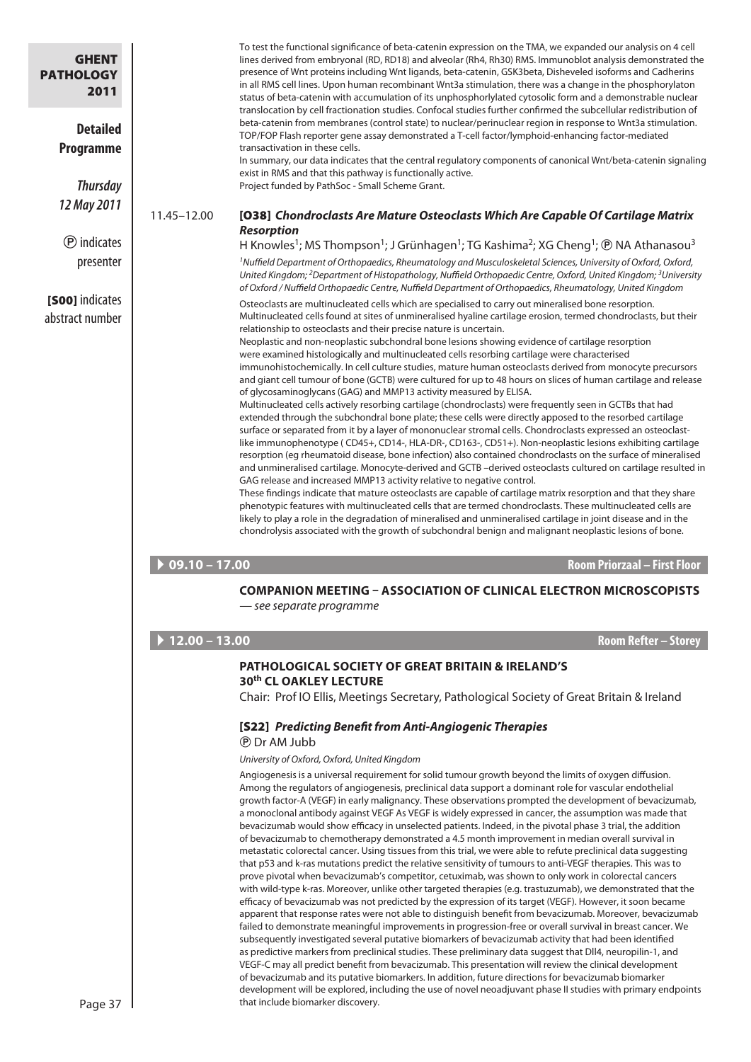To test the functional significance of beta-catenin expression on the TMA, we expanded our analysis on 4 cell lines derived from embryonal (RD, RD18) and alveolar (Rh4, Rh30) RMS. Immunoblot analysis demonstrated the presence of Wnt proteins including Wnt ligands, beta-catenin, GSK3beta, Disheveled isoforms and Cadherins in all RMS cell lines. Upon human recombinant Wnt3a stimulation, there was a change in the phosphorylaton status of beta-catenin with accumulation of its unphosphorlylated cytosolic form and a demonstrable nuclear translocation by cell fractionation studies. Confocal studies further confirmed the subcellular redistribution of beta-catenin from membranes (control state) to nuclear/perinuclear region in response to Wnt3a stimulation. TOP/FOP Flash reporter gene assay demonstrated a T-cell factor/lymphoid-enhancing factor-mediated transactivation in these cells.

In summary, our data indicates that the central regulatory components of canonical Wnt/beta-catenin signaling exist in RMS and that this pathway is functionally active.

Project funded by PathSoc - Small Scheme Grant.

11.45–12.00

### [O38] *Chondroclasts Are Mature Osteoclasts Which Are Capable Of Cartilage Matrix Resorption*

H Knowles[1]; MS Thompson[1]; J Grünhagen[1]; TG Kashima[2]; XG Cheng[1]; Ⓟ NA Athanasou[3]

*[1]Nuffield Department of Orthopaedics, Rheumatology and Musculoskeletal Sciences, University of Oxford, Oxford, United Kingdom; [2]Department of Histopathology, Nuffield Orthopaedic Centre, Oxford, United Kingdom; [3]University of Oxford / Nuffield Orthopaedic Centre, Nuffield Department of Orthopaedics, Rheumatology, United Kingdom*

Osteoclasts are multinucleated cells which are specialised to carry out mineralised bone resorption. Multinucleated cells found at sites of unmineralised hyaline cartilage erosion, termed chondroclasts, but their relationship to osteoclasts and their precise nature is uncertain.

Neoplastic and non-neoplastic subchondral bone lesions showing evidence of cartilage resorption were examined histologically and multinucleated cells resorbing cartilage were characterised immunohistochemically. In cell culture studies, mature human osteoclasts derived from monocyte precursors and giant cell tumour of bone (GCTB) were cultured for up to 48 hours on slices of human cartilage and release of glycosaminoglycans (GAG) and MMP13 activity measured by ELISA.

Multinucleated cells actively resorbing cartilage (chondroclasts) were frequently seen in GCTBs that had extended through the subchondral bone plate; these cells were directly apposed to the resorbed cartilage surface or separated from it by a layer of mononuclear stromal cells. Chondroclasts expressed an osteoclast-like immunophenotype ( CD45+, CD14-, HLA-DR-, CD163-, CD51+). Non-neoplastic lesions exhibiting cartilage resorption (eg rheumatoid disease, bone infection) also contained chondroclasts on the surface of mineralised and unmineralised cartilage. Monocyte-derived and GCTB –derived osteoclasts cultured on cartilage resulted in GAG release and increased MMP13 activity relative to negative control.

These findings indicate that mature osteoclasts are capable of cartilage matrix resorption and that they share phenotypic features with multinucleated cells that are termed chondroclasts. These multinucleated cells are likely to play a role in the degradation of mineralised and unmineralised cartilage in joint disease and in the chondrolysis associated with the growth of subchondral benign and malignant neoplastic lesions of bone.

**▶ 09.10 – 17.00** **Room Priorzaal – First Floor**

## COMPANION MEETING – ASSOCIATION OF CLINICAL ELECTRON MICROSCOPISTS

— *see separate programme*

**▶ 12.00 – 13.00** **Room Refter – Storey**

## PATHOLOGICAL SOCIETY OF GREAT BRITAIN & IRELAND'S 30th CL OAKLEY LECTURE

Chair: Prof IO Ellis, Meetings Secretary, Pathological Society of Great Britain & Ireland

### [S22] *Predicting Benefit from Anti-Angiogenic Therapies*

Ⓟ Dr AM Jubb

*University of Oxford, Oxford, United Kingdom*

Angiogenesis is a universal requirement for solid tumour growth beyond the limits of oxygen diffusion. Among the regulators of angiogenesis, preclinical data support a dominant role for vascular endothelial growth factor-A (VEGF) in early malignancy. These observations prompted the development of bevacizumab, a monoclonal antibody against VEGF As VEGF is widely expressed in cancer, the assumption was made that bevacizumab would show efficacy in unselected patients. Indeed, in the pivotal phase 3 trial, the addition of bevacizumab to chemotherapy demonstrated a 4.5 month improvement in median overall survival in metastatic colorectal cancer. Using tissues from this trial, we were able to refute preclinical data suggesting that p53 and k-ras mutations predict the relative sensitivity of tumours to anti-VEGF therapies. This was to prove pivotal when bevacizumab's competitor, cetuximab, was shown to only work in colorectal cancers with wild-type k-ras. Moreover, unlike other targeted therapies (e.g. trastuzumab), we demonstrated that the efficacy of bevacizumab was not predicted by the expression of its target (VEGF). However, it soon became apparent that response rates were not able to distinguish benefit from bevacizumab. Moreover, bevacizumab failed to demonstrate meaningful improvements in progression-free or overall survival in breast cancer. We subsequently investigated several putative biomarkers of bevacizumab activity that had been identified as predictive markers from preclinical studies. These preliminary data suggest that Dll4, neuropilin-1, and VEGF-C may all predict benefit from bevacizumab. This presentation will review the clinical development of bevacizumab and its putative biomarkers. In addition, future directions for bevacizumab biomarker development will be explored, including the use of novel neoadjuvant phase II studies with primary endpoints that include biomarker discovery.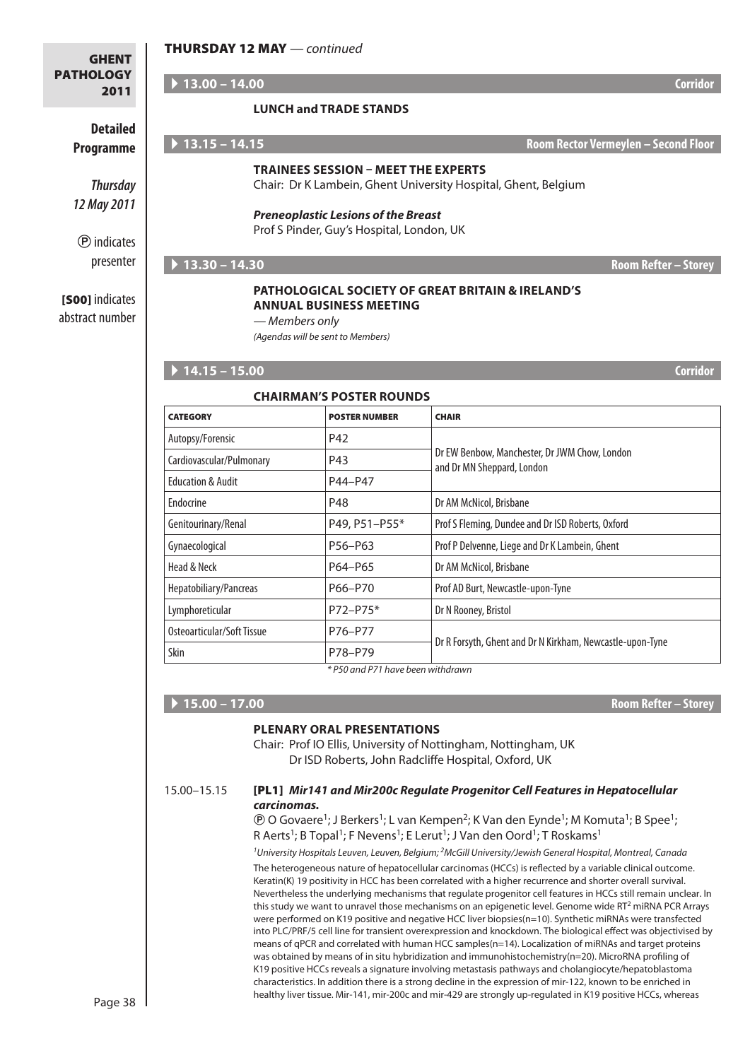## THURSDAY 12 MAY — *continued*

GHENT PATHOLOGY 2011

**Detailed Programme**

***Thursday 12 May 2011***

Ⓟ indicates presenter

**[S00]** indicates abstract number

### 13.00 – 14.00 — Corridor

**LUNCH and TRADE STANDS**

### 13.15 – 14.15 — Room Rector Vermeylen – Second Floor

**TRAINEES SESSION – MEET THE EXPERTS**

Chair: Dr K Lambein, Ghent University Hospital, Ghent, Belgium

***Preneoplastic Lesions of the Breast***

Prof S Pinder, Guy's Hospital, London, UK

### 13.30 – 14.30 — Room Refter – Storey

**PATHOLOGICAL SOCIETY OF GREAT BRITAIN & IRELAND'S ANNUAL BUSINESS MEETING**

*— Members only*

*(Agendas will be sent to Members)*

### 14.15 – 15.00 — Corridor

**CHAIRMAN'S POSTER ROUNDS**

| CATEGORY | POSTER NUMBER | CHAIR |
|---|---|---|
| Autopsy/Forensic | P42 | Dr EW Benbow, Manchester, Dr JWM Chow, London and Dr MN Sheppard, London |
| Cardiovascular/Pulmonary | P43 | |
| Education & Audit | P44–P47 | |
| Endocrine | P48 | Dr AM McNicol, Brisbane |
| Genitourinary/Renal | P49, P51–P55* | Prof S Fleming, Dundee and Dr ISD Roberts, Oxford |
| Gynaecological | P56–P63 | Prof P Delvenne, Liege and Dr K Lambein, Ghent |
| Head & Neck | P64–P65 | Dr AM McNicol, Brisbane |
| Hepatobiliary/Pancreas | P66–P70 | Prof AD Burt, Newcastle-upon-Tyne |
| Lymphoreticular | P72–P75* | Dr N Rooney, Bristol |
| Osteoarticular/Soft Tissue | P76–P77 | Dr R Forsyth, Ghent and Dr N Kirkham, Newcastle-upon-Tyne |
| Skin | P78–P79 | |

*\* P50 and P71 have been withdrawn*

### 15.00 – 17.00 — Room Refter – Storey

**PLENARY ORAL PRESENTATIONS**

Chair: Prof IO Ellis, University of Nottingham, Nottingham, UK
Dr ISD Roberts, John Radcliffe Hospital, Oxford, UK

15.00–15.15 **[PL1]** ***Mir141 and Mir200c Regulate Progenitor Cell Features in Hepatocellular carcinomas.***

Ⓟ O Govaere[1]; J Berkers[1]; L van Kempen[2]; K Van den Eynde[1]; M Komuta[1]; B Spee[1]; R Aerts[1]; B Topal[1]; F Nevens[1]; E Lerut[1]; J Van den Oord[1]; T Roskams[1]

*[1]University Hospitals Leuven, Leuven, Belgium; [2]McGill University/Jewish General Hospital, Montreal, Canada*

The heterogeneous nature of hepatocellular carcinomas (HCCs) is reflected by a variable clinical outcome. Keratin(K) 19 positivity in HCC has been correlated with a higher recurrence and shorter overall survival. Nevertheless the underlying mechanisms that regulate progenitor cell features in HCCs still remain unclear. In this study we want to unravel those mechanisms on an epigenetic level. Genome wide $RT^2$ miRNA PCR Arrays were performed on K19 positive and negative HCC liver biopsies(n=10). Synthetic miRNAs were transfected into PLC/PRF/5 cell line for transient overexpression and knockdown. The biological effect was objectivised by means of qPCR and correlated with human HCC samples(n=14). Localization of miRNAs and target proteins was obtained by means of in situ hybridization and immunohistochemistry(n=20). MicroRNA profiling of K19 positive HCCs reveals a signature involving metastasis pathways and cholangiocyte/hepatoblastoma characteristics. In addition there is a strong decline in the expression of mir-122, known to be enriched in healthy liver tissue. Mir-141, mir-200c and mir-429 are strongly up-regulated in K19 positive HCCs, whereas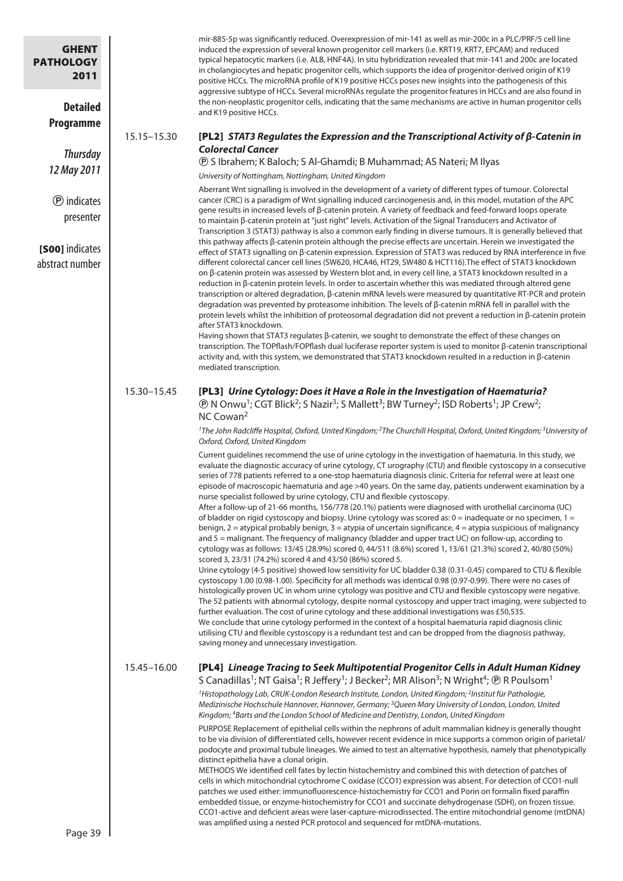mir-885-5p was significantly reduced. Overexpression of mir-141 as well as mir-200c in a PLC/PRF/5 cell line induced the expression of several known progenitor cell markers (i.e. KRT19, KRT7, EPCAM) and reduced typical hepatocytic markers (i.e. ALB, HNF4A). In situ hybridization revealed that mir-141 and 200c are located in cholangiocytes and hepatic progenitor cells, which supports the idea of progenitor-derived origin of K19 positive HCCs. The microRNA profile of K19 positive HCCs poses new insights into the pathogenesis of this aggressive subtype of HCCs. Several microRNAs regulate the progenitor features in HCCs and are also found in the non-neoplastic progenitor cells, indicating that the same mechanisms are active in human progenitor cells and K19 positive HCCs.

15.15–15.30

### [PL2] *STAT3 Regulates the Expression and the Transcriptional Activity of β-Catenin in Colorectal Cancer*

Ⓟ S Ibrahem; K Baloch; S Al-Ghamdi; B Muhammad; AS Nateri; M Ilyas

*University of Nottingham, Nottingham, United Kingdom*

Aberrant Wnt signalling is involved in the development of a variety of different types of tumour. Colorectal cancer (CRC) is a paradigm of Wnt signalling induced carcinogenesis and, in this model, mutation of the APC gene results in increased levels of β-catenin protein. A variety of feedback and feed-forward loops operate to maintain β-catenin protein at "just right" levels. Activation of the Signal Transducers and Activator of Transcription 3 (STAT3) pathway is also a common early finding in diverse tumours. It is generally believed that this pathway affects β-catenin protein although the precise effects are uncertain. Herein we investigated the effect of STAT3 signalling on β-catenin expression. Expression of STAT3 was reduced by RNA interference in five different colorectal cancer cell lines (SW620, HCA46, HT29, SW480 & HCT116).The effect of STAT3 knockdown on β-catenin protein was assessed by Western blot and, in every cell line, a STAT3 knockdown resulted in a reduction in β-catenin protein levels. In order to ascertain whether this was mediated through altered gene transcription or altered degradation, β-catenin mRNA levels were measured by quantitative RT-PCR and protein degradation was prevented by proteasome inhibition. The levels of β-catenin mRNA fell in parallel with the protein levels whilst the inhibition of proteosomal degradation did not prevent a reduction in β-catenin protein after STAT3 knockdown.

Having shown that STAT3 regulates β-catenin, we sought to demonstrate the effect of these changes on transcription. The TOPflash/FOPflash dual luciferase reporter system is used to monitor β-catenin transcriptional activity and, with this system, we demonstrated that STAT3 knockdown resulted in a reduction in β-catenin mediated transcription.

15.30–15.45

### [PL3] *Urine Cytology: Does it Have a Role in the Investigation of Haematuria?*

Ⓟ N Onwu[1]; CGT Blick[2]; S Nazir[3]; S Mallett[3]; BW Turney[2]; ISD Roberts[1]; JP Crew[2]; NC Cowan[2]

*[1]The John Radcliffe Hospital, Oxford, United Kingdom; [2]The Churchill Hospital, Oxford, United Kingdom; [3]University of Oxford, Oxford, United Kingdom*

Current guidelines recommend the use of urine cytology in the investigation of haematuria. In this study, we evaluate the diagnostic accuracy of urine cytology, CT urography (CTU) and flexible cystoscopy in a consecutive series of 778 patients referred to a one-stop haematuria diagnosis clinic. Criteria for referral were at least one episode of macroscopic haematuria and age >40 years. On the same day, patients underwent examination by a nurse specialist followed by urine cytology, CTU and flexible cystoscopy.

After a follow-up of 21-66 months, 156/778 (20.1%) patients were diagnosed with urothelial carcinoma (UC) of bladder on rigid cystoscopy and biopsy. Urine cytology was scored as: 0 = inadequate or no specimen, 1 = benign, 2 = atypical probably benign, 3 = atypia of uncertain significance, 4 = atypia suspicious of malignancy and 5 = malignant. The frequency of malignancy (bladder and upper tract UC) on follow-up, according to cytology was as follows: 13/45 (28.9%) scored 0, 44/511 (8.6%) scored 1, 13/61 (21.3%) scored 2, 40/80 (50%) scored 3, 23/31 (74.2%) scored 4 and 43/50 (86%) scored 5.

Urine cytology (4-5 positive) showed low sensitivity for UC bladder 0.38 (0.31-0.45) compared to CTU & flexible cystoscopy 1.00 (0.98-1.00). Specificity for all methods was identical 0.98 (0.97-0.99). There were no cases of histologically proven UC in whom urine cytology was positive and CTU and flexible cystoscopy were negative. The 52 patients with abnormal cytology, despite normal cystoscopy and upper tract imaging, were subjected to further evaluation. The cost of urine cytology and these additional investigations was £50,535.

We conclude that urine cytology performed in the context of a hospital haematuria rapid diagnosis clinic utilising CTU and flexible cystoscopy is a redundant test and can be dropped from the diagnosis pathway, saving money and unnecessary investigation.

15.45–16.00

### [PL4] *Lineage Tracing to Seek Multipotential Progenitor Cells in Adult Human Kidney*

S Canadillas[1]; NT Gaisa[1]; R Jeffery[1]; J Becker[2]; MR Alison[3]; N Wright[4]; Ⓟ R Poulsom[1]

*[1]Histopathology Lab, CRUK-London Research Institute, London, United Kingdom; [2]Institut für Pathologie, Medizinische Hochschule Hannover, Hannover, Germany; [3]Queen Mary University of London, London, United Kingdom; [4]Barts and the London School of Medicine and Dentistry, London, United Kingdom*

PURPOSE Replacement of epithelial cells within the nephrons of adult mammalian kidney is generally thought to be via division of differentiated cells, however recent evidence in mice supports a common origin of parietal/podocyte and proximal tubule lineages. We aimed to test an alternative hypothesis, namely that phenotypically distinct epithelia have a clonal origin.

METHODS We identified cell fates by lectin histochemistry and combined this with detection of patches of cells in which mitochondrial cytochrome C oxidase (CCO1) expression was absent. For detection of CCO1-null patches we used either: immunofluorescence-histochemistry for CCO1 and Porin on formalin fixed paraffin embedded tissue, or enzyme-histochemistry for CCO1 and succinate dehydrogenase (SDH), on frozen tissue. CCO1-active and deficient areas were laser-capture-microdissected. The entire mitochondrial genome (mtDNA) was amplified using a nested PCR protocol and sequenced for mtDNA-mutations.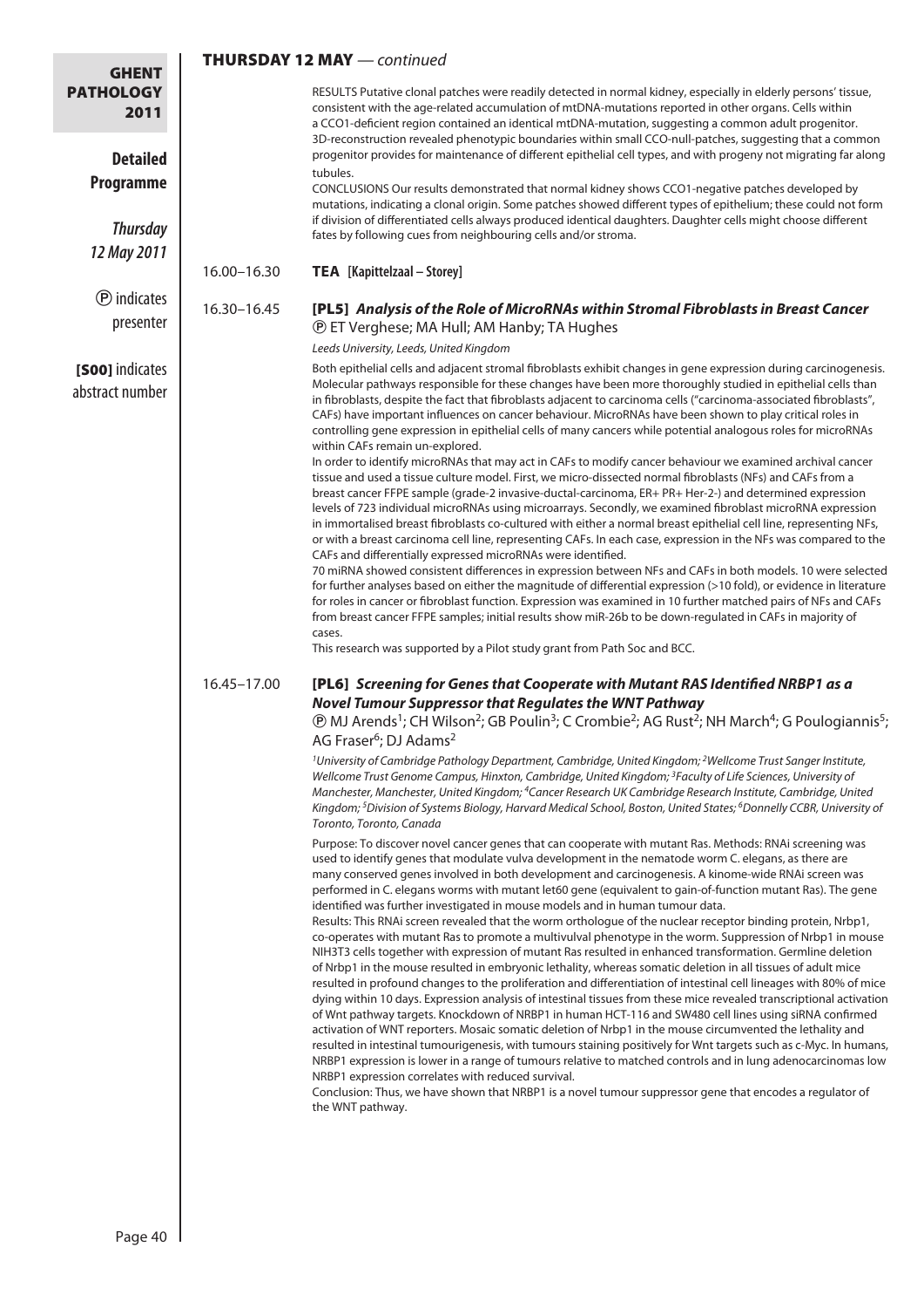## THURSDAY 12 MAY — *continued*

RESULTS Putative clonal patches were readily detected in normal kidney, especially in elderly persons' tissue, consistent with the age-related accumulation of mtDNA-mutations reported in other organs. Cells within a CCO1-deficient region contained an identical mtDNA-mutation, suggesting a common adult progenitor. 3D-reconstruction revealed phenotypic boundaries within small CCO-null-patches, suggesting that a common progenitor provides for maintenance of different epithelial cell types, and with progeny not migrating far along tubules.

CONCLUSIONS Our results demonstrated that normal kidney shows CCO1-negative patches developed by mutations, indicating a clonal origin. Some patches showed different types of epithelium; these could not form if division of differentiated cells always produced identical daughters. Daughter cells might choose different fates by following cues from neighbouring cells and/or stroma.

16.00–16.30 **TEA [Kapittelzaal – Storey]**

16.30–16.45 **[PL5] *Analysis of the Role of MicroRNAs within Stromal Fibroblasts in Breast Cancer***

Ⓟ ET Verghese; MA Hull; AM Hanby; TA Hughes

*Leeds University, Leeds, United Kingdom*

Both epithelial cells and adjacent stromal fibroblasts exhibit changes in gene expression during carcinogenesis. Molecular pathways responsible for these changes have been more thoroughly studied in epithelial cells than in fibroblasts, despite the fact that fibroblasts adjacent to carcinoma cells ("carcinoma-associated fibroblasts", CAFs) have important influences on cancer behaviour. MicroRNAs have been shown to play critical roles in controlling gene expression in epithelial cells of many cancers while potential analogous roles for microRNAs within CAFs remain un-explored.

In order to identify microRNAs that may act in CAFs to modify cancer behaviour we examined archival cancer tissue and used a tissue culture model. First, we micro-dissected normal fibroblasts (NFs) and CAFs from a breast cancer FFPE sample (grade-2 invasive-ductal-carcinoma, ER+ PR+ Her-2-) and determined expression levels of 723 individual microRNAs using microarrays. Secondly, we examined fibroblast microRNA expression in immortalised breast fibroblasts co-cultured with either a normal breast epithelial cell line, representing NFs, or with a breast carcinoma cell line, representing CAFs. In each case, expression in the NFs was compared to the CAFs and differentially expressed microRNAs were identified.

70 miRNA showed consistent differences in expression between NFs and CAFs in both models. 10 were selected for further analyses based on either the magnitude of differential expression (>10 fold), or evidence in literature for roles in cancer or fibroblast function. Expression was examined in 10 further matched pairs of NFs and CAFs from breast cancer FFPE samples; initial results show miR-26b to be down-regulated in CAFs in majority of cases.

This research was supported by a Pilot study grant from Path Soc and BCC.

16.45–17.00 **[PL6] *Screening for Genes that Cooperate with Mutant RAS Identified NRBP1 as a Novel Tumour Suppressor that Regulates the WNT Pathway***

Ⓟ MJ Arends[1]; CH Wilson[2]; GB Poulin[3]; C Crombie[2]; AG Rust[2]; NH March[4]; G Poulogiannis[5]; AG Fraser[6]; DJ Adams[2]

*[1]University of Cambridge Pathology Department, Cambridge, United Kingdom; [2]Wellcome Trust Sanger Institute, Wellcome Trust Genome Campus, Hinxton, Cambridge, United Kingdom; [3]Faculty of Life Sciences, University of Manchester, Manchester, United Kingdom; [4]Cancer Research UK Cambridge Research Institute, Cambridge, United Kingdom; [5]Division of Systems Biology, Harvard Medical School, Boston, United States; [6]Donnelly CCBR, University of Toronto, Toronto, Canada*

Purpose: To discover novel cancer genes that can cooperate with mutant Ras. Methods: RNAi screening was used to identify genes that modulate vulva development in the nematode worm C. elegans, as there are many conserved genes involved in both development and carcinogenesis. A kinome-wide RNAi screen was performed in C. elegans worms with mutant let60 gene (equivalent to gain-of-function mutant Ras). The gene identified was further investigated in mouse models and in human tumour data.

Results: This RNAi screen revealed that the worm orthologue of the nuclear receptor binding protein, Nrbp1, co-operates with mutant Ras to promote a multivulval phenotype in the worm. Suppression of Nrbp1 in mouse NIH3T3 cells together with expression of mutant Ras resulted in enhanced transformation. Germline deletion of Nrbp1 in the mouse resulted in embryonic lethality, whereas somatic deletion in all tissues of adult mice resulted in profound changes to the proliferation and differentiation of intestinal cell lineages with 80% of mice dying within 10 days. Expression analysis of intestinal tissues from these mice revealed transcriptional activation of Wnt pathway targets. Knockdown of NRBP1 in human HCT-116 and SW480 cell lines using siRNA confirmed activation of WNT reporters. Mosaic somatic deletion of Nrbp1 in the mouse circumvented the lethality and resulted in intestinal tumourigenesis, with tumours staining positively for Wnt targets such as c-Myc. In humans, NRBP1 expression is lower in a range of tumours relative to matched controls and in lung adenocarcinomas low NRBP1 expression correlates with reduced survival.

Conclusion: Thus, we have shown that NRBP1 is a novel tumour suppressor gene that encodes a regulator of the WNT pathway.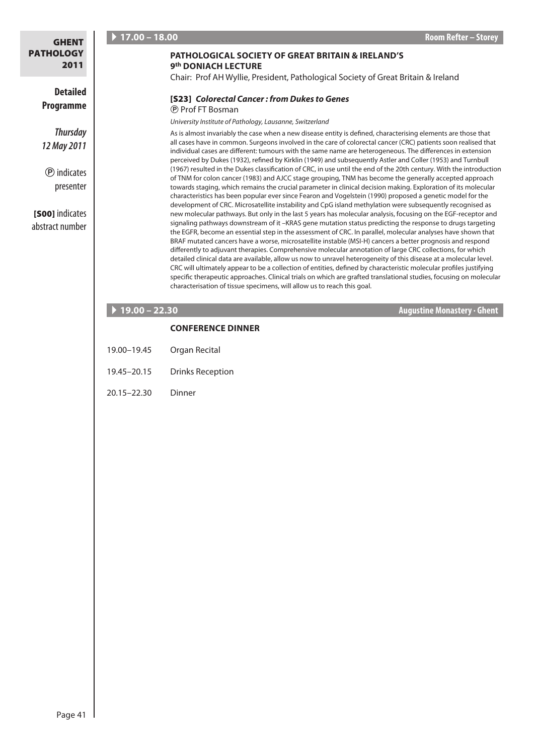**Detailed Programme**

***Thursday 12 May 2011***

Ⓟ indicates presenter

**[S00]** indicates abstract number

## ▸ 17.00 – 18.00 — Room Refter – Storey

### PATHOLOGICAL SOCIETY OF GREAT BRITAIN & IRELAND'S 9th DONIACH LECTURE

Chair: Prof AH Wyllie, President, Pathological Society of Great Britain & Ireland

**[S23]** ***Colorectal Cancer : from Dukes to Genes***

Ⓟ Prof FT Bosman

*University Institute of Pathology, Lausanne, Switzerland*

As is almost invariably the case when a new disease entity is defined, characterising elements are those that all cases have in common. Surgeons involved in the care of colorectal cancer (CRC) patients soon realised that individual cases are different: tumours with the same name are heterogeneous. The differences in extension perceived by Dukes (1932), refined by Kirklin (1949) and subsequently Astler and Coller (1953) and Turnbull (1967) resulted in the Dukes classification of CRC, in use until the end of the 20th century. With the introduction of TNM for colon cancer (1983) and AJCC stage grouping, TNM has become the generally accepted approach towards staging, which remains the crucial parameter in clinical decision making. Exploration of its molecular characteristics has been popular ever since Fearon and Vogelstein (1990) proposed a genetic model for the development of CRC. Microsatellite instability and CpG island methylation were subsequently recognised as new molecular pathways. But only in the last 5 years has molecular analysis, focusing on the EGF-receptor and signaling pathways downstream of it –KRAS gene mutation status predicting the response to drugs targeting the EGFR, become an essential step in the assessment of CRC. In parallel, molecular analyses have shown that BRAF mutated cancers have a worse, microsatellite instable (MSI-H) cancers a better prognosis and respond differently to adjuvant therapies. Comprehensive molecular annotation of large CRC collections, for which detailed clinical data are available, allow us now to unravel heterogeneity of this disease at a molecular level. CRC will ultimately appear to be a collection of entities, defined by characteristic molecular profiles justifying specific therapeutic approaches. Clinical trials on which are grafted translational studies, focusing on molecular characterisation of tissue specimens, will allow us to reach this goal.

## ▸ 19.00 – 22.30 — Augustine Monastery · Ghent

### CONFERENCE DINNER

19.00–19.45 Organ Recital

19.45–20.15 Drinks Reception

20.15–22.30 Dinner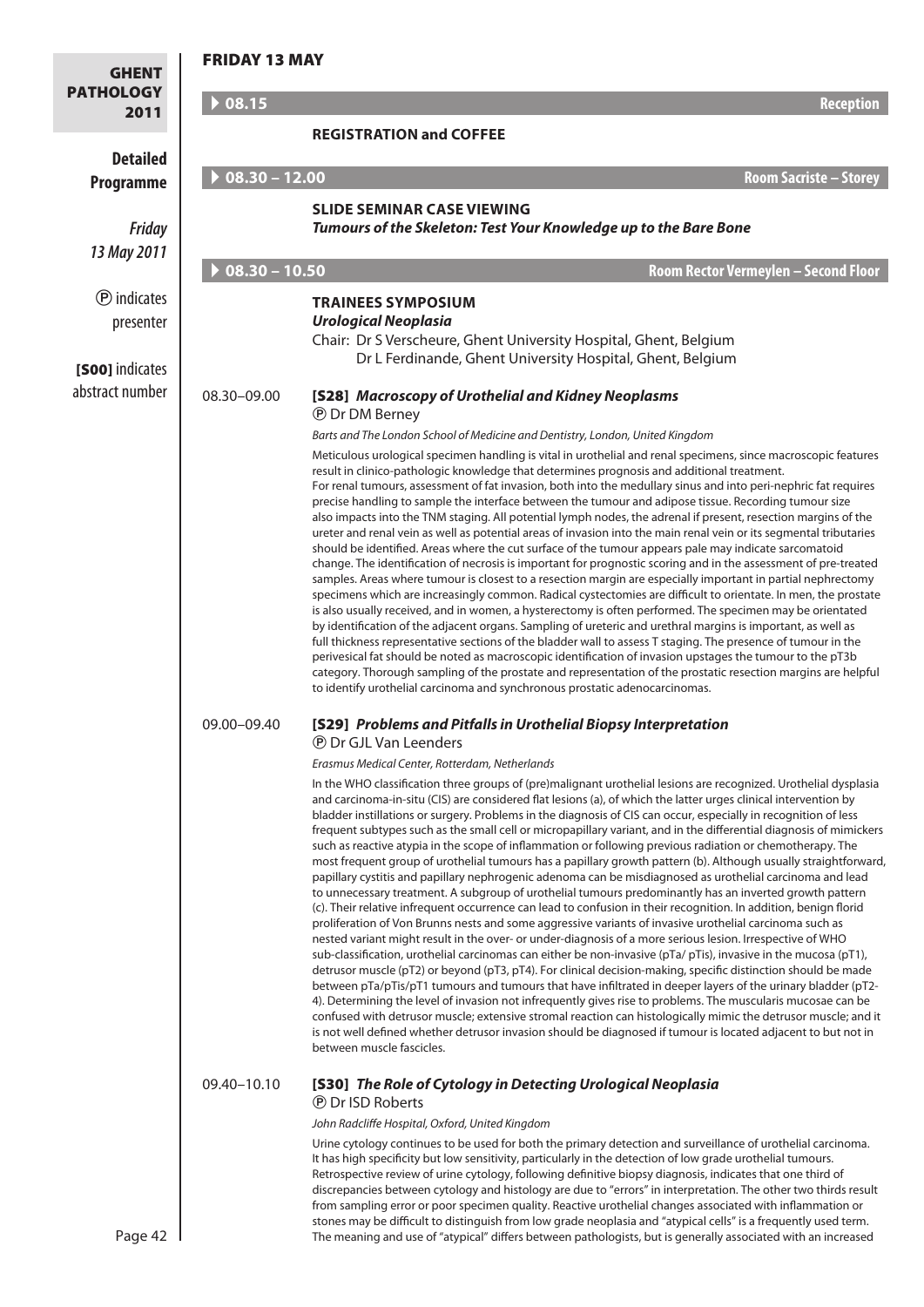## FRIDAY 13 MAY

**GHENT PATHOLOGY 2011**

**Detailed Programme**

*Friday 13 May 2011*

Ⓟ indicates presenter

**[S00]** indicates abstract number

### ▶ 08.15 — Reception

**REGISTRATION and COFFEE**

### ▶ 08.30 – 12.00 — Room Sacriste – Storey

**SLIDE SEMINAR CASE VIEWING**
***Tumours of the Skeleton: Test Your Knowledge up to the Bare Bone***

### ▶ 08.30 – 10.50 — Room Rector Vermeylen – Second Floor

**TRAINEES SYMPOSIUM**
***Urological Neoplasia***

Chair: Dr S Verscheure, Ghent University Hospital, Ghent, Belgium
Dr L Ferdinande, Ghent University Hospital, Ghent, Belgium

08.30–09.00 **[S28]** ***Macroscopy of Urothelial and Kidney Neoplasms***
Ⓟ Dr DM Berney

*Barts and The London School of Medicine and Dentistry, London, United Kingdom*

Meticulous urological specimen handling is vital in urothelial and renal specimens, since macroscopic features result in clinico-pathologic knowledge that determines prognosis and additional treatment.
For renal tumours, assessment of fat invasion, both into the medullary sinus and into peri-nephric fat requires precise handling to sample the interface between the tumour and adipose tissue. Recording tumour size also impacts into the TNM staging. All potential lymph nodes, the adrenal if present, resection margins of the ureter and renal vein as well as potential areas of invasion into the main renal vein or its segmental tributaries should be identified. Areas where the cut surface of the tumour appears pale may indicate sarcomatoid change. The identification of necrosis is important for prognostic scoring and in the assessment of pre-treated samples. Areas where tumour is closest to a resection margin are especially important in partial nephrectomy specimens which are increasingly common. Radical cystectomies are difficult to orientate. In men, the prostate is also usually received, and in women, a hysterectomy is often performed. The specimen may be orientated by identification of the adjacent organs. Sampling of ureteric and urethral margins is important, as well as full thickness representative sections of the bladder wall to assess T staging. The presence of tumour in the perivesical fat should be noted as macroscopic identification of invasion upstages the tumour to the pT3b category. Thorough sampling of the prostate and representation of the prostatic resection margins are helpful to identify urothelial carcinoma and synchronous prostatic adenocarcinomas.

09.00–09.40 **[S29]** ***Problems and Pitfalls in Urothelial Biopsy Interpretation***
Ⓟ Dr GJL Van Leenders

*Erasmus Medical Center, Rotterdam, Netherlands*

In the WHO classification three groups of (pre)malignant urothelial lesions are recognized. Urothelial dysplasia and carcinoma-in-situ (CIS) are considered flat lesions (a), of which the latter urges clinical intervention by bladder instillations or surgery. Problems in the diagnosis of CIS can occur, especially in recognition of less frequent subtypes such as the small cell or micropapillary variant, and in the differential diagnosis of mimickers such as reactive atypia in the scope of inflammation or following previous radiation or chemotherapy. The most frequent group of urothelial tumours has a papillary growth pattern (b). Although usually straightforward, papillary cystitis and papillary nephrogenic adenoma can be misdiagnosed as urothelial carcinoma and lead to unnecessary treatment. A subgroup of urothelial tumours predominantly has an inverted growth pattern (c). Their relative infrequent occurrence can lead to confusion in their recognition. In addition, benign florid proliferation of Von Brunns nests and some aggressive variants of invasive urothelial carcinoma such as nested variant might result in the over- or under-diagnosis of a more serious lesion. Irrespective of WHO sub-classification, urothelial carcinomas can either be non-invasive (pTa/ pTis), invasive in the mucosa (pT1), detrusor muscle (pT2) or beyond (pT3, pT4). For clinical decision-making, specific distinction should be made between pTa/pTis/pT1 tumours and tumours that have infiltrated in deeper layers of the urinary bladder (pT2-4). Determining the level of invasion not infrequently gives rise to problems. The muscularis mucosae can be confused with detrusor muscle; extensive stromal reaction can histologically mimic the detrusor muscle; and it is not well defined whether detrusor invasion should be diagnosed if tumour is located adjacent to but not in between muscle fascicles.

09.40–10.10 **[S30]** ***The Role of Cytology in Detecting Urological Neoplasia***
Ⓟ Dr ISD Roberts

*John Radcliffe Hospital, Oxford, United Kingdom*

Urine cytology continues to be used for both the primary detection and surveillance of urothelial carcinoma. It has high specificity but low sensitivity, particularly in the detection of low grade urothelial tumours. Retrospective review of urine cytology, following definitive biopsy diagnosis, indicates that one third of discrepancies between cytology and histology are due to "errors" in interpretation. The other two thirds result from sampling error or poor specimen quality. Reactive urothelial changes associated with inflammation or stones may be difficult to distinguish from low grade neoplasia and "atypical cells" is a frequently used term. The meaning and use of "atypical" differs between pathologists, but is generally associated with an increased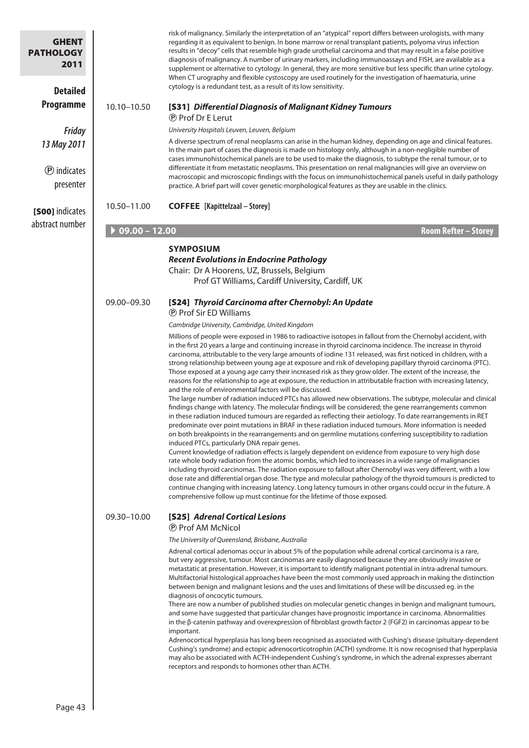risk of malignancy. Similarly the interpretation of an "atypical" report differs between urologists, with many regarding it as equivalent to benign. In bone marrow or renal transplant patients, polyoma virus infection results in "decoy" cells that resemble high grade urothelial carcinoma and that may result in a false positive diagnosis of malignancy. A number of urinary markers, including immunoassays and FISH, are available as a supplement or alternative to cytology. In general, they are more sensitive but less specific than urine cytology. When CT urography and flexible cystoscopy are used routinely for the investigation of haematuria, urine cytology is a redundant test, as a result of its low sensitivity.

**10.10–10.50** **[S31]** ***Differential Diagnosis of Malignant Kidney Tumours***

Ⓟ Prof Dr E Lerut

*University Hospitals Leuven, Leuven, Belgium*

A diverse spectrum of renal neoplasms can arise in the human kidney, depending on age and clinical features. In the main part of cases the diagnosis is made on histology only, although in a non-negligible number of cases immunohistochemical panels are to be used to make the diagnosis, to subtype the renal tumour, or to differentiate it from metastatic neoplasms. This presentation on renal malignancies will give an overview on macroscopic and microscopic findings with the focus on immunohistochemical panels useful in daily pathology practice. A brief part will cover genetic-morphological features as they are usable in the clinics.

**10.50–11.00** **COFFEE [Kapittelzaal – Storey]**

## 09.00 – 12.00 — Room Refter – Storey

**SYMPOSIUM**

***Recent Evolutions in Endocrine Pathology***

Chair: Dr A Hoorens, UZ, Brussels, Belgium
Prof GT Williams, Cardiff University, Cardiff, UK

**09.00–09.30** **[S24]** ***Thyroid Carcinoma after Chernobyl: An Update***

Ⓟ Prof Sir ED Williams

*Cambridge University, Cambridge, United Kingdom*

Millions of people were exposed in 1986 to radioactive isotopes in fallout from the Chernobyl accident, with in the first 20 years a large and continuing increase in thyroid carcinoma incidence. The increase in thyroid carcinoma, attributable to the very large amounts of iodine 131 released, was first noticed in children, with a strong relationship between young age at exposure and risk of developing papillary thyroid carcinoma (PTC). Those exposed at a young age carry their increased risk as they grow older. The extent of the increase, the reasons for the relationship to age at exposure, the reduction in attributable fraction with increasing latency, and the role of environmental factors will be discussed.

The large number of radiation induced PTCs has allowed new observations. The subtype, molecular and clinical findings change with latency. The molecular findings will be considered; the gene rearrangements common in these radiation induced tumours are regarded as reflecting their aetiology. To date rearrangements in RET predominate over point mutations in BRAF in these radiation induced tumours. More information is needed on both breakpoints in the rearrangements and on germline mutations conferring susceptibility to radiation induced PTCs, particularly DNA repair genes.

Current knowledge of radiation effects is largely dependent on evidence from exposure to very high dose rate whole body radiation from the atomic bombs, which led to increases in a wide range of malignancies including thyroid carcinomas. The radiation exposure to fallout after Chernobyl was very different, with a low dose rate and differential organ dose. The type and molecular pathology of the thyroid tumours is predicted to continue changing with increasing latency. Long latency tumours in other organs could occur in the future. A comprehensive follow up must continue for the lifetime of those exposed.

**09.30–10.00** **[S25]** ***Adrenal Cortical Lesions***

Ⓟ Prof AM McNicol

*The University of Queensland, Brisbane, Australia*

Adrenal cortical adenomas occur in about 5% of the population while adrenal cortical carcinoma is a rare, but very aggressive, tumour. Most carcinomas are easily diagnosed because they are obviously invasive or metastatic at presentation. However, it is important to identify malignant potential in intra-adrenal tumours. Multifactorial histological approaches have been the most commonly used approach in making the distinction between benign and malignant lesions and the uses and limitations of these will be discussed eg. in the diagnosis of oncocytic tumours.

There are now a number of published studies on molecular genetic changes in benign and malignant tumours, and some have suggested that particular changes have prognostic importance in carcinoma. Abnormalities in the β-catenin pathway and overexpression of fibroblast growth factor 2 (FGF2) in carcinomas appear to be important.

Adrenocortical hyperplasia has long been recognised as associated with Cushing's disease (pituitary-dependent Cushing's syndrome) and ectopic adrenocorticotrophin (ACTH) syndrome. It is now recognised that hyperplasia may also be associated with ACTH-independent Cushing's syndrome, in which the adrenal expresses aberrant receptors and responds to hormones other than ACTH.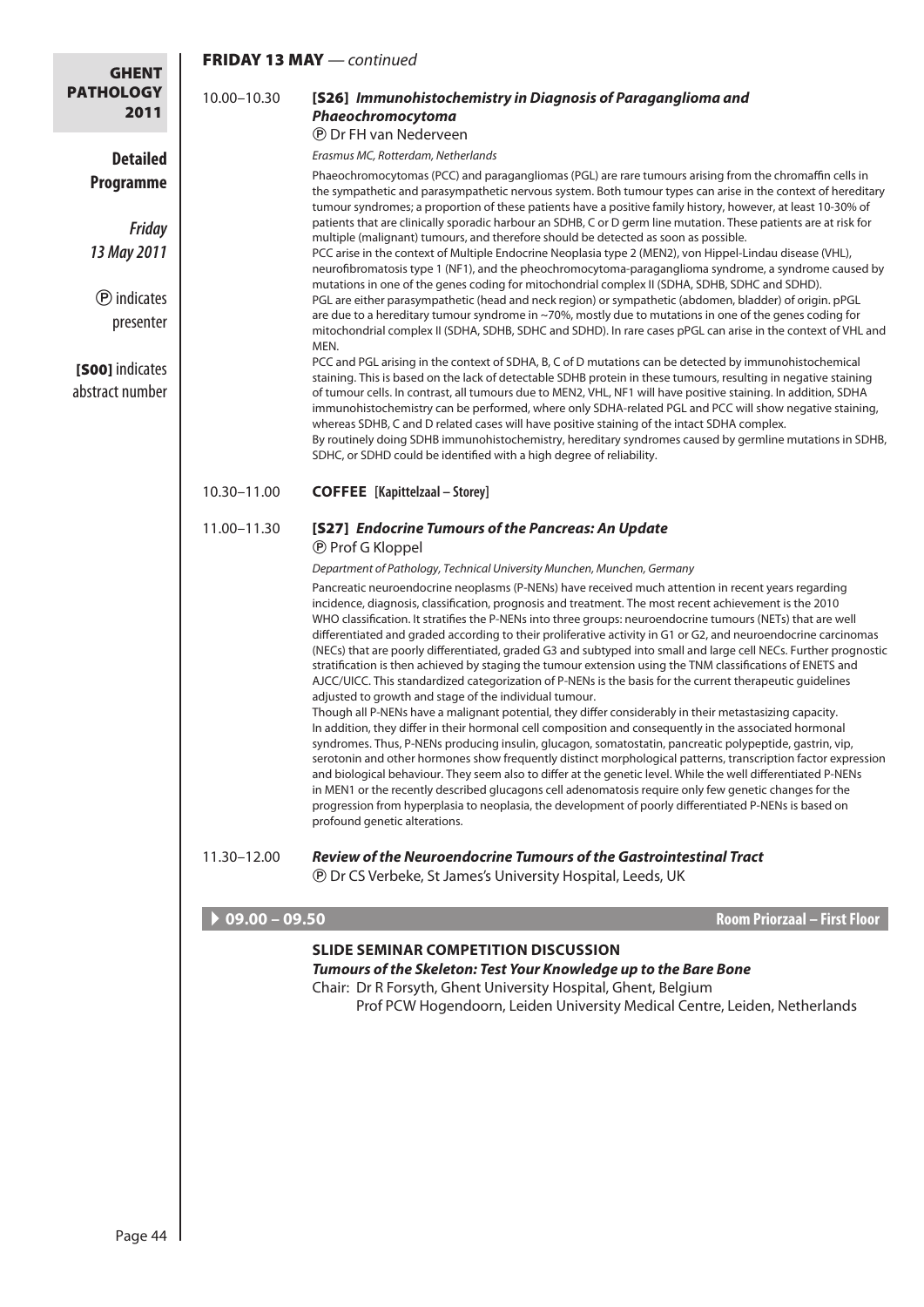**GHENT PATHOLOGY 2011**

**Detailed Programme**

***Friday 13 May 2011***

Ⓟ indicates presenter

**[S00]** indicates abstract number

## FRIDAY 13 MAY — *continued*

10.00–10.30 **[S26]** ***Immunohistochemistry in Diagnosis of Paraganglioma and Phaeochromocytoma***

Ⓟ Dr FH van Nederveen

*Erasmus MC, Rotterdam, Netherlands*

Phaeochromocytomas (PCC) and paragangliomas (PGL) are rare tumours arising from the chromaffin cells in the sympathetic and parasympathetic nervous system. Both tumour types can arise in the context of hereditary tumour syndromes; a proportion of these patients have a positive family history, however, at least 10-30% of patients that are clinically sporadic harbour an SDHB, C or D germ line mutation. These patients are at risk for multiple (malignant) tumours, and therefore should be detected as soon as possible.

PCC arise in the context of Multiple Endocrine Neoplasia type 2 (MEN2), von Hippel-Lindau disease (VHL), neurofibromatosis type 1 (NF1), and the pheochromocytoma-paraganglioma syndrome, a syndrome caused by mutations in one of the genes coding for mitochondrial complex II (SDHA, SDHB, SDHC and SDHD).

PGL are either parasympathetic (head and neck region) or sympathetic (abdomen, bladder) of origin. pPGL are due to a hereditary tumour syndrome in ~70%, mostly due to mutations in one of the genes coding for mitochondrial complex II (SDHA, SDHB, SDHC and SDHD). In rare cases pPGL can arise in the context of VHL and MEN.

PCC and PGL arising in the context of SDHA, B, C of D mutations can be detected by immunohistochemical staining. This is based on the lack of detectable SDHB protein in these tumours, resulting in negative staining of tumour cells. In contrast, all tumours due to MEN2, VHL, NF1 will have positive staining. In addition, SDHA immunohistochemistry can be performed, where only SDHA-related PGL and PCC will show negative staining, whereas SDHB, C and D related cases will have positive staining of the intact SDHA complex.

By routinely doing SDHB immunohistochemistry, hereditary syndromes caused by germline mutations in SDHB, SDHC, or SDHD could be identified with a high degree of reliability.

10.30–11.00 **COFFEE [Kapittelzaal – Storey]**

11.00–11.30 **[S27]** ***Endocrine Tumours of the Pancreas: An Update***

Ⓟ Prof G Kloppel

*Department of Pathology, Technical University Munchen, Munchen, Germany*

Pancreatic neuroendocrine neoplasms (P-NENs) have received much attention in recent years regarding incidence, diagnosis, classification, prognosis and treatment. The most recent achievement is the 2010 WHO classification. It stratifies the P-NENs into three groups: neuroendocrine tumours (NETs) that are well differentiated and graded according to their proliferative activity in G1 or G2, and neuroendocrine carcinomas (NECs) that are poorly differentiated, graded G3 and subtyped into small and large cell NECs. Further prognostic stratification is then achieved by staging the tumour extension using the TNM classifications of ENETS and AJCC/UICC. This standardized categorization of P-NENs is the basis for the current therapeutic guidelines adjusted to growth and stage of the individual tumour.

Though all P-NENs have a malignant potential, they differ considerably in their metastasizing capacity. In addition, they differ in their hormonal cell composition and consequently in the associated hormonal syndromes. Thus, P-NENs producing insulin, glucagon, somatostatin, pancreatic polypeptide, gastrin, vip, serotonin and other hormones show frequently distinct morphological patterns, transcription factor expression and biological behaviour. They seem also to differ at the genetic level. While the well differentiated P-NENs in MEN1 or the recently described glucagons cell adenomatosis require only few genetic changes for the progression from hyperplasia to neoplasia, the development of poorly differentiated P-NENs is based on profound genetic alterations.

11.30–12.00 ***Review of the Neuroendocrine Tumours of the Gastrointestinal Tract***

Ⓟ Dr CS Verbeke, St James's University Hospital, Leeds, UK

### ▶ 09.00 – 09.50 — Room Priorzaal – First Floor

**SLIDE SEMINAR COMPETITION DISCUSSION**

***Tumours of the Skeleton: Test Your Knowledge up to the Bare Bone***

Chair: Dr R Forsyth, Ghent University Hospital, Ghent, Belgium
Prof PCW Hogendoorn, Leiden University Medical Centre, Leiden, Netherlands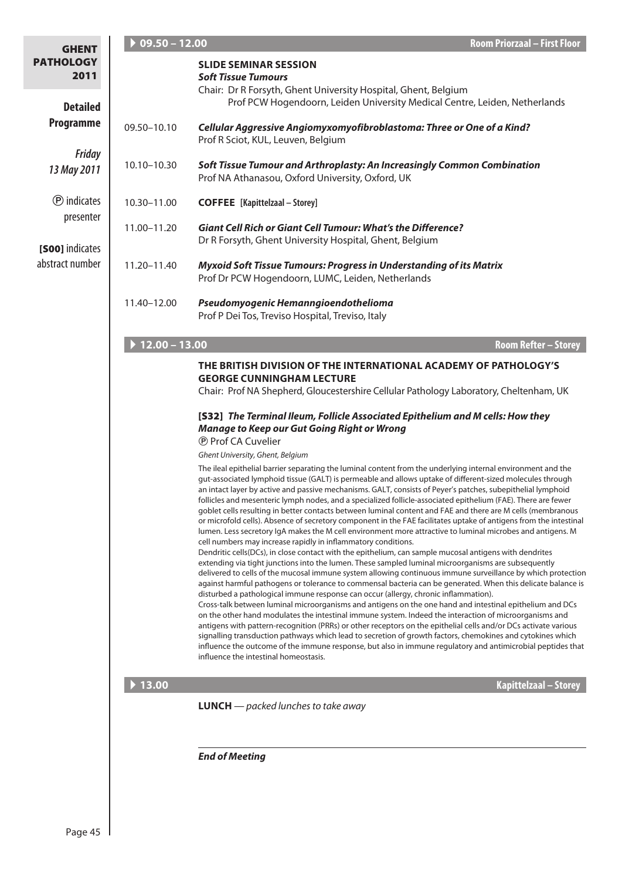**GHENT PATHOLOGY 2011**

**Detailed Programme**

*Friday 13 May 2011*

Ⓟ indicates presenter

**[S00]** indicates abstract number

## 09.50 – 12.00 — Room Priorzaal – First Floor

**SLIDE SEMINAR SESSION**
***Soft Tissue Tumours***
Chair: Dr R Forsyth, Ghent University Hospital, Ghent, Belgium
Prof PCW Hogendoorn, Leiden University Medical Centre, Leiden, Netherlands

09.50–10.10 ***Cellular Aggressive Angiomyxomyofibroblastoma: Three or One of a Kind?***
Prof R Sciot, KUL, Leuven, Belgium

10.10–10.30 ***Soft Tissue Tumour and Arthroplasty: An Increasingly Common Combination***
Prof NA Athanasou, Oxford University, Oxford, UK

10.30–11.00 **COFFEE [Kapittelzaal – Storey]**

11.00–11.20 ***Giant Cell Rich or Giant Cell Tumour: What's the Difference?***
Dr R Forsyth, Ghent University Hospital, Ghent, Belgium

11.20–11.40 ***Myxoid Soft Tissue Tumours: Progress in Understanding of its Matrix***
Prof Dr PCW Hogendoorn, LUMC, Leiden, Netherlands

11.40–12.00 ***Pseudomyogenic Hemanngioendothelioma***
Prof P Dei Tos, Treviso Hospital, Treviso, Italy

## 12.00 – 13.00 — Room Refter – Storey

**THE BRITISH DIVISION OF THE INTERNATIONAL ACADEMY OF PATHOLOGY'S GEORGE CUNNINGHAM LECTURE**
Chair: Prof NA Shepherd, Gloucestershire Cellular Pathology Laboratory, Cheltenham, UK

**[S32]** ***The Terminal Ileum, Follicle Associated Epithelium and M cells: How they Manage to Keep our Gut Going Right or Wrong***
Ⓟ Prof CA Cuvelier
*Ghent University, Ghent, Belgium*

The ileal epithelial barrier separating the luminal content from the underlying internal environment and the gut-associated lymphoid tissue (GALT) is permeable and allows uptake of different-sized molecules through an intact layer by active and passive mechanisms. GALT, consists of Peyer's patches, subepithelial lymphoid follicles and mesenteric lymph nodes, and a specialized follicle-associated epithelium (FAE). There are fewer goblet cells resulting in better contacts between luminal content and FAE and there are M cells (membranous or microfold cells). Absence of secretory component in the FAE facilitates uptake of antigens from the intestinal lumen. Less secretory IgA makes the M cell environment more attractive to luminal microbes and antigens. M cell numbers may increase rapidly in inflammatory conditions.
Dendritic cells(DCs), in close contact with the epithelium, can sample mucosal antigens with dendrites extending via tight junctions into the lumen. These sampled luminal microorganisms are subsequently delivered to cells of the mucosal immune system allowing continuous immune surveillance by which protection against harmful pathogens or tolerance to commensal bacteria can be generated. When this delicate balance is disturbed a pathological immune response can occur (allergy, chronic inflammation).
Cross-talk between luminal microorganisms and antigens on the one hand and intestinal epithelium and DCs on the other hand modulates the intestinal immune system. Indeed the interaction of microorganisms and antigens with pattern-recognition (PRRs) or other receptors on the epithelial cells and/or DCs activate various signalling transduction pathways which lead to secretion of growth factors, chemokines and cytokines which influence the outcome of the immune response, but also in immune regulatory and antimicrobial peptides that influence the intestinal homeostasis.

## 13.00 — Kapittelzaal – Storey

**LUNCH** — *packed lunches to take away*

---

***End of Meeting***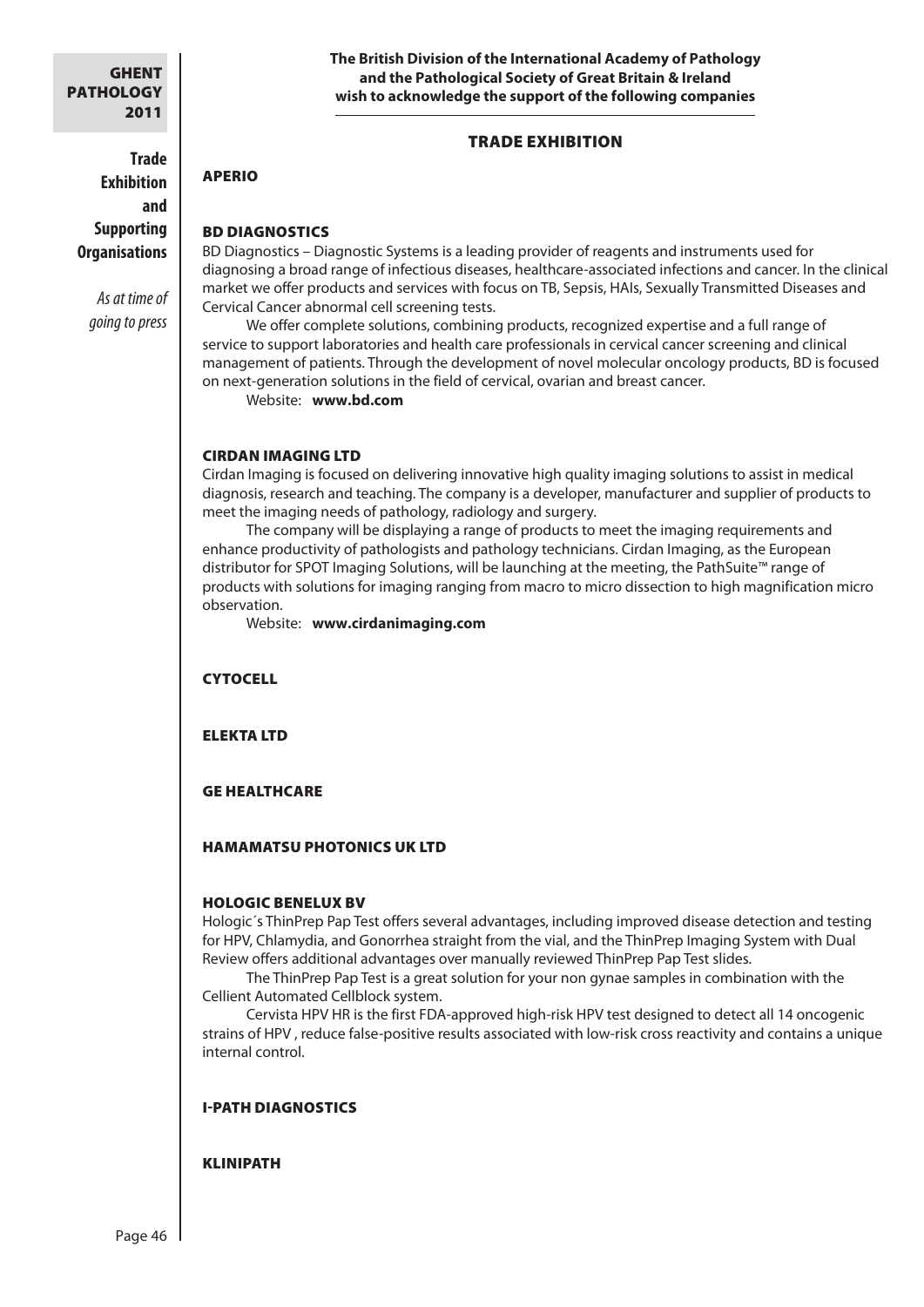**The British Division of the International Academy of Pathology and the Pathological Society of Great Britain & Ireland wish to acknowledge the support of the following companies**

**Trade Exhibition and Supporting Organisations**

*As at time of going to press*

## TRADE EXHIBITION

### APERIO

### BD DIAGNOSTICS

BD Diagnostics – Diagnostic Systems is a leading provider of reagents and instruments used for diagnosing a broad range of infectious diseases, healthcare-associated infections and cancer. In the clinical market we offer products and services with focus on TB, Sepsis, HAIs, Sexually Transmitted Diseases and Cervical Cancer abnormal cell screening tests.

We offer complete solutions, combining products, recognized expertise and a full range of service to support laboratories and health care professionals in cervical cancer screening and clinical management of patients. Through the development of novel molecular oncology products, BD is focused on next-generation solutions in the field of cervical, ovarian and breast cancer.

Website: **www.bd.com**

### CIRDAN IMAGING LTD

Cirdan Imaging is focused on delivering innovative high quality imaging solutions to assist in medical diagnosis, research and teaching. The company is a developer, manufacturer and supplier of products to meet the imaging needs of pathology, radiology and surgery.

The company will be displaying a range of products to meet the imaging requirements and enhance productivity of pathologists and pathology technicians. Cirdan Imaging, as the European distributor for SPOT Imaging Solutions, will be launching at the meeting, the PathSuite™ range of products with solutions for imaging ranging from macro to micro dissection to high magnification micro observation.

Website: **www.cirdanimaging.com**

### CYTOCELL

### ELEKTA LTD

### GE HEALTHCARE

### HAMAMATSU PHOTONICS UK LTD

### HOLOGIC BENELUX BV

Hologic´s ThinPrep Pap Test offers several advantages, including improved disease detection and testing for HPV, Chlamydia, and Gonorrhea straight from the vial, and the ThinPrep Imaging System with Dual Review offers additional advantages over manually reviewed ThinPrep Pap Test slides.

The ThinPrep Pap Test is a great solution for your non gynae samples in combination with the Cellient Automated Cellblock system.

Cervista HPV HR is the first FDA-approved high-risk HPV test designed to detect all 14 oncogenic strains of HPV , reduce false-positive results associated with low-risk cross reactivity and contains a unique internal control.

### I-PATH DIAGNOSTICS

### KLINIPATH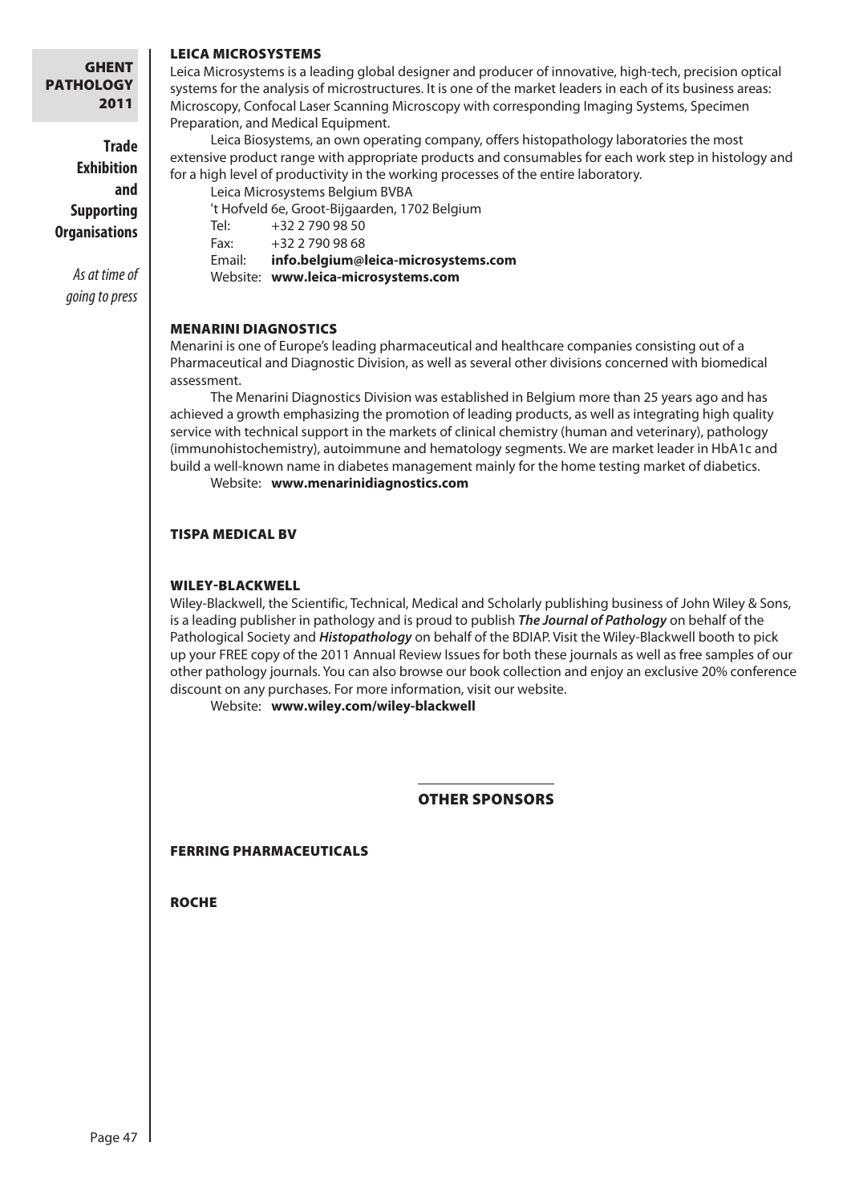**Trade Exhibition and Supporting Organisations**

*As at time of going to press*

### LEICA MICROSYSTEMS

Leica Microsystems is a leading global designer and producer of innovative, high-tech, precision optical systems for the analysis of microstructures. It is one of the market leaders in each of its business areas: Microscopy, Confocal Laser Scanning Microscopy with corresponding Imaging Systems, Specimen Preparation, and Medical Equipment.

Leica Biosystems, an own operating company, offers histopathology laboratories the most extensive product range with appropriate products and consumables for each work step in histology and for a high level of productivity in the working processes of the entire laboratory.

Leica Microsystems Belgium BVBA
't Hofveld 6e, Groot-Bijgaarden, 1702 Belgium
Tel: +32 2 790 98 50
Fax: +32 2 790 98 68
Email: **info.belgium@leica-microsystems.com**
Website: **www.leica-microsystems.com**

### MENARINI DIAGNOSTICS

Menarini is one of Europe's leading pharmaceutical and healthcare companies consisting out of a Pharmaceutical and Diagnostic Division, as well as several other divisions concerned with biomedical assessment.

The Menarini Diagnostics Division was established in Belgium more than 25 years ago and has achieved a growth emphasizing the promotion of leading products, as well as integrating high quality service with technical support in the markets of clinical chemistry (human and veterinary), pathology (immunohistochemistry), autoimmune and hematology segments. We are market leader in HbA1c and build a well-known name in diabetes management mainly for the home testing market of diabetics.

Website: **www.menarinidiagnostics.com**

### TISPA MEDICAL BV

### WILEY-BLACKWELL

Wiley-Blackwell, the Scientific, Technical, Medical and Scholarly publishing business of John Wiley & Sons, is a leading publisher in pathology and is proud to publish ***The Journal of Pathology*** on behalf of the Pathological Society and ***Histopathology*** on behalf of the BDIAP. Visit the Wiley-Blackwell booth to pick up your FREE copy of the 2011 Annual Review Issues for both these journals as well as free samples of our other pathology journals. You can also browse our book collection and enjoy an exclusive 20% conference discount on any purchases. For more information, visit our website.

Website: **www.wiley.com/wiley-blackwell**

## OTHER SPONSORS

### FERRING PHARMACEUTICALS

### ROCHE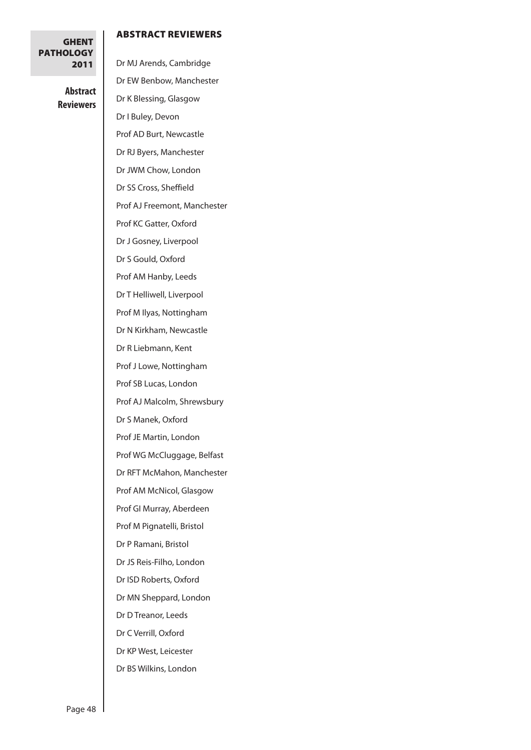## ABSTRACT REVIEWERS

Dr MJ Arends, Cambridge

Dr EW Benbow, Manchester

Dr K Blessing, Glasgow

Dr I Buley, Devon

Prof AD Burt, Newcastle

Dr RJ Byers, Manchester

Dr JWM Chow, London

Dr SS Cross, Sheffield

Prof AJ Freemont, Manchester

Prof KC Gatter, Oxford

Dr J Gosney, Liverpool

Dr S Gould, Oxford

Prof AM Hanby, Leeds

Dr T Helliwell, Liverpool

Prof M Ilyas, Nottingham

Dr N Kirkham, Newcastle

Dr R Liebmann, Kent

Prof J Lowe, Nottingham

Prof SB Lucas, London

Prof AJ Malcolm, Shrewsbury

Dr S Manek, Oxford

Prof JE Martin, London

Prof WG McCluggage, Belfast

Dr RFT McMahon, Manchester

Prof AM McNicol, Glasgow

Prof GI Murray, Aberdeen

Prof M Pignatelli, Bristol

Dr P Ramani, Bristol

Dr JS Reis-Filho, London

Dr ISD Roberts, Oxford

Dr MN Sheppard, London

Dr D Treanor, Leeds

Dr C Verrill, Oxford

Dr KP West, Leicester

Dr BS Wilkins, London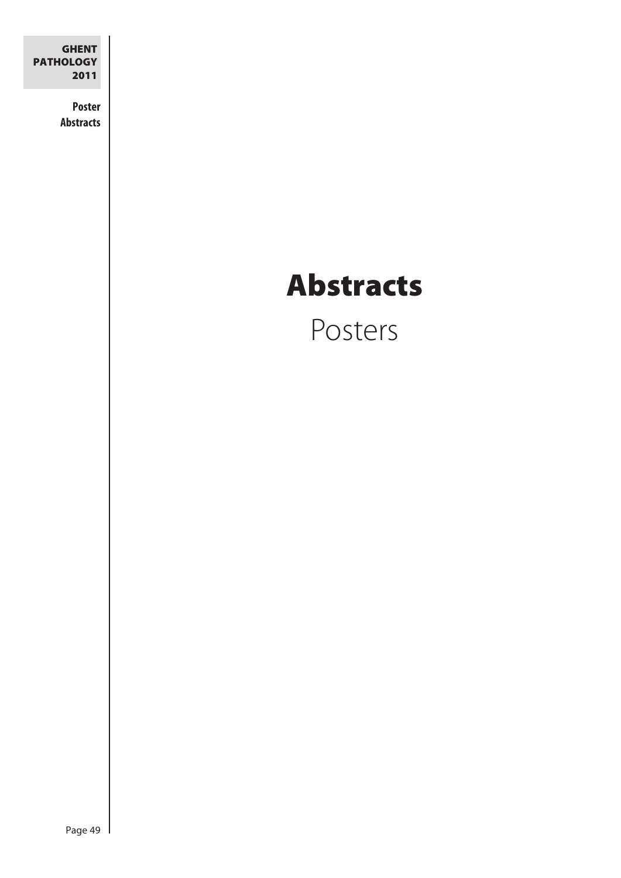# Abstracts

Posters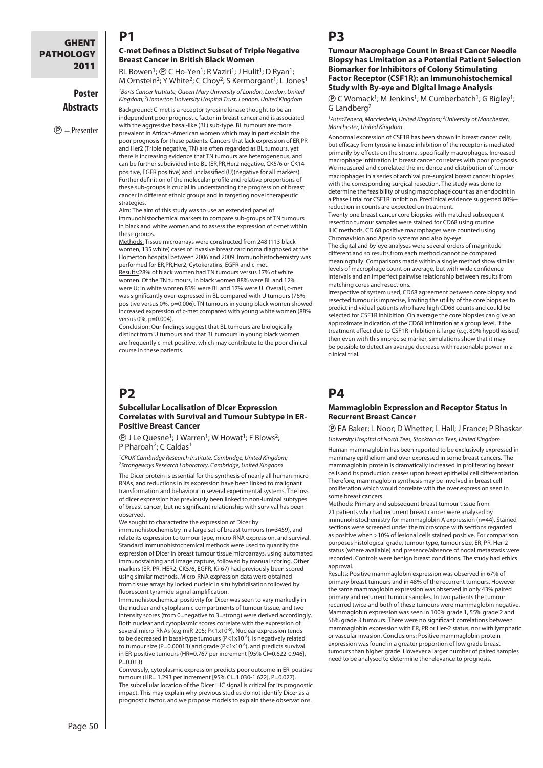**Poster Abstracts**

Ⓟ = Presenter

# P1

### C-met Defines a Distinct Subset of Triple Negative Breast Cancer in British Black Women

RL Bowen[1]; Ⓟ C Ho-Yen[1]; R Vaziri[1]; J Hulit[1]; D Ryan[1]; M Ornstein[2]; Y White[2]; C Choy[2]; S Kermorgant[1]; L Jones[1]

*[1]Barts Cancer Institute, Queen Mary University of London, London, United Kingdom; [2]Homerton University Hospital Trust, London, United Kingdom*

Background: C-met is a receptor tyrosine kinase thought to be an independent poor prognostic factor in breast cancer and is associated with the aggressive basal-like (BL) sub-type. BL tumours are more prevalent in African-American women which may in part explain the poor prognosis for these patients. Cancers that lack expression of ER,PR and Her2 (Triple negative, TN) are often regarded as BL tumours, yet there is increasing evidence that TN tumours are heterogeneous, and can be further subdivided into BL (ER,PR,Her2 negative, CK5/6 or CK14 positive, EGFR positive) and unclassified (U)(negative for all markers). Further definition of the molecular profile and relative proportions of these sub-groups is crucial in understanding the progression of breast cancer in different ethnic groups and in targeting novel therapeutic strategies.

Aim: The aim of this study was to use an extended panel of immunohistochemical markers to compare sub-groups of TN tumours in black and white women and to assess the expression of c-met within these groups.

Methods: Tissue microarrays were constructed from 248 (113 black women, 135 white) cases of invasive breast carcinoma diagnosed at the Homerton hospital between 2006 and 2009. Immunohistochemistry was performed for ER,PR,Her2, Cytokeratins, EGFR and c-met.

Results:28% of black women had TN tumours versus 17% of white women. Of the TN tumours, in black women 88% were BL and 12% were U; in white women 83% were BL and 17% were U. Overall, c-met was significantly over-expressed in BL compared with U tumours (76% positive versus 0%, p=0.006). TN tumours in young black women showed increased expression of c-met compared with young white women (88% versus 0%, p=0.004).

Conclusion: Our findings suggest that BL tumours are biologically distinct from U tumours and that BL tumours in young black women are frequently c-met positive, which may contribute to the poor clinical course in these patients.

# P2

### Subcellular Localisation of Dicer Expression Correlates with Survival and Tumour Subtype in ER-Positive Breast Cancer

Ⓟ J Le Quesne[1]; J Warren[1]; W Howat[1]; F Blows[2]; P Pharoah[2]; C Caldas[1]

*[1]CRUK Cambridge Research Institute, Cambridge, United Kingdom; [2]Strangeways Research Laboratory, Cambridge, United Kingdom*

The Dicer protein is essential for the synthesis of nearly all human micro-RNAs, and reductions in its expression have been linked to malignant transformation and behaviour in several experimental systems. The loss of dicer expression has previously been linked to non-luminal subtypes of breast cancer, but no significant relationship with survival has been observed.

We sought to characterize the expression of Dicer by immunohistochemistry in a large set of breast tumours (n=3459), and relate its expression to tumour type, micro-RNA expression, and survival. Standard immunohistochemical methods were used to quantify the expression of Dicer in breast tumour tissue microarrays, using automated immunostaining and image capture, followed by manual scoring. Other markers (ER, PR, HER2, CK5/6, EGFR, Ki-67) had previously been scored using similar methods. Micro-RNA expression data were obtained from tissue arrays by locked nucleic in situ hybridisation followed by fluorescent tyramide signal amplification.

Immunohistochemical positivity for Dicer was seen to vary markedly in the nuclear and cytoplasmic compartments of tumour tissue, and two intensity scores (from 0=negative to 3=strong) were derived accordingly. Both nuclear and cytoplasmic scores correlate with the expression of several micro-RNAs (e.g miR-205; P<$1x10^{-6}$). Nuclear expression tends to be decreased in basal-type tumours (P<$1x10^{-6}$), is negatively related to tumour size (P=0.00013) and grade (P<$1x10^{-6}$), and predicts survival in ER-positive tumours (HR=0.767 per increment [95% CI=0.622-0.946], P=0.013).

Conversely, cytoplasmic expression predicts poor outcome in ER-positive tumours (HR= 1.293 per increment [95% CI=1.030-1.622], P=0.027). The subcellular location of the Dicer IHC signal is critical for its prognostic impact. This may explain why previous studies do not identify Dicer as a prognostic factor, and we propose models to explain these observations.

# P3

### Tumour Macrophage Count in Breast Cancer Needle Biopsy has Limitation as a Potential Patient Selection Biomarker for Inhibitors of Colony Stimulating Factor Receptor (CSF1R): an Immunohistochemical Study with By-eye and Digital Image Analysis

Ⓟ C Womack[1]; M Jenkins[1]; M Cumberbatch[1]; G Bigley[1]; G Landberg[2]

*[1]AstraZeneca, Macclesfield, United Kingdom; [2]University of Manchester, Manchester, United Kingdom*

Abnormal expression of CSF1R has been shown in breast cancer cells, but efficacy from tyrosine kinase inhibition of the receptor is mediated primarily by effects on the stroma, specifically macrophages. Increased macrophage infiltration in breast cancer correlates with poor prognosis. We measured and correlated the incidence and distribution of tumour macrophages in a series of archival pre-surgical breast cancer biopsies with the corresponding surgical resection. The study was done to determine the feasibility of using macrophage count as an endpoint in a Phase I trial for CSF1R inhibition. Preclinical evidence suggested 80%+ reduction in counts are expected on treatment.

Twenty one breast cancer core biopsies with matched subsequent resection tumour samples were stained for CD68 using routine IHC methods. CD 68 positive macrophages were counted using Chromavision and Aperio systems and also by-eye.

The digital and by-eye analyses were several orders of magnitude different and so results from each method cannot be compared meaningfully. Comparisons made within a single method show similar levels of macrophage count on average, but with wide confidence intervals and an imperfect pairwise relationship between results from matching cores and resections.

Irrespective of system used, CD68 agreement between core biopsy and resected tumour is imprecise, limiting the utility of the core biopsies to predict individual patients who have high CD68 counts and could be selected for CSF1R inhibition. On average the core biopsies can give an approximate indication of the CD68 infiltration at a group level. If the treatment effect due to CSF1R inhibition is large (e.g. 80% hypothesised) then even with this imprecise marker, simulations show that it may be possible to detect an average decrease with reasonable power in a clinical trial.

# P4

### Mammaglobin Expression and Receptor Status in Recurrent Breast Cancer

Ⓟ EA Baker; L Noor; D Whetter; L Hall; J France; P Bhaskar

*University Hospital of North Tees, Stockton on Tees, United Kingdom*

Human mammaglobin has been reported to be exclusively expressed in mammary epithelium and over expressed in some breast cancers. The mammaglobin protein is dramatically increased in proliferating breast cells and its production ceases upon breast epithelial cell differentiation. Therefore, mammaglobin synthesis may be involved in breast cell proliferation which would correlate with the over expression seen in some breast cancers.

Methods: Primary and subsequent breast tumour tissue from 21 patients who had recurrent breast cancer were analysed by immunohistochemistry for mammaglobin A expression (n=44). Stained sections were screened under the microscope with sections regarded as positive when >10% of lesional cells stained positive. For comparison purposes histological grade, tumour type, tumour size, ER, PR, Her-2 status (where available) and presence/absence of nodal metastasis were recorded. Controls were benign breast conditions. The study had ethics approval.

Results: Positive mammaglobin expression was observed in 67% of primary breast tumours and in 48% of the recurrent tumours. However the same mammaglobin expression was observed in only 43% paired primary and recurrent tumour samples. In two patients the tumour recurred twice and both of these tumours were mammaglobin negative. Mammaglobin expression was seen in 100% grade 1, 55% grade 2 and 56% grade 3 tumours. There were no significant correlations between mammaglobin expression with ER, PR or Her-2 status, nor with lymphatic or vascular invasion. Conclusions: Positive mammaglobin protein expression was found in a greater proportion of low grade breast tumours than higher grade. However a larger number of paired samples need to be analysed to determine the relevance to prognosis.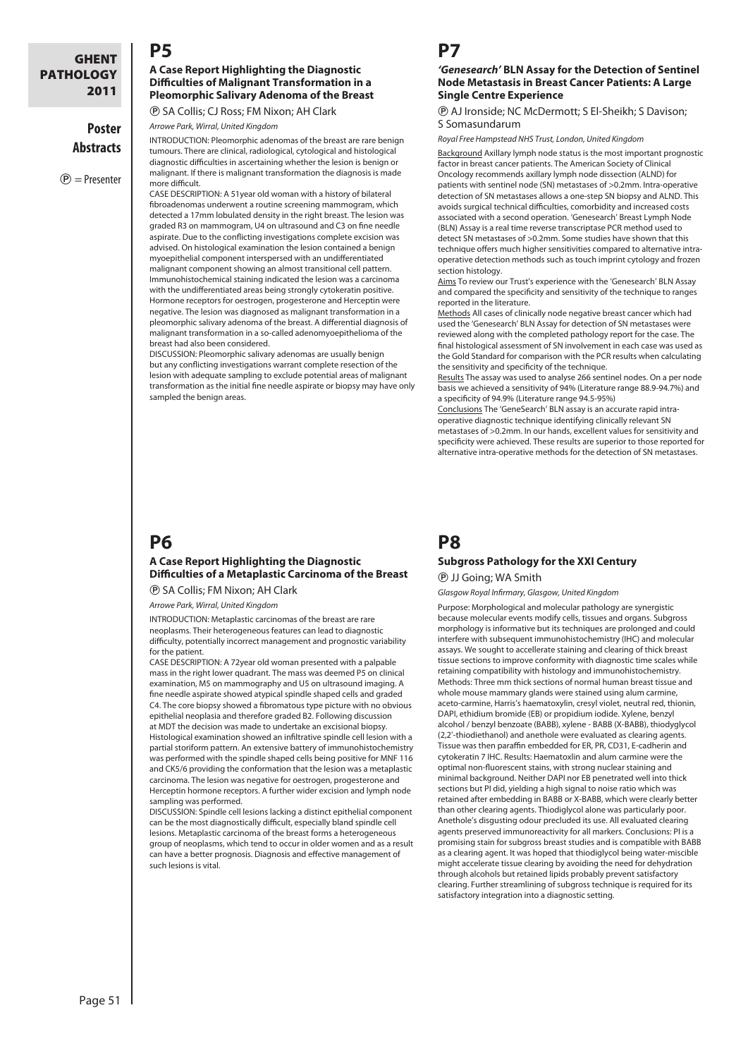## P5

### A Case Report Highlighting the Diagnostic Difficulties of Malignant Transformation in a Pleomorphic Salivary Adenoma of the Breast

Ⓟ SA Collis; CJ Ross; FM Nixon; AH Clark

*Arrowe Park, Wirral, United Kingdom*

INTRODUCTION: Pleomorphic adenomas of the breast are rare benign tumours. There are clinical, radiological, cytological and histological diagnostic difficulties in ascertaining whether the lesion is benign or malignant. If there is malignant transformation the diagnosis is made more difficult.

CASE DESCRIPTION: A 51year old woman with a history of bilateral fibroadenomas underwent a routine screening mammogram, which detected a 17mm lobulated density in the right breast. The lesion was graded R3 on mammogram, U4 on ultrasound and C3 on fine needle aspirate. Due to the conflicting investigations complete excision was advised. On histological examination the lesion contained a benign myoepithelial component interspersed with an undifferentiated malignant component showing an almost transitional cell pattern. Immunohistochemical staining indicated the lesion was a carcinoma with the undifferentiated areas being strongly cytokeratin positive. Hormone receptors for oestrogen, progesterone and Herceptin were negative. The lesion was diagnosed as malignant transformation in a pleomorphic salivary adenoma of the breast. A differential diagnosis of malignant transformation in a so-called adenomyoepithelioma of the breast had also been considered.

DISCUSSION: Pleomorphic salivary adenomas are usually benign but any conflicting investigations warrant complete resection of the lesion with adequate sampling to exclude potential areas of malignant transformation as the initial fine needle aspirate or biopsy may have only sampled the benign areas.

## P6

### A Case Report Highlighting the Diagnostic Difficulties of a Metaplastic Carcinoma of the Breast

Ⓟ SA Collis; FM Nixon; AH Clark

*Arrowe Park, Wirral, United Kingdom*

INTRODUCTION: Metaplastic carcinomas of the breast are rare neoplasms. Their heterogeneous features can lead to diagnostic difficulty, potentially incorrect management and prognostic variability for the patient.

CASE DESCRIPTION: A 72year old woman presented with a palpable mass in the right lower quadrant. The mass was deemed P5 on clinical examination, M5 on mammography and U5 on ultrasound imaging. A fine needle aspirate showed atypical spindle shaped cells and graded C4. The core biopsy showed a fibromatous type picture with no obvious epithelial neoplasia and therefore graded B2. Following discussion at MDT the decision was made to undertake an excisional biopsy. Histological examination showed an infiltrative spindle cell lesion with a partial storiform pattern. An extensive battery of immunohistochemistry was performed with the spindle shaped cells being positive for MNF 116 and CK5/6 providing the conformation that the lesion was a metaplastic carcinoma. The lesion was negative for oestrogen, progesterone and Herceptin hormone receptors. A further wider excision and lymph node sampling was performed.

DISCUSSION: Spindle cell lesions lacking a distinct epithelial component can be the most diagnostically difficult, especially bland spindle cell lesions. Metaplastic carcinoma of the breast forms a heterogeneous group of neoplasms, which tend to occur in older women and as a result can have a better prognosis. Diagnosis and effective management of such lesions is vital.

## P7

### *'Genesearch'* BLN Assay for the Detection of Sentinel Node Metastasis in Breast Cancer Patients: A Large Single Centre Experience

Ⓟ AJ Ironside; NC McDermott; S El-Sheikh; S Davison; S Somasundarum

*Royal Free Hampstead NHS Trust, London, United Kingdom*

Background Axillary lymph node status is the most important prognostic factor in breast cancer patients. The American Society of Clinical Oncology recommends axillary lymph node dissection (ALND) for patients with sentinel node (SN) metastases of >0.2mm. Intra-operative detection of SN metastases allows a one-step SN biopsy and ALND. This avoids surgical technical difficulties, comorbidity and increased costs associated with a second operation. 'Genesearch' Breast Lymph Node (BLN) Assay is a real time reverse transcriptase PCR method used to detect SN metastases of >0.2mm. Some studies have shown that this technique offers much higher sensitivities compared to alternative intra-operative detection methods such as touch imprint cytology and frozen section histology.

Aims To review our Trust's experience with the 'Genesearch' BLN Assay and compared the specificity and sensitivity of the technique to ranges reported in the literature.

Methods All cases of clinically node negative breast cancer which had used the 'Genesearch' BLN Assay for detection of SN metastases were reviewed along with the completed pathology report for the case. The final histological assessment of SN involvement in each case was used as the Gold Standard for comparison with the PCR results when calculating the sensitivity and specificity of the technique.

Results The assay was used to analyse 266 sentinel nodes. On a per node basis we achieved a sensitivity of 94% (Literature range 88.9-94.7%) and a specificity of 94.9% (Literature range 94.5-95%)

Conclusions The 'GeneSearch' BLN assay is an accurate rapid intra-operative diagnostic technique identifying clinically relevant SN metastases of >0.2mm. In our hands, excellent values for sensitivity and specificity were achieved. These results are superior to those reported for alternative intra-operative methods for the detection of SN metastases.

## P8

### Subgross Pathology for the XXI Century

Ⓟ JJ Going; WA Smith

*Glasgow Royal Infirmary, Glasgow, United Kingdom*

Purpose: Morphological and molecular pathology are synergistic because molecular events modify cells, tissues and organs. Subgross morphology is informative but its techniques are prolonged and could interfere with subsequent immunohistochemistry (IHC) and molecular assays. We sought to accellerate staining and clearing of thick breast tissue sections to improve conformity with diagnostic time scales while retaining compatibility with histology and immunohistochemistry.

Methods: Three mm thick sections of normal human breast tissue and whole mouse mammary glands were stained using alum carmine, aceto-carmine, Harris's haematoxylin, cresyl violet, neutral red, thionin, DAPI, ethidium bromide (EB) or propidium iodide. Xylene, benzyl alcohol / benzyl benzoate (BABB), xylene - BABB (X-BABB), thiodyglycol (2,2'-thiodiethanol) and anethole were evaluated as clearing agents. Tissue was then paraffin embedded for ER, PR, CD31, E-cadherin and cytokeratin 7 IHC. Results: Haematoxlin and alum carmine were the optimal non-fluorescent stains, with strong nuclear staining and minimal background. Neither DAPI nor EB penetrated well into thick sections but PI did, yielding a high signal to noise ratio which was retained after embedding in BABB or X-BABB, which were clearly better than other clearing agents. Thiodiglycol alone was particularly poor. Anethole's disgusting odour precluded its use. All evaluated clearing agents preserved immunoreactivity for all markers. Conclusions: PI is a promising stain for subgross breast studies and is compatible with BABB as a clearing agent. It was hoped that thiodiglycol being water-miscible might accelerate tissue clearing by avoiding the need for dehydration through alcohols but retained lipids probably prevent satisfactory clearing. Further streamlining of subgross technique is required for its satisfactory integration into a diagnostic setting.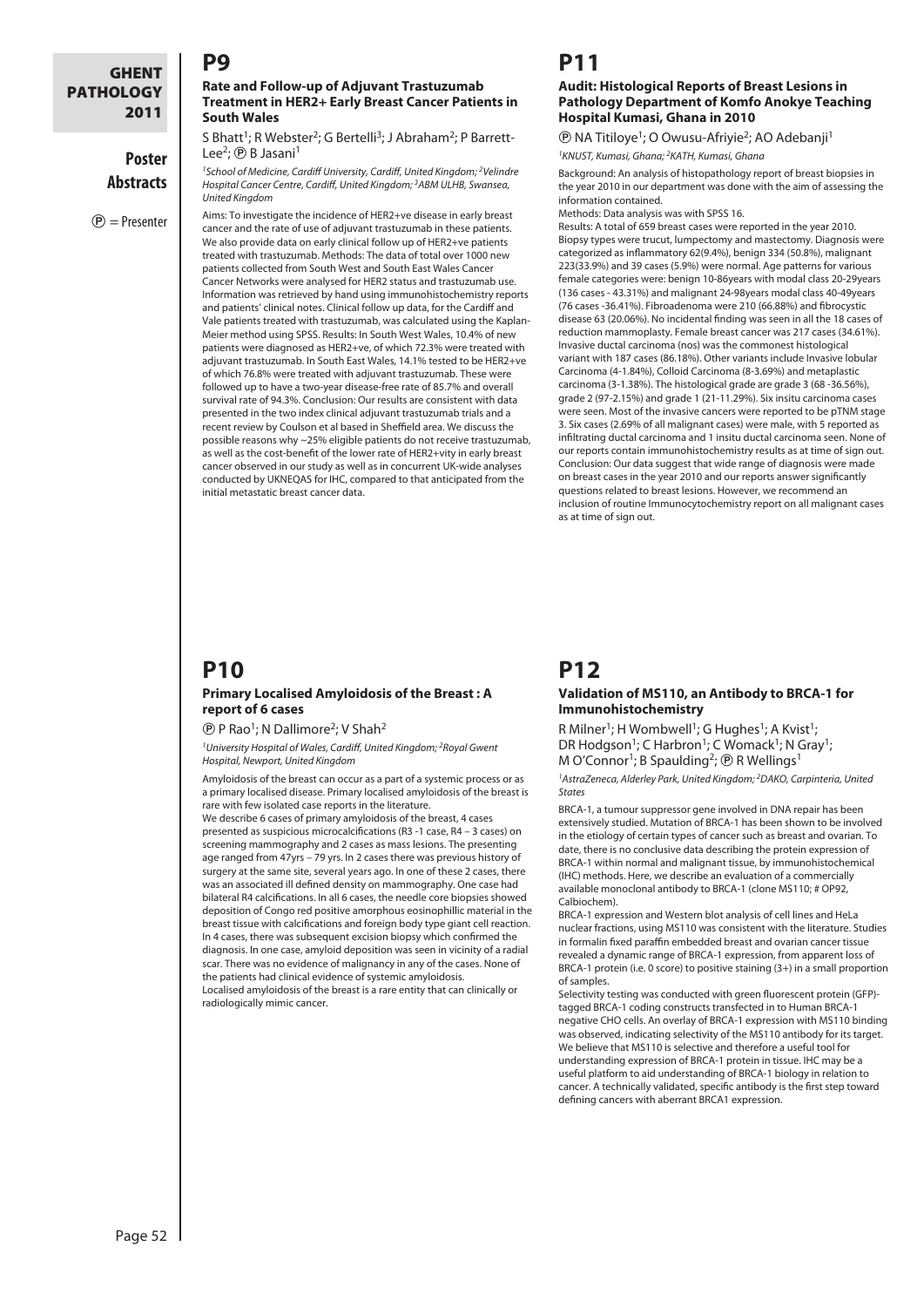# P9

### Rate and Follow-up of Adjuvant Trastuzumab Treatment in HER2+ Early Breast Cancer Patients in South Wales

S Bhatt[1]; R Webster[2]; G Bertelli[3]; J Abraham[2]; P Barrett-Lee[2]; Ⓟ B Jasani[1]

*[1]School of Medicine, Cardiff University, Cardiff, United Kingdom; [2]Velindre Hospital Cancer Centre, Cardiff, United Kingdom; [3]ABM ULHB, Swansea, United Kingdom*

Aims: To investigate the incidence of HER2+ve disease in early breast cancer and the rate of use of adjuvant trastuzumab in these patients. We also provide data on early clinical follow up of HER2+ve patients treated with trastuzumab. Methods: The data of total over 1000 new patients collected from South West and South East Wales Cancer Cancer Networks were analysed for HER2 status and trastuzumab use. Information was retrieved by hand using immunohistochemistry reports and patients' clinical notes. Clinical follow up data, for the Cardiff and Vale patients treated with trastuzumab, was calculated using the Kaplan-Meier method using SPSS. Results: In South West Wales, 10.4% of new patients were diagnosed as HER2+ve, of which 72.3% were treated with adjuvant trastuzumab. In South East Wales, 14.1% tested to be HER2+ve of which 76.8% were treated with adjuvant trastuzumab. These were followed up to have a two-year disease-free rate of 85.7% and overall survival rate of 94.3%. Conclusion: Our results are consistent with data presented in the two index clinical adjuvant trastuzumab trials and a recent review by Coulson et al based in Sheffield area. We discuss the possible reasons why ~25% eligible patients do not receive trastuzumab, as well as the cost-benefit of the lower rate of HER2+vity in early breast cancer observed in our study as well as in concurrent UK-wide analyses conducted by UKNEQAS for IHC, compared to that anticipated from the initial metastatic breast cancer data.

# P10

### Primary Localised Amyloidosis of the Breast : A report of 6 cases

Ⓟ P Rao[1]; N Dallimore[2]; V Shah[2]

*[1]University Hospital of Wales, Cardiff, United Kingdom; [2]Royal Gwent Hospital, Newport, United Kingdom*

Amyloidosis of the breast can occur as a part of a systemic process or as a primary localised disease. Primary localised amyloidosis of the breast is rare with few isolated case reports in the literature.

We describe 6 cases of primary amyloidosis of the breast, 4 cases presented as suspicious microcalcifications (R3 -1 case, R4 – 3 cases) on screening mammography and 2 cases as mass lesions. The presenting age ranged from 47yrs – 79 yrs. In 2 cases there was previous history of surgery at the same site, several years ago. In one of these 2 cases, there was an associated ill defined density on mammography. One case had bilateral R4 calcifications. In all 6 cases, the needle core biopsies showed deposition of Congo red positive amorphous eosinophillic material in the breast tissue with calcifications and foreign body type giant cell reaction. In 4 cases, there was subsequent excision biopsy which confirmed the diagnosis. In one case, amyloid deposition was seen in vicinity of a radial scar. There was no evidence of malignancy in any of the cases. None of the patients had clinical evidence of systemic amyloidosis.

Localised amyloidosis of the breast is a rare entity that can clinically or radiologically mimic cancer.

# P11

### Audit: Histological Reports of Breast Lesions in Pathology Department of Komfo Anokye Teaching Hospital Kumasi, Ghana in 2010

Ⓟ NA Titiloye[1]; O Owusu-Afriyie[2]; AO Adebanji[1]

*[1]KNUST, Kumasi, Ghana; [2]KATH, Kumasi, Ghana*

Background: An analysis of histopathology report of breast biopsies in the year 2010 in our department was done with the aim of assessing the information contained.

Methods: Data analysis was with SPSS 16.

Results: A total of 659 breast cases were reported in the year 2010. Biopsy types were trucut, lumpectomy and mastectomy. Diagnosis were categorized as inflammatory 62(9.4%), benign 334 (50.8%), malignant 223(33.9%) and 39 cases (5.9%) were normal. Age patterns for various female categories were: benign 10-86years with modal class 20-29years (136 cases - 43.31%) and malignant 24-98years modal class 40-49years (76 cases -36.41%). Fibroadenoma were 210 (66.88%) and fibrocystic disease 63 (20.06%). No incidental finding was seen in all the 18 cases of reduction mammoplasty. Female breast cancer was 217 cases (34.61%). Invasive ductal carcinoma (nos) was the commonest histological variant with 187 cases (86.18%). Other variants include Invasive lobular Carcinoma (4-1.84%), Colloid Carcinoma (8-3.69%) and metaplastic carcinoma (3-1.38%). The histological grade are grade 3 (68 -36.56%), grade 2 (97-2.15%) and grade 1 (21-11.29%). Six insitu carcinoma cases were seen. Most of the invasive cancers were reported to be pTNM stage 3. Six cases (2.69% of all malignant cases) were male, with 5 reported as infiltrating ductal carcinoma and 1 insitu ductal carcinoma seen. None of our reports contain immunohistochemistry results as at time of sign out. Conclusion: Our data suggest that wide range of diagnosis were made on breast cases in the year 2010 and our reports answer significantly questions related to breast lesions. However, we recommend an inclusion of routine Immunocytochemistry report on all malignant cases as at time of sign out.

# P12

### Validation of MS110, an Antibody to BRCA-1 for Immunohistochemistry

R Milner[1]; H Wombwell[1]; G Hughes[1]; A Kvist[1]; DR Hodgson[1]; C Harbron[1]; C Womack[1]; N Gray[1]; M O'Connor[1]; B Spaulding[2]; Ⓟ R Wellings[1]

*[1]AstraZeneca, Alderley Park, United Kingdom; [2]DAKO, Carpinteria, United States*

BRCA-1, a tumour suppressor gene involved in DNA repair has been extensively studied. Mutation of BRCA-1 has been shown to be involved in the etiology of certain types of cancer such as breast and ovarian. To date, there is no conclusive data describing the protein expression of BRCA-1 within normal and malignant tissue, by immunohistochemical (IHC) methods. Here, we describe an evaluation of a commercially available monoclonal antibody to BRCA-1 (clone MS110; # OP92, Calbiochem).

BRCA-1 expression and Western blot analysis of cell lines and HeLa nuclear fractions, using MS110 was consistent with the literature. Studies in formalin fixed paraffin embedded breast and ovarian cancer tissue revealed a dynamic range of BRCA-1 expression, from apparent loss of BRCA-1 protein (i.e. 0 score) to positive staining (3+) in a small proportion of samples.

Selectivity testing was conducted with green fluorescent protein (GFP)-tagged BRCA-1 coding constructs transfected in to Human BRCA-1 negative CHO cells. An overlay of BRCA-1 expression with MS110 binding was observed, indicating selectivity of the MS110 antibody for its target. We believe that MS110 is selective and therefore a useful tool for understanding expression of BRCA-1 protein in tissue. IHC may be a useful platform to aid understanding of BRCA-1 biology in relation to cancer. A technically validated, specific antibody is the first step toward defining cancers with aberrant BRCA1 expression.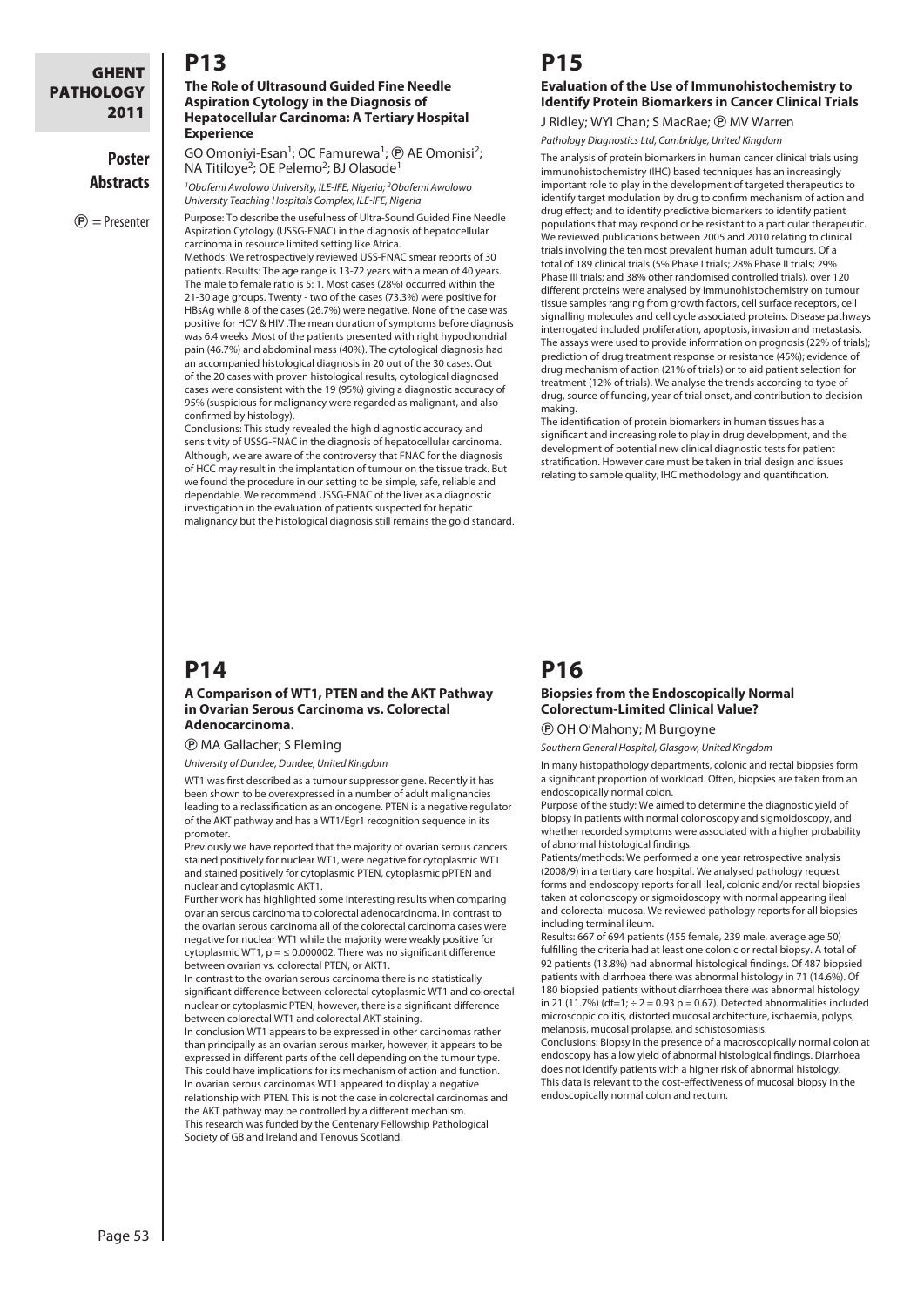## P13

### The Role of Ultrasound Guided Fine Needle Aspiration Cytology in the Diagnosis of Hepatocellular Carcinoma: A Tertiary Hospital Experience

GO Omoniyi-Esan[1]; OC Famurewa[1]; Ⓟ AE Omonisi[2]; NA Titiloye[2]; OE Pelemo[2]; BJ Olasode[1]

*[1]Obafemi Awolowo University, ILE-IFE, Nigeria; [2]Obafemi Awolowo University Teaching Hospitals Complex, ILE-IFE, Nigeria*

Purpose: To describe the usefulness of Ultra-Sound Guided Fine Needle Aspiration Cytology (USSG-FNAC) in the diagnosis of hepatocellular carcinoma in resource limited setting like Africa.

Methods: We retrospectively reviewed USS-FNAC smear reports of 30 patients. Results: The age range is 13-72 years with a mean of 40 years. The male to female ratio is 5: 1. Most cases (28%) occurred within the 21-30 age groups. Twenty - two of the cases (73.3%) were positive for HBsAg while 8 of the cases (26.7%) were negative. None of the case was positive for HCV & HIV .The mean duration of symptoms before diagnosis was 6.4 weeks .Most of the patients presented with right hypochondrial pain (46.7%) and abdominal mass (40%). The cytological diagnosis had an accompanied histological diagnosis in 20 out of the 30 cases. Out of the 20 cases with proven histological results, cytological diagnosed cases were consistent with the 19 (95%) giving a diagnostic accuracy of 95% (suspicious for malignancy were regarded as malignant, and also confirmed by histology).

Conclusions: This study revealed the high diagnostic accuracy and sensitivity of USSG-FNAC in the diagnosis of hepatocellular carcinoma. Although, we are aware of the controversy that FNAC for the diagnosis of HCC may result in the implantation of tumour on the tissue track. But we found the procedure in our setting to be simple, safe, reliable and dependable. We recommend USSG-FNAC of the liver as a diagnostic investigation in the evaluation of patients suspected for hepatic malignancy but the histological diagnosis still remains the gold standard.

## P14

### A Comparison of WT1, PTEN and the AKT Pathway in Ovarian Serous Carcinoma vs. Colorectal Adenocarcinoma.

Ⓟ MA Gallacher; S Fleming

*University of Dundee, Dundee, United Kingdom*

WT1 was first described as a tumour suppressor gene. Recently it has been shown to be overexpressed in a number of adult malignancies leading to a reclassification as an oncogene. PTEN is a negative regulator of the AKT pathway and has a WT1/Egr1 recognition sequence in its promoter.

Previously we have reported that the majority of ovarian serous cancers stained positively for nuclear WT1, were negative for cytoplasmic WT1 and stained positively for cytoplasmic PTEN, cytoplasmic pPTEN and nuclear and cytoplasmic AKT1.

Further work has highlighted some interesting results when comparing ovarian serous carcinoma to colorectal adenocarcinoma. In contrast to the ovarian serous carcinoma all of the colorectal carcinoma cases were negative for nuclear WT1 while the majority were weakly positive for cytoplasmic WT1, $p = \leq 0.000002$. There was no significant difference between ovarian vs. colorectal PTEN, or AKT1.

In contrast to the ovarian serous carcinoma there is no statistically significant difference between colorectal cytoplasmic WT1 and colorectal nuclear or cytoplasmic PTEN, however, there is a significant difference between colorectal WT1 and colorectal AKT staining.

In conclusion WT1 appears to be expressed in other carcinomas rather than principally as an ovarian serous marker, however, it appears to be expressed in different parts of the cell depending on the tumour type. This could have implications for its mechanism of action and function. In ovarian serous carcinomas WT1 appeared to display a negative relationship with PTEN. This is not the case in colorectal carcinomas and the AKT pathway may be controlled by a different mechanism.

This research was funded by the Centenary Fellowship Pathological Society of GB and Ireland and Tenovus Scotland.

## P15

### Evaluation of the Use of Immunohistochemistry to Identify Protein Biomarkers in Cancer Clinical Trials

J Ridley; WYI Chan; S MacRae; Ⓟ MV Warren

*Pathology Diagnostics Ltd, Cambridge, United Kingdom*

The analysis of protein biomarkers in human cancer clinical trials using immunohistochemistry (IHC) based techniques has an increasingly important role to play in the development of targeted therapeutics to identify target modulation by drug to confirm mechanism of action and drug effect; and to identify predictive biomarkers to identify patient populations that may respond or be resistant to a particular therapeutic. We reviewed publications between 2005 and 2010 relating to clinical trials involving the ten most prevalent human adult tumours. Of a total of 189 clinical trials (5% Phase I trials; 28% Phase II trials; 29% Phase III trials; and 38% other randomised controlled trials), over 120 different proteins were analysed by immunohistochemistry on tumour tissue samples ranging from growth factors, cell surface receptors, cell signalling molecules and cell cycle associated proteins. Disease pathways interrogated included proliferation, apoptosis, invasion and metastasis. The assays were used to provide information on prognosis (22% of trials); prediction of drug treatment response or resistance (45%); evidence of drug mechanism of action (21% of trials) or to aid patient selection for treatment (12% of trials). We analyse the trends according to type of drug, source of funding, year of trial onset, and contribution to decision making.

The identification of protein biomarkers in human tissues has a significant and increasing role to play in drug development, and the development of potential new clinical diagnostic tests for patient stratification. However care must be taken in trial design and issues relating to sample quality, IHC methodology and quantification.

## P16

### Biopsies from the Endoscopically Normal Colorectum-Limited Clinical Value?

Ⓟ OH O'Mahony; M Burgoyne

*Southern General Hospital, Glasgow, United Kingdom*

In many histopathology departments, colonic and rectal biopsies form a significant proportion of workload. Often, biopsies are taken from an endoscopically normal colon.

Purpose of the study: We aimed to determine the diagnostic yield of biopsy in patients with normal colonoscopy and sigmoidoscopy, and whether recorded symptoms were associated with a higher probability of abnormal histological findings.

Patients/methods: We performed a one year retrospective analysis (2008/9) in a tertiary care hospital. We analysed pathology request forms and endoscopy reports for all ileal, colonic and/or rectal biopsies taken at colonoscopy or sigmoidoscopy with normal appearing ileal and colorectal mucosa. We reviewed pathology reports for all biopsies including terminal ileum.

Results: 667 of 694 patients (455 female, 239 male, average age 50) fulfilling the criteria had at least one colonic or rectal biopsy. A total of 92 patients (13.8%) had abnormal histological findings. Of 487 biopsied patients with diarrhoea there was abnormal histology in 71 (14.6%). Of 180 biopsied patients without diarrhoea there was abnormal histology in 21 (11.7%) (df=1; ÷ 2 = 0.93 p = 0.67). Detected abnormalities included microscopic colitis, distorted mucosal architecture, ischaemia, polyps, melanosis, mucosal prolapse, and schistosomiasis.

Conclusions: Biopsy in the presence of a macroscopically normal colon at endoscopy has a low yield of abnormal histological findings. Diarrhoea does not identify patients with a higher risk of abnormal histology. This data is relevant to the cost-effectiveness of mucosal biopsy in the endoscopically normal colon and rectum.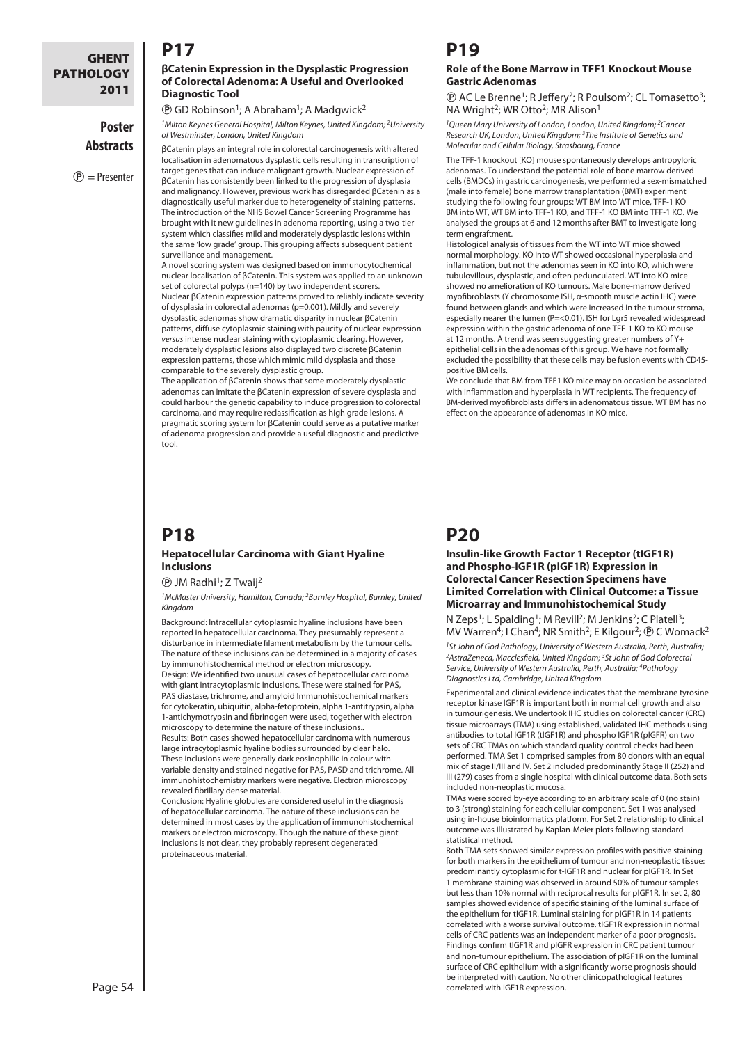## P17

### βCatenin Expression in the Dysplastic Progression of Colorectal Adenoma: A Useful and Overlooked Diagnostic Tool

Ⓟ GD Robinson[1]; A Abraham[1]; A Madgwick[2]

*[1]Milton Keynes General Hospital, Milton Keynes, United Kingdom; [2]University of Westminster, London, United Kingdom*

βCatenin plays an integral role in colorectal carcinogenesis with altered localisation in adenomatous dysplastic cells resulting in transcription of target genes that can induce malignant growth. Nuclear expression of βCatenin has consistently been linked to the progression of dysplasia and malignancy. However, previous work has disregarded βCatenin as a diagnostically useful marker due to heterogeneity of staining patterns. The introduction of the NHS Bowel Cancer Screening Programme has brought with it new guidelines in adenoma reporting, using a two-tier system which classifies mild and moderately dysplastic lesions within the same 'low grade' group. This grouping affects subsequent patient surveillance and management.

A novel scoring system was designed based on immunocytochemical nuclear localisation of βCatenin. This system was applied to an unknown set of colorectal polyps (n=140) by two independent scorers.

Nuclear βCatenin expression patterns proved to reliably indicate severity of dysplasia in colorectal adenomas (p=0.001). Mildly and severely dysplastic adenomas show dramatic disparity in nuclear βCatenin patterns, diffuse cytoplasmic staining with paucity of nuclear expression *versus* intense nuclear staining with cytoplasmic clearing. However, moderately dysplastic lesions also displayed two discrete βCatenin expression patterns, those which mimic mild dysplasia and those comparable to the severely dysplastic group.

The application of βCatenin shows that some moderately dysplastic adenomas can imitate the βCatenin expression of severe dysplasia and could harbour the genetic capability to induce progression to colorectal carcinoma, and may require reclassification as high grade lesions. A pragmatic scoring system for βCatenin could serve as a putative marker of adenoma progression and provide a useful diagnostic and predictive tool.

## P18

### Hepatocellular Carcinoma with Giant Hyaline Inclusions

Ⓟ JM Radhi[1]; Z Twaij[2]

*[1]McMaster University, Hamilton, Canada; [2]Burnley Hospital, Burnley, United Kingdom*

Background: Intracellular cytoplasmic hyaline inclusions have been reported in hepatocellular carcinoma. They presumably represent a disturbance in intermediate filament metabolism by the tumour cells. The nature of these inclusions can be determined in a majority of cases by immunohistochemical method or electron microscopy.

Design: We identified two unusual cases of hepatocellular carcinoma with giant intracytoplasmic inclusions. These were stained for PAS, PAS diastase, trichrome, and amyloid Immunohistochemical markers for cytokeratin, ubiquitin, alpha-fetoprotein, alpha 1-antitrypsin, alpha 1-antichymotrypsin and fibrinogen were used, together with electron microscopy to determine the nature of these inclusions..

Results: Both cases showed hepatocellular carcinoma with numerous large intracytoplasmic hyaline bodies surrounded by clear halo. These inclusions were generally dark eosinophilic in colour with variable density and stained negative for PAS, PASD and trichrome. All immunohistochemistry markers were negative. Electron microscopy revealed fibrillary dense material.

Conclusion: Hyaline globules are considered useful in the diagnosis of hepatocellular carcinoma. The nature of these inclusions can be determined in most cases by the application of immunohistochemical markers or electron microscopy. Though the nature of these giant inclusions is not clear, they probably represent degenerated proteinaceous material.

## P19

### Role of the Bone Marrow in TFF1 Knockout Mouse Gastric Adenomas

Ⓟ AC Le Brenne[1]; R Jeffery[2]; R Poulsom[2]; CL Tomasetto[3]; NA Wright[2]; WR Otto[2]; MR Alison[1]

*[1]Queen Mary University of London, London, United Kingdom; [2]Cancer Research UK, London, United Kingdom; [3]The Institute of Genetics and Molecular and Cellular Biology, Strasbourg, France*

The TFF-1 knockout [KO] mouse spontaneously develops antropyloric adenomas. To understand the potential role of bone marrow derived cells (BMDCs) in gastric carcinogenesis, we performed a sex-mismatched (male into female) bone marrow transplantation (BMT) experiment studying the following four groups: WT BM into WT mice, TFF-1 KO BM into WT, WT BM into TFF-1 KO, and TFF-1 KO BM into TFF-1 KO. We analysed the groups at 6 and 12 months after BMT to investigate long-term engraftment.

Histological analysis of tissues from the WT into WT mice showed normal morphology. KO into WT showed occasional hyperplasia and inflammation, but not the adenomas seen in KO into KO, which were tubulovillous, dysplastic, and often pedunculated. WT into KO mice showed no amelioration of KO tumours. Male bone-marrow derived myofibroblasts (Y chromosome ISH, α-smooth muscle actin IHC) were found between glands and which were increased in the tumour stroma, especially nearer the lumen (P=<0.01). ISH for Lgr5 revealed widespread expression within the gastric adenoma of one TFF-1 KO to KO mouse at 12 months. A trend was seen suggesting greater numbers of Y+ epithelial cells in the adenomas of this group. We have not formally excluded the possibility that these cells may be fusion events with CD45-positive BM cells.

We conclude that BM from TFF1 KO mice may on occasion be associated with inflammation and hyperplasia in WT recipients. The frequency of BM-derived myofibroblasts differs in adenomatous tissue. WT BM has no effect on the appearance of adenomas in KO mice.

## P20

### Insulin-like Growth Factor 1 Receptor (tIGF1R) and Phospho-IGF1R (pIGF1R) Expression in Colorectal Cancer Resection Specimens have Limited Correlation with Clinical Outcome: a Tissue Microarray and Immunohistochemical Study

N Zeps[1]; L Spalding[1]; M Revill[2]; M Jenkins[2]; C Platell[3]; MV Warren[4]; I Chan[4]; NR Smith[2]; E Kilgour[2]; Ⓟ C Womack[2]

*[1]St John of God Pathology, University of Western Australia, Perth, Australia; [2]AstraZeneca, Macclesfield, United Kingdom; [3]St John of God Colorectal Service, University of Western Australia, Perth, Australia; [4]Pathology Diagnostics Ltd, Cambridge, United Kingdom*

Experimental and clinical evidence indicates that the membrane tyrosine receptor kinase IGF1R is important both in normal cell growth and also in tumourigenesis. We undertook IHC studies on colorectal cancer (CRC) tissue microarrays (TMA) using established, validated IHC methods using antibodies to total IGF1R (tIGF1R) and phospho IGF1R (pIGFR) on two sets of CRC TMAs on which standard quality control checks had been performed. TMA Set 1 comprised samples from 80 donors with an equal mix of stage II/III and IV. Set 2 included predominantly Stage II (252) and III (279) cases from a single hospital with clinical outcome data. Both sets included non-neoplastic mucosa.

TMAs were scored by-eye according to an arbitrary scale of 0 (no stain) to 3 (strong) staining for each cellular component. Set 1 was analysed using in-house bioinformatics platform. For Set 2 relationship to clinical outcome was illustrated by Kaplan-Meier plots following standard statistical method.

Both TMA sets showed similar expression profiles with positive staining for both markers in the epithelium of tumour and non-neoplastic tissue: predominantly cytoplasmic for t-IGF1R and nuclear for pIGF1R. In Set 1 membrane staining was observed in around 50% of tumour samples but less than 10% normal with reciprocal results for pIGF1R. In set 2, 80 samples showed evidence of specific staining of the luminal surface of the epithelium for tIGF1R. Luminal staining for pIGF1R in 14 patients correlated with a worse survival outcome. tIGF1R expression in normal cells of CRC patients was an independent marker of a poor prognosis. Findings confirm tIGF1R and pIGFR expression in CRC patient tumour and non-tumour epithelium. The association of pIGF1R on the luminal surface of CRC epithelium with a significantly worse prognosis should be interpreted with caution. No other clinicopathological features correlated with IGF1R expression.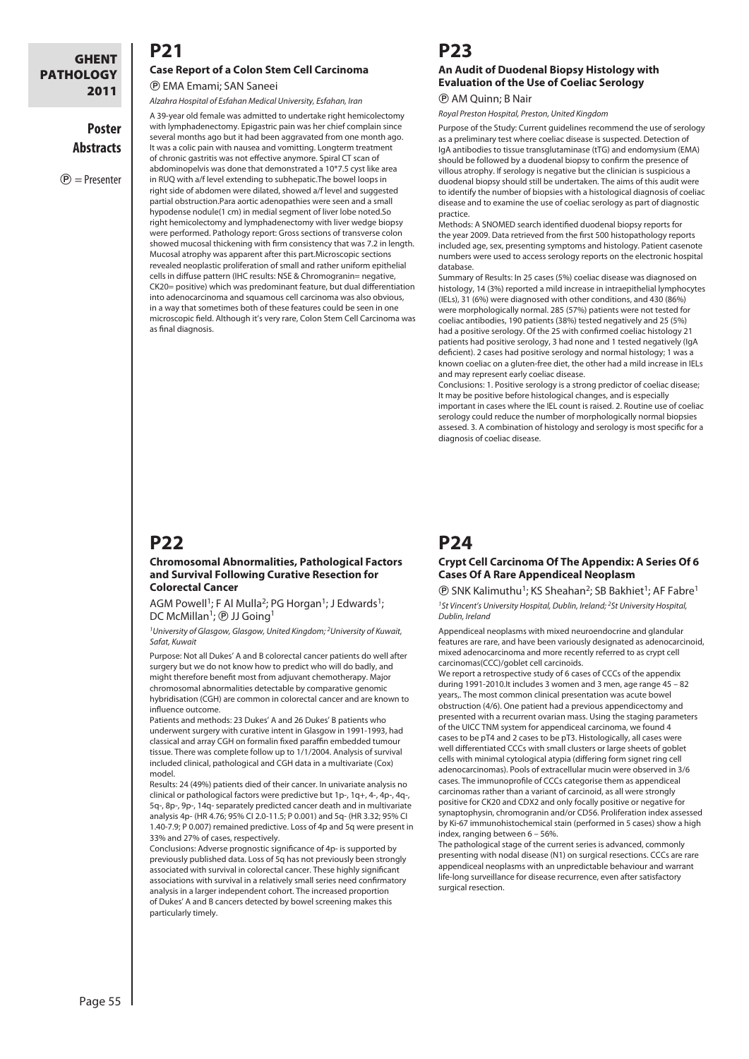# P21

## Case Report of a Colon Stem Cell Carcinoma

Ⓟ EMA Emami; SAN Saneei

*Alzahra Hospital of Esfahan Medical University, Esfahan, Iran*

A 39-year old female was admitted to undertake right hemicolectomy with lymphadenectomy. Epigastric pain was her chief complain since several months ago but it had been aggravated from one month ago. It was a colic pain with nausea and vomitting. Longterm treatment of chronic gastritis was not effective anymore. Spiral CT scan of abdominopelvis was done that demonstrated a 10*7.5 cyst like area in RUQ with a/f level extending to subhepatic.The bowel loops in right side of abdomen were dilated, showed a/f level and suggested partial obstruction.Para aortic adenopathies were seen and a small hypodense nodule(1 cm) in medial segment of liver lobe noted.So right hemicolectomy and lymphadenectomy with liver wedge biopsy were performed. Pathology report: Gross sections of transverse colon showed mucosal thickening with firm consistency that was 7.2 in length. Mucosal atrophy was apparent after this part.Microscopic sections revealed neoplastic proliferation of small and rather uniform epithelial cells in diffuse pattern (IHC results: NSE & Chromogranin= negative, CK20= positive) which was predominant feature, but dual differentiation into adenocarcinoma and squamous cell carcinoma was also obvious, in a way that sometimes both of these features could be seen in one microscopic field. Although it's very rare, Colon Stem Cell Carcinoma was as final diagnosis.

# P22

## Chromosomal Abnormalities, Pathological Factors and Survival Following Curative Resection for Colorectal Cancer

AGM Powell[1]; F Al Mulla[2]; PG Horgan[1]; J Edwards[1]; DC McMillan[1]; Ⓟ JJ Going[1]

*[1]University of Glasgow, Glasgow, United Kingdom; [2]University of Kuwait, Safat, Kuwait*

Purpose: Not all Dukes' A and B colorectal cancer patients do well after surgery but we do not know how to predict who will do badly, and might therefore benefit most from adjuvant chemotherapy. Major chromosomal abnormalities detectable by comparative genomic hybridisation (CGH) are common in colorectal cancer and are known to influence outcome.

Patients and methods: 23 Dukes' A and 26 Dukes' B patients who underwent surgery with curative intent in Glasgow in 1991-1993, had classical and array CGH on formalin fixed paraffin embedded tumour tissue. There was complete follow up to 1/1/2004. Analysis of survival included clinical, pathological and CGH data in a multivariate (Cox) model.

Results: 24 (49%) patients died of their cancer. In univariate analysis no clinical or pathological factors were predictive but 1p-, 1q+, 4-, 4p-, 4q-, 5q-, 8p-, 9p-, 14q- separately predicted cancer death and in multivariate analysis 4p- (HR 4.76; 95% CI 2.0-11.5; P 0.001) and 5q- (HR 3.32; 95% CI 1.40-7.9; P 0.007) remained predictive. Loss of 4p and 5q were present in 33% and 27% of cases, respectively.

Conclusions: Adverse prognostic significance of 4p- is supported by previously published data. Loss of 5q has not previously been strongly associated with survival in colorectal cancer. These highly significant associations with survival in a relatively small series need confirmatory analysis in a larger independent cohort. The increased proportion of Dukes' A and B cancers detected by bowel screening makes this particularly timely.

# P23

## An Audit of Duodenal Biopsy Histology with Evaluation of the Use of Coeliac Serology

Ⓟ AM Quinn; B Nair

*Royal Preston Hospital, Preston, United Kingdom*

Purpose of the Study: Current guidelines recommend the use of serology as a preliminary test where coeliac disease is suspected. Detection of IgA antibodies to tissue transglutaminase (tTG) and endomysium (EMA) should be followed by a duodenal biopsy to confirm the presence of villous atrophy. If serology is negative but the clinician is suspicious a duodenal biopsy should still be undertaken. The aims of this audit were to identify the number of biopsies with a histological diagnosis of coeliac disease and to examine the use of coeliac serology as part of diagnostic practice.

Methods: A SNOMED search identified duodenal biopsy reports for the year 2009. Data retrieved from the first 500 histopathology reports included age, sex, presenting symptoms and histology. Patient casenote numbers were used to access serology reports on the electronic hospital database.

Summary of Results: In 25 cases (5%) coeliac disease was diagnosed on histology, 14 (3%) reported a mild increase in intraepithelial lymphocytes (IELs), 31 (6%) were diagnosed with other conditions, and 430 (86%) were morphologically normal. 285 (57%) patients were not tested for coeliac antibodies, 190 patients (38%) tested negatively and 25 (5%) had a positive serology. Of the 25 with confirmed coeliac histology 21 patients had positive serology, 3 had none and 1 tested negatively (IgA deficient). 2 cases had positive serology and normal histology; 1 was a known coeliac on a gluten-free diet, the other had a mild increase in IELs and may represent early coeliac disease.

Conclusions: 1. Positive serology is a strong predictor of coeliac disease; It may be positive before histological changes, and is especially important in cases where the IEL count is raised. 2. Routine use of coeliac serology could reduce the number of morphologically normal biopsies assesed. 3. A combination of histology and serology is most specific for a diagnosis of coeliac disease.

# P24

## Crypt Cell Carcinoma Of The Appendix: A Series Of 6 Cases Of A Rare Appendiceal Neoplasm

Ⓟ SNK Kalimuthu[1]; KS Sheahan[2]; SB Bakhiet[1]; AF Fabre[1]

*[1]St Vincent's University Hospital, Dublin, Ireland; [2]St University Hospital, Dublin, Ireland*

Appendiceal neoplasms with mixed neuroendocrine and glandular features are rare, and have been variously designated as adenocarcinoid, mixed adenocarcinoma and more recently referred to as crypt cell carcinomas(CCC)/goblet cell carcinoids.

We report a retrospective study of 6 cases of CCCs of the appendix during 1991-2010.It includes 3 women and 3 men, age range 45 – 82 years,. The most common clinical presentation was acute bowel obstruction (4/6). One patient had a previous appendicectomy and presented with a recurrent ovarian mass. Using the staging parameters of the UICC TNM system for appendiceal carcinoma, we found 4 cases to be pT4 and 2 cases to be pT3. Histologically, all cases were well differentiated CCCs with small clusters or large sheets of goblet cells with minimal cytological atypia (differing form signet ring cell adenocarcinomas). Pools of extracellular mucin were observed in 3/6 cases. The immunoprofile of CCCs categorise them as appendiceal carcinomas rather than a variant of carcinoid, as all were strongly positive for CK20 and CDX2 and only focally positive or negative for synaptophysin, chromogranin and/or CD56. Proliferation index assessed by Ki-67 immunohistochemical stain (performed in 5 cases) show a high index, ranging between 6 – 56%.

The pathological stage of the current series is advanced, commonly presenting with nodal disease (N1) on surgical resections. CCCs are rare appendiceal neoplasms with an unpredictable behaviour and warrant life-long surveillance for disease recurrence, even after satisfactory surgical resection.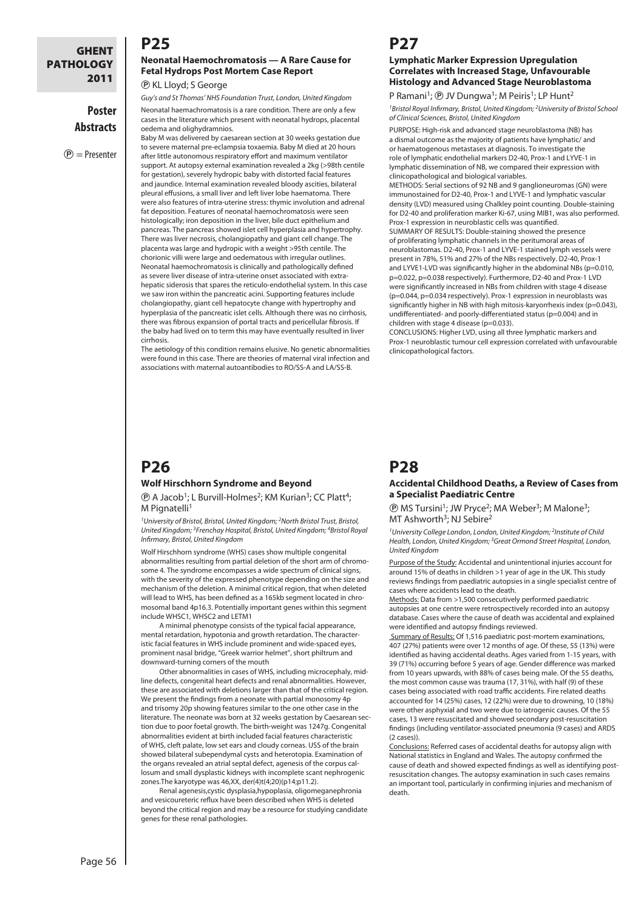**Poster Abstracts**

Ⓟ = Presenter

# P25

### Neonatal Haemochromatosis — A Rare Cause for Fetal Hydrops Post Mortem Case Report

Ⓟ KL Lloyd; S George

*Guy's and St Thomas' NHS Foundation Trust, London, United Kingdom*

Neonatal haemachromatosis is a rare condition. There are only a few cases in the literature which present with neonatal hydrops, placental oedema and olighydramnios.

Baby M was delivered by caesarean section at 30 weeks gestation due to severe maternal pre-eclampsia toxaemia. Baby M died at 20 hours after little autonomous respiratory effort and maximum ventilator support. At autopsy external examination revealed a 2kg (>98th centile for gestation), severely hydropic baby with distorted facial features and jaundice. Internal examination revealed bloody ascities, bilateral pleural effusions, a small liver and left liver lobe haematoma. There were also features of intra-uterine stress: thymic involution and adrenal fat deposition. Features of neonatal haemochromatosis were seen histologically; iron deposition in the liver, bile duct epithelium and pancreas. The pancreas showed islet cell hyperplasia and hypertrophy. There was liver necrosis, cholangiopathy and giant cell change. The placenta was large and hydropic with a weight >95th centile. The chorionic villi were large and oedematous with irregular outlines. Neonatal haemochromatosis is clinically and pathologically defined as severe liver disease of intra-uterine onset associated with extra-hepatic siderosis that spares the reticulo-endothelial system. In this case we saw iron within the pancreatic acini. Supporting features include cholangiopathy, giant cell hepatocyte change with hypertrophy and hyperplasia of the pancreatic islet cells. Although there was no cirrhosis, there was fibrous expansion of portal tracts and pericellular fibrosis. If the baby had lived on to term this may have eventually resulted in liver cirrhosis.

The aetiology of this condition remains elusive. No genetic abnormalities were found in this case. There are theories of maternal viral infection and associations with maternal autoantibodies to RO/SS-A and LA/SS-B.

# P26

### Wolf Hirschhorn Syndrome and Beyond

Ⓟ A Jacob[1]; L Burvill-Holmes[2]; KM Kurian[3]; CC Platt[4]; M Pignatelli[1]

*[1]University of Bristol, Bristol, United Kingdom; [2]North Bristol Trust, Bristol, United Kingdom; [3]Frenchay Hospital, Bristol, United Kingdom; [4]Bristol Royal Infirmary, Bristol, United Kingdom*

Wolf Hirschhorn syndrome (WHS) cases show multiple congenital abnormalities resulting from partial deletion of the short arm of chromosome 4. The syndrome encompasses a wide spectrum of clinical signs, with the severity of the expressed phenotype depending on the size and mechanism of the deletion. A minimal critical region, that when deleted will lead to WHS, has been defined as a 165kb segment located in chromosomal band 4p16.3. Potentially important genes within this segment include WHSC1, WHSC2 and LETM1

A minimal phenotype consists of the typical facial appearance, mental retardation, hypotonia and growth retardation. The characteristic facial features in WHS include prominent and wide-spaced eyes, prominent nasal bridge, "Greek warrior helmet", short philtrum and downward-turning corners of the mouth

Other abnormalities in cases of WHS, including microcephaly, midline defects, congenital heart defects and renal abnormalities. However, these are associated with deletions larger than that of the critical region. We present the findings from a neonate with partial monosomy 4p and trisomy 20p showing features similar to the one other case in the literature. The neonate was born at 32 weeks gestation by Caesarean section due to poor foetal growth. The birth-weight was 1247g. Congenital abnormalities evident at birth included facial features characteristic of WHS, cleft palate, low set ears and cloudy corneas. USS of the brain showed bilateral subependymal cysts and heterotopia. Examination of the organs revealed an atrial septal defect, agenesis of the corpus callosum and small dysplastic kidneys with incomplete scant nephrogenic zones.The karyotype was 46,XX, der(4)t(4;20)(p14;p11.2).

Renal agenesis,cystic dysplasia,hypoplasia, oligomeganephronia and vesicoureteric reflux have been described when WHS is deleted beyond the critical region and may be a resource for studying candidate genes for these renal pathologies.

# P27

### Lymphatic Marker Expression Upregulation Correlates with Increased Stage, Unfavourable Histology and Advanced Stage Neuroblastoma

P Ramani[1]; Ⓟ JV Dungwa[1]; M Peiris[1]; LP Hunt[2]

*[1]Bristol Royal Infirmary, Bristol, United Kingdom; [2]University of Bristol School of Clinical Sciences, Bristol, United Kingdom*

PURPOSE: High-risk and advanced stage neuroblastoma (NB) has a dismal outcome as the majority of patients have lymphatic/ and or haematogenous metastases at diagnosis. To investigate the role of lymphatic endothelial markers D2-40, Prox-1 and LYVE-1 in lymphatic dissemination of NB, we compared their expression with clinicopathological and biological variables.

METHODS: Serial sections of 92 NB and 9 ganglioneuromas (GN) were immunostained for D2-40, Prox-1 and LYVE-1 and lymphatic vascular density (LVD) measured using Chalkley point counting. Double-staining for D2-40 and proliferation marker Ki-67, using MIB1, was also performed. Prox-1 expression in neuroblastic cells was quantified.

SUMMARY OF RESULTS: Double-staining showed the presence of proliferating lymphatic channels in the peritumoral areas of neuroblastomas. D2-40, Prox-1 and LYVE-1 stained lymph vessels were present in 78%, 51% and 27% of the NBs respectively. D2-40, Prox-1 and LYVE1-LVD was significantly higher in the abdominal NBs (p=0.010, p=0.022, p=0.038 respectively). Furthermore, D2-40 and Prox-1 LVD were significantly increased in NBs from children with stage 4 disease (p=0.044, p=0.034 respectively). Prox-1 expression in neuroblasts was significantly higher in NB with high mitosis-karyorrhexis index (p=0.043), undifferentiated- and poorly-differentiated status (p=0.004) and in children with stage 4 disease (p=0.033).

CONCLUSIONS: Higher LVD, using all three lymphatic markers and Prox-1 neuroblastic tumour cell expression correlated with unfavourable clinicopathological factors.

# P28

### Accidental Childhood Deaths, a Review of Cases from a Specialist Paediatric Centre

Ⓟ MS Tursini[1]; JW Pryce[2]; MA Weber[3]; M Malone[3]; MT Ashworth[3]; NJ Sebire[2]

*[1]University College London, London, United Kingdom; [2]Institute of Child Health, London, United Kingdom; [3]Great Ormond Street Hospital, London, United Kingdom*

Purpose of the Study: Accidental and unintentional injuries account for around 15% of deaths in children >1 year of age in the UK. This study reviews findings from paediatric autopsies in a single specialist centre of cases where accidents lead to the death.

Methods: Data from >1,500 consecutively performed paediatric autopsies at one centre were retrospectively recorded into an autopsy database. Cases where the cause of death was accidental and explained were identified and autopsy findings reviewed.

Summary of Results: Of 1,516 paediatric post-mortem examinations, 407 (27%) patients were over 12 months of age. Of these, 55 (13%) were identified as having accidental deaths. Ages varied from 1-15 years, with 39 (71%) occurring before 5 years of age. Gender difference was marked from 10 years upwards, with 88% of cases being male. Of the 55 deaths, the most common cause was trauma (17, 31%), with half (9) of these cases being associated with road traffic accidents. Fire related deaths accounted for 14 (25%) cases, 12 (22%) were due to drowning, 10 (18%) were other asphyxial and two were due to iatrogenic causes. Of the 55 cases, 13 were resuscitated and showed secondary post-resuscitation findings (including ventilator-associated pneumonia (9 cases) and ARDS (2 cases)).

Conclusions: Referred cases of accidental deaths for autopsy align with National statistics in England and Wales. The autopsy confirmed the cause of death and showed expected findings as well as identifying post-resuscitation changes. The autopsy examination in such cases remains an important tool, particularly in confirming injuries and mechanism of death.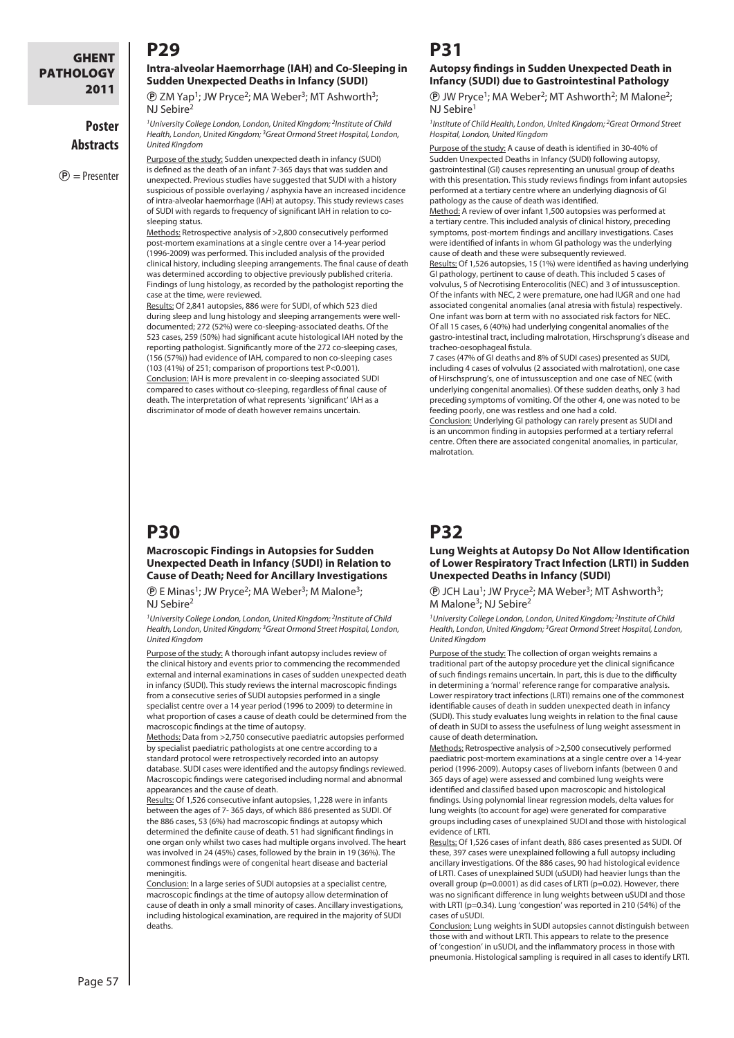**Poster Abstracts**

Ⓟ = Presenter

# P29

### Intra-alveolar Haemorrhage (IAH) and Co-Sleeping in Sudden Unexpected Deaths in Infancy (SUDI)

Ⓟ ZM Yap[1]; JW Pryce[2]; MA Weber[3]; MT Ashworth[3]; NJ Sebire[2]

*[1]University College London, London, United Kingdom; [2]Institute of Child Health, London, United Kingdom; [3]Great Ormond Street Hospital, London, United Kingdom*

Purpose of the study: Sudden unexpected death in infancy (SUDI) is defined as the death of an infant 7-365 days that was sudden and unexpected. Previous studies have suggested that SUDI with a history suspicious of possible overlaying / asphyxia have an increased incidence of intra-alveolar haemorrhage (IAH) at autopsy. This study reviews cases of SUDI with regards to frequency of significant IAH in relation to co-sleeping status.

Methods: Retrospective analysis of >2,800 consecutively performed post-mortem examinations at a single centre over a 14-year period (1996-2009) was performed. This included analysis of the provided clinical history, including sleeping arrangements. The final cause of death was determined according to objective previously published criteria. Findings of lung histology, as recorded by the pathologist reporting the case at the time, were reviewed.

Results: Of 2,841 autopsies, 886 were for SUDI, of which 523 died during sleep and lung histology and sleeping arrangements were well-documented; 272 (52%) were co-sleeping-associated deaths. Of the 523 cases, 259 (50%) had significant acute histological IAH noted by the reporting pathologist. Significantly more of the 272 co-sleeping cases, (156 (57%)) had evidence of IAH, compared to non co-sleeping cases (103 (41%) of 251; comparison of proportions test $P<0.001$).

Conclusion: IAH is more prevalent in co-sleeping associated SUDI compared to cases without co-sleeping, regardless of final cause of death. The interpretation of what represents 'significant' IAH as a discriminator of mode of death however remains uncertain.

# P30

### Macroscopic Findings in Autopsies for Sudden Unexpected Death in Infancy (SUDI) in Relation to Cause of Death; Need for Ancillary Investigations

Ⓟ E Minas[1]; JW Pryce[2]; MA Weber[3]; M Malone[3]; NJ Sebire[2]

*[1]University College London, London, United Kingdom; [2]Institute of Child Health, London, United Kingdom; [3]Great Ormond Street Hospital, London, United Kingdom*

Purpose of the study: A thorough infant autopsy includes review of the clinical history and events prior to commencing the recommended external and internal examinations in cases of sudden unexpected death in infancy (SUDI). This study reviews the internal macroscopic findings from a consecutive series of SUDI autopsies performed in a single specialist centre over a 14 year period (1996 to 2009) to determine in what proportion of cases a cause of death could be determined from the macroscopic findings at the time of autopsy.

Methods: Data from >2,750 consecutive paediatric autopsies performed by specialist paediatric pathologists at one centre according to a standard protocol were retrospectively recorded into an autopsy database. SUDI cases were identified and the autopsy findings reviewed. Macroscopic findings were categorised including normal and abnormal appearances and the cause of death.

Results: Of 1,526 consecutive infant autopsies, 1,228 were in infants between the ages of 7- 365 days, of which 886 presented as SUDI. Of the 886 cases, 53 (6%) had macroscopic findings at autopsy which determined the definite cause of death. 51 had significant findings in one organ only whilst two cases had multiple organs involved. The heart was involved in 24 (45%) cases, followed by the brain in 19 (36%). The commonest findings were of congenital heart disease and bacterial meningitis.

Conclusion: In a large series of SUDI autopsies at a specialist centre, macroscopic findings at the time of autopsy allow determination of cause of death in only a small minority of cases. Ancillary investigations, including histological examination, are required in the majority of SUDI deaths.

# P31

### Autopsy findings in Sudden Unexpected Death in Infancy (SUDI) due to Gastrointestinal Pathology

Ⓟ JW Pryce[1]; MA Weber[2]; MT Ashworth[2]; M Malone[2]; NJ Sebire[1]

*[1]Institute of Child Health, London, United Kingdom; [2]Great Ormond Street Hospital, London, United Kingdom*

Purpose of the study: A cause of death is identified in 30-40% of Sudden Unexpected Deaths in Infancy (SUDI) following autopsy, gastrointestinal (GI) causes representing an unusual group of deaths with this presentation. This study reviews findings from infant autopsies performed at a tertiary centre where an underlying diagnosis of GI pathology as the cause of death was identified.

Method: A review of over infant 1,500 autopsies was performed at a tertiary centre. This included analysis of clinical history, preceding symptoms, post-mortem findings and ancillary investigations. Cases were identified of infants in whom GI pathology was the underlying cause of death and these were subsequently reviewed.

Results: Of 1,526 autopsies, 15 (1%) were identified as having underlying GI pathology, pertinent to cause of death. This included 5 cases of volvulus, 5 of Necrotising Enterocolitis (NEC) and 3 of intussusception. Of the infants with NEC, 2 were premature, one had IUGR and one had associated congenital anomalies (anal atresia with fistula) respectively. One infant was born at term with no associated risk factors for NEC. Of all 15 cases, 6 (40%) had underlying congenital anomalies of the gastro-intestinal tract, including malrotation, Hirschsprung's disease and tracheo-oesophageal fistula.

7 cases (47% of GI deaths and 8% of SUDI cases) presented as SUDI, including 4 cases of volvulus (2 associated with malrotation), one case of Hirschsprung's, one of intussusception and one case of NEC (with underlying congenital anomalies). Of these sudden deaths, only 3 had preceding symptoms of vomiting. Of the other 4, one was noted to be feeding poorly, one was restless and one had a cold.

Conclusion: Underlying GI pathology can rarely present as SUDI and is an uncommon finding in autopsies performed at a tertiary referral centre. Often there are associated congenital anomalies, in particular, malrotation.

# P32

### Lung Weights at Autopsy Do Not Allow Identification of Lower Respiratory Tract Infection (LRTI) in Sudden Unexpected Deaths in Infancy (SUDI)

Ⓟ JCH Lau[1]; JW Pryce[2]; MA Weber[3]; MT Ashworth[3]; M Malone[3]; NJ Sebire[2]

*[1]University College London, London, United Kingdom; [2]Institute of Child Health, London, United Kingdom; [3]Great Ormond Street Hospital, London, United Kingdom*

Purpose of the study: The collection of organ weights remains a traditional part of the autopsy procedure yet the clinical significance of such findings remains uncertain. In part, this is due to the difficulty in determining a 'normal' reference range for comparative analysis. Lower respiratory tract infections (LRTI) remains one of the commonest identifiable causes of death in sudden unexpected death in infancy (SUDI). This study evaluates lung weights in relation to the final cause of death in SUDI to assess the usefulness of lung weight assessment in cause of death determination.

Methods: Retrospective analysis of >2,500 consecutively performed paediatric post-mortem examinations at a single centre over a 14-year period (1996-2009). Autopsy cases of liveborn infants (between 0 and 365 days of age) were assessed and combined lung weights were identified and classified based upon macroscopic and histological findings. Using polynomial linear regression models, delta values for lung weights (to account for age) were generated for comparative groups including cases of unexplained SUDI and those with histological evidence of LRTI.

Results: Of 1,526 cases of infant death, 886 cases presented as SUDI. Of these, 397 cases were unexplained following a full autopsy including ancillary investigations. Of the 886 cases, 90 had histological evidence of LRTI. Cases of unexplained SUDI (uSUDI) had heavier lungs than the overall group ($p=0.0001$) as did cases of LRTI ($p=0.02$). However, there was no significant difference in lung weights between uSUDI and those with LRTI ($p=0.34$). Lung 'congestion' was reported in 210 (54%) of the cases of uSUDI.

Conclusion: Lung weights in SUDI autopsies cannot distinguish between those with and without LRTI. This appears to relate to the presence of 'congestion' in uSUDI, and the inflammatory process in those with pneumonia. Histological sampling is required in all cases to identify LRTI.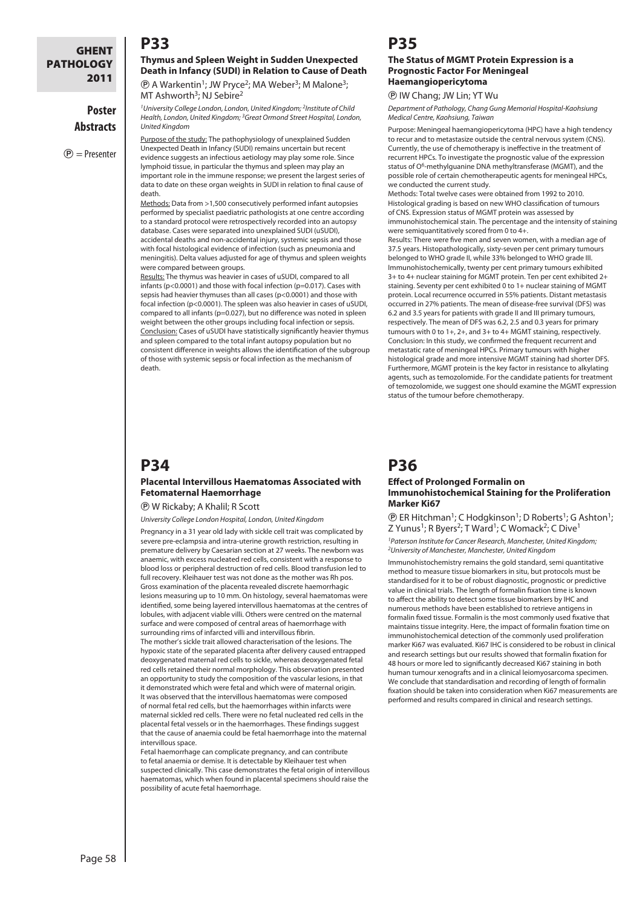## P33

### Thymus and Spleen Weight in Sudden Unexpected Death in Infancy (SUDI) in Relation to Cause of Death

Ⓟ A Warkentin[1]; JW Pryce[2]; MA Weber[3]; M Malone[3]; MT Ashworth[3]; NJ Sebire[2]

*[1]University College London, London, United Kingdom; [2]Institute of Child Health, London, United Kingdom; [3]Great Ormond Street Hospital, London, United Kingdom*

Purpose of the study: The pathophysiology of unexplained Sudden Unexpected Death in Infancy (SUDI) remains uncertain but recent evidence suggests an infectious aetiology may play some role. Since lymphoid tissue, in particular the thymus and spleen may play an important role in the immune response; we present the largest series of data to date on these organ weights in SUDI in relation to final cause of death.

Methods: Data from >1,500 consecutively performed infant autopsies performed by specialist paediatric pathologists at one centre according to a standard protocol were retrospectively recorded into an autopsy database. Cases were separated into unexplained SUDI (uSUDI), accidental deaths and non-accidental injury, systemic sepsis and those with focal histological evidence of infection (such as pneumonia and meningitis). Delta values adjusted for age of thymus and spleen weights were compared between groups.

Results: The thymus was heavier in cases of uSUDI, compared to all infants ($p<0.0001$) and those with focal infection ($p=0.017$). Cases with sepsis had heavier thymuses than all cases ($p<0.0001$) and those with focal infection ($p<0.0001$). The spleen was also heavier in cases of uSUDI, compared to all infants ($p=0.027$), but no difference was noted in spleen weight between the other groups including focal infection or sepsis.

Conclusion: Cases of uSUDI have statistically significantly heavier thymus and spleen compared to the total infant autopsy population but no consistent difference in weights allows the identification of the subgroup of those with systemic sepsis or focal infection as the mechanism of death.

## P34

### Placental Intervillous Haematomas Associated with Fetomaternal Haemorrhage

Ⓟ W Rickaby; A Khalil; R Scott

*University College London Hospital, London, United Kingdom*

Pregnancy in a 31 year old lady with sickle cell trait was complicated by severe pre-eclampsia and intra-uterine growth restriction, resulting in premature delivery by Caesarian section at 27 weeks. The newborn was anaemic, with excess nucleated red cells, consistent with a response to blood loss or peripheral destruction of red cells. Blood transfusion led to full recovery. Kleihauer test was not done as the mother was Rh pos. Gross examination of the placenta revealed discrete haemorrhagic lesions measuring up to 10 mm. On histology, several haematomas were identified, some being layered intervillous haematomas at the centres of lobules, with adjacent viable villi. Others were centred on the maternal surface and were composed of central areas of haemorrhage with surrounding rims of infarcted villi and intervillous fibrin.

The mother's sickle trait allowed characterisation of the lesions. The hypoxic state of the separated placenta after delivery caused entrapped deoxygenated maternal red cells to sickle, whereas deoxygenated fetal red cells retained their normal morphology. This observation presented an opportunity to study the composition of the vascular lesions, in that it demonstrated which were fetal and which were of maternal origin. It was observed that the intervillous haematomas were composed of normal fetal red cells, but the haemorrhages within infarcts were maternal sickled red cells. There were no fetal nucleated red cells in the placental fetal vessels or in the haemorrhages. These findings suggest that the cause of anaemia could be fetal haemorrhage into the maternal intervillous space.

Fetal haemorrhage can complicate pregnancy, and can contribute to fetal anaemia or demise. It is detectable by Kleihauer test when suspected clinically. This case demonstrates the fetal origin of intervillous haematomas, which when found in placental specimens should raise the possibility of acute fetal haemorrhage.

## P35

### The Status of MGMT Protein Expression is a Prognostic Factor For Meningeal Haemangiopericytoma

Ⓟ IW Chang; JW Lin; YT Wu

*Department of Pathology, Chang Gung Memorial Hospital-Kaohsiung Medical Centre, Kaohsiung, Taiwan*

Purpose: Meningeal haemangiopericytoma (HPC) have a high tendency to recur and to metastasize outside the central nervous system (CNS). Currently, the use of chemotherapy is ineffective in the treatment of recurrent HPCs. To investigate the prognostic value of the expression status of $O^6$-methylguanine DNA methyltransferase (MGMT), and the possible role of certain chemotherapeutic agents for meningeal HPCs, we conducted the current study.

Methods: Total twelve cases were obtained from 1992 to 2010. Histological grading is based on new WHO classification of tumours of CNS. Expression status of MGMT protein was assessed by immunohistochemical stain. The percentage and the intensity of staining were semiquantitatively scored from 0 to 4+.

Results: There were five men and seven women, with a median age of 37.5 years. Histopathologically, sixty-seven per cent primary tumours belonged to WHO grade II, while 33% belonged to WHO grade III. Immunohistochemically, twenty per cent primary tumours exhibited 3+ to 4+ nuclear staining for MGMT protein. Ten per cent exhibited 2+ staining. Seventy per cent exhibited 0 to 1+ nuclear staining of MGMT protein. Local recurrence occurred in 55% patients. Distant metastasis occurred in 27% patients. The mean of disease-free survival (DFS) was 6.2 and 3.5 years for patients with grade II and III primary tumours, respectively. The mean of DFS was 6.2, 2.5 and 0.3 years for primary tumours with 0 to 1+, 2+, and 3+ to 4+ MGMT staining, respectively.

Conclusion: In this study, we confirmed the frequent recurrent and metastatic rate of meningeal HPCs. Primary tumours with higher histological grade and more intensive MGMT staining had shorter DFS. Furthermore, MGMT protein is the key factor in resistance to alkylating agents, such as temozolomide. For the candidate patients for treatment of temozolomide, we suggest one should examine the MGMT expression status of the tumour before chemotherapy.

## P36

### Effect of Prolonged Formalin on Immunohistochemical Staining for the Proliferation Marker Ki67

Ⓟ ER Hitchman[1]; C Hodgkinson[1]; D Roberts[1]; G Ashton[1]; Z Yunus[1]; R Byers[2]; T Ward[1]; C Womack[2]; C Dive[1]

*[1]Paterson Institute for Cancer Research, Manchester, United Kingdom; [2]University of Manchester, Manchester, United Kingdom*

Immunohistochemistry remains the gold standard, semi quantitative method to measure tissue biomarkers in situ, but protocols must be standardised for it to be of robust diagnostic, prognostic or predictive value in clinical trials. The length of formalin fixation time is known to affect the ability to detect some tissue biomarkers by IHC and numerous methods have been established to retrieve antigens in formalin fixed tissue. Formalin is the most commonly used fixative that maintains tissue integrity. Here, the impact of formalin fixation time on immunohistochemical detection of the commonly used proliferation marker Ki67 was evaluated. Ki67 IHC is considered to be robust in clinical and research settings but our results showed that formalin fixation for 48 hours or more led to significantly decreased Ki67 staining in both human tumour xenografts and in a clinical leiomyosarcoma specimen. We conclude that standardisation and recording of length of formalin fixation should be taken into consideration when Ki67 measurements are performed and results compared in clinical and research settings.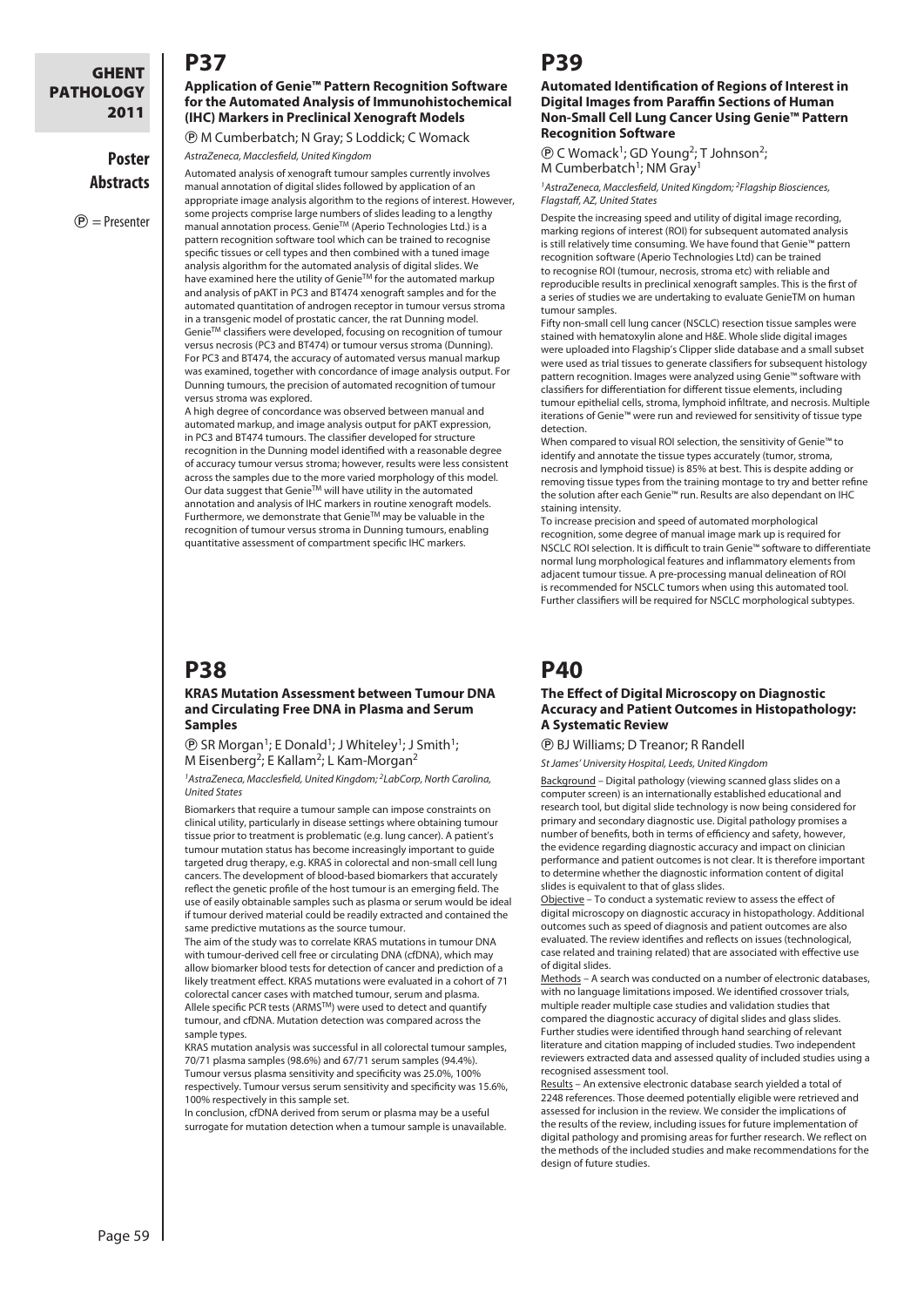**Poster Abstracts**

Ⓟ = Presenter

## P37

### Application of Genie™ Pattern Recognition Software for the Automated Analysis of Immunohistochemical (IHC) Markers in Preclinical Xenograft Models

Ⓟ M Cumberbatch; N Gray; S Loddick; C Womack

*AstraZeneca, Macclesfield, United Kingdom*

Automated analysis of xenograft tumour samples currently involves manual annotation of digital slides followed by application of an appropriate image analysis algorithm to the regions of interest. However, some projects comprise large numbers of slides leading to a lengthy manual annotation process. Genie™ (Aperio Technologies Ltd.) is a pattern recognition software tool which can be trained to recognise specific tissues or cell types and then combined with a tuned image analysis algorithm for the automated analysis of digital slides. We have examined here the utility of Genie™ for the automated markup and analysis of pAKT in PC3 and BT474 xenograft samples and for the automated quantitation of androgen receptor in tumour versus stroma in a transgenic model of prostatic cancer, the rat Dunning model. Genie™ classifiers were developed, focusing on recognition of tumour versus necrosis (PC3 and BT474) or tumour versus stroma (Dunning). For PC3 and BT474, the accuracy of automated versus manual markup was examined, together with concordance of image analysis output. For Dunning tumours, the precision of automated recognition of tumour versus stroma was explored.

A high degree of concordance was observed between manual and automated markup, and image analysis output for pAKT expression, in PC3 and BT474 tumours. The classifier developed for structure recognition in the Dunning model identified with a reasonable degree of accuracy tumour versus stroma; however, results were less consistent across the samples due to the more varied morphology of this model. Our data suggest that Genie™ will have utility in the automated annotation and analysis of IHC markers in routine xenograft models. Furthermore, we demonstrate that Genie™ may be valuable in the recognition of tumour versus stroma in Dunning tumours, enabling quantitative assessment of compartment specific IHC markers.

## P38

### KRAS Mutation Assessment between Tumour DNA and Circulating Free DNA in Plasma and Serum Samples

Ⓟ SR Morgan[1]; E Donald[1]; J Whiteley[1]; J Smith[1]; M Eisenberg[2]; E Kallam[2]; L Kam-Morgan[2]

[1]*AstraZeneca, Macclesfield, United Kingdom;* [2]*LabCorp, North Carolina, United States*

Biomarkers that require a tumour sample can impose constraints on clinical utility, particularly in disease settings where obtaining tumour tissue prior to treatment is problematic (e.g. lung cancer). A patient's tumour mutation status has become increasingly important to guide targeted drug therapy, e.g. KRAS in colorectal and non-small cell lung cancers. The development of blood-based biomarkers that accurately reflect the genetic profile of the host tumour is an emerging field. The use of easily obtainable samples such as plasma or serum would be ideal if tumour derived material could be readily extracted and contained the same predictive mutations as the source tumour.

The aim of the study was to correlate KRAS mutations in tumour DNA with tumour-derived cell free or circulating DNA (cfDNA), which may allow biomarker blood tests for detection of cancer and prediction of a likely treatment effect. KRAS mutations were evaluated in a cohort of 71 colorectal cancer cases with matched tumour, serum and plasma. Allele specific PCR tests (ARMS™) were used to detect and quantify tumour, and cfDNA. Mutation detection was compared across the sample types.

KRAS mutation analysis was successful in all colorectal tumour samples, 70/71 plasma samples (98.6%) and 67/71 serum samples (94.4%). Tumour versus plasma sensitivity and specificity was 25.0%, 100% respectively. Tumour versus serum sensitivity and specificity was 15.6%, 100% respectively in this sample set.

In conclusion, cfDNA derived from serum or plasma may be a useful surrogate for mutation detection when a tumour sample is unavailable.

## P39

### Automated Identification of Regions of Interest in Digital Images from Paraffin Sections of Human Non-Small Cell Lung Cancer Using Genie™ Pattern Recognition Software

Ⓟ C Womack[1]; GD Young[2]; T Johnson[2]; M Cumberbatch[1]; NM Gray[1]

[1]*AstraZeneca, Macclesfield, United Kingdom;* [2]*Flagship Biosciences, Flagstaff, AZ, United States*

Despite the increasing speed and utility of digital image recording, marking regions of interest (ROI) for subsequent automated analysis is still relatively time consuming. We have found that Genie™ pattern recognition software (Aperio Technologies Ltd) can be trained to recognise ROI (tumour, necrosis, stroma etc) with reliable and reproducible results in preclinical xenograft samples. This is the first of a series of studies we are undertaking to evaluate GenieTM on human tumour samples.

Fifty non-small cell lung cancer (NSCLC) resection tissue samples were stained with hematoxylin alone and H&E. Whole slide digital images were uploaded into Flagship's Clipper slide database and a small subset were used as trial tissues to generate classifiers for subsequent histology pattern recognition. Images were analyzed using Genie™ software with classifiers for differentiation for different tissue elements, including tumour epithelial cells, stroma, lymphoid infiltrate, and necrosis. Multiple iterations of Genie™ were run and reviewed for sensitivity of tissue type detection.

When compared to visual ROI selection, the sensitivity of Genie™ to identify and annotate the tissue types accurately (tumor, stroma, necrosis and lymphoid tissue) is 85% at best. This is despite adding or removing tissue types from the training montage to try and better refine the solution after each Genie™ run. Results are also dependant on IHC staining intensity.

To increase precision and speed of automated morphological recognition, some degree of manual image mark up is required for NSCLC ROI selection. It is difficult to train Genie™ software to differentiate normal lung morphological features and inflammatory elements from adjacent tumour tissue. A pre-processing manual delineation of ROI is recommended for NSCLC tumors when using this automated tool. Further classifiers will be required for NSCLC morphological subtypes.

## P40

### The Effect of Digital Microscopy on Diagnostic Accuracy and Patient Outcomes in Histopathology: A Systematic Review

Ⓟ BJ Williams; D Treanor; R Randell

*St James' University Hospital, Leeds, United Kingdom*

Background – Digital pathology (viewing scanned glass slides on a computer screen) is an internationally established educational and research tool, but digital slide technology is now being considered for primary and secondary diagnostic use. Digital pathology promises a number of benefits, both in terms of efficiency and safety, however, the evidence regarding diagnostic accuracy and impact on clinician performance and patient outcomes is not clear. It is therefore important to determine whether the diagnostic information content of digital slides is equivalent to that of glass slides.

Objective – To conduct a systematic review to assess the effect of digital microscopy on diagnostic accuracy in histopathology. Additional outcomes such as speed of diagnosis and patient outcomes are also evaluated. The review identifies and reflects on issues (technological, case related and training related) that are associated with effective use of digital slides.

Methods – A search was conducted on a number of electronic databases, with no language limitations imposed. We identified crossover trials, multiple reader multiple case studies and validation studies that compared the diagnostic accuracy of digital slides and glass slides. Further studies were identified through hand searching of relevant literature and citation mapping of included studies. Two independent reviewers extracted data and assessed quality of included studies using a recognised assessment tool.

Results – An extensive electronic database search yielded a total of 2248 references. Those deemed potentially eligible were retrieved and assessed for inclusion in the review. We consider the implications of the results of the review, including issues for future implementation of digital pathology and promising areas for further research. We reflect on the methods of the included studies and make recommendations for the design of future studies.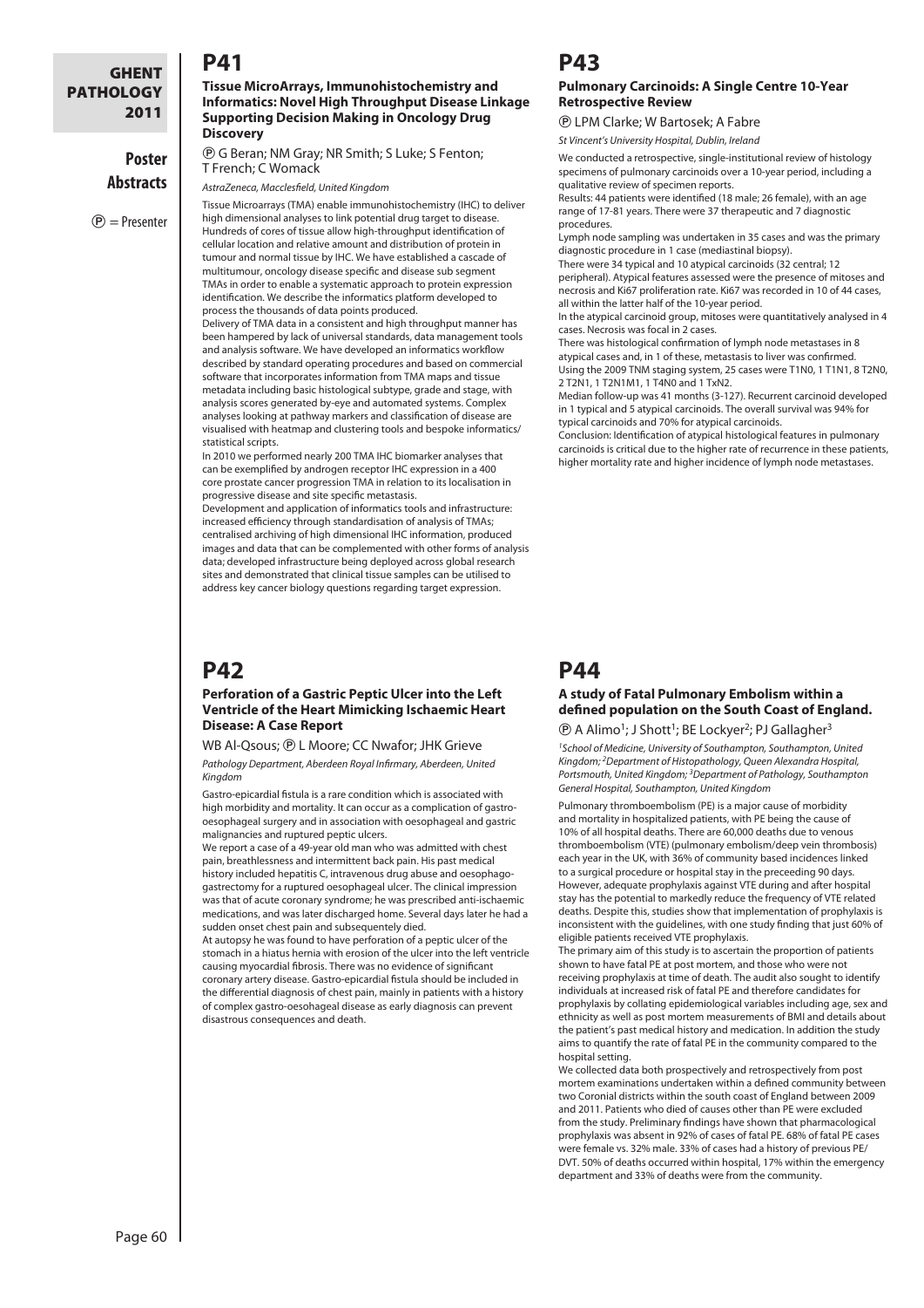# P41

### Tissue MicroArrays, Immunohistochemistry and Informatics: Novel High Throughput Disease Linkage Supporting Decision Making in Oncology Drug Discovery

Ⓟ G Beran; NM Gray; NR Smith; S Luke; S Fenton; T French; C Womack

*AstraZeneca, Macclesfield, United Kingdom*

Tissue Microarrays (TMA) enable immunohistochemistry (IHC) to deliver high dimensional analyses to link potential drug target to disease. Hundreds of cores of tissue allow high-throughput identification of cellular location and relative amount and distribution of protein in tumour and normal tissue by IHC. We have established a cascade of multitumour, oncology disease specific and disease sub segment TMAs in order to enable a systematic approach to protein expression identification. We describe the informatics platform developed to process the thousands of data points produced.

Delivery of TMA data in a consistent and high throughput manner has been hampered by lack of universal standards, data management tools and analysis software. We have developed an informatics workflow described by standard operating procedures and based on commercial software that incorporates information from TMA maps and tissue metadata including basic histological subtype, grade and stage, with analysis scores generated by-eye and automated systems. Complex analyses looking at pathway markers and classification of disease are visualised with heatmap and clustering tools and bespoke informatics/statistical scripts.

In 2010 we performed nearly 200 TMA IHC biomarker analyses that can be exemplified by androgen receptor IHC expression in a 400 core prostate cancer progression TMA in relation to its localisation in progressive disease and site specific metastasis.

Development and application of informatics tools and infrastructure: increased efficiency through standardisation of analysis of TMAs; centralised archiving of high dimensional IHC information, produced images and data that can be complemented with other forms of analysis data; developed infrastructure being deployed across global research sites and demonstrated that clinical tissue samples can be utilised to address key cancer biology questions regarding target expression.

# P42

### Perforation of a Gastric Peptic Ulcer into the Left Ventricle of the Heart Mimicking Ischaemic Heart Disease: A Case Report

WB Al-Qsous; Ⓟ L Moore; CC Nwafor; JHK Grieve

*Pathology Department, Aberdeen Royal Infirmary, Aberdeen, United Kingdom*

Gastro-epicardial fistula is a rare condition which is associated with high morbidity and mortality. It can occur as a complication of gastro-oesophageal surgery and in association with oesophageal and gastric malignancies and ruptured peptic ulcers.

We report a case of a 49-year old man who was admitted with chest pain, breathlessness and intermittent back pain. His past medical history included hepatitis C, intravenous drug abuse and oesophago-gastrectomy for a ruptured oesophageal ulcer. The clinical impression was that of acute coronary syndrome; he was prescribed anti-ischaemic medications, and was later discharged home. Several days later he had a sudden onset chest pain and subsequentely died.

At autopsy he was found to have perforation of a peptic ulcer of the stomach in a hiatus hernia with erosion of the ulcer into the left ventricle causing myocardial fibrosis. There was no evidence of significant coronary artery disease. Gastro-epicardial fistula should be included in the differential diagnosis of chest pain, mainly in patients with a history of complex gastro-oesohageal disease as early diagnosis can prevent disastrous consequences and death.

# P43

### Pulmonary Carcinoids: A Single Centre 10-Year Retrospective Review

Ⓟ LPM Clarke; W Bartosek; A Fabre

*St Vincent's University Hospital, Dublin, Ireland*

We conducted a retrospective, single-institutional review of histology specimens of pulmonary carcinoids over a 10-year period, including a qualitative review of specimen reports.

Results: 44 patients were identified (18 male; 26 female), with an age range of 17-81 years. There were 37 therapeutic and 7 diagnostic procedures.

Lymph node sampling was undertaken in 35 cases and was the primary diagnostic procedure in 1 case (mediastinal biopsy).

There were 34 typical and 10 atypical carcinoids (32 central; 12 peripheral). Atypical features assessed were the presence of mitoses and necrosis and Ki67 proliferation rate. Ki67 was recorded in 10 of 44 cases, all within the latter half of the 10-year period.

In the atypical carcinoid group, mitoses were quantitatively analysed in 4 cases. Necrosis was focal in 2 cases.

There was histological confirmation of lymph node metastases in 8 atypical cases and, in 1 of these, metastasis to liver was confirmed. Using the 2009 TNM staging system, 25 cases were T1N0, 1 T1N1, 8 T2N0, 2 T2N1, 1 T2N1M1, 1 T4N0 and 1 TxN2.

Median follow-up was 41 months (3-127). Recurrent carcinoid developed in 1 typical and 5 atypical carcinoids. The overall survival was 94% for typical carcinoids and 70% for atypical carcinoids.

Conclusion: Identification of atypical histological features in pulmonary carcinoids is critical due to the higher rate of recurrence in these patients, higher mortality rate and higher incidence of lymph node metastases.

# P44

### A study of Fatal Pulmonary Embolism within a defined population on the South Coast of England.

Ⓟ A Alimo[1]; J Shott[1]; BE Lockyer[2]; PJ Gallagher[3]

*[1]School of Medicine, University of Southampton, Southampton, United Kingdom; [2]Department of Histopathology, Queen Alexandra Hospital, Portsmouth, United Kingdom; [3]Department of Pathology, Southampton General Hospital, Southampton, United Kingdom*

Pulmonary thromboembolism (PE) is a major cause of morbidity and mortality in hospitalized patients, with PE being the cause of 10% of all hospital deaths. There are 60,000 deaths due to venous thromboembolism (VTE) (pulmonary embolism/deep vein thrombosis) each year in the UK, with 36% of community based incidences linked to a surgical procedure or hospital stay in the preceeding 90 days. However, adequate prophylaxis against VTE during and after hospital stay has the potential to markedly reduce the frequency of VTE related deaths. Despite this, studies show that implementation of prophylaxis is inconsistent with the guidelines, with one study finding that just 60% of eligible patients received VTE prophylaxis.

The primary aim of this study is to ascertain the proportion of patients shown to have fatal PE at post mortem, and those who were not receiving prophylaxis at time of death. The audit also sought to identify individuals at increased risk of fatal PE and therefore candidates for prophylaxis by collating epidemiological variables including age, sex and ethnicity as well as post mortem measurements of BMI and details about the patient's past medical history and medication. In addition the study aims to quantify the rate of fatal PE in the community compared to the hospital setting.

We collected data both prospectively and retrospectively from post mortem examinations undertaken within a defined community between two Coronial districts within the south coast of England between 2009 and 2011. Patients who died of causes other than PE were excluded from the study. Preliminary findings have shown that pharmacological prophylaxis was absent in 92% of cases of fatal PE. 68% of fatal PE cases were female vs. 32% male. 33% of cases had a history of previous PE/DVT. 50% of deaths occurred within hospital, 17% within the emergency department and 33% of deaths were from the community.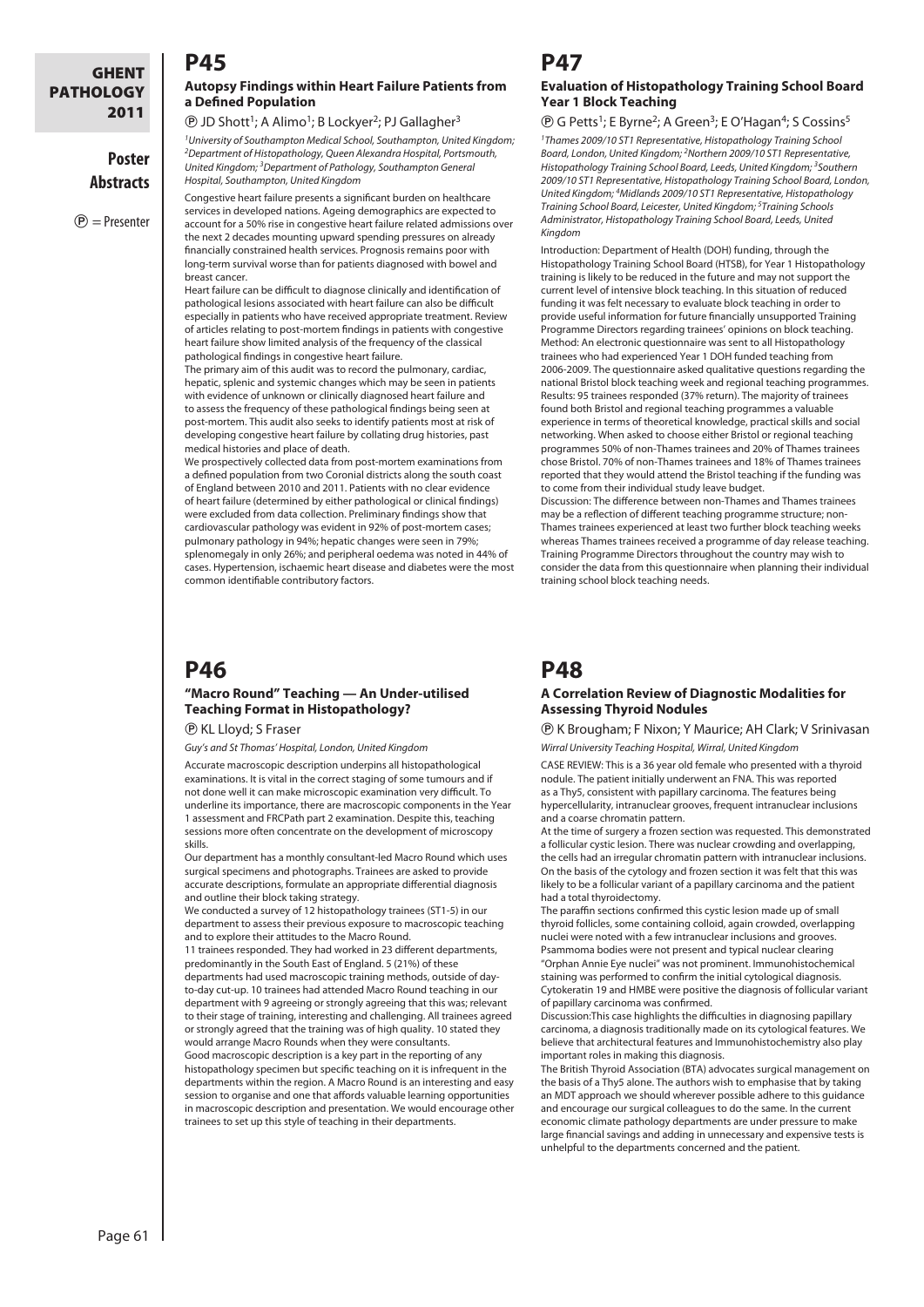## P45

### Autopsy Findings within Heart Failure Patients from a Defined Population

Ⓟ JD Shott[1]; A Alimo[1]; B Lockyer[2]; PJ Gallagher[3]

*[1]University of Southampton Medical School, Southampton, United Kingdom; [2]Department of Histopathology, Queen Alexandra Hospital, Portsmouth, United Kingdom; [3]Department of Pathology, Southampton General Hospital, Southampton, United Kingdom*

Congestive heart failure presents a significant burden on healthcare services in developed nations. Ageing demographics are expected to account for a 50% rise in congestive heart failure related admissions over the next 2 decades mounting upward spending pressures on already financially constrained health services. Prognosis remains poor with long-term survival worse than for patients diagnosed with bowel and breast cancer.

Heart failure can be difficult to diagnose clinically and identification of pathological lesions associated with heart failure can also be difficult especially in patients who have received appropriate treatment. Review of articles relating to post-mortem findings in patients with congestive heart failure show limited analysis of the frequency of the classical pathological findings in congestive heart failure.

The primary aim of this audit was to record the pulmonary, cardiac, hepatic, splenic and systemic changes which may be seen in patients with evidence of unknown or clinically diagnosed heart failure and to assess the frequency of these pathological findings being seen at post-mortem. This audit also seeks to identify patients most at risk of developing congestive heart failure by collating drug histories, past medical histories and place of death.

We prospectively collected data from post-mortem examinations from a defined population from two Coronial districts along the south coast of England between 2010 and 2011. Patients with no clear evidence of heart failure (determined by either pathological or clinical findings) were excluded from data collection. Preliminary findings show that cardiovascular pathology was evident in 92% of post-mortem cases; pulmonary pathology in 94%; hepatic changes were seen in 79%; splenomegaly in only 26%; and peripheral oedema was noted in 44% of cases. Hypertension, ischaemic heart disease and diabetes were the most common identifiable contributory factors.

## P46

### "Macro Round" Teaching — An Under-utilised Teaching Format in Histopathology?

Ⓟ KL Lloyd; S Fraser

*Guy's and St Thomas' Hospital, London, United Kingdom*

Accurate macroscopic description underpins all histopathological examinations. It is vital in the correct staging of some tumours and if not done well it can make microscopic examination very difficult. To underline its importance, there are macroscopic components in the Year 1 assessment and FRCPath part 2 examination. Despite this, teaching sessions more often concentrate on the development of microscopy skills.

Our department has a monthly consultant-led Macro Round which uses surgical specimens and photographs. Trainees are asked to provide accurate descriptions, formulate an appropriate differential diagnosis and outline their block taking strategy.

We conducted a survey of 12 histopathology trainees (ST1-5) in our department to assess their previous exposure to macroscopic teaching and to explore their attitudes to the Macro Round.

11 trainees responded. They had worked in 23 different departments, predominantly in the South East of England. 5 (21%) of these departments had used macroscopic training methods, outside of day-to-day cut-up. 10 trainees had attended Macro Round teaching in our department with 9 agreeing or strongly agreeing that this was; relevant to their stage of training, interesting and challenging. All trainees agreed or strongly agreed that the training was of high quality. 10 stated they would arrange Macro Rounds when they were consultants.

Good macroscopic description is a key part in the reporting of any histopathology specimen but specific teaching on it is infrequent in the departments within the region. A Macro Round is an interesting and easy session to organise and one that affords valuable learning opportunities in macroscopic description and presentation. We would encourage other trainees to set up this style of teaching in their departments.

## P47

### Evaluation of Histopathology Training School Board Year 1 Block Teaching

Ⓟ G Petts[1]; E Byrne[2]; A Green[3]; E O'Hagan[4]; S Cossins[5]

*[1]Thames 2009/10 ST1 Representative, Histopathology Training School Board, London, United Kingdom; [2]Northern 2009/10 ST1 Representative, Histopathology Training School Board, Leeds, United Kingdom; [3]Southern 2009/10 ST1 Representative, Histopathology Training School Board, London, United Kingdom; [4]Midlands 2009/10 ST1 Representative, Histopathology Training School Board, Leicester, United Kingdom; [5]Training Schools Administrator, Histopathology Training School Board, Leeds, United Kingdom*

Introduction: Department of Health (DOH) funding, through the Histopathology Training School Board (HTSB), for Year 1 Histopathology training is likely to be reduced in the future and may not support the current level of intensive block teaching. In this situation of reduced funding it was felt necessary to evaluate block teaching in order to provide useful information for future financially unsupported Training Programme Directors regarding trainees' opinions on block teaching.

Method: An electronic questionnaire was sent to all Histopathology trainees who had experienced Year 1 DOH funded teaching from 2006-2009. The questionnaire asked qualitative questions regarding the national Bristol block teaching week and regional teaching programmes.

Results: 95 trainees responded (37% return). The majority of trainees found both Bristol and regional teaching programmes a valuable experience in terms of theoretical knowledge, practical skills and social networking. When asked to choose either Bristol or regional teaching programmes 50% of non-Thames trainees and 20% of Thames trainees chose Bristol. 70% of non-Thames trainees and 18% of Thames trainees reported that they would attend the Bristol teaching if the funding was to come from their individual study leave budget.

Discussion: The difference between non-Thames and Thames trainees may be a reflection of different teaching programme structure; non-Thames trainees experienced at least two further block teaching weeks whereas Thames trainees received a programme of day release teaching. Training Programme Directors throughout the country may wish to consider the data from this questionnaire when planning their individual training school block teaching needs.

## P48

### A Correlation Review of Diagnostic Modalities for Assessing Thyroid Nodules

Ⓟ K Brougham; F Nixon; Y Maurice; AH Clark; V Srinivasan

*Wirral University Teaching Hospital, Wirral, United Kingdom*

CASE REVIEW: This is a 36 year old female who presented with a thyroid nodule. The patient initially underwent an FNA. This was reported as a Thy5, consistent with papillary carcinoma. The features being hypercellularity, intranuclear grooves, frequent intranuclear inclusions and a coarse chromatin pattern.

At the time of surgery a frozen section was requested. This demonstrated a follicular cystic lesion. There was nuclear crowding and overlapping, the cells had an irregular chromatin pattern with intranuclear inclusions. On the basis of the cytology and frozen section it was felt that this was likely to be a follicular variant of a papillary carcinoma and the patient had a total thyroidectomy.

The paraffin sections confirmed this cystic lesion made up of small thyroid follicles, some containing colloid, again crowded, overlapping nuclei were noted with a few intranuclear inclusions and grooves. Psammoma bodies were not present and typical nuclear clearing "Orphan Annie Eye nuclei" was not prominent. Immunohistochemical staining was performed to confirm the initial cytological diagnosis. Cytokeratin 19 and HMBE were positive the diagnosis of follicular variant of papillary carcinoma was confirmed.

Discussion:This case highlights the difficulties in diagnosing papillary carcinoma, a diagnosis traditionally made on its cytological features. We believe that architectural features and Immunohistochemistry also play important roles in making this diagnosis.

The British Thyroid Association (BTA) advocates surgical management on the basis of a Thy5 alone. The authors wish to emphasise that by taking an MDT approach we should wherever possible adhere to this guidance and encourage our surgical colleagues to do the same. In the current economic climate pathology departments are under pressure to make large financial savings and adding in unnecessary and expensive tests is unhelpful to the departments concerned and the patient.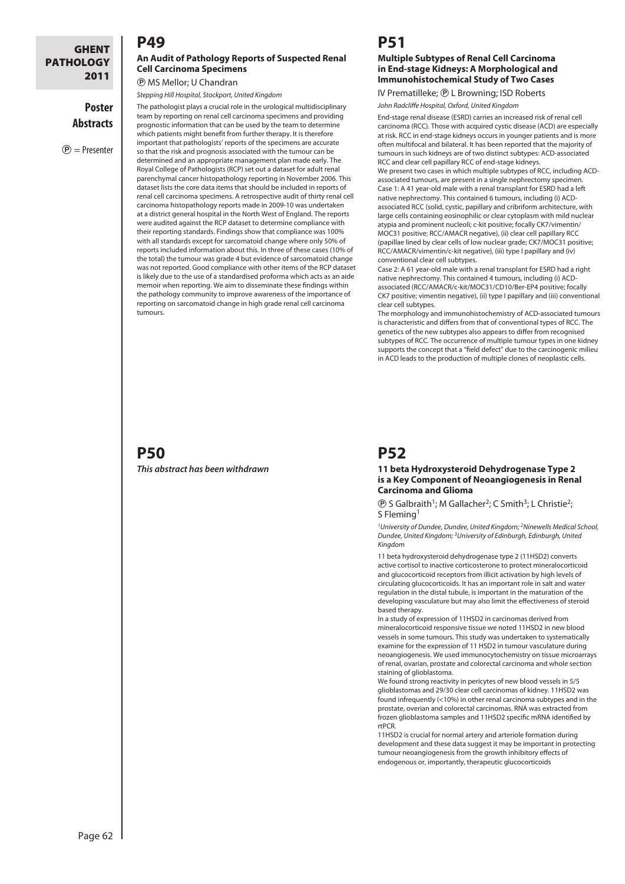## P49

### An Audit of Pathology Reports of Suspected Renal Cell Carcinoma Specimens

Ⓟ MS Mellor; U Chandran

*Stepping Hill Hospital, Stockport, United Kingdom*

The pathologist plays a crucial role in the urological multidisciplinary team by reporting on renal cell carcinoma specimens and providing prognostic information that can be used by the team to determine which patients might benefit from further therapy. It is therefore important that pathologists' reports of the specimens are accurate so that the risk and prognosis associated with the tumour can be determined and an appropriate management plan made early. The Royal College of Pathologists (RCP) set out a dataset for adult renal parenchymal cancer histopathology reporting in November 2006. This dataset lists the core data items that should be included in reports of renal cell carcinoma specimens. A retrospective audit of thirty renal cell carcinoma histopathology reports made in 2009-10 was undertaken at a district general hospital in the North West of England. The reports were audited against the RCP dataset to determine compliance with their reporting standards. Findings show that compliance was 100% with all standards except for sarcomatoid change where only 50% of reports included information about this. In three of these cases (10% of the total) the tumour was grade 4 but evidence of sarcomatoid change was not reported. Good compliance with other items of the RCP dataset is likely due to the use of a standardised proforma which acts as an aide memoir when reporting. We aim to disseminate these findings within the pathology community to improve awareness of the importance of reporting on sarcomatoid change in high grade renal cell carcinoma tumours.

## P50

***This abstract has been withdrawn***

## P51

### Multiple Subtypes of Renal Cell Carcinoma in End-stage Kidneys: A Morphological and Immunohistochemical Study of Two Cases

IV Prematilleke; Ⓟ L Browning; ISD Roberts

*John Radcliffe Hospital, Oxford, United Kingdom*

End-stage renal disease (ESRD) carries an increased risk of renal cell carcinoma (RCC). Those with acquired cystic disease (ACD) are especially at risk. RCC in end-stage kidneys occurs in younger patients and is more often multifocal and bilateral. It has been reported that the majority of tumours in such kidneys are of two distinct subtypes: ACD-associated RCC and clear cell papillary RCC of end-stage kidneys.

We present two cases in which multiple subtypes of RCC, including ACD-associated tumours, are present in a single nephrectomy specimen.

Case 1: A 41 year-old male with a renal transplant for ESRD had a left native nephrectomy. This contained 6 tumours, including (i) ACD-associated RCC (solid, cystic, papillary and cribriform architecture, with large cells containing eosinophilic or clear cytoplasm with mild nuclear atypia and prominent nucleoli; c-kit positive; focally CK7/vimentin/MOC31 positive; RCC/AMACR negative), (ii) clear cell papillary RCC (papillae lined by clear cells of low nuclear grade; CK7/MOC31 positive; RCC/AMACR/vimentin/c-kit negative), (iii) type I papillary and (iv) conventional clear cell subtypes.

Case 2: A 61 year-old male with a renal transplant for ESRD had a right native nephrectomy. This contained 4 tumours, including (i) ACD-associated (RCC/AMACR/c-kit/MOC31/CD10/Ber-EP4 positive; focally CK7 positive; vimentin negative), (ii) type I papillary and (iii) conventional clear cell subtypes.

The morphology and immunohistochemistry of ACD-associated tumours is characteristic and differs from that of conventional types of RCC. The genetics of the new subtypes also appears to differ from recognised subtypes of RCC. The occurrence of multiple tumour types in one kidney supports the concept that a "field defect" due to the carcinogenic milieu in ACD leads to the production of multiple clones of neoplastic cells.

## P52

### 11 beta Hydroxysteroid Dehydrogenase Type 2 is a Key Component of Neoangiogenesis in Renal Carcinoma and Glioma

Ⓟ S Galbraith[1]; M Gallacher[2]; C Smith[3]; L Christie[2]; S Fleming[1]

*[1]University of Dundee, Dundee, United Kingdom; [2]Ninewells Medical School, Dundee, United Kingdom; [3]University of Edinburgh, Edinburgh, United Kingdom*

11 beta hydroxysteroid dehydrogenase type 2 (11HSD2) converts active cortisol to inactive corticosterone to protect mineralocorticoid and glucocorticoid receptors from illicit activation by high levels of circulating glucocorticoids. It has an important role in salt and water regulation in the distal tubule, is important in the maturation of the developing vasculature but may also limit the effectiveness of steroid based therapy.

In a study of expression of 11HSD2 in carcinomas derived from mineralocorticoid responsive tissue we noted 11HSD2 in new blood vessels in some tumours. This study was undertaken to systematically examine for the expression of 11 HSD2 in tumour vasculature during neoangiogenesis. We used immunocytochemistry on tissue microarrays of renal, ovarian, prostate and colorectal carcinoma and whole section staining of glioblastoma.

We found strong reactivity in pericytes of new blood vessels in 5/5 glioblastomas and 29/30 clear cell carcinomas of kidney. 11HSD2 was found infrequently (<10%) in other renal carcinoma subtypes and in the prostate, overian and colorectal carcinomas. RNA was extracted from frozen glioblastoma samples and 11HSD2 specific mRNA identified by rtPCR.

11HSD2 is crucial for normal artery and arteriole formation during development and these data suggest it may be important in protecting tumour neoangiogenesis from the growth inhibitory effects of endogenous or, importantly, therapeutic glucocorticoids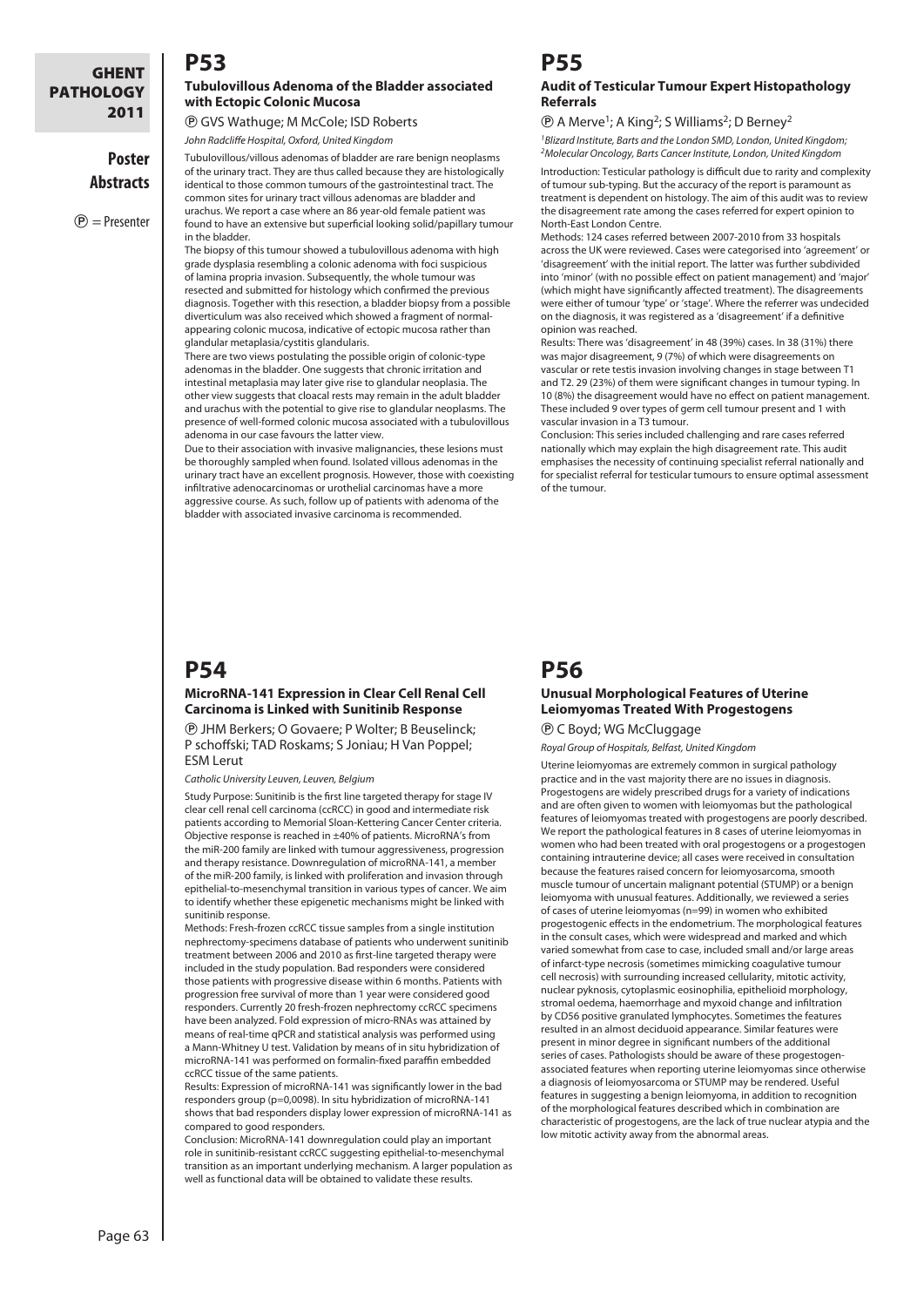# P53

### Tubulovillous Adenoma of the Bladder associated with Ectopic Colonic Mucosa

Ⓟ GVS Wathuge; M McCole; ISD Roberts

*John Radcliffe Hospital, Oxford, United Kingdom*

Tubulovillous/villous adenomas of bladder are rare benign neoplasms of the urinary tract. They are thus called because they are histologically identical to those common tumours of the gastrointestinal tract. The common sites for urinary tract villous adenomas are bladder and urachus. We report a case where an 86 year-old female patient was found to have an extensive but superficial looking solid/papillary tumour in the bladder.

The biopsy of this tumour showed a tubulovillous adenoma with high grade dysplasia resembling a colonic adenoma with foci suspicious of lamina propria invasion. Subsequently, the whole tumour was resected and submitted for histology which confirmed the previous diagnosis. Together with this resection, a bladder biopsy from a possible diverticulum was also received which showed a fragment of normal-appearing colonic mucosa, indicative of ectopic mucosa rather than glandular metaplasia/cystitis glandularis.

There are two views postulating the possible origin of colonic-type adenomas in the bladder. One suggests that chronic irritation and intestinal metaplasia may later give rise to glandular neoplasia. The other view suggests that cloacal rests may remain in the adult bladder and urachus with the potential to give rise to glandular neoplasms. The presence of well-formed colonic mucosa associated with a tubulovillous adenoma in our case favours the latter view.

Due to their association with invasive malignancies, these lesions must be thoroughly sampled when found. Isolated villous adenomas in the urinary tract have an excellent prognosis. However, those with coexisting infiltrative adenocarcinomas or urothelial carcinomas have a more aggressive course. As such, follow up of patients with adenoma of the bladder with associated invasive carcinoma is recommended.

# P54

### MicroRNA-141 Expression in Clear Cell Renal Cell Carcinoma is Linked with Sunitinib Response

Ⓟ JHM Berkers; O Govaere; P Wolter; B Beuselinck; P schoffski; TAD Roskams; S Joniau; H Van Poppel; ESM Lerut

*Catholic University Leuven, Leuven, Belgium*

Study Purpose: Sunitinib is the first line targeted therapy for stage IV clear cell renal cell carcinoma (ccRCC) in good and intermediate risk patients according to Memorial Sloan-Kettering Cancer Center criteria. Objective response is reached in ±40% of patients. MicroRNA's from the miR-200 family are linked with tumour aggressiveness, progression and therapy resistance. Downregulation of microRNA-141, a member of the miR-200 family, is linked with proliferation and invasion through epithelial-to-mesenchymal transition in various types of cancer. We aim to identify whether these epigenetic mechanisms might be linked with sunitinib response.

Methods: Fresh-frozen ccRCC tissue samples from a single institution nephrectomy-specimens database of patients who underwent sunitinib treatment between 2006 and 2010 as first-line targeted therapy were included in the study population. Bad responders were considered those patients with progressive disease within 6 months. Patients with progression free survival of more than 1 year were considered good responders. Currently 20 fresh-frozen nephrectomy ccRCC specimens have been analyzed. Fold expression of micro-RNAs was attained by means of real-time qPCR and statistical analysis was performed using a Mann-Whitney U test. Validation by means of in situ hybridization of microRNA-141 was performed on formalin-fixed paraffin embedded ccRCC tissue of the same patients.

Results: Expression of microRNA-141 was significantly lower in the bad responders group (p=0,0098). In situ hybridization of microRNA-141 shows that bad responders display lower expression of microRNA-141 as compared to good responders.

Conclusion: MicroRNA-141 downregulation could play an important role in sunitinib-resistant ccRCC suggesting epithelial-to-mesenchymal transition as an important underlying mechanism. A larger population as well as functional data will be obtained to validate these results.

# P55

### Audit of Testicular Tumour Expert Histopathology Referrals

Ⓟ A Merve[1]; A King[2]; S Williams[2]; D Berney[2]

[1]*Blizard Institute, Barts and the London SMD, London, United Kingdom;* [2]*Molecular Oncology, Barts Cancer Institute, London, United Kingdom*

Introduction: Testicular pathology is difficult due to rarity and complexity of tumour sub-typing. But the accuracy of the report is paramount as treatment is dependent on histology. The aim of this audit was to review the disagreement rate among the cases referred for expert opinion to North-East London Centre.

Methods: 124 cases referred between 2007-2010 from 33 hospitals across the UK were reviewed. Cases were categorised into 'agreement' or 'disagreement' with the initial report. The latter was further subdivided into 'minor' (with no possible effect on patient management) and 'major' (which might have significantly affected treatment). The disagreements were either of tumour 'type' or 'stage'. Where the referrer was undecided on the diagnosis, it was registered as a 'disagreement' if a definitive opinion was reached.

Results: There was 'disagreement' in 48 (39%) cases. In 38 (31%) there was major disagreement, 9 (7%) of which were disagreements on vascular or rete testis invasion involving changes in stage between T1 and T2. 29 (23%) of them were significant changes in tumour typing. In 10 (8%) the disagreement would have no effect on patient management. These included 9 over types of germ cell tumour present and 1 with vascular invasion in a T3 tumour.

Conclusion: This series included challenging and rare cases referred nationally which may explain the high disagreement rate. This audit emphasises the necessity of continuing specialist referral nationally and for specialist referral for testicular tumours to ensure optimal assessment of the tumour.

# P56

### Unusual Morphological Features of Uterine Leiomyomas Treated With Progestogens

Ⓟ C Boyd; WG McCluggage

*Royal Group of Hospitals, Belfast, United Kingdom*

Uterine leiomyomas are extremely common in surgical pathology practice and in the vast majority there are no issues in diagnosis. Progestogens are widely prescribed drugs for a variety of indications and are often given to women with leiomyomas but the pathological features of leiomyomas treated with progestogens are poorly described. We report the pathological features in 8 cases of uterine leiomyomas in women who had been treated with oral progestogens or a progestogen containing intrauterine device; all cases were received in consultation because the features raised concern for leiomyosarcoma, smooth muscle tumour of uncertain malignant potential (STUMP) or a benign leiomyoma with unusual features. Additionally, we reviewed a series of cases of uterine leiomyomas (n=99) in women who exhibited progestogenic effects in the endometrium. The morphological features in the consult cases, which were widespread and marked and which varied somewhat from case to case, included small and/or large areas of infarct-type necrosis (sometimes mimicking coagulative tumour cell necrosis) with surrounding increased cellularity, mitotic activity, nuclear pyknosis, cytoplasmic eosinophilia, epithelioid morphology, stromal oedema, haemorrhage and myxoid change and infiltration by CD56 positive granulated lymphocytes. Sometimes the features resulted in an almost deciduoid appearance. Similar features were present in minor degree in significant numbers of the additional series of cases. Pathologists should be aware of these progestogen-associated features when reporting uterine leiomyomas since otherwise a diagnosis of leiomyosarcoma or STUMP may be rendered. Useful features in suggesting a benign leiomyoma, in addition to recognition of the morphological features described which in combination are characteristic of progestogens, are the lack of true nuclear atypia and the low mitotic activity away from the abnormal areas.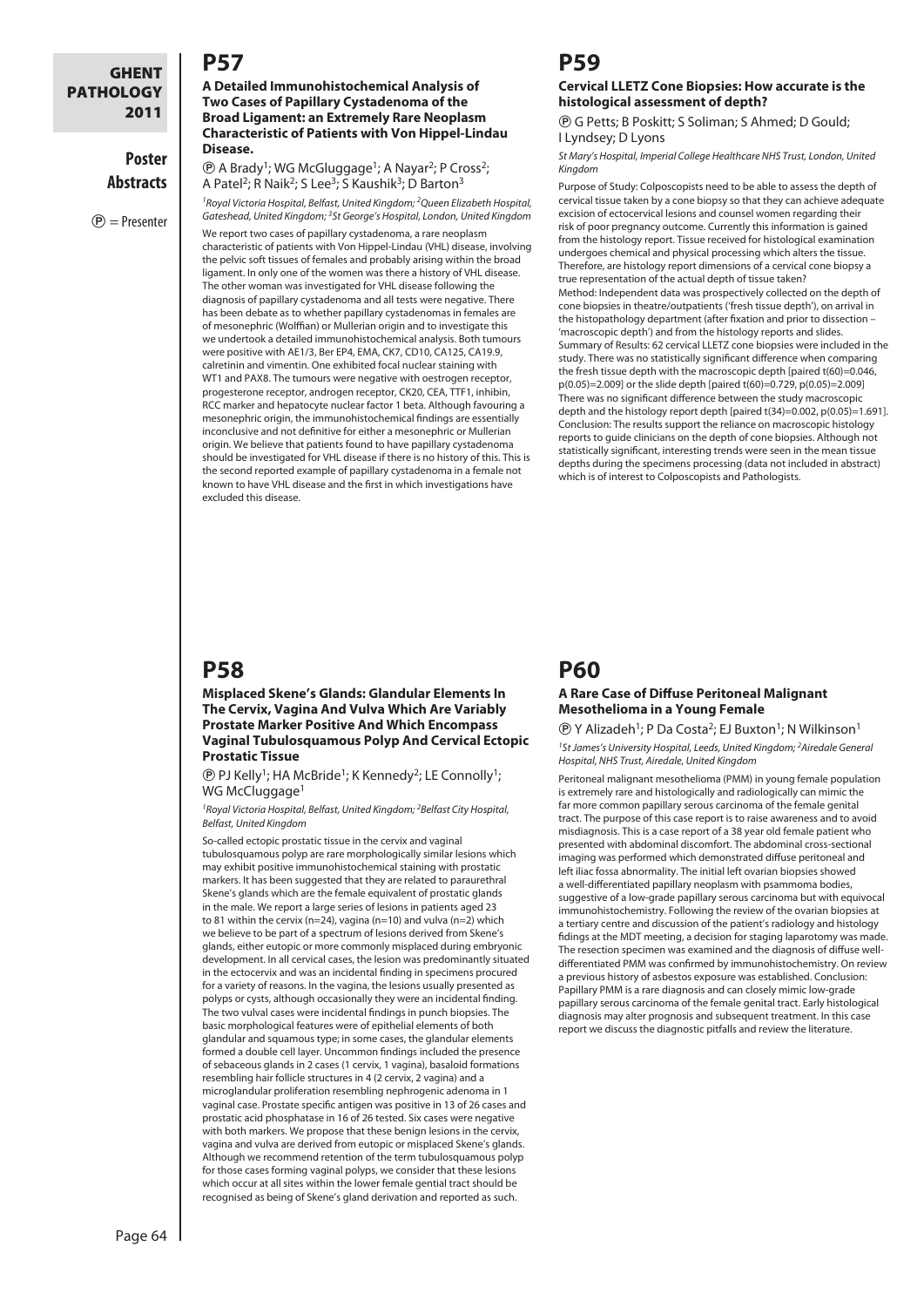## P57

### A Detailed Immunohistochemical Analysis of Two Cases of Papillary Cystadenoma of the Broad Ligament: an Extremely Rare Neoplasm Characteristic of Patients with Von Hippel-Lindau Disease.

Ⓟ A Brady[1]; WG McCluggage[1]; A Nayar[2]; P Cross[2]; A Patel[2]; R Naik[2]; S Lee[3]; S Kaushik[3]; D Barton[3]

*[1]Royal Victoria Hospital, Belfast, United Kingdom; [2]Queen Elizabeth Hospital, Gateshead, United Kingdom; [3]St George's Hospital, London, United Kingdom*

We report two cases of papillary cystadenoma, a rare neoplasm characteristic of patients with Von Hippel-Lindau (VHL) disease, involving the pelvic soft tissues of females and probably arising within the broad ligament. In only one of the women was there a history of VHL disease. The other woman was investigated for VHL disease following the diagnosis of papillary cystadenoma and all tests were negative. There has been debate as to whether papillary cystadenomas in females are of mesonephric (Wolffian) or Mullerian origin and to investigate this we undertook a detailed immunohistochemical analysis. Both tumours were positive with AE1/3, Ber EP4, EMA, CK7, CD10, CA125, CA19.9, calretinin and vimentin. One exhibited focal nuclear staining with WT1 and PAX8. The tumours were negative with oestrogen receptor, progesterone receptor, androgen receptor, CK20, CEA, TTF1, inhibin, RCC marker and hepatocyte nuclear factor 1 beta. Although favouring a mesonephric origin, the immunohistochemical findings are essentially inconclusive and not definitive for either a mesonephric or Mullerian origin. We believe that patients found to have papillary cystadenoma should be investigated for VHL disease if there is no history of this. This is the second reported example of papillary cystadenoma in a female not known to have VHL disease and the first in which investigations have excluded this disease.

## P58

### Misplaced Skene's Glands: Glandular Elements In The Cervix, Vagina And Vulva Which Are Variably Prostate Marker Positive And Which Encompass Vaginal Tubulosquamous Polyp And Cervical Ectopic Prostatic Tissue

Ⓟ PJ Kelly[1]; HA McBride[1]; K Kennedy[2]; LE Connolly[1]; WG McCluggage[1]

*[1]Royal Victoria Hospital, Belfast, United Kingdom; [2]Belfast City Hospital, Belfast, United Kingdom*

So-called ectopic prostatic tissue in the cervix and vaginal tubulosquamous polyp are rare morphologically similar lesions which may exhibit positive immunohistochemical staining with prostatic markers. It has been suggested that they are related to paraurethral Skene's glands which are the female equivalent of prostatic glands in the male. We report a large series of lesions in patients aged 23 to 81 within the cervix (n=24), vagina (n=10) and vulva (n=2) which we believe to be part of a spectrum of lesions derived from Skene's glands, either eutopic or more commonly misplaced during embryonic development. In all cervical cases, the lesion was predominantly situated in the ectocervix and was an incidental finding in specimens procured for a variety of reasons. In the vagina, the lesions usually presented as polyps or cysts, although occasionally they were an incidental finding. The two vulval cases were incidental findings in punch biopsies. The basic morphological features were of epithelial elements of both glandular and squamous type; in some cases, the glandular elements formed a double cell layer. Uncommon findings included the presence of sebaceous glands in 2 cases (1 cervix, 1 vagina), basaloid formations resembling hair follicle structures in 4 (2 cervix, 2 vagina) and a microglandular proliferation resembling nephrogenic adenoma in 1 vaginal case. Prostate specific antigen was positive in 13 of 26 cases and prostatic acid phosphatase in 16 of 26 tested. Six cases were negative with both markers. We propose that these benign lesions in the cervix, vagina and vulva are derived from eutopic or misplaced Skene's glands. Although we recommend retention of the term tubulosquamous polyp for those cases forming vaginal polyps, we consider that these lesions which occur at all sites within the lower female gential tract should be recognised as being of Skene's gland derivation and reported as such.

## P59

### Cervical LLETZ Cone Biopsies: How accurate is the histological assessment of depth?

Ⓟ G Petts; B Poskitt; S Soliman; S Ahmed; D Gould; I Lyndsey; D Lyons

*St Mary's Hospital, Imperial College Healthcare NHS Trust, London, United Kingdom*

Purpose of Study: Colposcopists need to be able to assess the depth of cervical tissue taken by a cone biopsy so that they can achieve adequate excision of ectocervical lesions and counsel women regarding their risk of poor pregnancy outcome. Currently this information is gained from the histology report. Tissue received for histological examination undergoes chemical and physical processing which alters the tissue. Therefore, are histology report dimensions of a cervical cone biopsy a true representation of the actual depth of tissue taken?

Method: Independent data was prospectively collected on the depth of cone biopsies in theatre/outpatients ('fresh tissue depth'), on arrival in the histopathology department (after fixation and prior to dissection – 'macroscopic depth') and from the histology reports and slides.

Summary of Results: 62 cervical LLETZ cone biopsies were included in the study. There was no statistically significant difference when comparing the fresh tissue depth with the macroscopic depth [paired t(60)=0.046, p(0.05)=2.009] or the slide depth [paired t(60)=0.729, p(0.05)=2.009] There was no significant difference between the study macroscopic depth and the histology report depth [paired t(34)=0.002, p(0.05)=1.691].

Conclusion: The results support the reliance on macroscopic histology reports to guide clinicians on the depth of cone biopsies. Although not statistically significant, interesting trends were seen in the mean tissue depths during the specimens processing (data not included in abstract) which is of interest to Colposcopists and Pathologists.

## P60

### A Rare Case of Diffuse Peritoneal Malignant Mesothelioma in a Young Female

Ⓟ Y Alizadeh[1]; P Da Costa[2]; EJ Buxton[1]; N Wilkinson[1]

*[1]St James's University Hospital, Leeds, United Kingdom; [2]Airedale General Hospital, NHS Trust, Airedale, United Kingdom*

Peritoneal malignant mesothelioma (PMM) in young female population is extremely rare and histologically and radiologically can mimic the far more common papillary serous carcinoma of the female genital tract. The purpose of this case report is to raise awareness and to avoid misdiagnosis. This is a case report of a 38 year old female patient who presented with abdominal discomfort. The abdominal cross-sectional imaging was performed which demonstrated diffuse peritoneal and left iliac fossa abnormality. The initial left ovarian biopsies showed a well-differentiated papillary neoplasm with psammoma bodies, suggestive of a low-grade papillary serous carcinoma but with equivocal immunohistochemistry. Following the review of the ovarian biopsies at a tertiary centre and discussion of the patient's radiology and histology fidings at the MDT meeting, a decision for staging laparotomy was made. The resection specimen was examined and the diagnosis of diffuse well-differentiated PMM was confirmed by immunohistochemistry. On review a previous history of asbestos exposure was established. Conclusion: Papillary PMM is a rare diagnosis and can closely mimic low-grade papillary serous carcinoma of the female genital tract. Early histological diagnosis may alter prognosis and subsequent treatment. In this case report we discuss the diagnostic pitfalls and review the literature.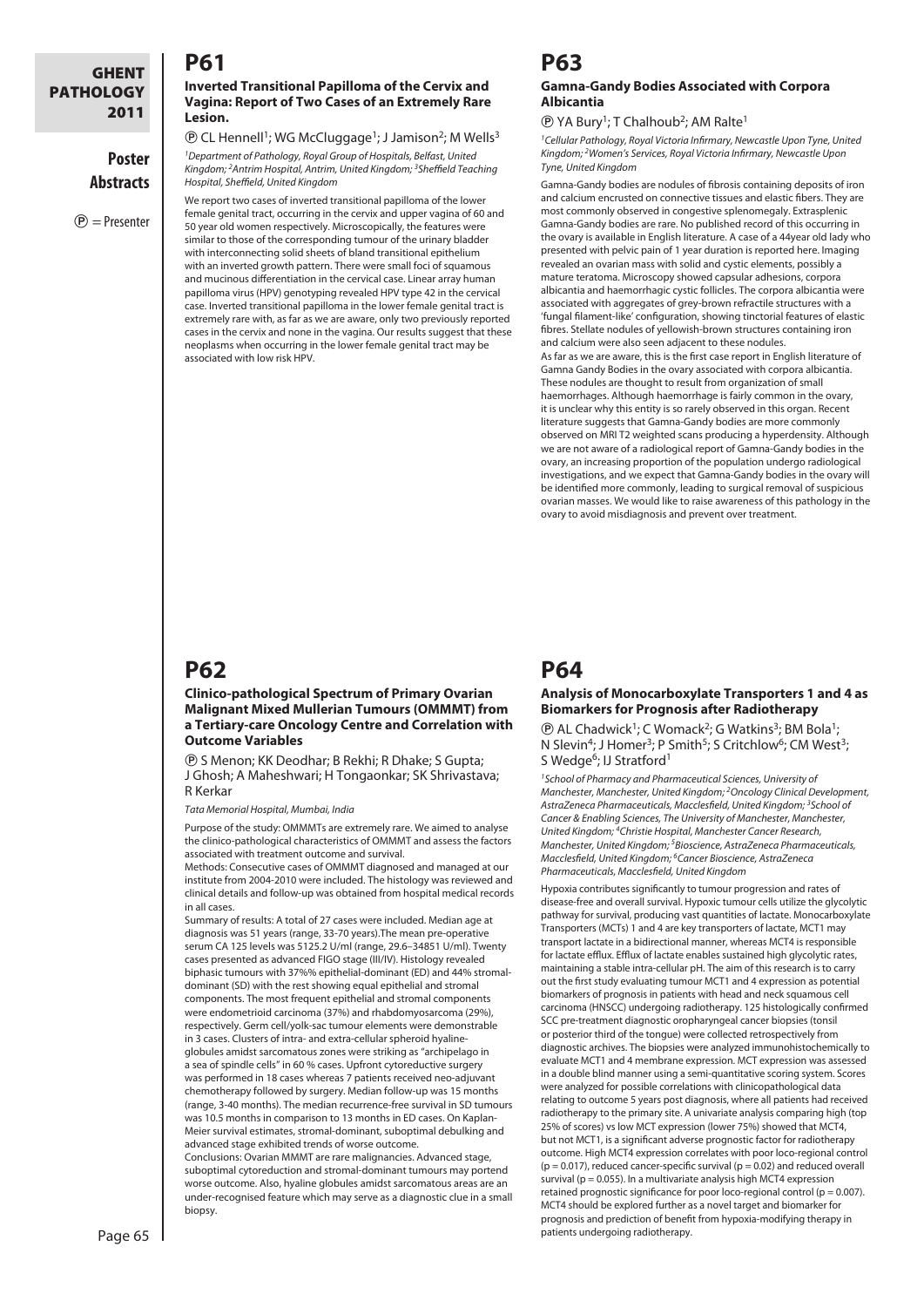## P61

### Inverted Transitional Papilloma of the Cervix and Vagina: Report of Two Cases of an Extremely Rare Lesion.

Ⓟ CL Hennell[1]; WG McCluggage[1]; J Jamison[2]; M Wells[3]

*[1]Department of Pathology, Royal Group of Hospitals, Belfast, United Kingdom; [2]Antrim Hospital, Antrim, United Kingdom; [3]Sheffield Teaching Hospital, Sheffield, United Kingdom*

We report two cases of inverted transitional papilloma of the lower female genital tract, occurring in the cervix and upper vagina of 60 and 50 year old women respectively. Microscopically, the features were similar to those of the corresponding tumour of the urinary bladder with interconnecting solid sheets of bland transitional epithelium with an inverted growth pattern. There were small foci of squamous and mucinous differentiation in the cervical case. Linear array human papilloma virus (HPV) genotyping revealed HPV type 42 in the cervical case. Inverted transitional papilloma in the lower female genital tract is extremely rare with, as far as we are aware, only two previously reported cases in the cervix and none in the vagina. Our results suggest that these neoplasms when occurring in the lower female genital tract may be associated with low risk HPV.

## P62

### Clinico-pathological Spectrum of Primary Ovarian Malignant Mixed Mullerian Tumours (OMMMT) from a Tertiary-care Oncology Centre and Correlation with Outcome Variables

Ⓟ S Menon; KK Deodhar; B Rekhi; R Dhake; S Gupta; J Ghosh; A Maheshwari; H Tongaonkar; SK Shrivastava; R Kerkar

*Tata Memorial Hospital, Mumbai, India*

Purpose of the study: OMMMTs are extremely rare. We aimed to analyse the clinico-pathological characteristics of OMMMT and assess the factors associated with treatment outcome and survival.

Methods: Consecutive cases of OMMMT diagnosed and managed at our institute from 2004-2010 were included. The histology was reviewed and clinical details and follow-up was obtained from hospital medical records in all cases.

Summary of results: A total of 27 cases were included. Median age at diagnosis was 51 years (range, 33-70 years).The mean pre-operative serum CA 125 levels was 5125.2 U/ml (range, 29.6–34851 U/ml). Twenty cases presented as advanced FIGO stage (III/IV). Histology revealed biphasic tumours with 37%% epithelial-dominant (ED) and 44% stromal-dominant (SD) with the rest showing equal epithelial and stromal components. The most frequent epithelial and stromal components were endometrioid carcinoma (37%) and rhabdomyosarcoma (29%), respectively. Germ cell/yolk-sac tumour elements were demonstrable in 3 cases. Clusters of intra- and extra-cellular spheroid hyaline-globules amidst sarcomatous zones were striking as "archipelago in a sea of spindle cells" in 60 % cases. Upfront cytoreductive surgery was performed in 18 cases whereas 7 patients received neo-adjuvant chemotherapy followed by surgery. Median follow-up was 15 months (range, 3-40 months). The median recurrence-free survival in SD tumours was 10.5 months in comparison to 13 months in ED cases. On Kaplan-Meier survival estimates, stromal-dominant, suboptimal debulking and advanced stage exhibited trends of worse outcome.

Conclusions: Ovarian MMMT are rare malignancies. Advanced stage, suboptimal cytoreduction and stromal-dominant tumours may portend worse outcome. Also, hyaline globules amidst sarcomatous areas are an under-recognised feature which may serve as a diagnostic clue in a small biopsy.

## P63

### Gamna-Gandy Bodies Associated with Corpora Albicantia

Ⓟ YA Bury[1]; T Chalhoub[2]; AM Ralte[1]

*[1]Cellular Pathology, Royal Victoria Infirmary, Newcastle Upon Tyne, United Kingdom; [2]Women's Services, Royal Victoria Infirmary, Newcastle Upon Tyne, United Kingdom*

Gamna-Gandy bodies are nodules of fibrosis containing deposits of iron and calcium encrusted on connective tissues and elastic fibers. They are most commonly observed in congestive splenomegaly. Extrasplenic Gamna-Gandy bodies are rare. No published record of this occurring in the ovary is available in English literature. A case of a 44year old lady who presented with pelvic pain of 1 year duration is reported here. Imaging revealed an ovarian mass with solid and cystic elements, possibly a mature teratoma. Microscopy showed capsular adhesions, corpora albicantia and haemorrhagic cystic follicles. The corpora albicantia were associated with aggregates of grey-brown refractile structures with a 'fungal filament-like' configuration, showing tinctorial features of elastic fibres. Stellate nodules of yellowish-brown structures containing iron and calcium were also seen adjacent to these nodules.

As far as we are aware, this is the first case report in English literature of Gamna Gandy Bodies in the ovary associated with corpora albicantia. These nodules are thought to result from organization of small haemorrhages. Although haemorrhage is fairly common in the ovary, it is unclear why this entity is so rarely observed in this organ. Recent literature suggests that Gamna-Gandy bodies are more commonly observed on MRI T2 weighted scans producing a hyperdensity. Although we are not aware of a radiological report of Gamna-Gandy bodies in the ovary, an increasing proportion of the population undergo radiological investigations, and we expect that Gamna-Gandy bodies in the ovary will be identified more commonly, leading to surgical removal of suspicious ovarian masses. We would like to raise awareness of this pathology in the ovary to avoid misdiagnosis and prevent over treatment.

## P64

### Analysis of Monocarboxylate Transporters 1 and 4 as Biomarkers for Prognosis after Radiotherapy

Ⓟ AL Chadwick[1]; C Womack[2]; G Watkins[3]; BM Bola[1]; N Slevin[4]; J Homer[3]; P Smith[5]; S Critchlow[6]; CM West[3]; S Wedge[6]; IJ Stratford[1]

*[1]School of Pharmacy and Pharmaceutical Sciences, University of Manchester, Manchester, United Kingdom; [2]Oncology Clinical Development, AstraZeneca Pharmaceuticals, Macclesfield, United Kingdom; [3]School of Cancer & Enabling Sciences, The University of Manchester, Manchester, United Kingdom; [4]Christie Hospital, Manchester Cancer Research, Manchester, United Kingdom; [5]Bioscience, AstraZeneca Pharmaceuticals, Macclesfield, United Kingdom; [6]Cancer Bioscience, AstraZeneca Pharmaceuticals, Macclesfield, United Kingdom*

Hypoxia contributes significantly to tumour progression and rates of disease-free and overall survival. Hypoxic tumour cells utilize the glycolytic pathway for survival, producing vast quantities of lactate. Monocarboxylate Transporters (MCTs) 1 and 4 are key transporters of lactate, MCT1 may transport lactate in a bidirectional manner, whereas MCT4 is responsible for lactate efflux. Efflux of lactate enables sustained high glycolytic rates, maintaining a stable intra-cellular pH. The aim of this research is to carry out the first study evaluating tumour MCT1 and 4 expression as potential biomarkers of prognosis in patients with head and neck squamous cell carcinoma (HNSCC) undergoing radiotherapy. 125 histologically confirmed SCC pre-treatment diagnostic oropharyngeal cancer biopsies (tonsil or posterior third of the tongue) were collected retrospectively from diagnostic archives. The biopsies were analyzed immunohistochemically to evaluate MCT1 and 4 membrane expression. MCT expression was assessed in a double blind manner using a semi-quantitative scoring system. Scores were analyzed for possible correlations with clinicopathological data relating to outcome 5 years post diagnosis, where all patients had received radiotherapy to the primary site. A univariate analysis comparing high (top 25% of scores) vs low MCT expression (lower 75%) showed that MCT4, but not MCT1, is a significant adverse prognostic factor for radiotherapy outcome. High MCT4 expression correlates with poor loco-regional control ($p = 0.017$), reduced cancer-specific survival ($p = 0.02$) and reduced overall survival ($p = 0.055$). In a multivariate analysis high MCT4 expression retained prognostic significance for poor loco-regional control ($p = 0.007$). MCT4 should be explored further as a novel target and biomarker for prognosis and prediction of benefit from hypoxia-modifying therapy in patients undergoing radiotherapy.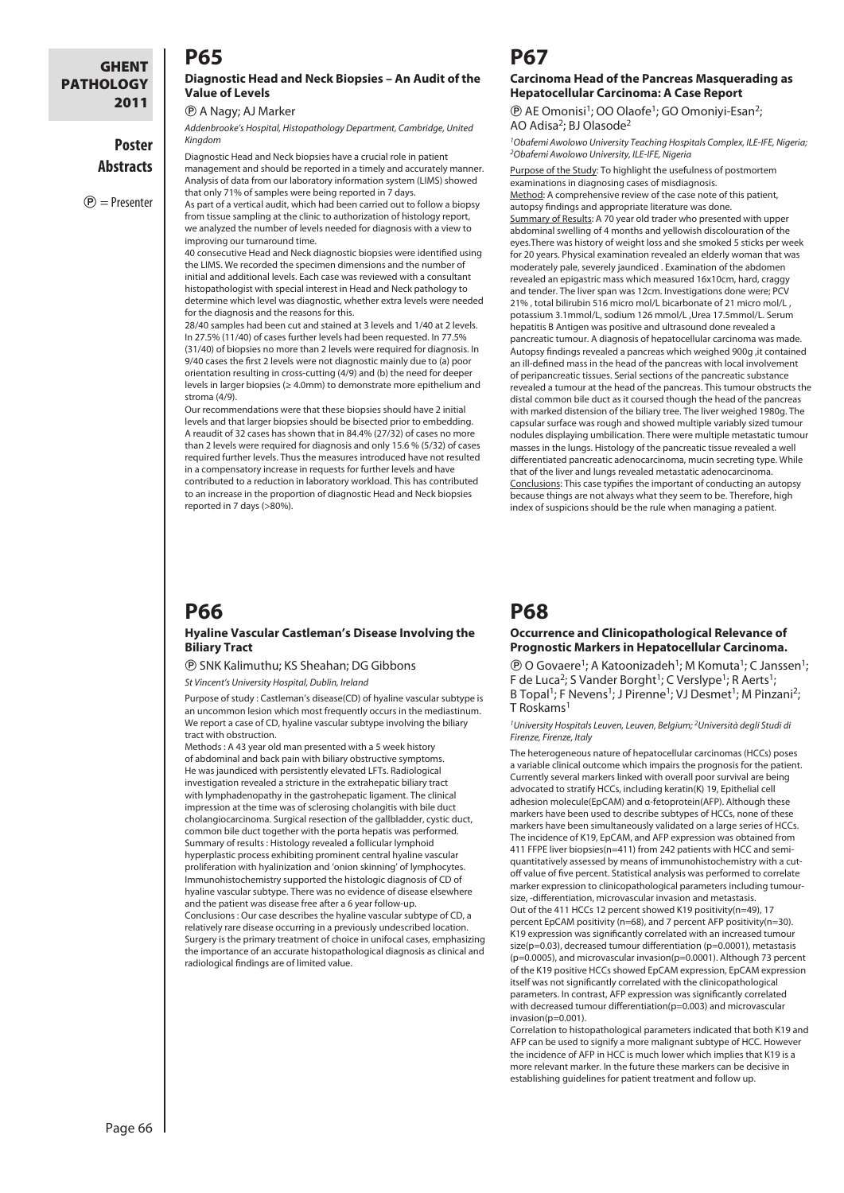## P65

### Diagnostic Head and Neck Biopsies – An Audit of the Value of Levels

Ⓟ A Nagy; AJ Marker

*Addenbrooke's Hospital, Histopathology Department, Cambridge, United Kingdom*

Diagnostic Head and Neck biopsies have a crucial role in patient management and should be reported in a timely and accurately manner. Analysis of data from our laboratory information system (LIMS) showed that only 71% of samples were being reported in 7 days.

As part of a vertical audit, which had been carried out to follow a biopsy from tissue sampling at the clinic to authorization of histology report, we analyzed the number of levels needed for diagnosis with a view to improving our turnaround time.

40 consecutive Head and Neck diagnostic biopsies were identified using the LIMS. We recorded the specimen dimensions and the number of initial and additional levels. Each case was reviewed with a consultant histopathologist with special interest in Head and Neck pathology to determine which level was diagnostic, whether extra levels were needed for the diagnosis and the reasons for this.

28/40 samples had been cut and stained at 3 levels and 1/40 at 2 levels. In 27.5% (11/40) of cases further levels had been requested. In 77.5% (31/40) of biopsies no more than 2 levels were required for diagnosis. In 9/40 cases the first 2 levels were not diagnostic mainly due to (a) poor orientation resulting in cross-cutting (4/9) and (b) the need for deeper levels in larger biopsies (≥ 4.0mm) to demonstrate more epithelium and stroma (4/9).

Our recommendations were that these biopsies should have 2 initial levels and that larger biopsies should be bisected prior to embedding. A reaudit of 32 cases has shown that in 84.4% (27/32) of cases no more than 2 levels were required for diagnosis and only 15.6 % (5/32) of cases required further levels. Thus the measures introduced have not resulted in a compensatory increase in requests for further levels and have contributed to a reduction in laboratory workload. This has contributed to an increase in the proportion of diagnostic Head and Neck biopsies reported in 7 days (>80%).

## P66

### Hyaline Vascular Castleman's Disease Involving the Biliary Tract

Ⓟ SNK Kalimuthu; KS Sheahan; DG Gibbons

*St Vincent's University Hospital, Dublin, Ireland*

Purpose of study : Castleman's disease(CD) of hyaline vascular subtype is an uncommon lesion which most frequently occurs in the mediastinum. We report a case of CD, hyaline vascular subtype involving the biliary tract with obstruction.

Methods : A 43 year old man presented with a 5 week history of abdominal and back pain with biliary obstructive symptoms. He was jaundiced with persistently elevated LFTs. Radiological investigation revealed a stricture in the extrahepatic biliary tract with lymphadenopathy in the gastrohepatic ligament. The clinical impression at the time was of sclerosing cholangitis with bile duct cholangiocarcinoma. Surgical resection of the gallbladder, cystic duct, common bile duct together with the porta hepatis was performed.

Summary of results : Histology revealed a follicular lymphoid hyperplastic process exhibiting prominent central hyaline vascular proliferation with hyalinization and 'onion skinning' of lymphocytes. Immunohistochemistry supported the histologic diagnosis of CD of hyaline vascular subtype. There was no evidence of disease elsewhere and the patient was disease free after a 6 year follow-up.

Conclusions : Our case describes the hyaline vascular subtype of CD, a relatively rare disease occurring in a previously undescribed location. Surgery is the primary treatment of choice in unifocal cases, emphasizing the importance of an accurate histopathological diagnosis as clinical and radiological findings are of limited value.

## P67

### Carcinoma Head of the Pancreas Masquerading as Hepatocellular Carcinoma: A Case Report

Ⓟ AE Omonisi[1]; OO Olaofe[1]; GO Omoniyi-Esan[2]; AO Adisa[2]; BJ Olasode[2]

*[1]Obafemi Awolowo University Teaching Hospitals Complex, ILE-IFE, Nigeria; [2]Obafemi Awolowo University, ILE-IFE, Nigeria*

Purpose of the Study: To highlight the usefulness of postmortem examinations in diagnosing cases of misdiagnosis.

Method: A comprehensive review of the case note of this patient, autopsy findings and appropriate literature was done.

Summary of Results: A 70 year old trader who presented with upper abdominal swelling of 4 months and yellowish discolouration of the eyes.There was history of weight loss and she smoked 5 sticks per week for 20 years. Physical examination revealed an elderly woman that was moderately pale, severely jaundiced . Examination of the abdomen revealed an epigastric mass which measured 16x10cm, hard, craggy and tender. The liver span was 12cm. Investigations done were; PCV 21% , total bilirubin 516 micro mol/L bicarbonate of 21 micro mol/L , potassium 3.1mmol/L, sodium 126 mmol/L ,Urea 17.5mmol/L. Serum hepatitis B Antigen was positive and ultrasound done revealed a pancreatic tumour. A diagnosis of hepatocellular carcinoma was made. Autopsy findings revealed a pancreas which weighed 900g ,it contained an ill-defined mass in the head of the pancreas with local involvement of peripancreatic tissues. Serial sections of the pancreatic substance revealed a tumour at the head of the pancreas. This tumour obstructs the distal common bile duct as it coursed though the head of the pancreas with marked distension of the biliary tree. The liver weighed 1980g. The capsular surface was rough and showed multiple variably sized tumour nodules displaying umbilication. There were multiple metastatic tumour masses in the lungs. Histology of the pancreatic tissue revealed a well differentiated pancreatic adenocarcinoma, mucin secreting type. While that of the liver and lungs revealed metastatic adenocarcinoma.

Conclusions: This case typifies the important of conducting an autopsy because things are not always what they seem to be. Therefore, high index of suspicions should be the rule when managing a patient.

## P68

### Occurrence and Clinicopathological Relevance of Prognostic Markers in Hepatocellular Carcinoma.

Ⓟ O Govaere[1]; A Katoonizadeh[1]; M Komuta[1]; C Janssen[1]; F de Luca[2]; S Vander Borght[1]; C Verslype[1]; R Aerts[1]; B Topal[1]; F Nevens[1]; J Pirenne[1]; VJ Desmet[1]; M Pinzani[2]; T Roskams[1]

*[1]University Hospitals Leuven, Leuven, Belgium; [2]Università degli Studi di Firenze, Firenze, Italy*

The heterogeneous nature of hepatocellular carcinomas (HCCs) poses a variable clinical outcome which impairs the prognosis for the patient. Currently several markers linked with overall poor survival are being advocated to stratify HCCs, including keratin(K) 19, Epithelial cell adhesion molecule(EpCAM) and α-fetoprotein(AFP). Although these markers have been used to describe subtypes of HCCs, none of these markers have been simultaneously validated on a large series of HCCs. The incidence of K19, EpCAM, and AFP expression was obtained from 411 FFPE liver biopsies(n=411) from 242 patients with HCC and semi-quantitatively assessed by means of immunohistochemistry with a cut-off value of five percent. Statistical analysis was performed to correlate marker expression to clinicopathological parameters including tumour-size, -differentiation, microvascular invasion and metastasis.

Out of the 411 HCCs 12 percent showed K19 positivity(n=49), 17 percent EpCAM positivity(n=68), and 7 percent AFP positivity(n=30). K19 expression was significantly correlated with an increased tumour size($p=0.03$), decreased tumour differentiation ($p=0.0001$), metastasis ($p=0.0005$), and microvascular invasion($p=0.0001$). Although 73 percent of the K19 positive HCCs showed EpCAM expression, EpCAM expression itself was not significantly correlated with the clinicopathological parameters. In contrast, AFP expression was significantly correlated with decreased tumour differentiation($p=0.003$) and microvascular invasion($p=0.001$).

Correlation to histopathological parameters indicated that both K19 and AFP can be used to signify a more malignant subtype of HCC. However the incidence of AFP in HCC is much lower which implies that K19 is a more relevant marker. In the future these markers can be decisive in establishing guidelines for patient treatment and follow up.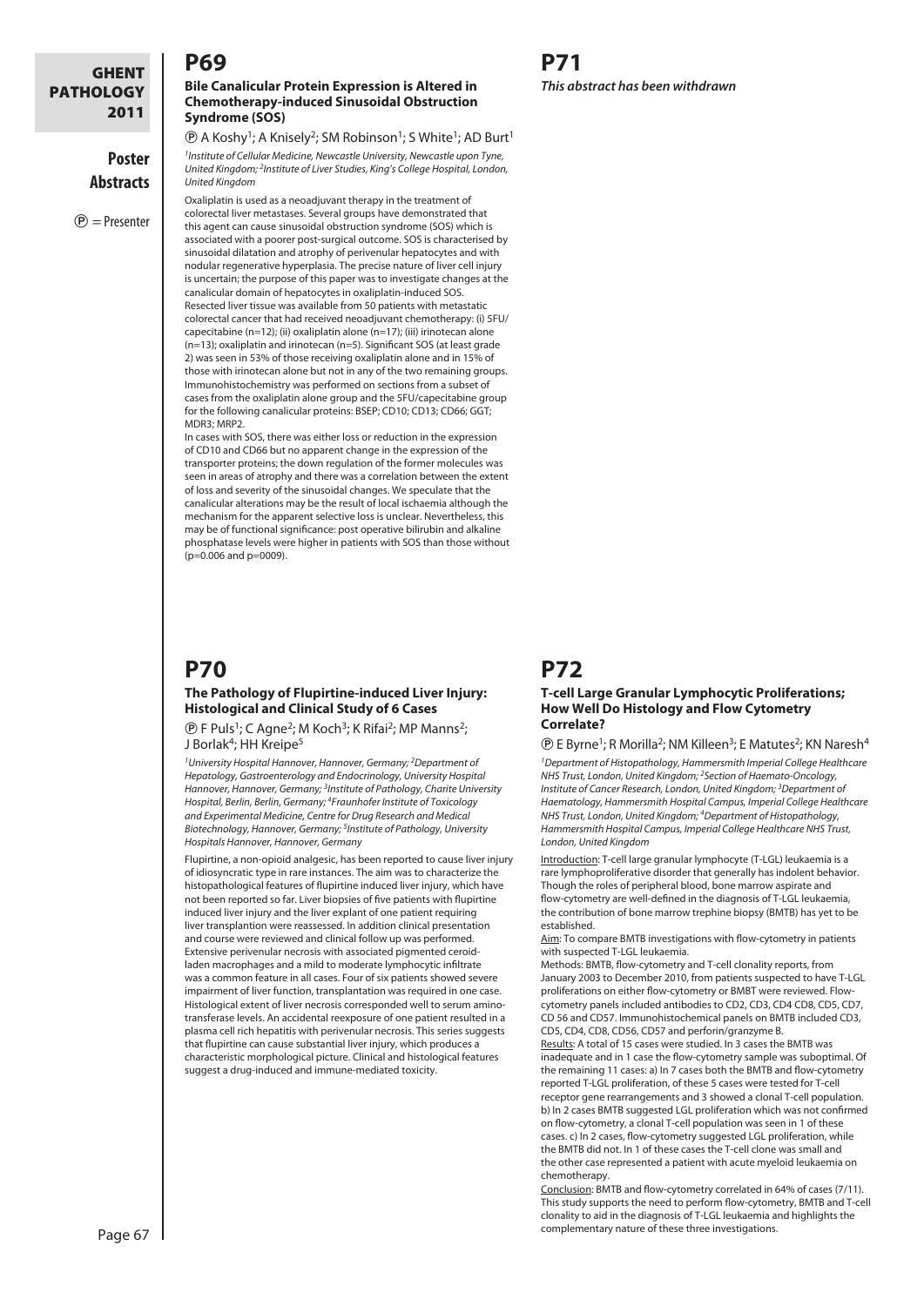## P69

### Bile Canalicular Protein Expression is Altered in Chemotherapy-induced Sinusoidal Obstruction Syndrome (SOS)

Ⓟ A Koshy[1]; A Knisely[2]; SM Robinson[1]; S White[1]; AD Burt[1]

*[1]Institute of Cellular Medicine, Newcastle University, Newcastle upon Tyne, United Kingdom; [2]Institute of Liver Studies, King's College Hospital, London, United Kingdom*

Oxaliplatin is used as a neoadjuvant therapy in the treatment of colorectal liver metastases. Several groups have demonstrated that this agent can cause sinusoidal obstruction syndrome (SOS) which is associated with a poorer post-surgical outcome. SOS is characterised by sinusoidal dilatation and atrophy of perivenular hepatocytes and with nodular regenerative hyperplasia. The precise nature of liver cell injury is uncertain; the purpose of this paper was to investigate changes at the canalicular domain of hepatocytes in oxaliplatin-induced SOS.

Resected liver tissue was available from 50 patients with metastatic colorectal cancer that had received neoadjuvant chemotherapy: (i) 5FU/capecitabine (n=12); (ii) oxaliplatin alone (n=17); (iii) irinotecan alone (n=13); oxaliplatin and irinotecan (n=5). Significant SOS (at least grade 2) was seen in 53% of those receiving oxaliplatin alone and in 15% of those with irinotecan alone but not in any of the two remaining groups. Immunohistochemistry was performed on sections from a subset of cases from the oxaliplatin alone group and the 5FU/capecitabine group for the following canalicular proteins: BSEP; CD10; CD13; CD66; GGT; MDR3; MRP2.

In cases with SOS, there was either loss or reduction in the expression of CD10 and CD66 but no apparent change in the expression of the transporter proteins; the down regulation of the former molecules was seen in areas of atrophy and there was a correlation between the extent of loss and severity of the sinusoidal changes. We speculate that the canalicular alterations may be the result of local ischaemia although the mechanism for the apparent selective loss is unclear. Nevertheless, this may be of functional significance: post operative bilirubin and alkaline phosphatase levels were higher in patients with SOS than those without (p=0.006 and p=0009).

## P70

### The Pathology of Flupirtine-induced Liver Injury: Histological and Clinical Study of 6 Cases

Ⓟ F Puls[1]; C Agne[2]; M Koch[3]; K Rifai[2]; MP Manns[2]; J Borlak[4]; HH Kreipe[5]

*[1]University Hospital Hannover, Hannover, Germany; [2]Department of Hepatology, Gastroenterology and Endocrinology, University Hospital Hannover, Hannover, Germany; [3]Institute of Pathology, Charite University Hospital, Berlin, Berlin, Germany; [4]Fraunhofer Institute of Toxicology and Experimental Medicine, Centre for Drug Research and Medical Biotechnology, Hannover, Germany; [5]Institute of Pathology, University Hospitals Hannover, Hannover, Germany*

Flupirtine, a non-opioid analgesic, has been reported to cause liver injury of idiosyncratic type in rare instances. The aim was to characterize the histopathological features of flupirtine induced liver injury, which have not been reported so far. Liver biopsies of five patients with flupirtine induced liver injury and the liver explant of one patient requiring liver transplantion were reassessed. In addition clinical presentation and course were reviewed and clinical follow up was performed. Extensive perivenular necrosis with associated pigmented ceroid-laden macrophages and a mild to moderate lymphocytic infiltrate was a common feature in all cases. Four of six patients showed severe impairment of liver function, transplantation was required in one case. Histological extent of liver necrosis corresponded well to serum amino-transferase levels. An accidental reexposure of one patient resulted in a plasma cell rich hepatitis with perivenular necrosis. This series suggests that flupirtine can cause substantial liver injury, which produces a characteristic morphological picture. Clinical and histological features suggest a drug-induced and immune-mediated toxicity.

## P71

***This abstract has been withdrawn***

## P72

### T-cell Large Granular Lymphocytic Proliferations; How Well Do Histology and Flow Cytometry Correlate?

Ⓟ E Byrne[1]; R Morilla[2]; NM Killeen[3]; E Matutes[2]; KN Naresh[4]

*[1]Department of Histopathology, Hammersmith Imperial College Healthcare NHS Trust, London, United Kingdom; [2]Section of Haemato-Oncology, Institute of Cancer Research, London, United Kingdom; [3]Department of Haematology, Hammersmith Hospital Campus, Imperial College Healthcare NHS Trust, London, United Kingdom; [4]Department of Histopathology, Hammersmith Hospital Campus, Imperial College Healthcare NHS Trust, London, United Kingdom*

Introduction: T-cell large granular lymphocyte (T-LGL) leukaemia is a rare lymphoproliferative disorder that generally has indolent behavior. Though the roles of peripheral blood, bone marrow aspirate and flow-cytometry are well-defined in the diagnosis of T-LGL leukaemia, the contribution of bone marrow trephine biopsy (BMTB) has yet to be established.

Aim: To compare BMTB investigations with flow-cytometry in patients with suspected T-LGL leukaemia.

Methods: BMTB, flow-cytometry and T-cell clonality reports, from January 2003 to December 2010, from patients suspected to have T-LGL proliferations on either flow-cytometry or BMBT were reviewed. Flow-cytometry panels included antibodies to CD2, CD3, CD4 CD8, CD5, CD7, CD 56 and CD57. Immunohistochemical panels on BMTB included CD3, CD5, CD4, CD8, CD56, CD57 and perforin/granzyme B.

Results: A total of 15 cases were studied. In 3 cases the BMTB was inadequate and in 1 case the flow-cytometry sample was suboptimal. Of the remaining 11 cases: a) In 7 cases both the BMTB and flow-cytometry reported T-LGL proliferation, of these 5 cases were tested for T-cell receptor gene rearrangements and 3 showed a clonal T-cell population. b) In 2 cases BMTB suggested LGL proliferation which was not confirmed on flow-cytometry, a clonal T-cell population was seen in 1 of these cases. c) In 2 cases, flow-cytometry suggested LGL proliferation, while the BMTB did not. In 1 of these cases the T-cell clone was small and the other case represented a patient with acute myeloid leukaemia on chemotherapy.

Conclusion: BMTB and flow-cytometry correlated in 64% of cases (7/11). This study supports the need to perform flow-cytometry, BMTB and T-cell clonality to aid in the diagnosis of T-LGL leukaemia and highlights the complementary nature of these three investigations.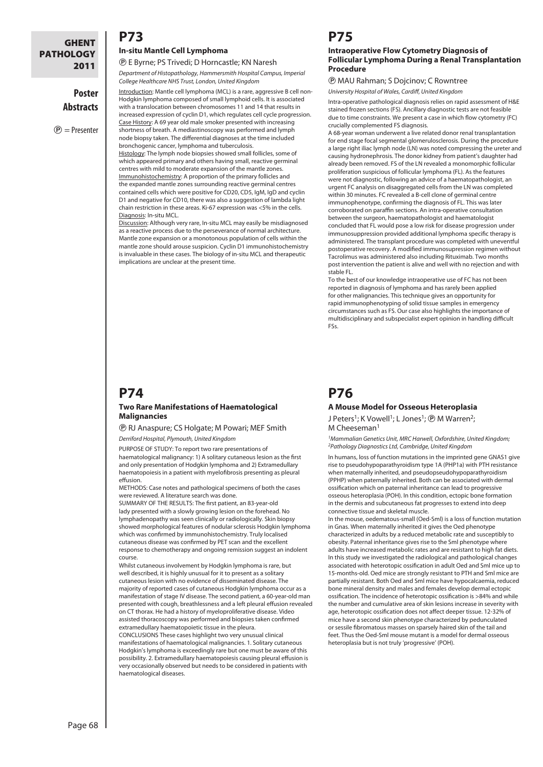# P73

## In-situ Mantle Cell Lymphoma

Ⓟ E Byrne; PS Trivedi; D Horncastle; KN Naresh

*Department of Histopathology, Hammersmith Hospital Campus, Imperial College Healthcare NHS Trust, London, United Kingdom*

Introduction: Mantle cell lymphoma (MCL) is a rare, aggressive B cell non-Hodgkin lymphoma composed of small lymphoid cells. It is associated with a translocation between chromosomes 11 and 14 that results in increased expression of cyclin D1, which regulates cell cycle progression.
Case History: A 69 year old male smoker presented with increasing shortness of breath. A mediastinoscopy was performed and lymph node biopsy taken. The differential diagnoses at the time included bronchogenic cancer, lymphoma and tuberculosis.
Histology: The lymph node biopsies showed small follicles, some of which appeared primary and others having small, reactive germinal centres with mild to moderate expansion of the mantle zones.
Immunohistochemistry: A proportion of the primary follicles and the expanded mantle zones surrounding reactive germinal centres contained cells which were positive for CD20, CD5, IgM, IgD and cyclin D1 and negative for CD10, there was also a suggestion of lambda light chain restriction in these areas. Ki-67 expression was <5% in the cells.
Diagnosis: In-situ MCL.
Discussion: Although very rare, In-situ MCL may easily be misdiagnosed as a reactive process due to the perseverance of normal architecture. Mantle zone expansion or a monotonous population of cells within the mantle zone should arouse suspicion. Cyclin D1 immunohistochemistry is invaluable in these cases. The biology of in-situ MCL and therapeutic implications are unclear at the present time.

# P74

## Two Rare Manifestations of Haematological Malignancies

Ⓟ RJ Anaspure; CS Holgate; M Powari; MEF Smith

*Derriford Hospital, Plymouth, United Kingdom*

PURPOSE OF STUDY: To report two rare presentations of haematological malignancy: 1) A solitary cutaneous lesion as the first and only presentation of Hodgkin lymphoma and 2) Extramedullary haematopoiesis in a patient with myelofibrosis presenting as pleural effusion.

METHODS: Case notes and pathological specimens of both the cases were reviewed. A literature search was done.

SUMMARY OF THE RESULTS: The first patient, an 83-year-old lady presented with a slowly growing lesion on the forehead. No lymphadenopathy was seen clinically or radiologically. Skin biopsy showed morphological features of nodular sclerosis Hodgkin lymphoma which was confirmed by immunohistochemistry. Truly localised cutaneous disease was confirmed by PET scan and the excellent response to chemotherapy and ongoing remission suggest an indolent course.

Whilst cutaneous involvement by Hodgkin lymphoma is rare, but well described, it is highly unusual for it to present as a solitary cutaneous lesion with no evidence of disseminated disease. The majority of reported cases of cutaneous Hodgkin lymphoma occur as a manifestation of stage IV disease. The second patient, a 60-year-old man presented with cough, breathlessness and a left pleural effusion revealed on CT thorax. He had a history of myeloproliferative disease. Video assisted thoracoscopy was performed and biopsies taken confirmed extramedullary haematopoietic tissue in the pleura.

CONCLUSIONS These cases highlight two very unusual clinical manifestations of haematological malignancies. 1. Solitary cutaneous Hodgkin's lymphoma is exceedingly rare but one must be aware of this possibility. 2. Extramedullary haematopoiesis causing pleural effusion is very occasionally observed but needs to be considered in patients with haematological diseases.

# P75

## Intraoperative Flow Cytometry Diagnosis of Follicular Lymphoma During a Renal Transplantation Procedure

Ⓟ MAU Rahman; S Dojcinov; C Rowntree

*University Hospital of Wales, Cardiff, United Kingdom*

Intra-operative pathological diagnosis relies on rapid assessment of H&E stained frozen sections (FS). Ancillary diagnostic tests are not feasible due to time constraints. We present a case in which flow cytometry (FC) crucially complemented FS diagnosis.

A 68-year woman underwent a live related donor renal transplantation for end stage focal segmental glomerulosclerosis. During the procedure a large right iliac lymph node (LN) was noted compressing the ureter and causing hydronephrosis. The donor kidney from patient's daughter had already been removed. FS of the LN revealed a monomorphic follicular proliferation suspicious of follicular lymphoma (FL). As the features were not diagnostic, following an advice of a haematopathologist, an urgent FC analysis on disaggregated cells from the LN was completed within 30 minutes. FC revealed a B-cell clone of germinal centre immunophenotype, confirming the diagnosis of FL. This was later corroborated on paraffin sections. An intra-operative consultation between the surgeon, haematopathologist and haematologist concluded that FL would pose a low risk for disease progression under immunosuppression provided additional lymphoma specific therapy is administered. The transplant procedure was completed with uneventful postoperative recovery. A modified immunosupression regimen without Tacrolimus was administered also including Rituximab. Two months post intervention the patient is alive and well with no rejection and with stable FL.

To the best of our knowledge intraoperative use of FC has not been reported in diagnosis of lymphoma and has rarely been applied for other malignancies. This technique gives an opportunity for rapid immunophenotyping of solid tissue samples in emergency circumstances such as FS. Our case also highlights the importance of multidisciplinary and subspecialist expert opinion in handling difficult FSs.

# P76

## A Mouse Model for Osseous Heteroplasia

J Peters[1]; K Vowell[1]; L Jones[1]; Ⓟ M Warren[2]; M Cheeseman[1]

*[1]Mammalian Genetics Unit, MRC Harwell, Oxfordshire, United Kingdom; [2]Pathology Diagnostics Ltd, Cambridge, United Kingdom*

In humans, loss of function mutations in the imprinted gene GNAS1 give rise to pseudohypoparathyroidism type 1A (PHP1a) with PTH resistance when maternally inherited, and pseudopseudohypoparathyroidism (PPHP) when paternally inherited. Both can be associated with dermal ossification which on paternal inheritance can lead to progressive osseous heteroplasia (POH). In this condition, ectopic bone formation in the dermis and subcutaneous fat progresses to extend into deep connective tissue and skeletal muscle.

In the mouse, oedematous-small (Oed-Sml) is a loss of function mutation in Gnas. When maternally inherited it gives the Oed phenotype characterized in adults by a reduced metabolic rate and susceptibly to obesity. Paternal inheritance gives rise to the Sml phenotype where adults have increased metabolic rates and are resistant to high fat diets. In this study we investigated the radiological and pathological changes associated with heterotopic ossification in adult Oed and Sml mice up to 15-months-old. Oed mice are strongly resistant to PTH and Sml mice are partially resistant. Both Oed and Sml mice have hypocalcaemia, reduced bone mineral density and males and females develop dermal ectopic ossification. The incidence of heterotopic ossification is >84% and while the number and cumulative area of skin lesions increase in severity with age, heterotopic ossification does not affect deeper tissue. 12-32% of mice have a second skin phenotype characterized by pedunculated or sessile fibromatous masses on sparsely haired skin of the tail and feet. Thus the Oed-Sml mouse mutant is a model for dermal osseous heteroplasia but is not truly 'progressive' (POH).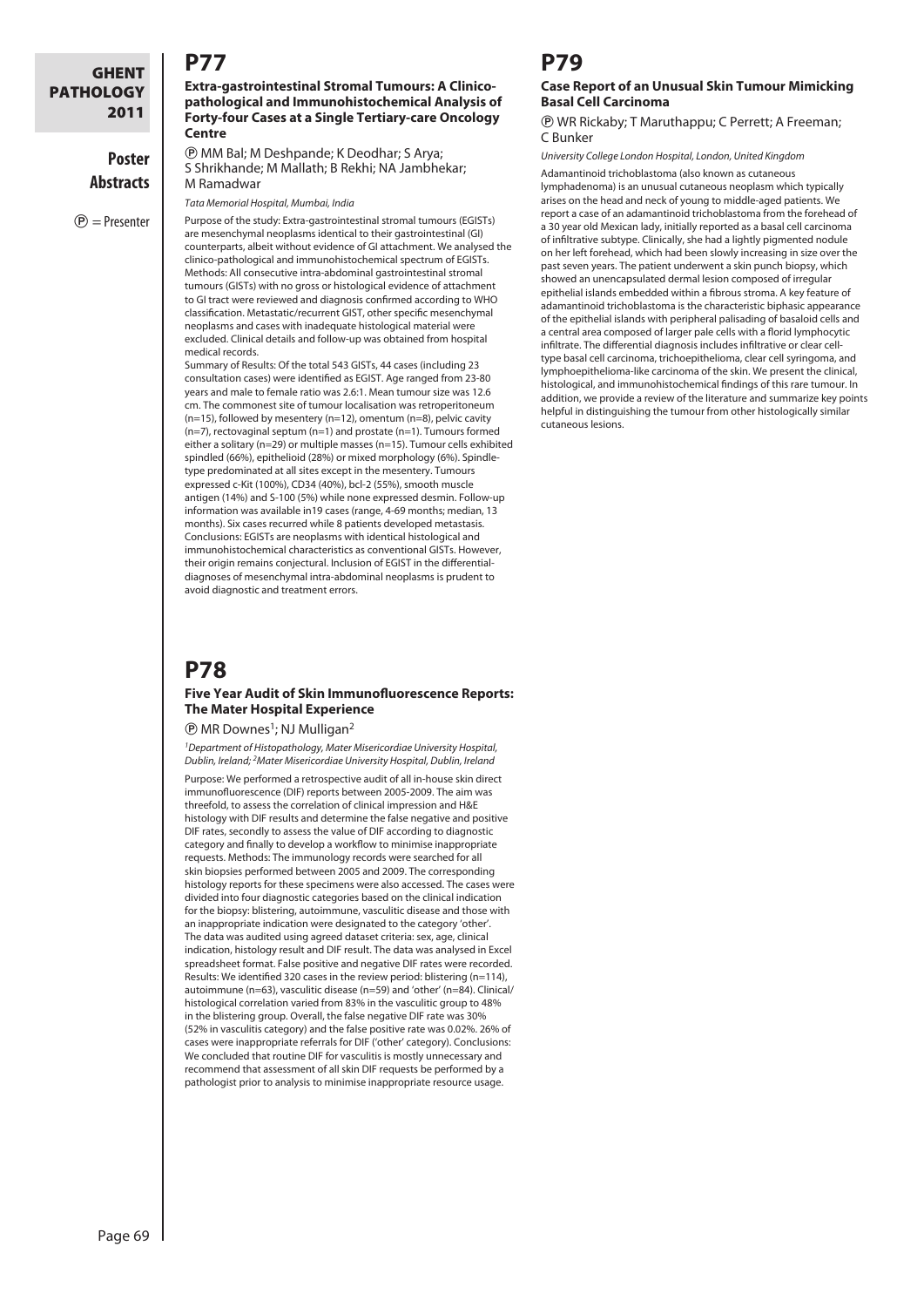## P77

### Extra-gastrointestinal Stromal Tumours: A Clinico-pathological and Immunohistochemical Analysis of Forty-four Cases at a Single Tertiary-care Oncology Centre

Ⓟ MM Bal; M Deshpande; K Deodhar; S Arya; S Shrikhande; M Mallath; B Rekhi; NA Jambhekar; M Ramadwar

*Tata Memorial Hospital, Mumbai, India*

Purpose of the study: Extra-gastrointestinal stromal tumours (EGISTs) are mesenchymal neoplasms identical to their gastrointestinal (GI) counterparts, albeit without evidence of GI attachment. We analysed the clinico-pathological and immunohistochemical spectrum of EGISTs. Methods: All consecutive intra-abdominal gastrointestinal stromal tumours (GISTs) with no gross or histological evidence of attachment to GI tract were reviewed and diagnosis confirmed according to WHO classification. Metastatic/recurrent GIST, other specific mesenchymal neoplasms and cases with inadequate histological material were excluded. Clinical details and follow-up was obtained from hospital medical records.

Summary of Results: Of the total 543 GISTs, 44 cases (including 23 consultation cases) were identified as EGIST. Age ranged from 23-80 years and male to female ratio was 2.6:1. Mean tumour size was 12.6 cm. The commonest site of tumour localisation was retroperitoneum (n=15), followed by mesentery (n=12), omentum (n=8), pelvic cavity (n=7), rectovaginal septum (n=1) and prostate (n=1). Tumours formed either a solitary (n=29) or multiple masses (n=15). Tumour cells exhibited spindled (66%), epithelioid (28%) or mixed morphology (6%). Spindle-type predominated at all sites except in the mesentery. Tumours expressed c-Kit (100%), CD34 (40%), bcl-2 (55%), smooth muscle antigen (14%) and S-100 (5%) while none expressed desmin. Follow-up information was available in19 cases (range, 4-69 months; median, 13 months). Six cases recurred while 8 patients developed metastasis. Conclusions: EGISTs are neoplasms with identical histological and immunohistochemical characteristics as conventional GISTs. However, their origin remains conjectural. Inclusion of EGIST in the differential-diagnoses of mesenchymal intra-abdominal neoplasms is prudent to avoid diagnostic and treatment errors.

## P78

### Five Year Audit of Skin Immunofluorescence Reports: The Mater Hospital Experience

Ⓟ MR Downes[1]; NJ Mulligan[2]

*[1]Department of Histopathology, Mater Misericordiae University Hospital, Dublin, Ireland; [2]Mater Misericordiae University Hospital, Dublin, Ireland*

Purpose: We performed a retrospective audit of all in-house skin direct immunofluorescence (DIF) reports between 2005-2009. The aim was threefold, to assess the correlation of clinical impression and H&E histology with DIF results and determine the false negative and positive DIF rates, secondly to assess the value of DIF according to diagnostic category and finally to develop a workflow to minimise inappropriate requests. Methods: The immunology records were searched for all skin biopsies performed between 2005 and 2009. The corresponding histology reports for these specimens were also accessed. The cases were divided into four diagnostic categories based on the clinical indication for the biopsy: blistering, autoimmune, vasculitic disease and those with an inappropriate indication were designated to the category 'other'. The data was audited using agreed dataset criteria: sex, age, clinical indication, histology result and DIF result. The data was analysed in Excel spreadsheet format. False positive and negative DIF rates were recorded. Results: We identified 320 cases in the review period: blistering (n=114), autoimmune (n=63), vasculitic disease (n=59) and 'other' (n=84). Clinical/histological correlation varied from 83% in the vasculitic group to 48% in the blistering group. Overall, the false negative DIF rate was 30% (52% in vasculitis category) and the false positive rate was 0.02%. 26% of cases were inappropriate referrals for DIF ('other' category). Conclusions: We concluded that routine DIF for vasculitis is mostly unnecessary and recommend that assessment of all skin DIF requests be performed by a pathologist prior to analysis to minimise inappropriate resource usage.

## P79

### Case Report of an Unusual Skin Tumour Mimicking Basal Cell Carcinoma

Ⓟ WR Rickaby; T Maruthappu; C Perrett; A Freeman; C Bunker

*University College London Hospital, London, United Kingdom*

Adamantinoid trichoblastoma (also known as cutaneous lymphadenoma) is an unusual cutaneous neoplasm which typically arises on the head and neck of young to middle-aged patients. We report a case of an adamantinoid trichoblastoma from the forehead of a 30 year old Mexican lady, initially reported as a basal cell carcinoma of infiltrative subtype. Clinically, she had a lightly pigmented nodule on her left forehead, which had been slowly increasing in size over the past seven years. The patient underwent a skin punch biopsy, which showed an unencapsulated dermal lesion composed of irregular epithelial islands embedded within a fibrous stroma. A key feature of adamantinoid trichoblastoma is the characteristic biphasic appearance of the epithelial islands with peripheral palisading of basaloid cells and a central area composed of larger pale cells with a florid lymphocytic infiltrate. The differential diagnosis includes infiltrative or clear cell-type basal cell carcinoma, trichoepithelioma, clear cell syringoma, and lymphoepithelioma-like carcinoma of the skin. We present the clinical, histological, and immunohistochemical findings of this rare tumour. In addition, we provide a review of the literature and summarize key points helpful in distinguishing the tumour from other histologically similar cutaneous lesions.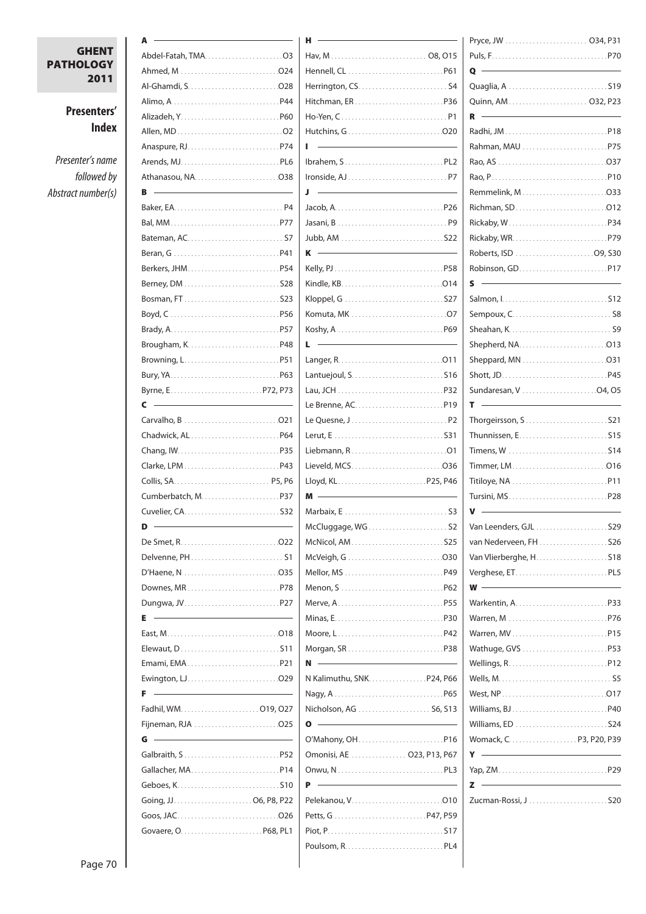**GHENT PATHOLOGY 2011**

## Presenters' Index

*Presenter's name followed by Abstract number(s)*

### A

Abdel-Fatah, TMA ... O3
Ahmed, M ... O24
Al-Ghamdi, S ... O28
Alimo, A ... P44
Alizadeh, Y ... P60
Allen, MD ... O2
Anaspure, RJ ... P74
Arends, MJ ... PL6
Athanasou, NA ... O38

### B

Baker, EA ... P4
Bal, MM ... P77
Bateman, AC ... S7
Beran, G ... P41
Berkers, JHM ... P54
Berney, DM ... S28
Bosman, FT ... S23
Boyd, C ... P56
Brady, A ... P57
Brougham, K ... P48
Browning, L ... P51
Bury, YA ... P63
Byrne, E ... P72, P73

### C

Carvalho, B ... O21
Chadwick, AL ... P64
Chang, IW ... P35
Clarke, LPM ... P43
Collis, SA ... P5, P6
Cumberbatch, M ... P37
Cuvelier, CA ... S32

### D

De Smet, R ... O22
Delvenne, PH ... S1
D'Haene, N ... O35
Downes, MR ... P78
Dungwa, JV ... P27

### E

East, M ... O18
Elewaut, D ... S11
Emami, EMA ... P21
Ewington, LJ ... O29

### F

Fadhil, WM ... O19, O27
Fijneman, RJA ... O25

### G

Galbraith, S ... P52
Gallacher, MA ... P14
Geboes, K ... S10
Going, JJ ... O6, P8, P22
Goos, JAC ... O26
Govaere, O ... P68, PL1

### H

Hav, M ... O8, O15
Hennell, CL ... P61
Herrington, CS ... S4
Hitchman, ER ... P36
Ho-Yen, C ... P1
Hutchins, G ... O20

### I

Ibrahem, S ... PL2
Ironside, AJ ... P7

### J

Jacob, A ... P26
Jasani, B ... P9
Jubb, AM ... S22

### K

Kelly, PJ ... P58
Kindle, KB ... O14
Kloppel, G ... S27
Komuta, MK ... O7
Koshy, A ... P69

### L

Langer, R ... O11
Lantuejoul, S ... S16
Lau, JCH ... P32
Le Brenne, AC ... P19
Le Quesne, J ... P2
Lerut, E ... S31
Liebmann, R ... O1
Lieveld, MCS ... O36
Lloyd, KL ... P25, P46

### M

Marbaix, E ... S3
McCluggage, WG ... S2
McNicol, AM ... S25
McVeigh, G ... O30
Mellor, MS ... P49
Menon, S ... P62
Merve, A ... P55
Minas, E ... P30
Moore, L ... P42
Morgan, SR ... P38

### N

N Kalimuthu, SNK ... P24, P66
Nagy, A ... P65
Nicholson, AG ... S6, S13

### O

O'Mahony, OH ... P16
Omonisi, AE ... O23, P13, P67
Onwu, N ... PL3

### P

Pelekanou, V ... O10
Petts, G ... P47, P59
Piot, P ... S17
Poulsom, R ... PL4
Pryce, JW ... O34, P31
Puls, F ... P70

### Q

Quaglia, A ... S19
Quinn, AM ... O32, P23

### R

Radhi, JM ... P18
Rahman, MAU ... P75
Rao, AS ... O37
Rao, P ... P10
Remmelink, M ... O33
Richman, SD ... O12
Rickaby, W ... P34
Rickaby, WR ... P79
Roberts, ISD ... O9, S30
Robinson, GD ... P17

### S

Salmon, I ... S12
Sempoux, C ... S8
Sheahan, K ... S9
Shepherd, NA ... O13
Sheppard, MN ... O31
Shott, JD ... P45
Sundaresan, V ... O4, O5

### T

Thorgeirsson, S ... S21
Thunnissen, E ... S15
Timens, W ... S14
Timmer, LM ... O16
Titiloye, NA ... P11
Tursini, MS ... P28

### V

Van Leenders, GJL ... S29
van Nederveen, FH ... S26
Van Vlierberghe, H ... S18
Verghese, ET ... PL5

### W

Warkentin, A ... P33
Warren, M ... P76
Warren, MV ... P15
Wathuge, GVS ... P53
Wellings, R ... P12
Wells, M ... S5
West, NP ... O17
Williams, BJ ... P40
Williams, ED ... S24
Womack, C ... P3, P20, P39

### Y

Yap, ZM ... P29

### Z

Zucman-Rossi, J ... S20